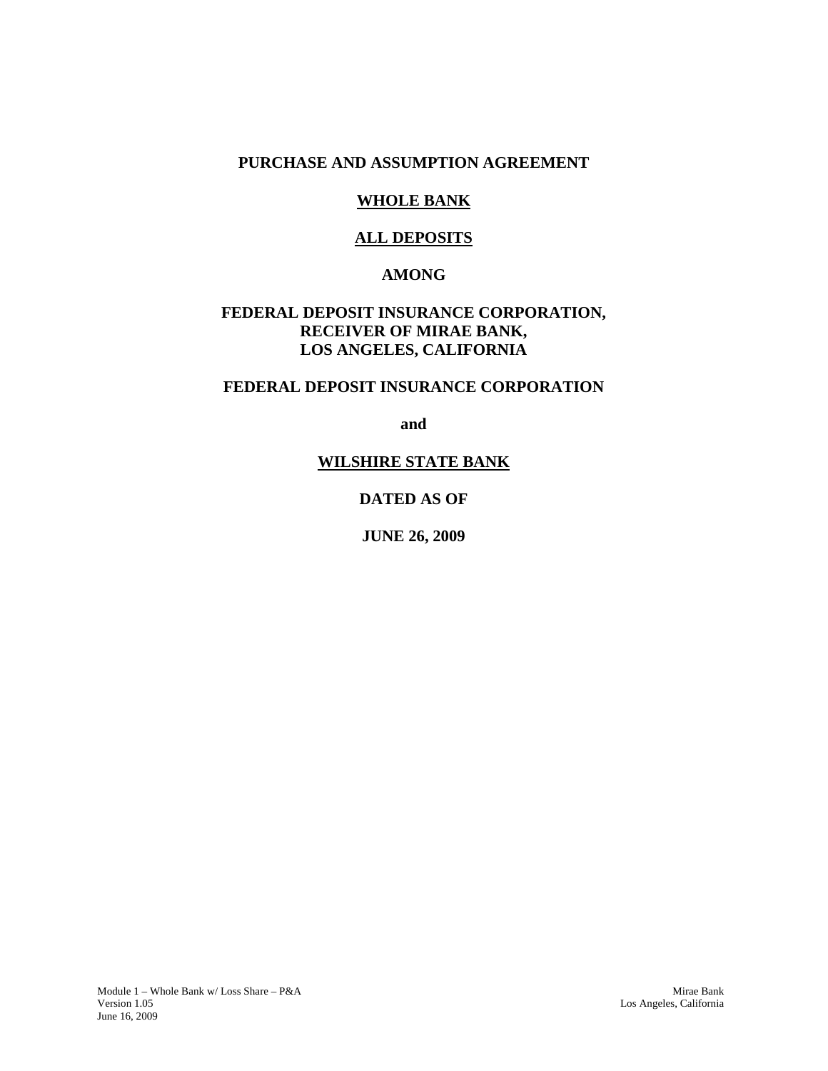# PURCHASE AND ASSUMPTION AGREEMENT

## WHOLE BANK

## ALL DEPOSITS

**AMONG**

**FEDERAL DEPOSIT INSURANCE CORPORATION,**
**RECEIVER OF MIRAE BANK,**
**LOS ANGELES, CALIFORNIA**

**FEDERAL DEPOSIT INSURANCE CORPORATION**

**and**

**WILSHIRE STATE BANK**

**DATED AS OF**

**JUNE 26, 2009**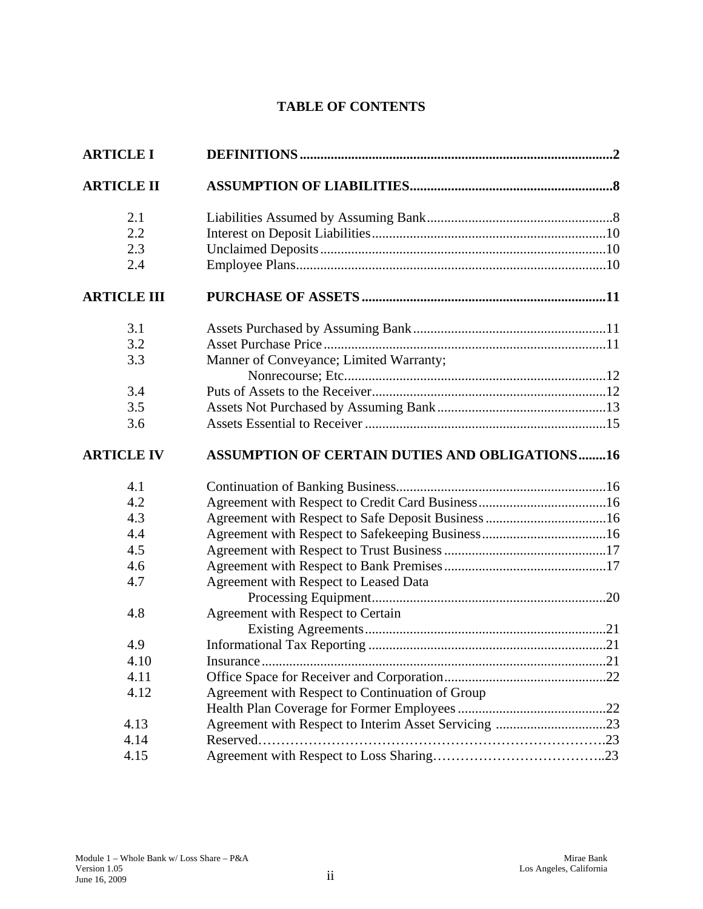# TABLE OF CONTENTS

| | | |
|---|---|---|
| **ARTICLE I** | **DEFINITIONS** | **2** |
| **ARTICLE II** | **ASSUMPTION OF LIABILITIES** | **8** |
| 2.1 | Liabilities Assumed by Assuming Bank | 8 |
| 2.2 | Interest on Deposit Liabilities | 10 |
| 2.3 | Unclaimed Deposits | 10 |
| 2.4 | Employee Plans | 10 |
| **ARTICLE III** | **PURCHASE OF ASSETS** | **11** |
| 3.1 | Assets Purchased by Assuming Bank | 11 |
| 3.2 | Asset Purchase Price | 11 |
| 3.3 | Manner of Conveyance; Limited Warranty; Nonrecourse; Etc. | 12 |
| 3.4 | Puts of Assets to the Receiver | 12 |
| 3.5 | Assets Not Purchased by Assuming Bank | 13 |
| 3.6 | Assets Essential to Receiver | 15 |
| **ARTICLE IV** | **ASSUMPTION OF CERTAIN DUTIES AND OBLIGATIONS** | **16** |
| 4.1 | Continuation of Banking Business | 16 |
| 4.2 | Agreement with Respect to Credit Card Business | 16 |
| 4.3 | Agreement with Respect to Safe Deposit Business | 16 |
| 4.4 | Agreement with Respect to Safekeeping Business | 16 |
| 4.5 | Agreement with Respect to Trust Business | 17 |
| 4.6 | Agreement with Respect to Bank Premises | 17 |
| 4.7 | Agreement with Respect to Leased Data Processing Equipment | 20 |
| 4.8 | Agreement with Respect to Certain Existing Agreements | 21 |
| 4.9 | Informational Tax Reporting | 21 |
| 4.10 | Insurance | 21 |
| 4.11 | Office Space for Receiver and Corporation | 22 |
| 4.12 | Agreement with Respect to Continuation of Group Health Plan Coverage for Former Employees | 22 |
| 4.13 | Agreement with Respect to Interim Asset Servicing | 23 |
| 4.14 | Reserved | 23 |
| 4.15 | Agreement with Respect to Loss Sharing | 23 |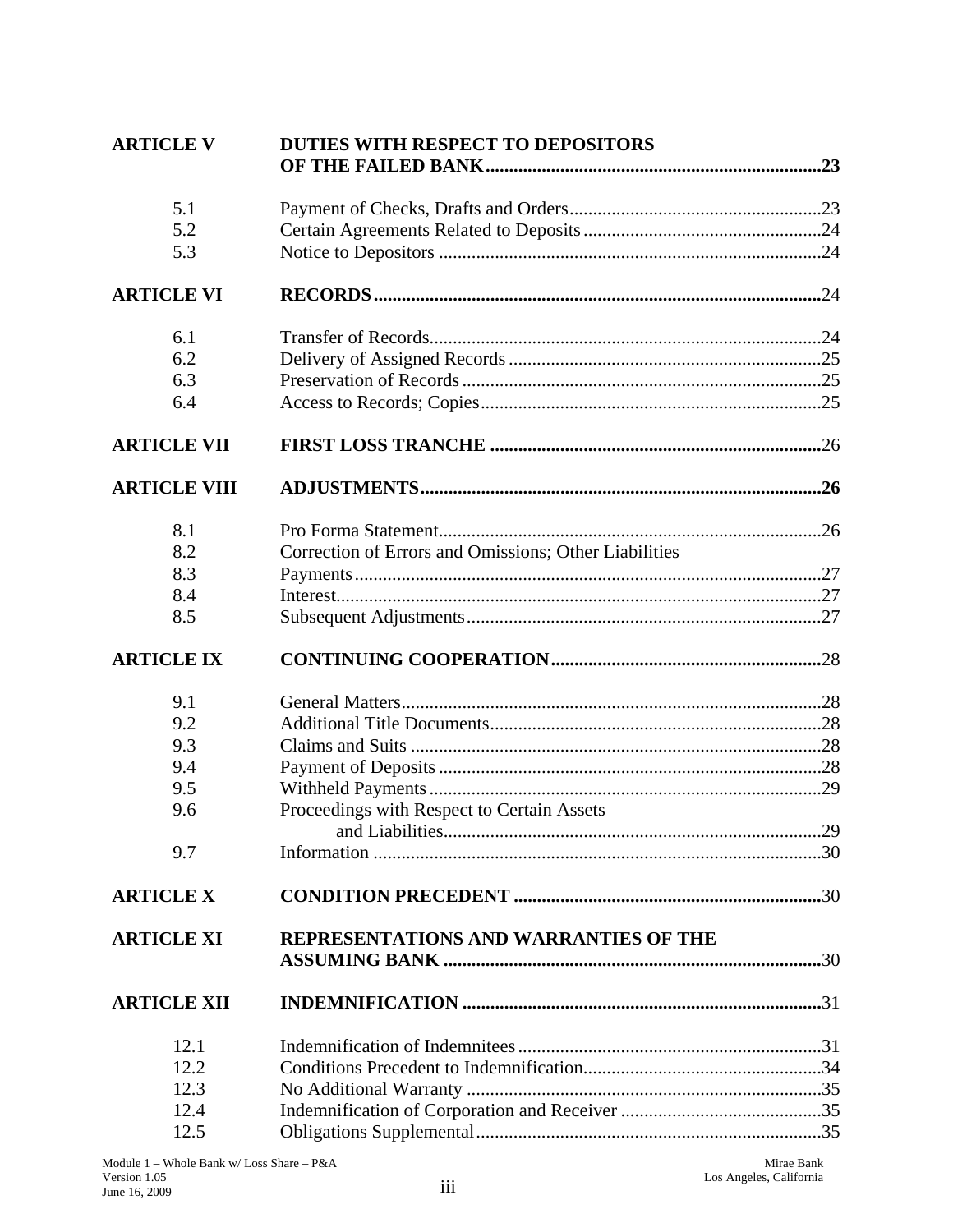| | | |
|---|---|---|
| **ARTICLE V** | **DUTIES WITH RESPECT TO DEPOSITORS OF THE FAILED BANK** | **23** |
| 5.1 | Payment of Checks, Drafts and Orders | 23 |
| 5.2 | Certain Agreements Related to Deposits | 24 |
| 5.3 | Notice to Depositors | 24 |
| **ARTICLE VI** | **RECORDS** | 24 |
| 6.1 | Transfer of Records | 24 |
| 6.2 | Delivery of Assigned Records | 25 |
| 6.3 | Preservation of Records | 25 |
| 6.4 | Access to Records; Copies | 25 |
| **ARTICLE VII** | **FIRST LOSS TRANCHE** | 26 |
| **ARTICLE VIII** | **ADJUSTMENTS** | **26** |
| 8.1 | Pro Forma Statement | 26 |
| 8.2 | Correction of Errors and Omissions; Other Liabilities | |
| 8.3 | Payments | 27 |
| 8.4 | Interest | 27 |
| 8.5 | Subsequent Adjustments | 27 |
| **ARTICLE IX** | **CONTINUING COOPERATION** | 28 |
| 9.1 | General Matters | 28 |
| 9.2 | Additional Title Documents | 28 |
| 9.3 | Claims and Suits | 28 |
| 9.4 | Payment of Deposits | 28 |
| 9.5 | Withheld Payments | 29 |
| 9.6 | Proceedings with Respect to Certain Assets and Liabilities | 29 |
| 9.7 | Information | 30 |
| **ARTICLE X** | **CONDITION PRECEDENT** | 30 |
| **ARTICLE XI** | **REPRESENTATIONS AND WARRANTIES OF THE ASSUMING BANK** | 30 |
| **ARTICLE XII** | **INDEMNIFICATION** | 31 |
| 12.1 | Indemnification of Indemnitees | 31 |
| 12.2 | Conditions Precedent to Indemnification | 34 |
| 12.3 | No Additional Warranty | 35 |
| 12.4 | Indemnification of Corporation and Receiver | 35 |
| 12.5 | Obligations Supplemental | 35 |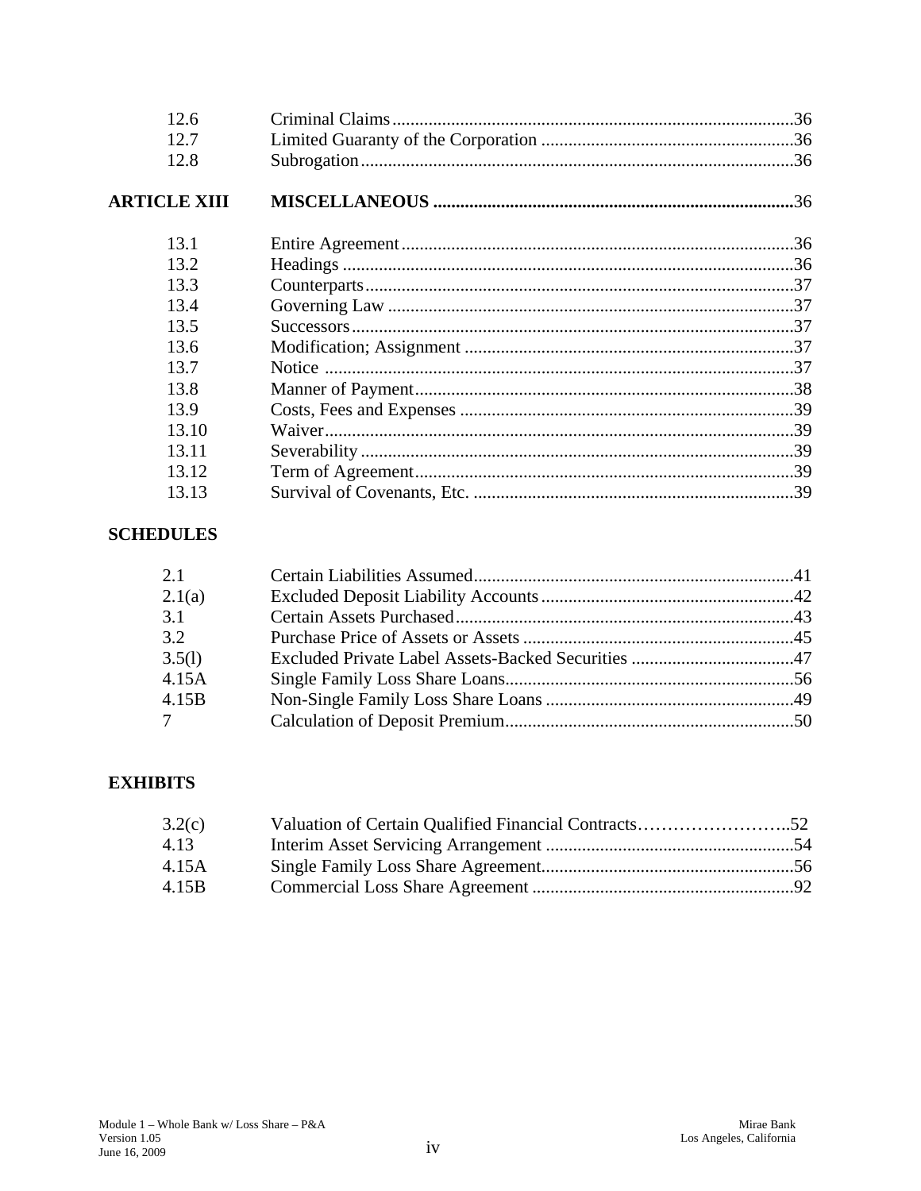| | | |
|---|---|---|
| 12.6 | Criminal Claims | 36 |
| 12.7 | Limited Guaranty of the Corporation | 36 |
| 12.8 | Subrogation | 36 |
| **ARTICLE XIII** | **MISCELLANEOUS** | 36 |
| 13.1 | Entire Agreement | 36 |
| 13.2 | Headings | 36 |
| 13.3 | Counterparts | 37 |
| 13.4 | Governing Law | 37 |
| 13.5 | Successors | 37 |
| 13.6 | Modification; Assignment | 37 |
| 13.7 | Notice | 37 |
| 13.8 | Manner of Payment | 38 |
| 13.9 | Costs, Fees and Expenses | 39 |
| 13.10 | Waiver | 39 |
| 13.11 | Severability | 39 |
| 13.12 | Term of Agreement | 39 |
| 13.13 | Survival of Covenants, Etc. | 39 |

**SCHEDULES**

| | | |
|---|---|---|
| 2.1 | Certain Liabilities Assumed | 41 |
| 2.1(a) | Excluded Deposit Liability Accounts | 42 |
| 3.1 | Certain Assets Purchased | 43 |
| 3.2 | Purchase Price of Assets or Assets | 45 |
| 3.5(l) | Excluded Private Label Assets-Backed Securities | 47 |
| 4.15A | Single Family Loss Share Loans | 56 |
| 4.15B | Non-Single Family Loss Share Loans | 49 |
| 7 | Calculation of Deposit Premium | 50 |

**EXHIBITS**

| | | |
|---|---|---|
| 3.2(c) | Valuation of Certain Qualified Financial Contracts | 52 |
| 4.13 | Interim Asset Servicing Arrangement | 54 |
| 4.15A | Single Family Loss Share Agreement | 56 |
| 4.15B | Commercial Loss Share Agreement | 92 |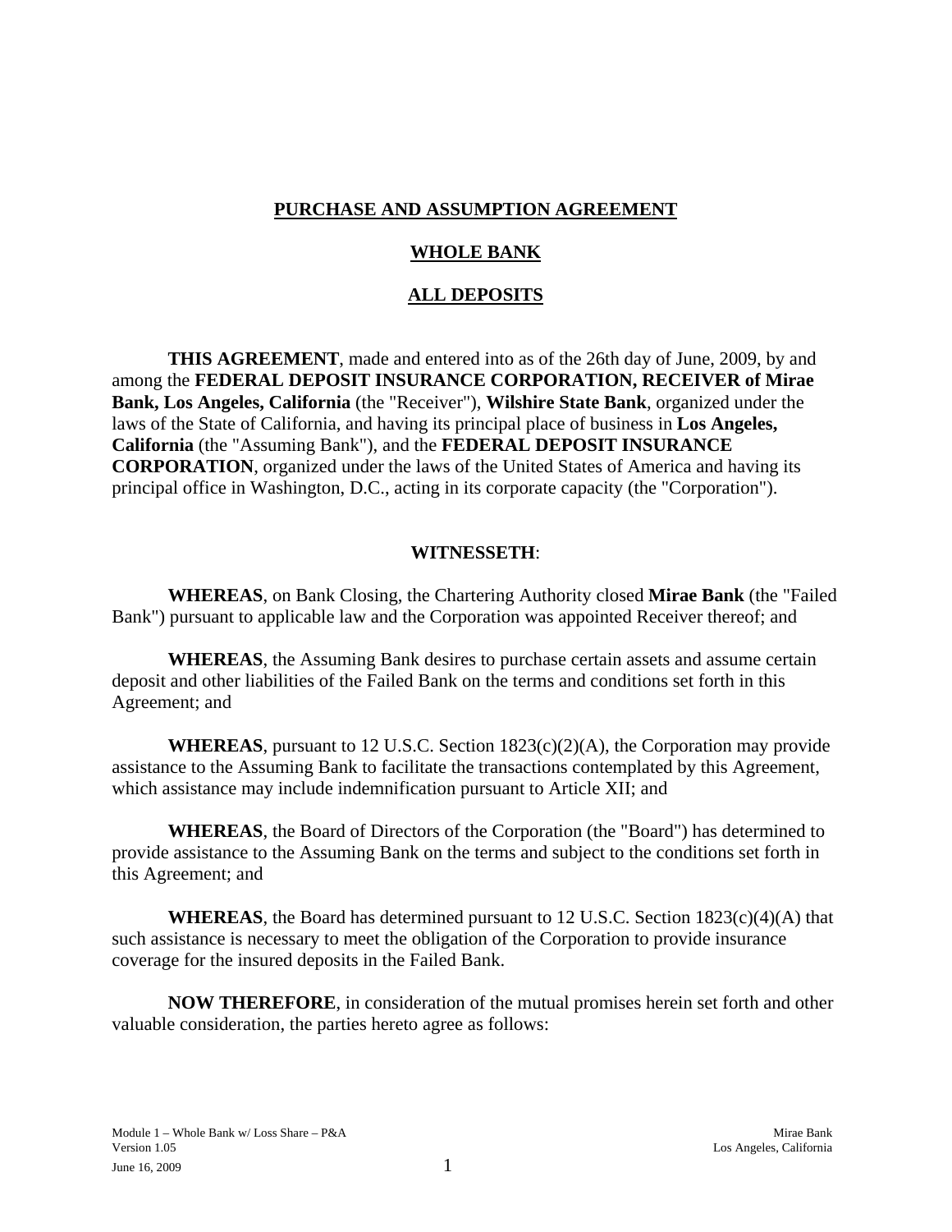**PURCHASE AND ASSUMPTION AGREEMENT**

**WHOLE BANK**

**ALL DEPOSITS**

**THIS AGREEMENT**, made and entered into as of the 26th day of June, 2009, by and among the **FEDERAL DEPOSIT INSURANCE CORPORATION, RECEIVER of Mirae Bank, Los Angeles, California** (the "Receiver"), **Wilshire State Bank**, organized under the laws of the State of California, and having its principal place of business in **Los Angeles, California** (the "Assuming Bank"), and the **FEDERAL DEPOSIT INSURANCE CORPORATION**, organized under the laws of the United States of America and having its principal office in Washington, D.C., acting in its corporate capacity (the "Corporation").

**WITNESSETH**:

**WHEREAS**, on Bank Closing, the Chartering Authority closed **Mirae Bank** (the "Failed Bank") pursuant to applicable law and the Corporation was appointed Receiver thereof; and

**WHEREAS**, the Assuming Bank desires to purchase certain assets and assume certain deposit and other liabilities of the Failed Bank on the terms and conditions set forth in this Agreement; and

**WHEREAS**, pursuant to 12 U.S.C. Section 1823(c)(2)(A), the Corporation may provide assistance to the Assuming Bank to facilitate the transactions contemplated by this Agreement, which assistance may include indemnification pursuant to Article XII; and

**WHEREAS**, the Board of Directors of the Corporation (the "Board") has determined to provide assistance to the Assuming Bank on the terms and subject to the conditions set forth in this Agreement; and

**WHEREAS**, the Board has determined pursuant to 12 U.S.C. Section 1823(c)(4)(A) that such assistance is necessary to meet the obligation of the Corporation to provide insurance coverage for the insured deposits in the Failed Bank.

**NOW THEREFORE**, in consideration of the mutual promises herein set forth and other valuable consideration, the parties hereto agree as follows: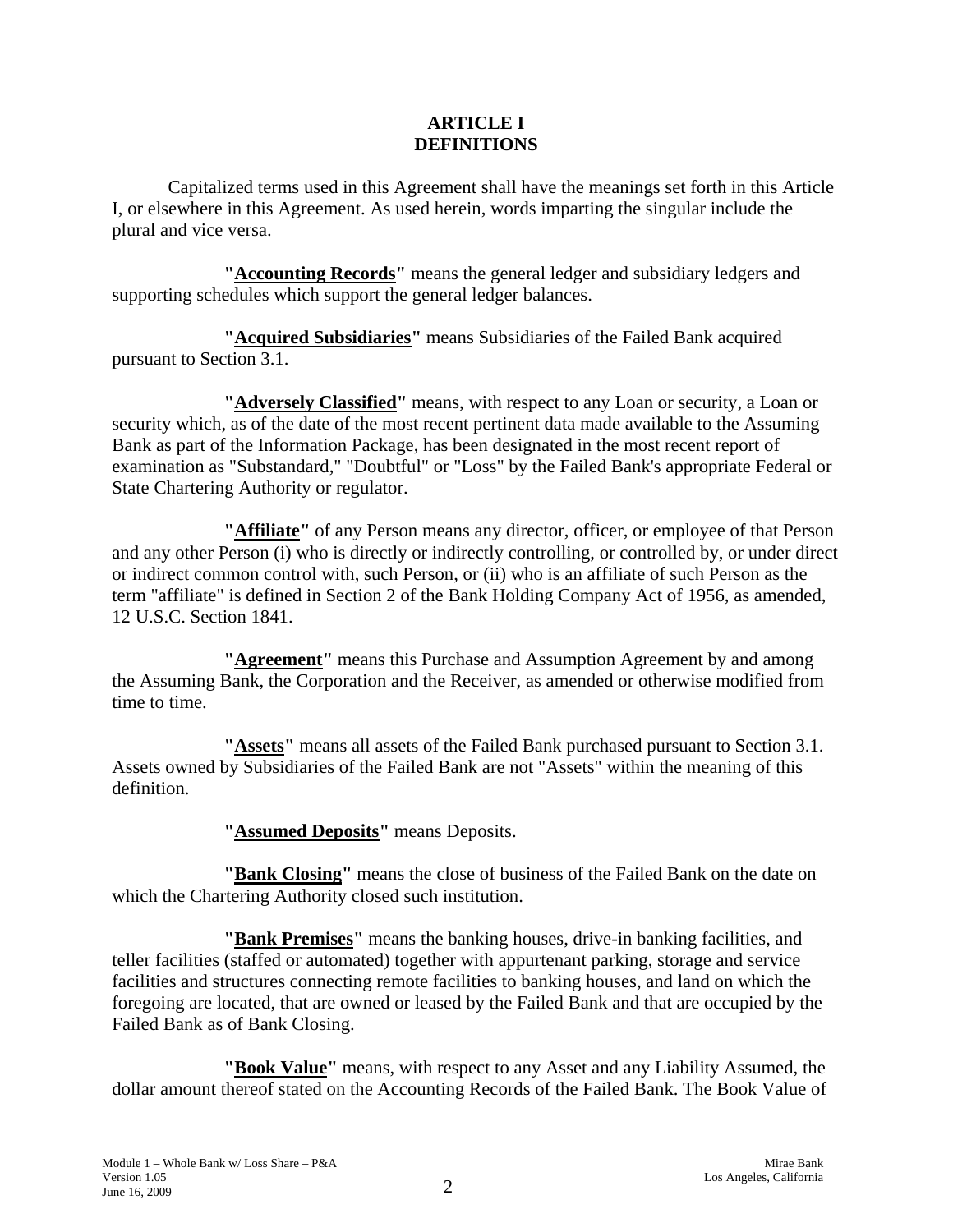# ARTICLE I
# DEFINITIONS

Capitalized terms used in this Agreement shall have the meanings set forth in this Article I, or elsewhere in this Agreement. As used herein, words imparting the singular include the plural and vice versa.

**"Accounting Records"** means the general ledger and subsidiary ledgers and supporting schedules which support the general ledger balances.

**"Acquired Subsidiaries"** means Subsidiaries of the Failed Bank acquired pursuant to Section 3.1.

**"Adversely Classified"** means, with respect to any Loan or security, a Loan or security which, as of the date of the most recent pertinent data made available to the Assuming Bank as part of the Information Package, has been designated in the most recent report of examination as "Substandard," "Doubtful" or "Loss" by the Failed Bank's appropriate Federal or State Chartering Authority or regulator.

**"Affiliate"** of any Person means any director, officer, or employee of that Person and any other Person (i) who is directly or indirectly controlling, or controlled by, or under direct or indirect common control with, such Person, or (ii) who is an affiliate of such Person as the term "affiliate" is defined in Section 2 of the Bank Holding Company Act of 1956, as amended, 12 U.S.C. Section 1841.

**"Agreement"** means this Purchase and Assumption Agreement by and among the Assuming Bank, the Corporation and the Receiver, as amended or otherwise modified from time to time.

**"Assets"** means all assets of the Failed Bank purchased pursuant to Section 3.1. Assets owned by Subsidiaries of the Failed Bank are not "Assets" within the meaning of this definition.

**"Assumed Deposits"** means Deposits.

**"Bank Closing"** means the close of business of the Failed Bank on the date on which the Chartering Authority closed such institution.

**"Bank Premises"** means the banking houses, drive-in banking facilities, and teller facilities (staffed or automated) together with appurtenant parking, storage and service facilities and structures connecting remote facilities to banking houses, and land on which the foregoing are located, that are owned or leased by the Failed Bank and that are occupied by the Failed Bank as of Bank Closing.

**"Book Value"** means, with respect to any Asset and any Liability Assumed, the dollar amount thereof stated on the Accounting Records of the Failed Bank. The Book Value of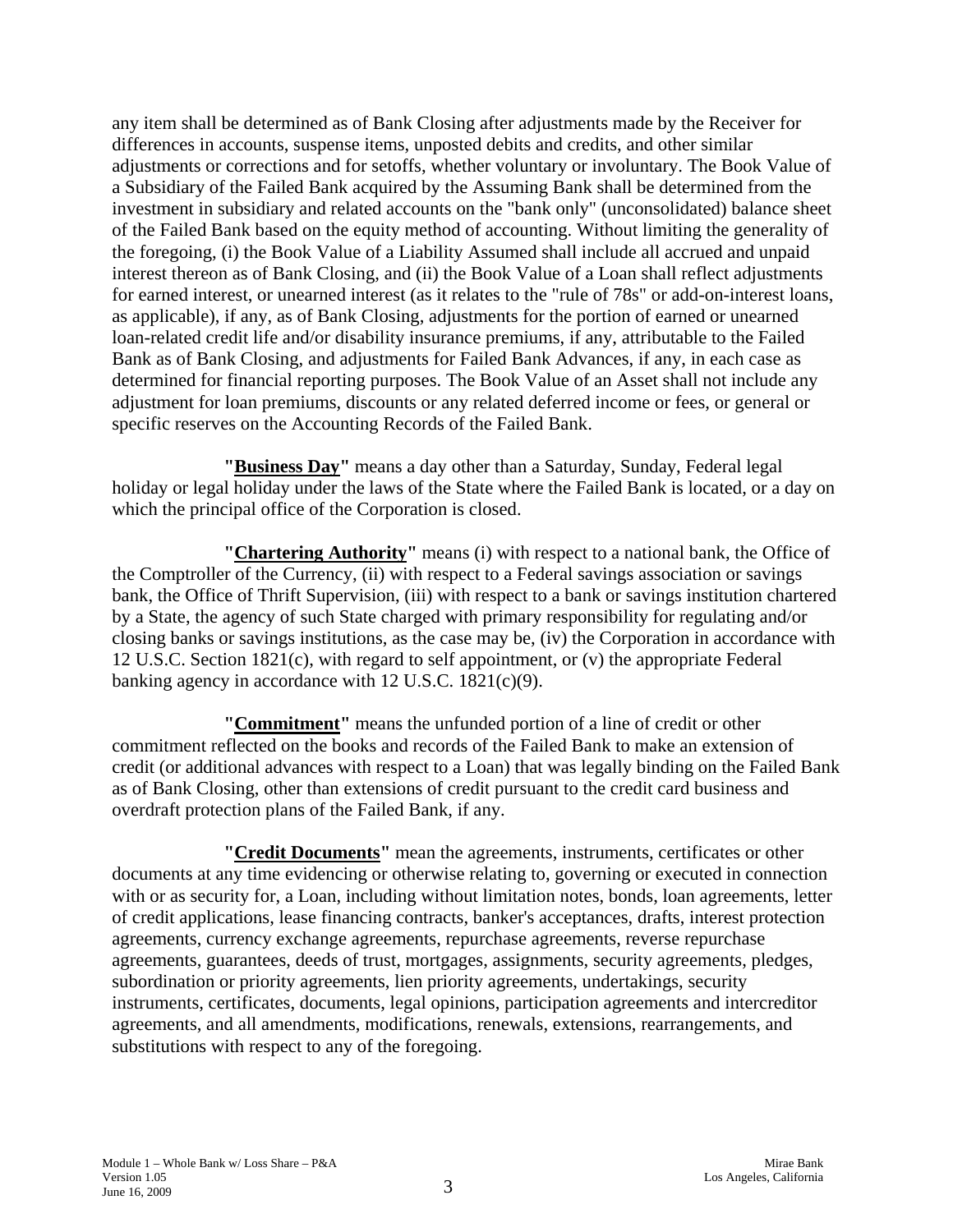any item shall be determined as of Bank Closing after adjustments made by the Receiver for differences in accounts, suspense items, unposted debits and credits, and other similar adjustments or corrections and for setoffs, whether voluntary or involuntary. The Book Value of a Subsidiary of the Failed Bank acquired by the Assuming Bank shall be determined from the investment in subsidiary and related accounts on the "bank only" (unconsolidated) balance sheet of the Failed Bank based on the equity method of accounting. Without limiting the generality of the foregoing, (i) the Book Value of a Liability Assumed shall include all accrued and unpaid interest thereon as of Bank Closing, and (ii) the Book Value of a Loan shall reflect adjustments for earned interest, or unearned interest (as it relates to the "rule of 78s" or add-on-interest loans, as applicable), if any, as of Bank Closing, adjustments for the portion of earned or unearned loan-related credit life and/or disability insurance premiums, if any, attributable to the Failed Bank as of Bank Closing, and adjustments for Failed Bank Advances, if any, in each case as determined for financial reporting purposes. The Book Value of an Asset shall not include any adjustment for loan premiums, discounts or any related deferred income or fees, or general or specific reserves on the Accounting Records of the Failed Bank.

**"Business Day"** means a day other than a Saturday, Sunday, Federal legal holiday or legal holiday under the laws of the State where the Failed Bank is located, or a day on which the principal office of the Corporation is closed.

**"Chartering Authority"** means (i) with respect to a national bank, the Office of the Comptroller of the Currency, (ii) with respect to a Federal savings association or savings bank, the Office of Thrift Supervision, (iii) with respect to a bank or savings institution chartered by a State, the agency of such State charged with primary responsibility for regulating and/or closing banks or savings institutions, as the case may be, (iv) the Corporation in accordance with 12 U.S.C. Section 1821(c), with regard to self appointment, or (v) the appropriate Federal banking agency in accordance with 12 U.S.C. 1821(c)(9).

**"Commitment"** means the unfunded portion of a line of credit or other commitment reflected on the books and records of the Failed Bank to make an extension of credit (or additional advances with respect to a Loan) that was legally binding on the Failed Bank as of Bank Closing, other than extensions of credit pursuant to the credit card business and overdraft protection plans of the Failed Bank, if any.

**"Credit Documents"** mean the agreements, instruments, certificates or other documents at any time evidencing or otherwise relating to, governing or executed in connection with or as security for, a Loan, including without limitation notes, bonds, loan agreements, letter of credit applications, lease financing contracts, banker's acceptances, drafts, interest protection agreements, currency exchange agreements, repurchase agreements, reverse repurchase agreements, guarantees, deeds of trust, mortgages, assignments, security agreements, pledges, subordination or priority agreements, lien priority agreements, undertakings, security instruments, certificates, documents, legal opinions, participation agreements and intercreditor agreements, and all amendments, modifications, renewals, extensions, rearrangements, and substitutions with respect to any of the foregoing.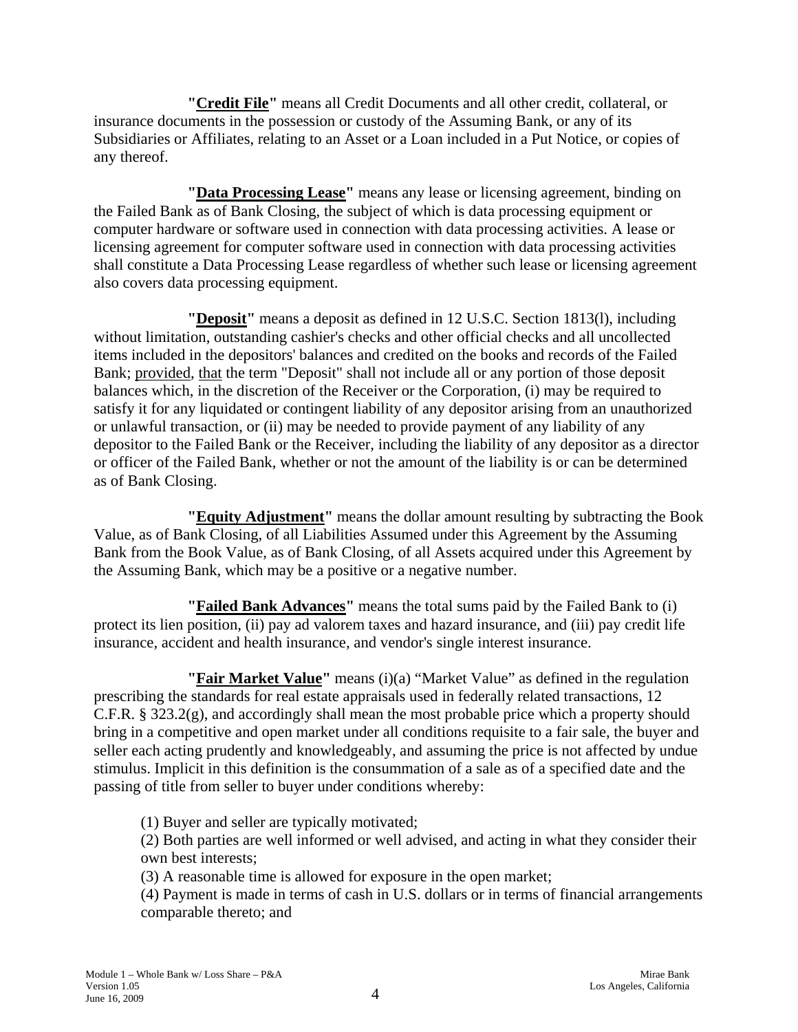**"Credit File"** means all Credit Documents and all other credit, collateral, or insurance documents in the possession or custody of the Assuming Bank, or any of its Subsidiaries or Affiliates, relating to an Asset or a Loan included in a Put Notice, or copies of any thereof.

**"Data Processing Lease"** means any lease or licensing agreement, binding on the Failed Bank as of Bank Closing, the subject of which is data processing equipment or computer hardware or software used in connection with data processing activities. A lease or licensing agreement for computer software used in connection with data processing activities shall constitute a Data Processing Lease regardless of whether such lease or licensing agreement also covers data processing equipment.

**"Deposit"** means a deposit as defined in 12 U.S.C. Section 1813(l), including without limitation, outstanding cashier's checks and other official checks and all uncollected items included in the depositors' balances and credited on the books and records of the Failed Bank; provided, that the term "Deposit" shall not include all or any portion of those deposit balances which, in the discretion of the Receiver or the Corporation, (i) may be required to satisfy it for any liquidated or contingent liability of any depositor arising from an unauthorized or unlawful transaction, or (ii) may be needed to provide payment of any liability of any depositor to the Failed Bank or the Receiver, including the liability of any depositor as a director or officer of the Failed Bank, whether or not the amount of the liability is or can be determined as of Bank Closing.

**"Equity Adjustment"** means the dollar amount resulting by subtracting the Book Value, as of Bank Closing, of all Liabilities Assumed under this Agreement by the Assuming Bank from the Book Value, as of Bank Closing, of all Assets acquired under this Agreement by the Assuming Bank, which may be a positive or a negative number.

**"Failed Bank Advances"** means the total sums paid by the Failed Bank to (i) protect its lien position, (ii) pay ad valorem taxes and hazard insurance, and (iii) pay credit life insurance, accident and health insurance, and vendor's single interest insurance.

**"Fair Market Value"** means (i)(a) "Market Value" as defined in the regulation prescribing the standards for real estate appraisals used in federally related transactions, 12 C.F.R. § 323.2(g), and accordingly shall mean the most probable price which a property should bring in a competitive and open market under all conditions requisite to a fair sale, the buyer and seller each acting prudently and knowledgeably, and assuming the price is not affected by undue stimulus. Implicit in this definition is the consummation of a sale as of a specified date and the passing of title from seller to buyer under conditions whereby:

(1) Buyer and seller are typically motivated;
(2) Both parties are well informed or well advised, and acting in what they consider their own best interests;
(3) A reasonable time is allowed for exposure in the open market;
(4) Payment is made in terms of cash in U.S. dollars or in terms of financial arrangements comparable thereto; and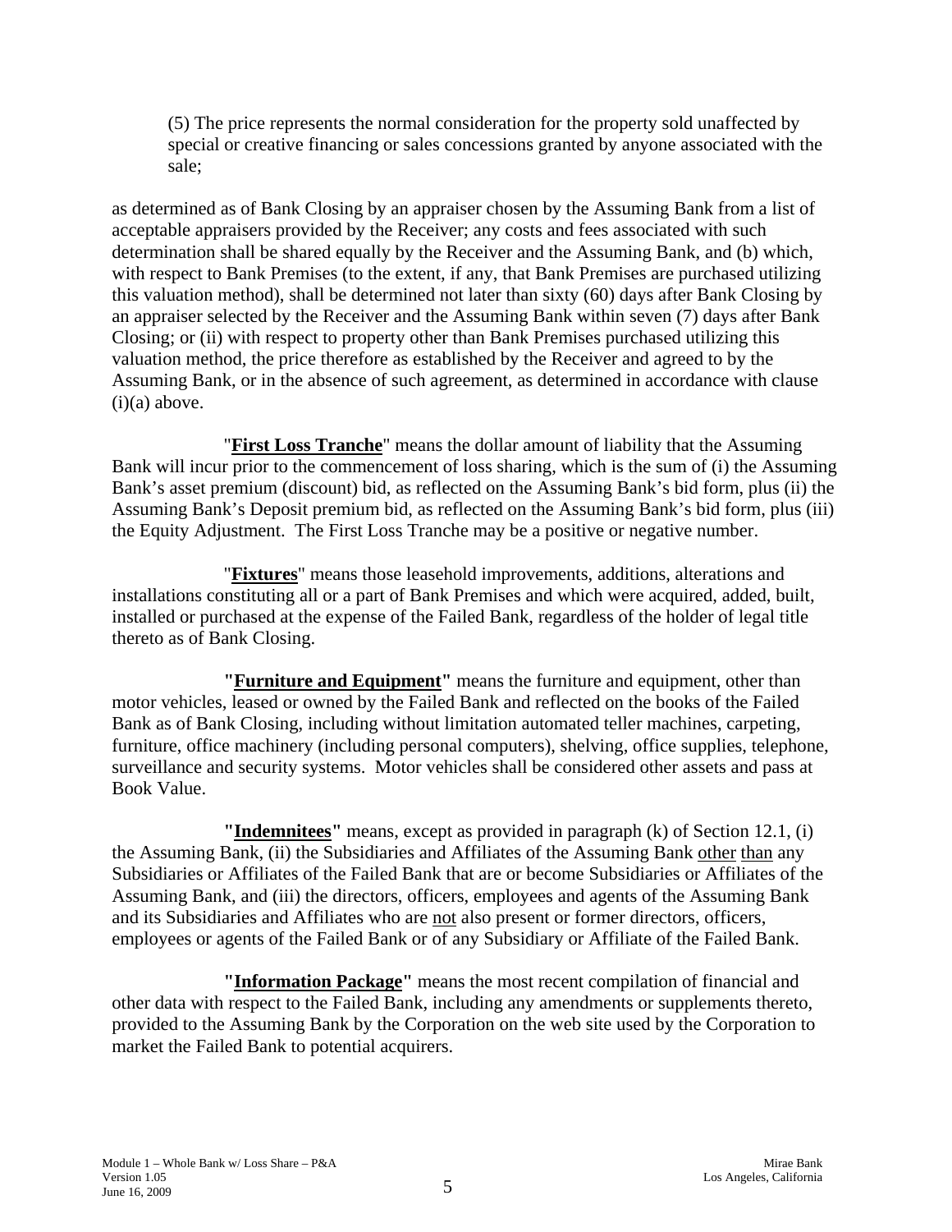(5) The price represents the normal consideration for the property sold unaffected by special or creative financing or sales concessions granted by anyone associated with the sale;

as determined as of Bank Closing by an appraiser chosen by the Assuming Bank from a list of acceptable appraisers provided by the Receiver; any costs and fees associated with such determination shall be shared equally by the Receiver and the Assuming Bank, and (b) which, with respect to Bank Premises (to the extent, if any, that Bank Premises are purchased utilizing this valuation method), shall be determined not later than sixty (60) days after Bank Closing by an appraiser selected by the Receiver and the Assuming Bank within seven (7) days after Bank Closing; or (ii) with respect to property other than Bank Premises purchased utilizing this valuation method, the price therefore as established by the Receiver and agreed to by the Assuming Bank, or in the absence of such agreement, as determined in accordance with clause (i)(a) above.

"**First Loss Tranche**" means the dollar amount of liability that the Assuming Bank will incur prior to the commencement of loss sharing, which is the sum of (i) the Assuming Bank's asset premium (discount) bid, as reflected on the Assuming Bank's bid form, plus (ii) the Assuming Bank's Deposit premium bid, as reflected on the Assuming Bank's bid form, plus (iii) the Equity Adjustment. The First Loss Tranche may be a positive or negative number.

"**Fixtures**" means those leasehold improvements, additions, alterations and installations constituting all or a part of Bank Premises and which were acquired, added, built, installed or purchased at the expense of the Failed Bank, regardless of the holder of legal title thereto as of Bank Closing.

**"Furniture and Equipment"** means the furniture and equipment, other than motor vehicles, leased or owned by the Failed Bank and reflected on the books of the Failed Bank as of Bank Closing, including without limitation automated teller machines, carpeting, furniture, office machinery (including personal computers), shelving, office supplies, telephone, surveillance and security systems. Motor vehicles shall be considered other assets and pass at Book Value.

**"Indemnitees"** means, except as provided in paragraph (k) of Section 12.1, (i) the Assuming Bank, (ii) the Subsidiaries and Affiliates of the Assuming Bank other than any Subsidiaries or Affiliates of the Failed Bank that are or become Subsidiaries or Affiliates of the Assuming Bank, and (iii) the directors, officers, employees and agents of the Assuming Bank and its Subsidiaries and Affiliates who are not also present or former directors, officers, employees or agents of the Failed Bank or of any Subsidiary or Affiliate of the Failed Bank.

**"Information Package"** means the most recent compilation of financial and other data with respect to the Failed Bank, including any amendments or supplements thereto, provided to the Assuming Bank by the Corporation on the web site used by the Corporation to market the Failed Bank to potential acquirers.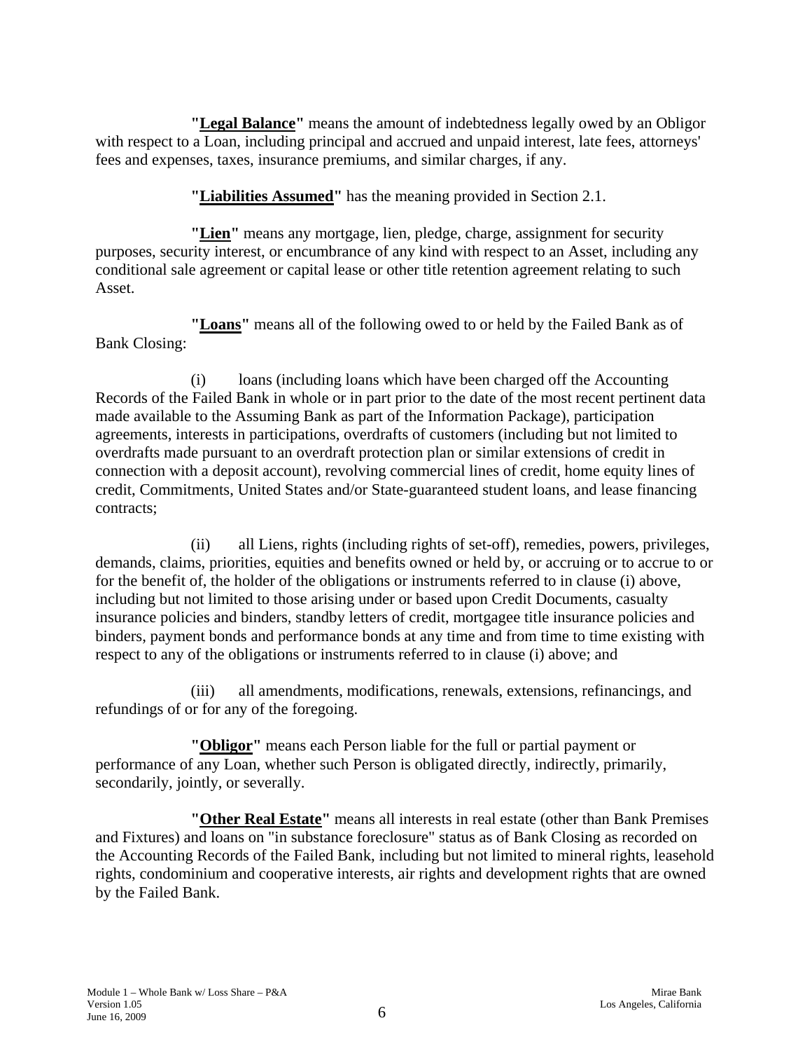**"Legal Balance"** means the amount of indebtedness legally owed by an Obligor with respect to a Loan, including principal and accrued and unpaid interest, late fees, attorneys' fees and expenses, taxes, insurance premiums, and similar charges, if any.

**"Liabilities Assumed"** has the meaning provided in Section 2.1.

**"Lien"** means any mortgage, lien, pledge, charge, assignment for security purposes, security interest, or encumbrance of any kind with respect to an Asset, including any conditional sale agreement or capital lease or other title retention agreement relating to such Asset.

**"Loans"** means all of the following owed to or held by the Failed Bank as of Bank Closing:

(i) loans (including loans which have been charged off the Accounting Records of the Failed Bank in whole or in part prior to the date of the most recent pertinent data made available to the Assuming Bank as part of the Information Package), participation agreements, interests in participations, overdrafts of customers (including but not limited to overdrafts made pursuant to an overdraft protection plan or similar extensions of credit in connection with a deposit account), revolving commercial lines of credit, home equity lines of credit, Commitments, United States and/or State-guaranteed student loans, and lease financing contracts;

(ii) all Liens, rights (including rights of set-off), remedies, powers, privileges, demands, claims, priorities, equities and benefits owned or held by, or accruing or to accrue to or for the benefit of, the holder of the obligations or instruments referred to in clause (i) above, including but not limited to those arising under or based upon Credit Documents, casualty insurance policies and binders, standby letters of credit, mortgagee title insurance policies and binders, payment bonds and performance bonds at any time and from time to time existing with respect to any of the obligations or instruments referred to in clause (i) above; and

(iii) all amendments, modifications, renewals, extensions, refinancings, and refundings of or for any of the foregoing.

**"Obligor"** means each Person liable for the full or partial payment or performance of any Loan, whether such Person is obligated directly, indirectly, primarily, secondarily, jointly, or severally.

**"Other Real Estate"** means all interests in real estate (other than Bank Premises and Fixtures) and loans on "in substance foreclosure" status as of Bank Closing as recorded on the Accounting Records of the Failed Bank, including but not limited to mineral rights, leasehold rights, condominium and cooperative interests, air rights and development rights that are owned by the Failed Bank.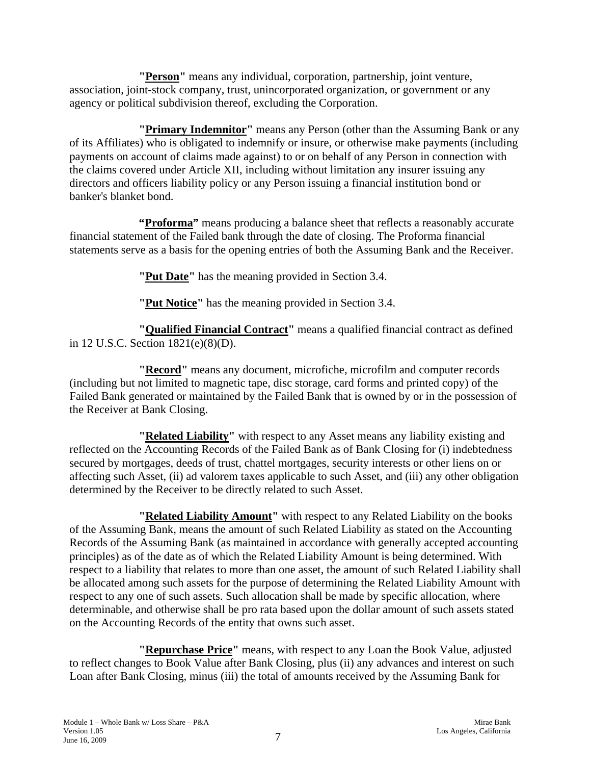**"Person"** means any individual, corporation, partnership, joint venture, association, joint-stock company, trust, unincorporated organization, or government or any agency or political subdivision thereof, excluding the Corporation.

**"Primary Indemnitor"** means any Person (other than the Assuming Bank or any of its Affiliates) who is obligated to indemnify or insure, or otherwise make payments (including payments on account of claims made against) to or on behalf of any Person in connection with the claims covered under Article XII, including without limitation any insurer issuing any directors and officers liability policy or any Person issuing a financial institution bond or banker's blanket bond.

**"Proforma"** means producing a balance sheet that reflects a reasonably accurate financial statement of the Failed bank through the date of closing. The Proforma financial statements serve as a basis for the opening entries of both the Assuming Bank and the Receiver.

**"Put Date"** has the meaning provided in Section 3.4.

**"Put Notice"** has the meaning provided in Section 3.4.

**"Qualified Financial Contract"** means a qualified financial contract as defined in 12 U.S.C. Section 1821(e)(8)(D).

**"Record"** means any document, microfiche, microfilm and computer records (including but not limited to magnetic tape, disc storage, card forms and printed copy) of the Failed Bank generated or maintained by the Failed Bank that is owned by or in the possession of the Receiver at Bank Closing.

**"Related Liability"** with respect to any Asset means any liability existing and reflected on the Accounting Records of the Failed Bank as of Bank Closing for (i) indebtedness secured by mortgages, deeds of trust, chattel mortgages, security interests or other liens on or affecting such Asset, (ii) ad valorem taxes applicable to such Asset, and (iii) any other obligation determined by the Receiver to be directly related to such Asset.

**"Related Liability Amount"** with respect to any Related Liability on the books of the Assuming Bank, means the amount of such Related Liability as stated on the Accounting Records of the Assuming Bank (as maintained in accordance with generally accepted accounting principles) as of the date as of which the Related Liability Amount is being determined. With respect to a liability that relates to more than one asset, the amount of such Related Liability shall be allocated among such assets for the purpose of determining the Related Liability Amount with respect to any one of such assets. Such allocation shall be made by specific allocation, where determinable, and otherwise shall be pro rata based upon the dollar amount of such assets stated on the Accounting Records of the entity that owns such asset.

**"Repurchase Price"** means, with respect to any Loan the Book Value, adjusted to reflect changes to Book Value after Bank Closing, plus (ii) any advances and interest on such Loan after Bank Closing, minus (iii) the total of amounts received by the Assuming Bank for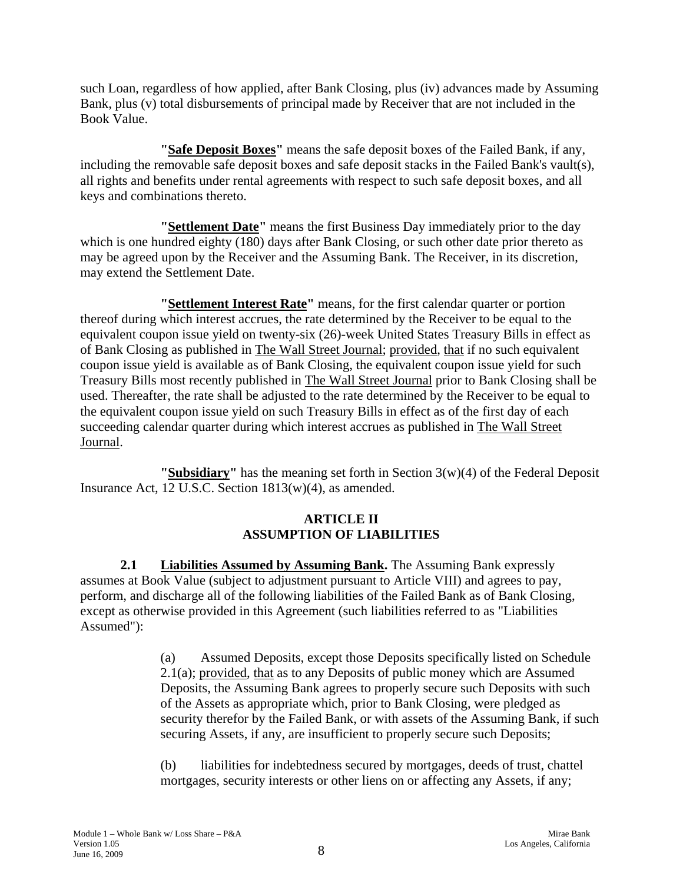such Loan, regardless of how applied, after Bank Closing, plus (iv) advances made by Assuming Bank, plus (v) total disbursements of principal made by Receiver that are not included in the Book Value.

**"Safe Deposit Boxes"** means the safe deposit boxes of the Failed Bank, if any, including the removable safe deposit boxes and safe deposit stacks in the Failed Bank's vault(s), all rights and benefits under rental agreements with respect to such safe deposit boxes, and all keys and combinations thereto.

**"Settlement Date"** means the first Business Day immediately prior to the day which is one hundred eighty (180) days after Bank Closing, or such other date prior thereto as may be agreed upon by the Receiver and the Assuming Bank. The Receiver, in its discretion, may extend the Settlement Date.

**"Settlement Interest Rate"** means, for the first calendar quarter or portion thereof during which interest accrues, the rate determined by the Receiver to be equal to the equivalent coupon issue yield on twenty-six (26)-week United States Treasury Bills in effect as of Bank Closing as published in The Wall Street Journal; provided, that if no such equivalent coupon issue yield is available as of Bank Closing, the equivalent coupon issue yield for such Treasury Bills most recently published in The Wall Street Journal prior to Bank Closing shall be used. Thereafter, the rate shall be adjusted to the rate determined by the Receiver to be equal to the equivalent coupon issue yield on such Treasury Bills in effect as of the first day of each succeeding calendar quarter during which interest accrues as published in The Wall Street Journal.

**"Subsidiary"** has the meaning set forth in Section 3(w)(4) of the Federal Deposit Insurance Act, 12 U.S.C. Section 1813(w)(4), as amended.

## ARTICLE II
## ASSUMPTION OF LIABILITIES

**2.1 Liabilities Assumed by Assuming Bank.** The Assuming Bank expressly assumes at Book Value (subject to adjustment pursuant to Article VIII) and agrees to pay, perform, and discharge all of the following liabilities of the Failed Bank as of Bank Closing, except as otherwise provided in this Agreement (such liabilities referred to as "Liabilities Assumed"):

(a) Assumed Deposits, except those Deposits specifically listed on Schedule 2.1(a); provided, that as to any Deposits of public money which are Assumed Deposits, the Assuming Bank agrees to properly secure such Deposits with such of the Assets as appropriate which, prior to Bank Closing, were pledged as security therefor by the Failed Bank, or with assets of the Assuming Bank, if such securing Assets, if any, are insufficient to properly secure such Deposits;

(b) liabilities for indebtedness secured by mortgages, deeds of trust, chattel mortgages, security interests or other liens on or affecting any Assets, if any;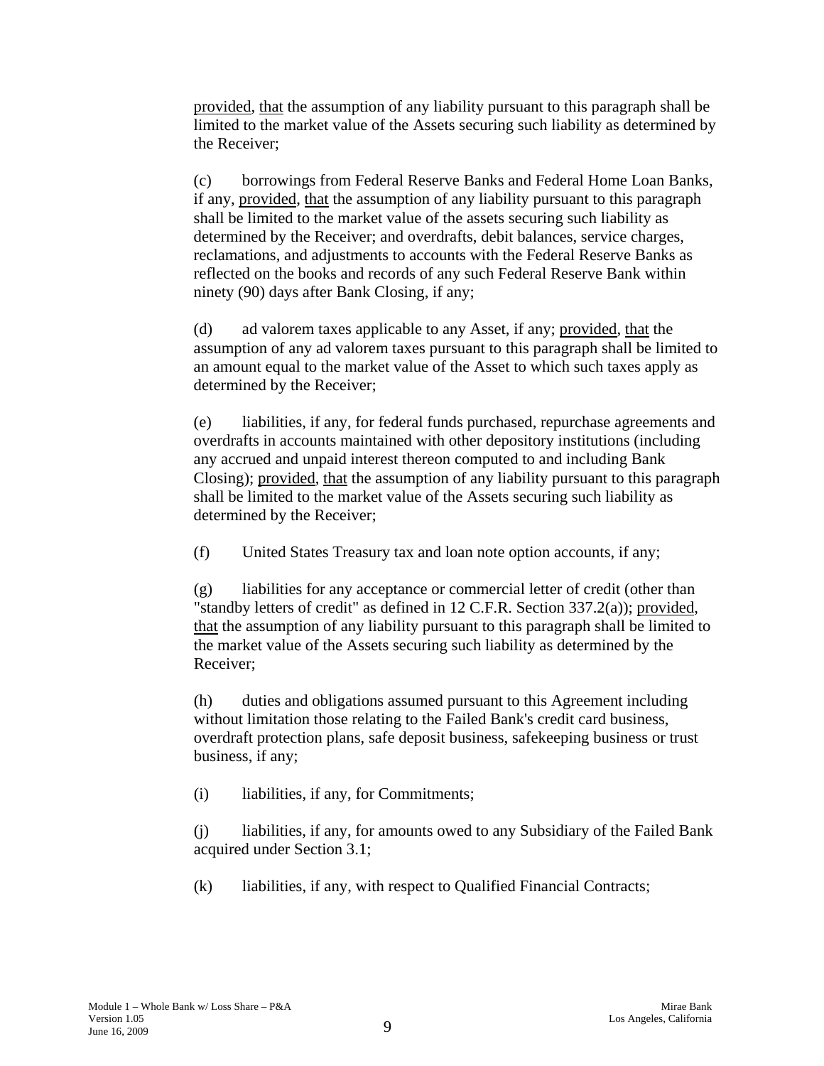provided, that the assumption of any liability pursuant to this paragraph shall be limited to the market value of the Assets securing such liability as determined by the Receiver;

(c) borrowings from Federal Reserve Banks and Federal Home Loan Banks, if any, provided, that the assumption of any liability pursuant to this paragraph shall be limited to the market value of the assets securing such liability as determined by the Receiver; and overdrafts, debit balances, service charges, reclamations, and adjustments to accounts with the Federal Reserve Banks as reflected on the books and records of any such Federal Reserve Bank within ninety (90) days after Bank Closing, if any;

(d) ad valorem taxes applicable to any Asset, if any; provided, that the assumption of any ad valorem taxes pursuant to this paragraph shall be limited to an amount equal to the market value of the Asset to which such taxes apply as determined by the Receiver;

(e) liabilities, if any, for federal funds purchased, repurchase agreements and overdrafts in accounts maintained with other depository institutions (including any accrued and unpaid interest thereon computed to and including Bank Closing); provided, that the assumption of any liability pursuant to this paragraph shall be limited to the market value of the Assets securing such liability as determined by the Receiver;

(f) United States Treasury tax and loan note option accounts, if any;

(g) liabilities for any acceptance or commercial letter of credit (other than "standby letters of credit" as defined in 12 C.F.R. Section 337.2(a)); provided, that the assumption of any liability pursuant to this paragraph shall be limited to the market value of the Assets securing such liability as determined by the Receiver;

(h) duties and obligations assumed pursuant to this Agreement including without limitation those relating to the Failed Bank's credit card business, overdraft protection plans, safe deposit business, safekeeping business or trust business, if any;

(i) liabilities, if any, for Commitments;

(j) liabilities, if any, for amounts owed to any Subsidiary of the Failed Bank acquired under Section 3.1;

(k) liabilities, if any, with respect to Qualified Financial Contracts;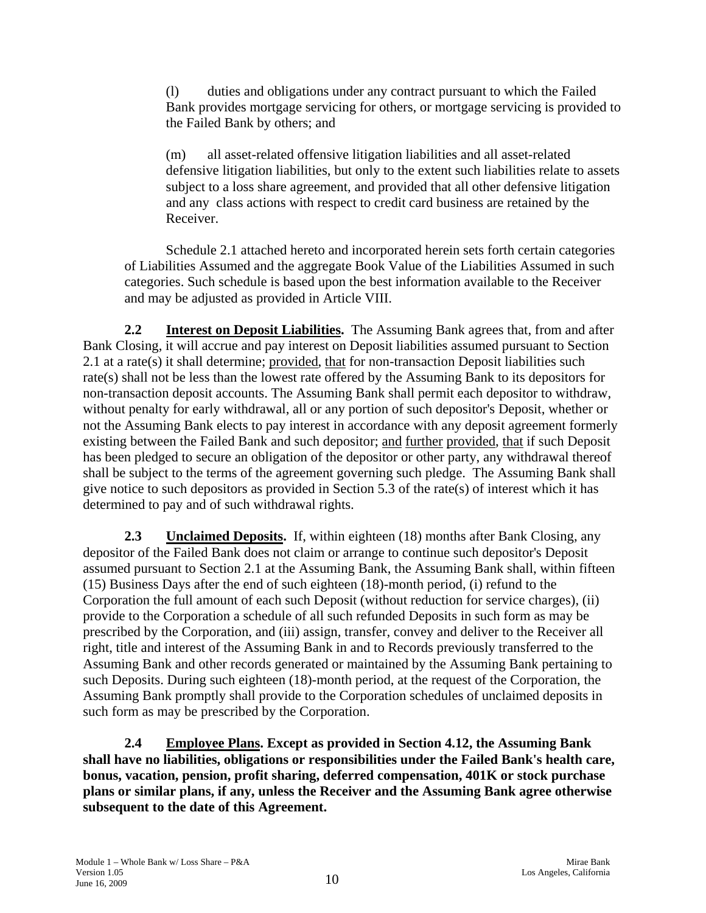(l) duties and obligations under any contract pursuant to which the Failed Bank provides mortgage servicing for others, or mortgage servicing is provided to the Failed Bank by others; and

(m) all asset-related offensive litigation liabilities and all asset-related defensive litigation liabilities, but only to the extent such liabilities relate to assets subject to a loss share agreement, and provided that all other defensive litigation and any class actions with respect to credit card business are retained by the Receiver.

Schedule 2.1 attached hereto and incorporated herein sets forth certain categories of Liabilities Assumed and the aggregate Book Value of the Liabilities Assumed in such categories. Such schedule is based upon the best information available to the Receiver and may be adjusted as provided in Article VIII.

**2.2 Interest on Deposit Liabilities.** The Assuming Bank agrees that, from and after Bank Closing, it will accrue and pay interest on Deposit liabilities assumed pursuant to Section 2.1 at a rate(s) it shall determine; provided, that for non-transaction Deposit liabilities such rate(s) shall not be less than the lowest rate offered by the Assuming Bank to its depositors for non-transaction deposit accounts. The Assuming Bank shall permit each depositor to withdraw, without penalty for early withdrawal, all or any portion of such depositor's Deposit, whether or not the Assuming Bank elects to pay interest in accordance with any deposit agreement formerly existing between the Failed Bank and such depositor; and further provided, that if such Deposit has been pledged to secure an obligation of the depositor or other party, any withdrawal thereof shall be subject to the terms of the agreement governing such pledge. The Assuming Bank shall give notice to such depositors as provided in Section 5.3 of the rate(s) of interest which it has determined to pay and of such withdrawal rights.

**2.3 Unclaimed Deposits.** If, within eighteen (18) months after Bank Closing, any depositor of the Failed Bank does not claim or arrange to continue such depositor's Deposit assumed pursuant to Section 2.1 at the Assuming Bank, the Assuming Bank shall, within fifteen (15) Business Days after the end of such eighteen (18)-month period, (i) refund to the Corporation the full amount of each such Deposit (without reduction for service charges), (ii) provide to the Corporation a schedule of all such refunded Deposits in such form as may be prescribed by the Corporation, and (iii) assign, transfer, convey and deliver to the Receiver all right, title and interest of the Assuming Bank in and to Records previously transferred to the Assuming Bank and other records generated or maintained by the Assuming Bank pertaining to such Deposits. During such eighteen (18)-month period, at the request of the Corporation, the Assuming Bank promptly shall provide to the Corporation schedules of unclaimed deposits in such form as may be prescribed by the Corporation.

**2.4 Employee Plans. Except as provided in Section 4.12, the Assuming Bank shall have no liabilities, obligations or responsibilities under the Failed Bank's health care, bonus, vacation, pension, profit sharing, deferred compensation, 401K or stock purchase plans or similar plans, if any, unless the Receiver and the Assuming Bank agree otherwise subsequent to the date of this Agreement.**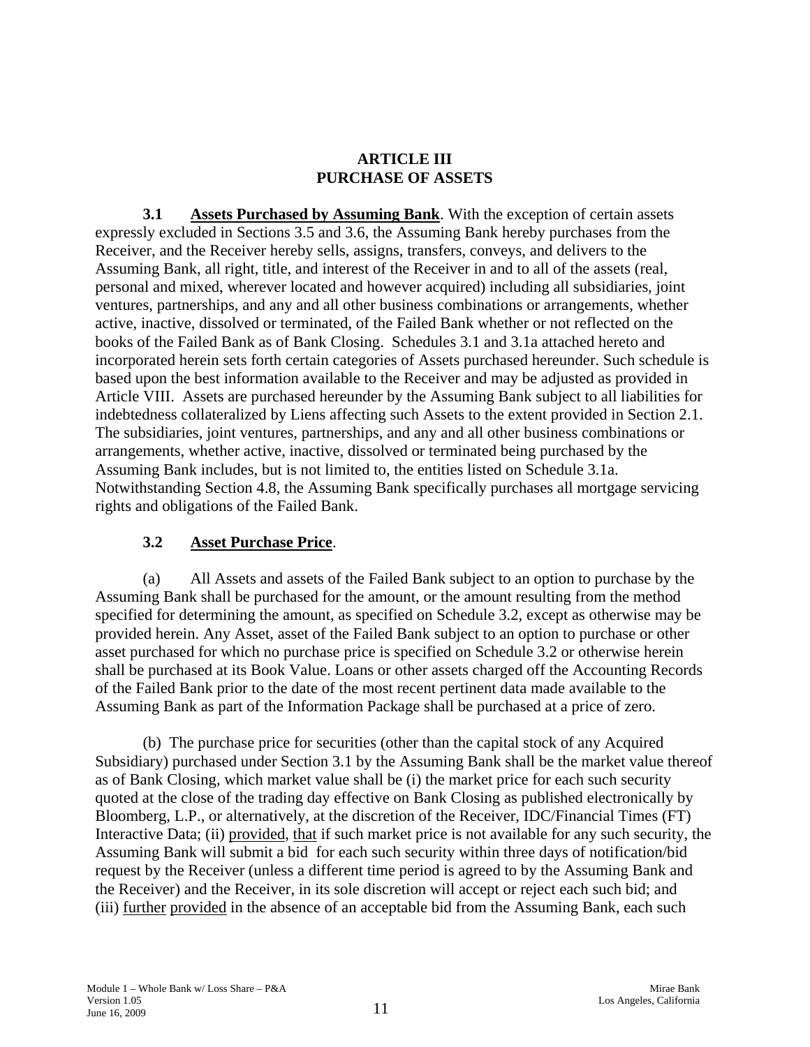# ARTICLE III
# PURCHASE OF ASSETS

**3.1 Assets Purchased by Assuming Bank**. With the exception of certain assets expressly excluded in Sections 3.5 and 3.6, the Assuming Bank hereby purchases from the Receiver, and the Receiver hereby sells, assigns, transfers, conveys, and delivers to the Assuming Bank, all right, title, and interest of the Receiver in and to all of the assets (real, personal and mixed, wherever located and however acquired) including all subsidiaries, joint ventures, partnerships, and any and all other business combinations or arrangements, whether active, inactive, dissolved or terminated, of the Failed Bank whether or not reflected on the books of the Failed Bank as of Bank Closing. Schedules 3.1 and 3.1a attached hereto and incorporated herein sets forth certain categories of Assets purchased hereunder. Such schedule is based upon the best information available to the Receiver and may be adjusted as provided in Article VIII. Assets are purchased hereunder by the Assuming Bank subject to all liabilities for indebtedness collateralized by Liens affecting such Assets to the extent provided in Section 2.1. The subsidiaries, joint ventures, partnerships, and any and all other business combinations or arrangements, whether active, inactive, dissolved or terminated being purchased by the Assuming Bank includes, but is not limited to, the entities listed on Schedule 3.1a. Notwithstanding Section 4.8, the Assuming Bank specifically purchases all mortgage servicing rights and obligations of the Failed Bank.

**3.2 Asset Purchase Price**.

(a) All Assets and assets of the Failed Bank subject to an option to purchase by the Assuming Bank shall be purchased for the amount, or the amount resulting from the method specified for determining the amount, as specified on Schedule 3.2, except as otherwise may be provided herein. Any Asset, asset of the Failed Bank subject to an option to purchase or other asset purchased for which no purchase price is specified on Schedule 3.2 or otherwise herein shall be purchased at its Book Value. Loans or other assets charged off the Accounting Records of the Failed Bank prior to the date of the most recent pertinent data made available to the Assuming Bank as part of the Information Package shall be purchased at a price of zero.

(b) The purchase price for securities (other than the capital stock of any Acquired Subsidiary) purchased under Section 3.1 by the Assuming Bank shall be the market value thereof as of Bank Closing, which market value shall be (i) the market price for each such security quoted at the close of the trading day effective on Bank Closing as published electronically by Bloomberg, L.P., or alternatively, at the discretion of the Receiver, IDC/Financial Times (FT) Interactive Data; (ii) provided, that if such market price is not available for any such security, the Assuming Bank will submit a bid for each such security within three days of notification/bid request by the Receiver (unless a different time period is agreed to by the Assuming Bank and the Receiver) and the Receiver, in its sole discretion will accept or reject each such bid; and (iii) further provided in the absence of an acceptable bid from the Assuming Bank, each such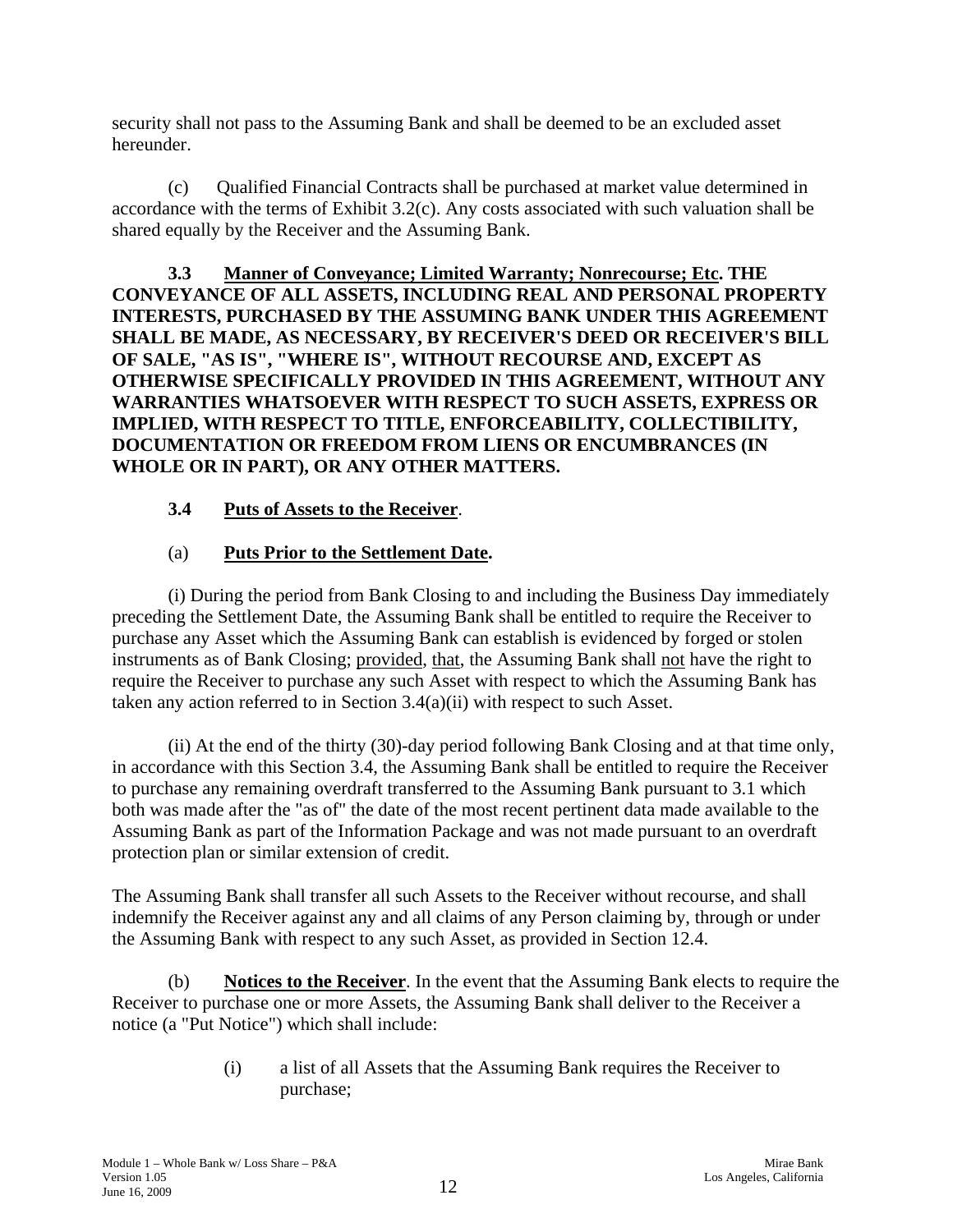security shall not pass to the Assuming Bank and shall be deemed to be an excluded asset hereunder.

(c) Qualified Financial Contracts shall be purchased at market value determined in accordance with the terms of Exhibit 3.2(c). Any costs associated with such valuation shall be shared equally by the Receiver and the Assuming Bank.

**3.3 Manner of Conveyance; Limited Warranty; Nonrecourse; Etc. THE CONVEYANCE OF ALL ASSETS, INCLUDING REAL AND PERSONAL PROPERTY INTERESTS, PURCHASED BY THE ASSUMING BANK UNDER THIS AGREEMENT SHALL BE MADE, AS NECESSARY, BY RECEIVER'S DEED OR RECEIVER'S BILL OF SALE, "AS IS", "WHERE IS", WITHOUT RECOURSE AND, EXCEPT AS OTHERWISE SPECIFICALLY PROVIDED IN THIS AGREEMENT, WITHOUT ANY WARRANTIES WHATSOEVER WITH RESPECT TO SUCH ASSETS, EXPRESS OR IMPLIED, WITH RESPECT TO TITLE, ENFORCEABILITY, COLLECTIBILITY, DOCUMENTATION OR FREEDOM FROM LIENS OR ENCUMBRANCES (IN WHOLE OR IN PART), OR ANY OTHER MATTERS.**

**3.4 Puts of Assets to the Receiver**.

(a) **Puts Prior to the Settlement Date.**

(i) During the period from Bank Closing to and including the Business Day immediately preceding the Settlement Date, the Assuming Bank shall be entitled to require the Receiver to purchase any Asset which the Assuming Bank can establish is evidenced by forged or stolen instruments as of Bank Closing; provided, that, the Assuming Bank shall not have the right to require the Receiver to purchase any such Asset with respect to which the Assuming Bank has taken any action referred to in Section 3.4(a)(ii) with respect to such Asset.

(ii) At the end of the thirty (30)-day period following Bank Closing and at that time only, in accordance with this Section 3.4, the Assuming Bank shall be entitled to require the Receiver to purchase any remaining overdraft transferred to the Assuming Bank pursuant to 3.1 which both was made after the "as of" the date of the most recent pertinent data made available to the Assuming Bank as part of the Information Package and was not made pursuant to an overdraft protection plan or similar extension of credit.

The Assuming Bank shall transfer all such Assets to the Receiver without recourse, and shall indemnify the Receiver against any and all claims of any Person claiming by, through or under the Assuming Bank with respect to any such Asset, as provided in Section 12.4.

(b) **Notices to the Receiver**. In the event that the Assuming Bank elects to require the Receiver to purchase one or more Assets, the Assuming Bank shall deliver to the Receiver a notice (a "Put Notice") which shall include:

(i) a list of all Assets that the Assuming Bank requires the Receiver to purchase;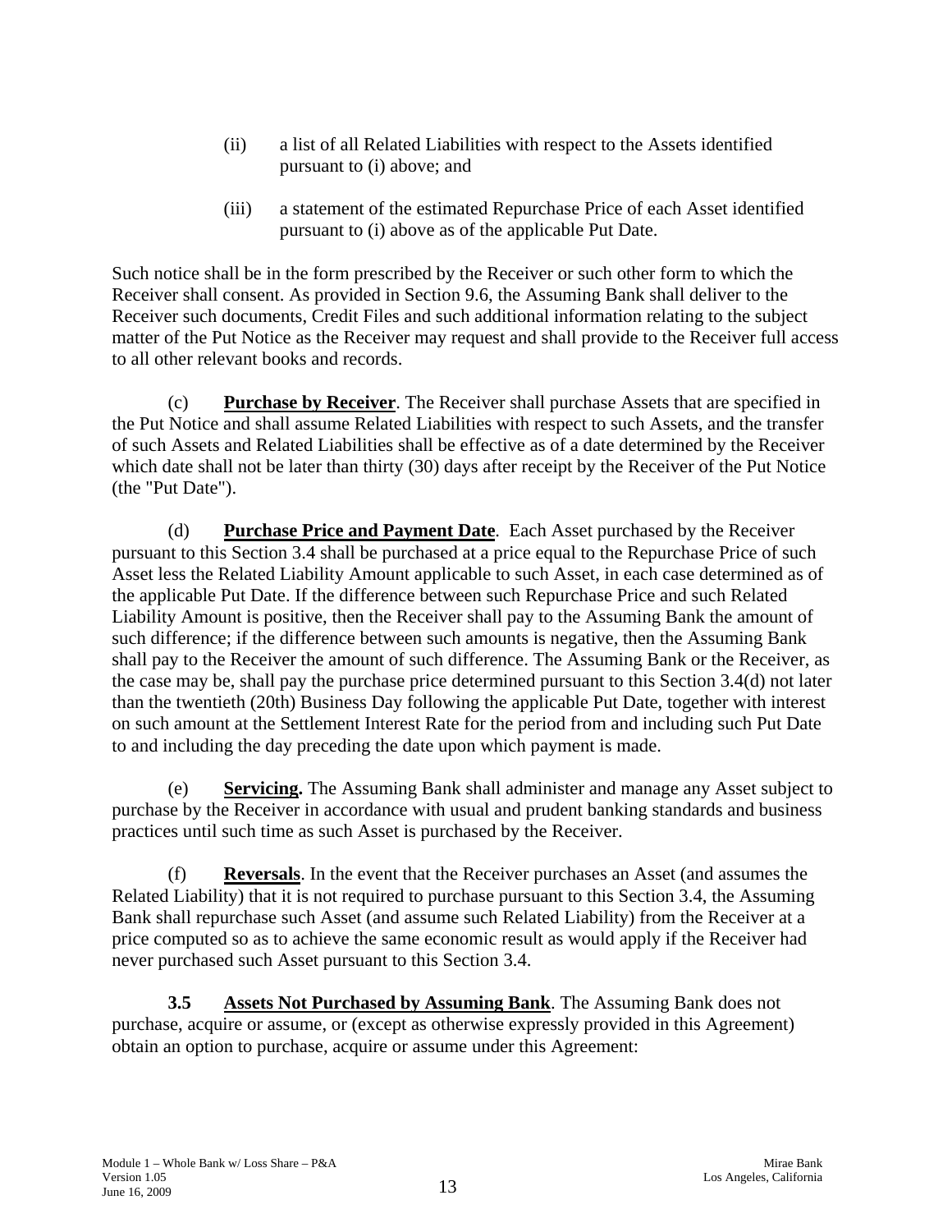(ii) a list of all Related Liabilities with respect to the Assets identified pursuant to (i) above; and

(iii) a statement of the estimated Repurchase Price of each Asset identified pursuant to (i) above as of the applicable Put Date.

Such notice shall be in the form prescribed by the Receiver or such other form to which the Receiver shall consent. As provided in Section 9.6, the Assuming Bank shall deliver to the Receiver such documents, Credit Files and such additional information relating to the subject matter of the Put Notice as the Receiver may request and shall provide to the Receiver full access to all other relevant books and records.

(c) **Purchase by Receiver**. The Receiver shall purchase Assets that are specified in the Put Notice and shall assume Related Liabilities with respect to such Assets, and the transfer of such Assets and Related Liabilities shall be effective as of a date determined by the Receiver which date shall not be later than thirty (30) days after receipt by the Receiver of the Put Notice (the "Put Date").

(d) **Purchase Price and Payment Date**. Each Asset purchased by the Receiver pursuant to this Section 3.4 shall be purchased at a price equal to the Repurchase Price of such Asset less the Related Liability Amount applicable to such Asset, in each case determined as of the applicable Put Date. If the difference between such Repurchase Price and such Related Liability Amount is positive, then the Receiver shall pay to the Assuming Bank the amount of such difference; if the difference between such amounts is negative, then the Assuming Bank shall pay to the Receiver the amount of such difference. The Assuming Bank or the Receiver, as the case may be, shall pay the purchase price determined pursuant to this Section 3.4(d) not later than the twentieth (20th) Business Day following the applicable Put Date, together with interest on such amount at the Settlement Interest Rate for the period from and including such Put Date to and including the day preceding the date upon which payment is made.

(e) **Servicing.** The Assuming Bank shall administer and manage any Asset subject to purchase by the Receiver in accordance with usual and prudent banking standards and business practices until such time as such Asset is purchased by the Receiver.

(f) **Reversals**. In the event that the Receiver purchases an Asset (and assumes the Related Liability) that it is not required to purchase pursuant to this Section 3.4, the Assuming Bank shall repurchase such Asset (and assume such Related Liability) from the Receiver at a price computed so as to achieve the same economic result as would apply if the Receiver had never purchased such Asset pursuant to this Section 3.4.

**3.5 Assets Not Purchased by Assuming Bank**. The Assuming Bank does not purchase, acquire or assume, or (except as otherwise expressly provided in this Agreement) obtain an option to purchase, acquire or assume under this Agreement: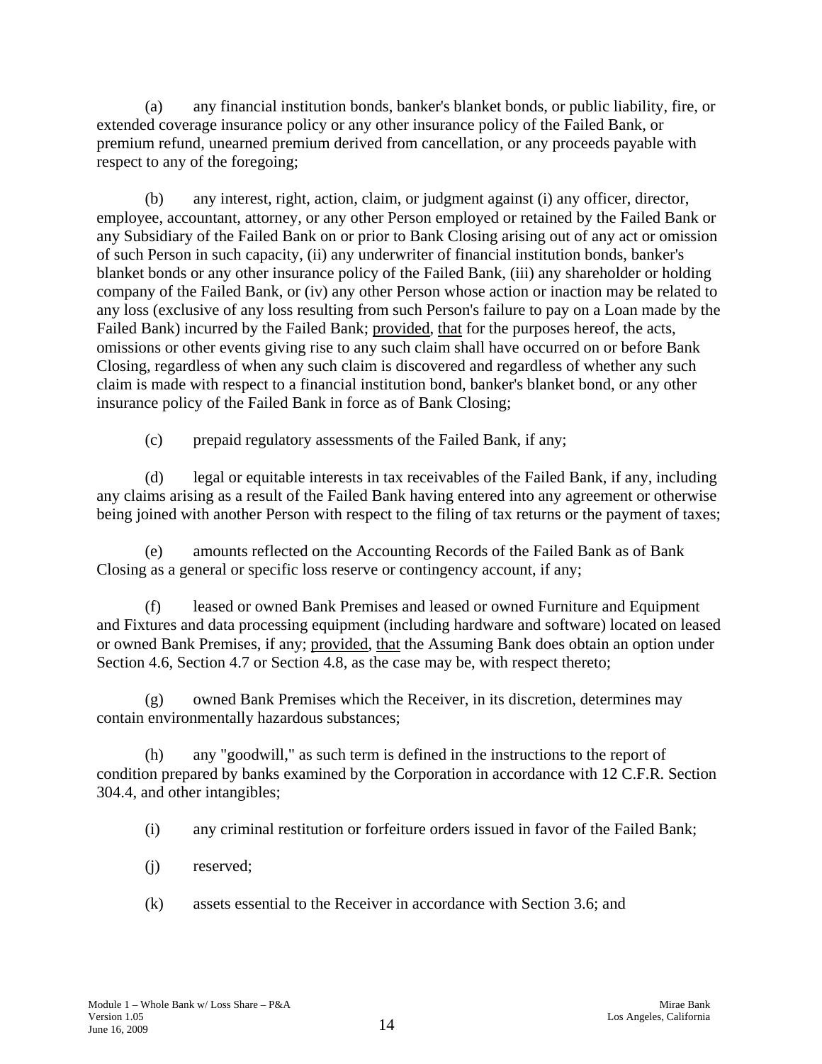(a) any financial institution bonds, banker's blanket bonds, or public liability, fire, or extended coverage insurance policy or any other insurance policy of the Failed Bank, or premium refund, unearned premium derived from cancellation, or any proceeds payable with respect to any of the foregoing;

(b) any interest, right, action, claim, or judgment against (i) any officer, director, employee, accountant, attorney, or any other Person employed or retained by the Failed Bank or any Subsidiary of the Failed Bank on or prior to Bank Closing arising out of any act or omission of such Person in such capacity, (ii) any underwriter of financial institution bonds, banker's blanket bonds or any other insurance policy of the Failed Bank, (iii) any shareholder or holding company of the Failed Bank, or (iv) any other Person whose action or inaction may be related to any loss (exclusive of any loss resulting from such Person's failure to pay on a Loan made by the Failed Bank) incurred by the Failed Bank; provided, that for the purposes hereof, the acts, omissions or other events giving rise to any such claim shall have occurred on or before Bank Closing, regardless of when any such claim is discovered and regardless of whether any such claim is made with respect to a financial institution bond, banker's blanket bond, or any other insurance policy of the Failed Bank in force as of Bank Closing;

(c) prepaid regulatory assessments of the Failed Bank, if any;

(d) legal or equitable interests in tax receivables of the Failed Bank, if any, including any claims arising as a result of the Failed Bank having entered into any agreement or otherwise being joined with another Person with respect to the filing of tax returns or the payment of taxes;

(e) amounts reflected on the Accounting Records of the Failed Bank as of Bank Closing as a general or specific loss reserve or contingency account, if any;

(f) leased or owned Bank Premises and leased or owned Furniture and Equipment and Fixtures and data processing equipment (including hardware and software) located on leased or owned Bank Premises, if any; provided, that the Assuming Bank does obtain an option under Section 4.6, Section 4.7 or Section 4.8, as the case may be, with respect thereto;

(g) owned Bank Premises which the Receiver, in its discretion, determines may contain environmentally hazardous substances;

(h) any "goodwill," as such term is defined in the instructions to the report of condition prepared by banks examined by the Corporation in accordance with 12 C.F.R. Section 304.4, and other intangibles;

(i) any criminal restitution or forfeiture orders issued in favor of the Failed Bank;

(j) reserved;

(k) assets essential to the Receiver in accordance with Section 3.6; and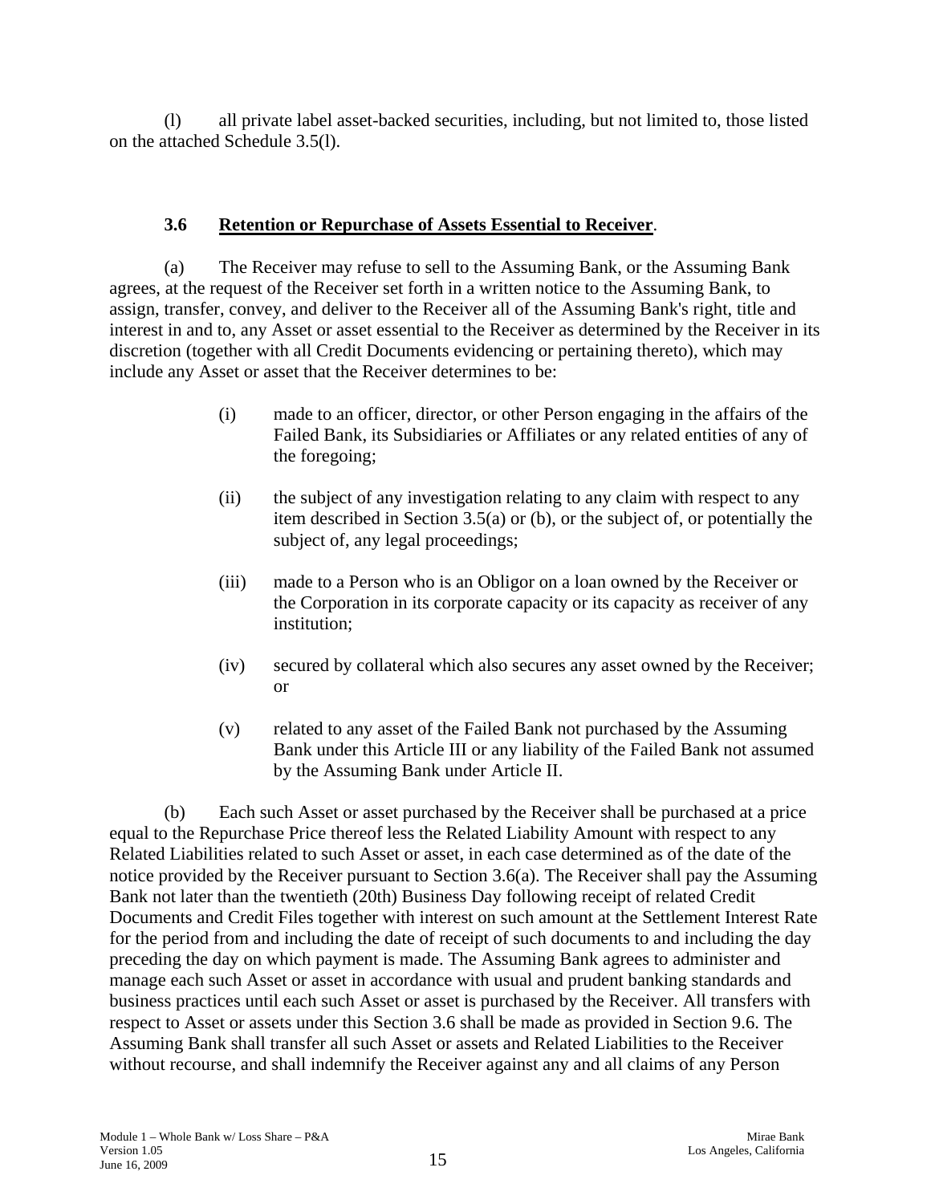(l) all private label asset-backed securities, including, but not limited to, those listed on the attached Schedule 3.5(l).

### 3.6 Retention or Repurchase of Assets Essential to Receiver.

(a) The Receiver may refuse to sell to the Assuming Bank, or the Assuming Bank agrees, at the request of the Receiver set forth in a written notice to the Assuming Bank, to assign, transfer, convey, and deliver to the Receiver all of the Assuming Bank's right, title and interest in and to, any Asset or asset essential to the Receiver as determined by the Receiver in its discretion (together with all Credit Documents evidencing or pertaining thereto), which may include any Asset or asset that the Receiver determines to be:

> (i) made to an officer, director, or other Person engaging in the affairs of the Failed Bank, its Subsidiaries or Affiliates or any related entities of any of the foregoing;
>
> (ii) the subject of any investigation relating to any claim with respect to any item described in Section 3.5(a) or (b), or the subject of, or potentially the subject of, any legal proceedings;
>
> (iii) made to a Person who is an Obligor on a loan owned by the Receiver or the Corporation in its corporate capacity or its capacity as receiver of any institution;
>
> (iv) secured by collateral which also secures any asset owned by the Receiver; or
>
> (v) related to any asset of the Failed Bank not purchased by the Assuming Bank under this Article III or any liability of the Failed Bank not assumed by the Assuming Bank under Article II.

(b) Each such Asset or asset purchased by the Receiver shall be purchased at a price equal to the Repurchase Price thereof less the Related Liability Amount with respect to any Related Liabilities related to such Asset or asset, in each case determined as of the date of the notice provided by the Receiver pursuant to Section 3.6(a). The Receiver shall pay the Assuming Bank not later than the twentieth (20th) Business Day following receipt of related Credit Documents and Credit Files together with interest on such amount at the Settlement Interest Rate for the period from and including the date of receipt of such documents to and including the day preceding the day on which payment is made. The Assuming Bank agrees to administer and manage each such Asset or asset in accordance with usual and prudent banking standards and business practices until each such Asset or asset is purchased by the Receiver. All transfers with respect to Asset or assets under this Section 3.6 shall be made as provided in Section 9.6. The Assuming Bank shall transfer all such Asset or assets and Related Liabilities to the Receiver without recourse, and shall indemnify the Receiver against any and all claims of any Person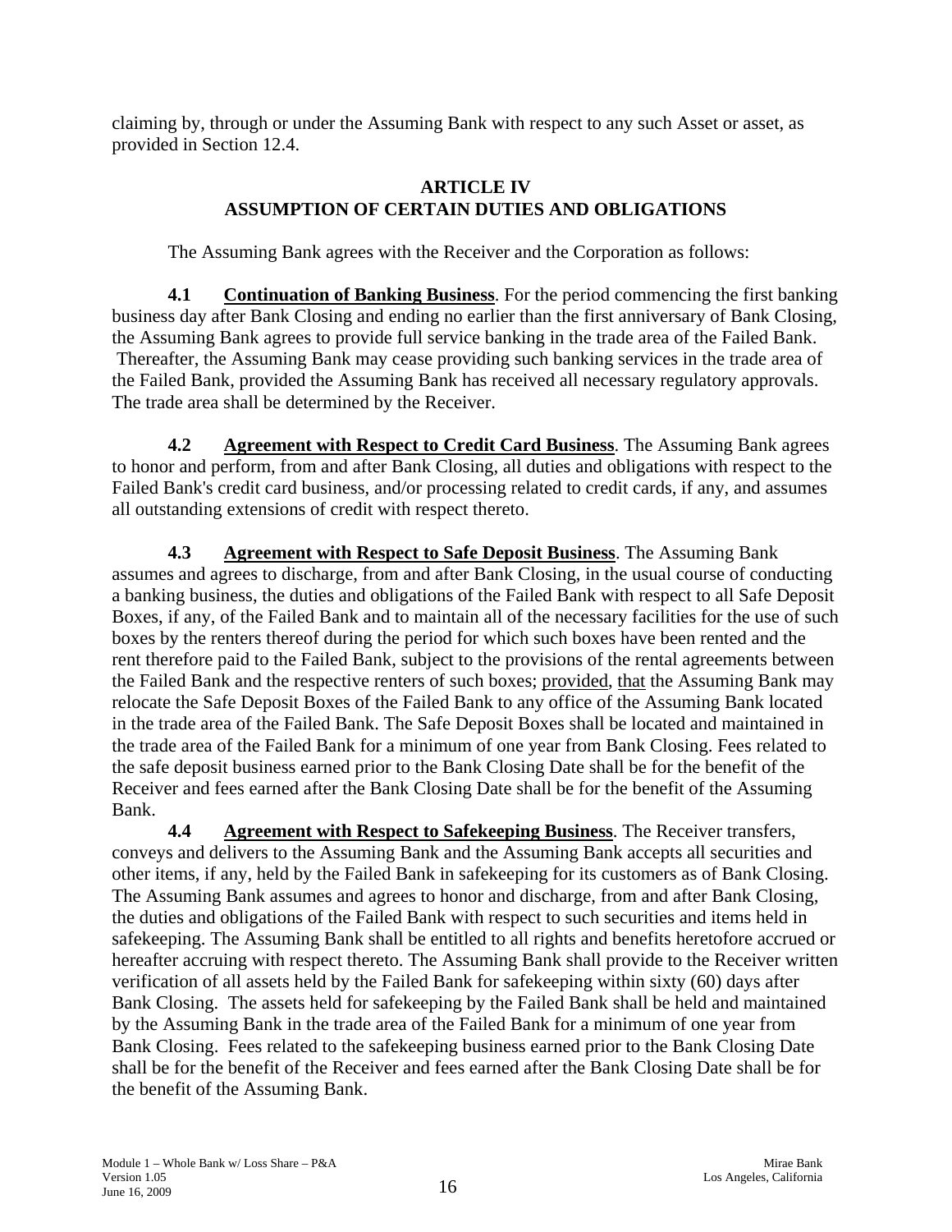claiming by, through or under the Assuming Bank with respect to any such Asset or asset, as provided in Section 12.4.

## ARTICLE IV
## ASSUMPTION OF CERTAIN DUTIES AND OBLIGATIONS

The Assuming Bank agrees with the Receiver and the Corporation as follows:

**4.1 Continuation of Banking Business**. For the period commencing the first banking business day after Bank Closing and ending no earlier than the first anniversary of Bank Closing, the Assuming Bank agrees to provide full service banking in the trade area of the Failed Bank. Thereafter, the Assuming Bank may cease providing such banking services in the trade area of the Failed Bank, provided the Assuming Bank has received all necessary regulatory approvals. The trade area shall be determined by the Receiver.

**4.2 Agreement with Respect to Credit Card Business**. The Assuming Bank agrees to honor and perform, from and after Bank Closing, all duties and obligations with respect to the Failed Bank's credit card business, and/or processing related to credit cards, if any, and assumes all outstanding extensions of credit with respect thereto.

**4.3 Agreement with Respect to Safe Deposit Business**. The Assuming Bank assumes and agrees to discharge, from and after Bank Closing, in the usual course of conducting a banking business, the duties and obligations of the Failed Bank with respect to all Safe Deposit Boxes, if any, of the Failed Bank and to maintain all of the necessary facilities for the use of such boxes by the renters thereof during the period for which such boxes have been rented and the rent therefore paid to the Failed Bank, subject to the provisions of the rental agreements between the Failed Bank and the respective renters of such boxes; provided, that the Assuming Bank may relocate the Safe Deposit Boxes of the Failed Bank to any office of the Assuming Bank located in the trade area of the Failed Bank. The Safe Deposit Boxes shall be located and maintained in the trade area of the Failed Bank for a minimum of one year from Bank Closing. Fees related to the safe deposit business earned prior to the Bank Closing Date shall be for the benefit of the Receiver and fees earned after the Bank Closing Date shall be for the benefit of the Assuming Bank.

**4.4 Agreement with Respect to Safekeeping Business**. The Receiver transfers, conveys and delivers to the Assuming Bank and the Assuming Bank accepts all securities and other items, if any, held by the Failed Bank in safekeeping for its customers as of Bank Closing. The Assuming Bank assumes and agrees to honor and discharge, from and after Bank Closing, the duties and obligations of the Failed Bank with respect to such securities and items held in safekeeping. The Assuming Bank shall be entitled to all rights and benefits heretofore accrued or hereafter accruing with respect thereto. The Assuming Bank shall provide to the Receiver written verification of all assets held by the Failed Bank for safekeeping within sixty (60) days after Bank Closing. The assets held for safekeeping by the Failed Bank shall be held and maintained by the Assuming Bank in the trade area of the Failed Bank for a minimum of one year from Bank Closing. Fees related to the safekeeping business earned prior to the Bank Closing Date shall be for the benefit of the Receiver and fees earned after the Bank Closing Date shall be for the benefit of the Assuming Bank.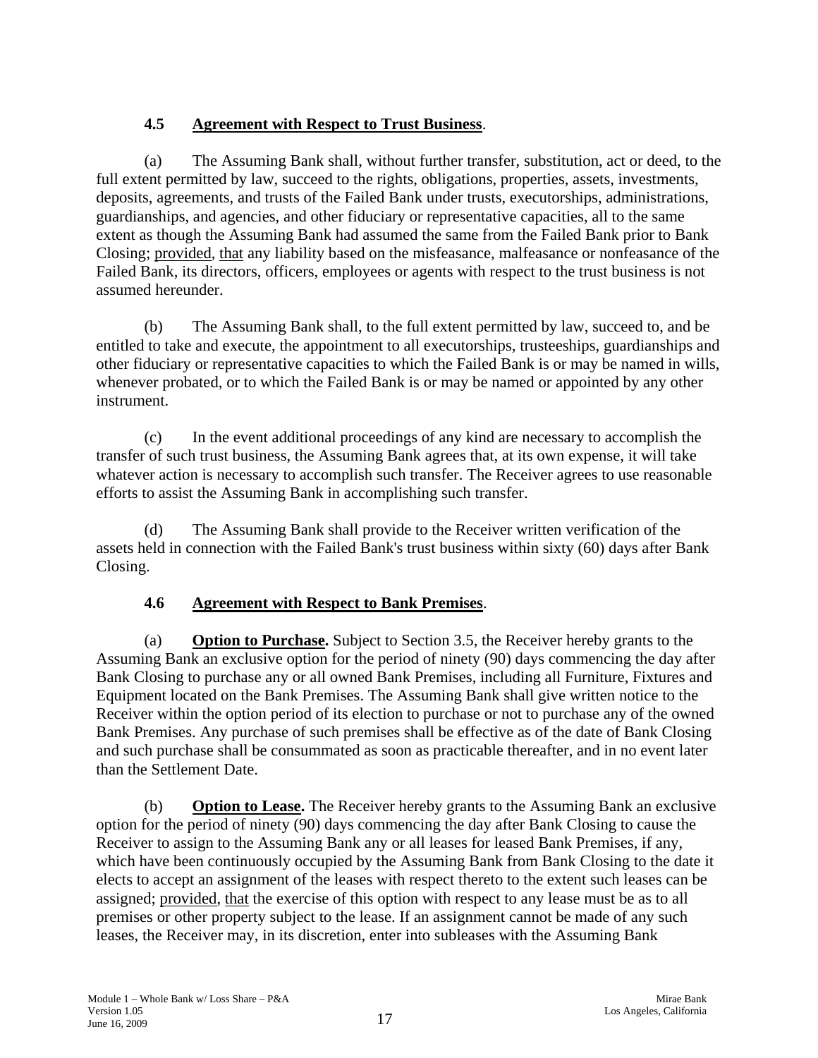### 4.5 <u>Agreement with Respect to Trust Business</u>.

(a) The Assuming Bank shall, without further transfer, substitution, act or deed, to the full extent permitted by law, succeed to the rights, obligations, properties, assets, investments, deposits, agreements, and trusts of the Failed Bank under trusts, executorships, administrations, guardianships, and agencies, and other fiduciary or representative capacities, all to the same extent as though the Assuming Bank had assumed the same from the Failed Bank prior to Bank Closing; <u>provided</u>, <u>that</u> any liability based on the misfeasance, malfeasance or nonfeasance of the Failed Bank, its directors, officers, employees or agents with respect to the trust business is not assumed hereunder.

(b) The Assuming Bank shall, to the full extent permitted by law, succeed to, and be entitled to take and execute, the appointment to all executorships, trusteeships, guardianships and other fiduciary or representative capacities to which the Failed Bank is or may be named in wills, whenever probated, or to which the Failed Bank is or may be named or appointed by any other instrument.

(c) In the event additional proceedings of any kind are necessary to accomplish the transfer of such trust business, the Assuming Bank agrees that, at its own expense, it will take whatever action is necessary to accomplish such transfer. The Receiver agrees to use reasonable efforts to assist the Assuming Bank in accomplishing such transfer.

(d) The Assuming Bank shall provide to the Receiver written verification of the assets held in connection with the Failed Bank's trust business within sixty (60) days after Bank Closing.

### 4.6 <u>Agreement with Respect to Bank Premises</u>.

(a) **<u>Option to Purchase</u>.** Subject to Section 3.5, the Receiver hereby grants to the Assuming Bank an exclusive option for the period of ninety (90) days commencing the day after Bank Closing to purchase any or all owned Bank Premises, including all Furniture, Fixtures and Equipment located on the Bank Premises. The Assuming Bank shall give written notice to the Receiver within the option period of its election to purchase or not to purchase any of the owned Bank Premises. Any purchase of such premises shall be effective as of the date of Bank Closing and such purchase shall be consummated as soon as practicable thereafter, and in no event later than the Settlement Date.

(b) **<u>Option to Lease</u>.** The Receiver hereby grants to the Assuming Bank an exclusive option for the period of ninety (90) days commencing the day after Bank Closing to cause the Receiver to assign to the Assuming Bank any or all leases for leased Bank Premises, if any, which have been continuously occupied by the Assuming Bank from Bank Closing to the date it elects to accept an assignment of the leases with respect thereto to the extent such leases can be assigned; <u>provided</u>, <u>that</u> the exercise of this option with respect to any lease must be as to all premises or other property subject to the lease. If an assignment cannot be made of any such leases, the Receiver may, in its discretion, enter into subleases with the Assuming Bank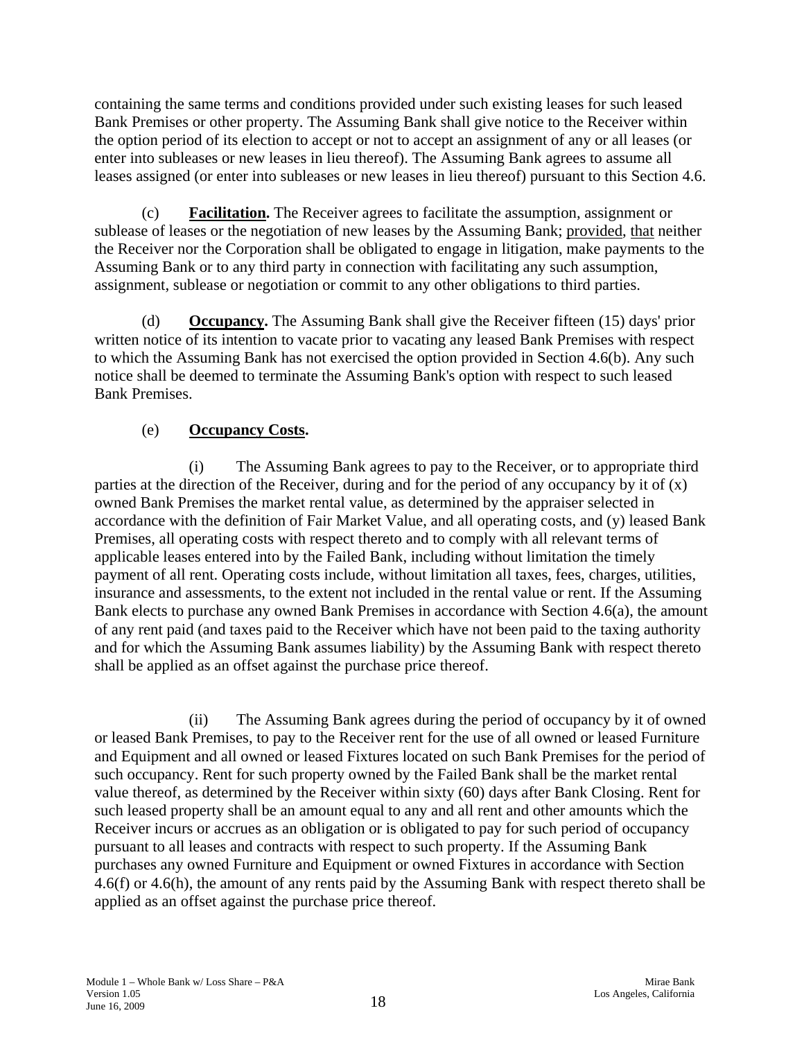containing the same terms and conditions provided under such existing leases for such leased Bank Premises or other property. The Assuming Bank shall give notice to the Receiver within the option period of its election to accept or not to accept an assignment of any or all leases (or enter into subleases or new leases in lieu thereof). The Assuming Bank agrees to assume all leases assigned (or enter into subleases or new leases in lieu thereof) pursuant to this Section 4.6.

(c) **Facilitation.** The Receiver agrees to facilitate the assumption, assignment or sublease of leases or the negotiation of new leases by the Assuming Bank; provided, that neither the Receiver nor the Corporation shall be obligated to engage in litigation, make payments to the Assuming Bank or to any third party in connection with facilitating any such assumption, assignment, sublease or negotiation or commit to any other obligations to third parties.

(d) **Occupancy.** The Assuming Bank shall give the Receiver fifteen (15) days' prior written notice of its intention to vacate prior to vacating any leased Bank Premises with respect to which the Assuming Bank has not exercised the option provided in Section 4.6(b). Any such notice shall be deemed to terminate the Assuming Bank's option with respect to such leased Bank Premises.

(e) **Occupancy Costs.**

(i) The Assuming Bank agrees to pay to the Receiver, or to appropriate third parties at the direction of the Receiver, during and for the period of any occupancy by it of (x) owned Bank Premises the market rental value, as determined by the appraiser selected in accordance with the definition of Fair Market Value, and all operating costs, and (y) leased Bank Premises, all operating costs with respect thereto and to comply with all relevant terms of applicable leases entered into by the Failed Bank, including without limitation the timely payment of all rent. Operating costs include, without limitation all taxes, fees, charges, utilities, insurance and assessments, to the extent not included in the rental value or rent. If the Assuming Bank elects to purchase any owned Bank Premises in accordance with Section 4.6(a), the amount of any rent paid (and taxes paid to the Receiver which have not been paid to the taxing authority and for which the Assuming Bank assumes liability) by the Assuming Bank with respect thereto shall be applied as an offset against the purchase price thereof.

(ii) The Assuming Bank agrees during the period of occupancy by it of owned or leased Bank Premises, to pay to the Receiver rent for the use of all owned or leased Furniture and Equipment and all owned or leased Fixtures located on such Bank Premises for the period of such occupancy. Rent for such property owned by the Failed Bank shall be the market rental value thereof, as determined by the Receiver within sixty (60) days after Bank Closing. Rent for such leased property shall be an amount equal to any and all rent and other amounts which the Receiver incurs or accrues as an obligation or is obligated to pay for such period of occupancy pursuant to all leases and contracts with respect to such property. If the Assuming Bank purchases any owned Furniture and Equipment or owned Fixtures in accordance with Section 4.6(f) or 4.6(h), the amount of any rents paid by the Assuming Bank with respect thereto shall be applied as an offset against the purchase price thereof.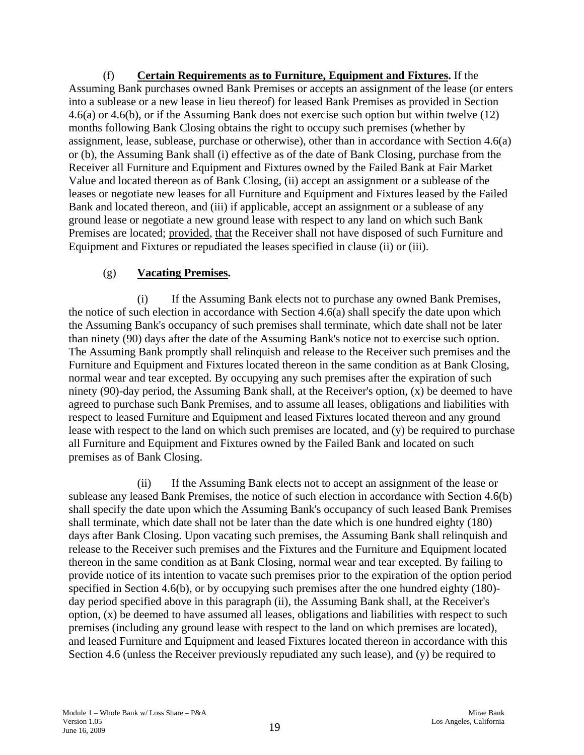(f) **Certain Requirements as to Furniture, Equipment and Fixtures.** If the Assuming Bank purchases owned Bank Premises or accepts an assignment of the lease (or enters into a sublease or a new lease in lieu thereof) for leased Bank Premises as provided in Section 4.6(a) or 4.6(b), or if the Assuming Bank does not exercise such option but within twelve (12) months following Bank Closing obtains the right to occupy such premises (whether by assignment, lease, sublease, purchase or otherwise), other than in accordance with Section 4.6(a) or (b), the Assuming Bank shall (i) effective as of the date of Bank Closing, purchase from the Receiver all Furniture and Equipment and Fixtures owned by the Failed Bank at Fair Market Value and located thereon as of Bank Closing, (ii) accept an assignment or a sublease of the leases or negotiate new leases for all Furniture and Equipment and Fixtures leased by the Failed Bank and located thereon, and (iii) if applicable, accept an assignment or a sublease of any ground lease or negotiate a new ground lease with respect to any land on which such Bank Premises are located; provided, that the Receiver shall not have disposed of such Furniture and Equipment and Fixtures or repudiated the leases specified in clause (ii) or (iii).

(g) **Vacating Premises.**

(i) If the Assuming Bank elects not to purchase any owned Bank Premises, the notice of such election in accordance with Section 4.6(a) shall specify the date upon which the Assuming Bank's occupancy of such premises shall terminate, which date shall not be later than ninety (90) days after the date of the Assuming Bank's notice not to exercise such option. The Assuming Bank promptly shall relinquish and release to the Receiver such premises and the Furniture and Equipment and Fixtures located thereon in the same condition as at Bank Closing, normal wear and tear excepted. By occupying any such premises after the expiration of such ninety (90)-day period, the Assuming Bank shall, at the Receiver's option, (x) be deemed to have agreed to purchase such Bank Premises, and to assume all leases, obligations and liabilities with respect to leased Furniture and Equipment and leased Fixtures located thereon and any ground lease with respect to the land on which such premises are located, and (y) be required to purchase all Furniture and Equipment and Fixtures owned by the Failed Bank and located on such premises as of Bank Closing.

(ii) If the Assuming Bank elects not to accept an assignment of the lease or sublease any leased Bank Premises, the notice of such election in accordance with Section 4.6(b) shall specify the date upon which the Assuming Bank's occupancy of such leased Bank Premises shall terminate, which date shall not be later than the date which is one hundred eighty (180) days after Bank Closing. Upon vacating such premises, the Assuming Bank shall relinquish and release to the Receiver such premises and the Fixtures and the Furniture and Equipment located thereon in the same condition as at Bank Closing, normal wear and tear excepted. By failing to provide notice of its intention to vacate such premises prior to the expiration of the option period specified in Section 4.6(b), or by occupying such premises after the one hundred eighty (180)-day period specified above in this paragraph (ii), the Assuming Bank shall, at the Receiver's option, (x) be deemed to have assumed all leases, obligations and liabilities with respect to such premises (including any ground lease with respect to the land on which premises are located), and leased Furniture and Equipment and leased Fixtures located thereon in accordance with this Section 4.6 (unless the Receiver previously repudiated any such lease), and (y) be required to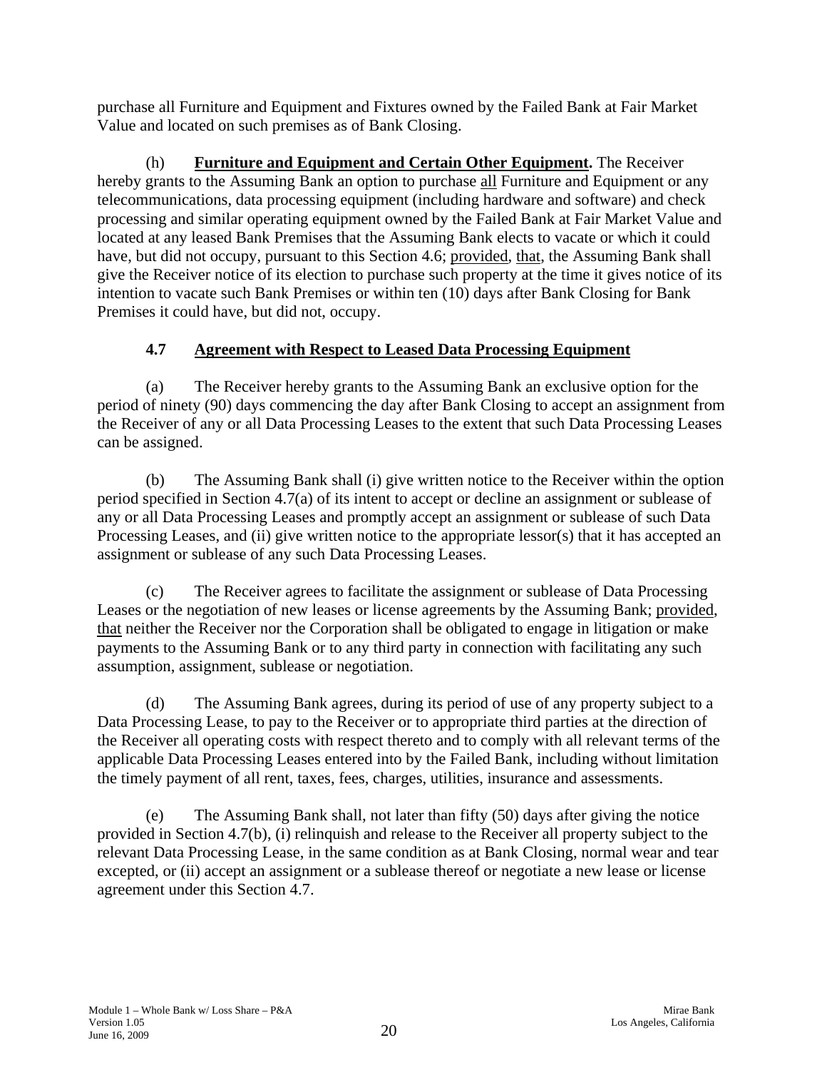purchase all Furniture and Equipment and Fixtures owned by the Failed Bank at Fair Market Value and located on such premises as of Bank Closing.

(h) **Furniture and Equipment and Certain Other Equipment.** The Receiver hereby grants to the Assuming Bank an option to purchase all Furniture and Equipment or any telecommunications, data processing equipment (including hardware and software) and check processing and similar operating equipment owned by the Failed Bank at Fair Market Value and located at any leased Bank Premises that the Assuming Bank elects to vacate or which it could have, but did not occupy, pursuant to this Section 4.6; provided, that, the Assuming Bank shall give the Receiver notice of its election to purchase such property at the time it gives notice of its intention to vacate such Bank Premises or within ten (10) days after Bank Closing for Bank Premises it could have, but did not, occupy.

### 4.7 Agreement with Respect to Leased Data Processing Equipment

(a) The Receiver hereby grants to the Assuming Bank an exclusive option for the period of ninety (90) days commencing the day after Bank Closing to accept an assignment from the Receiver of any or all Data Processing Leases to the extent that such Data Processing Leases can be assigned.

(b) The Assuming Bank shall (i) give written notice to the Receiver within the option period specified in Section 4.7(a) of its intent to accept or decline an assignment or sublease of any or all Data Processing Leases and promptly accept an assignment or sublease of such Data Processing Leases, and (ii) give written notice to the appropriate lessor(s) that it has accepted an assignment or sublease of any such Data Processing Leases.

(c) The Receiver agrees to facilitate the assignment or sublease of Data Processing Leases or the negotiation of new leases or license agreements by the Assuming Bank; provided, that neither the Receiver nor the Corporation shall be obligated to engage in litigation or make payments to the Assuming Bank or to any third party in connection with facilitating any such assumption, assignment, sublease or negotiation.

(d) The Assuming Bank agrees, during its period of use of any property subject to a Data Processing Lease, to pay to the Receiver or to appropriate third parties at the direction of the Receiver all operating costs with respect thereto and to comply with all relevant terms of the applicable Data Processing Leases entered into by the Failed Bank, including without limitation the timely payment of all rent, taxes, fees, charges, utilities, insurance and assessments.

(e) The Assuming Bank shall, not later than fifty (50) days after giving the notice provided in Section 4.7(b), (i) relinquish and release to the Receiver all property subject to the relevant Data Processing Lease, in the same condition as at Bank Closing, normal wear and tear excepted, or (ii) accept an assignment or a sublease thereof or negotiate a new lease or license agreement under this Section 4.7.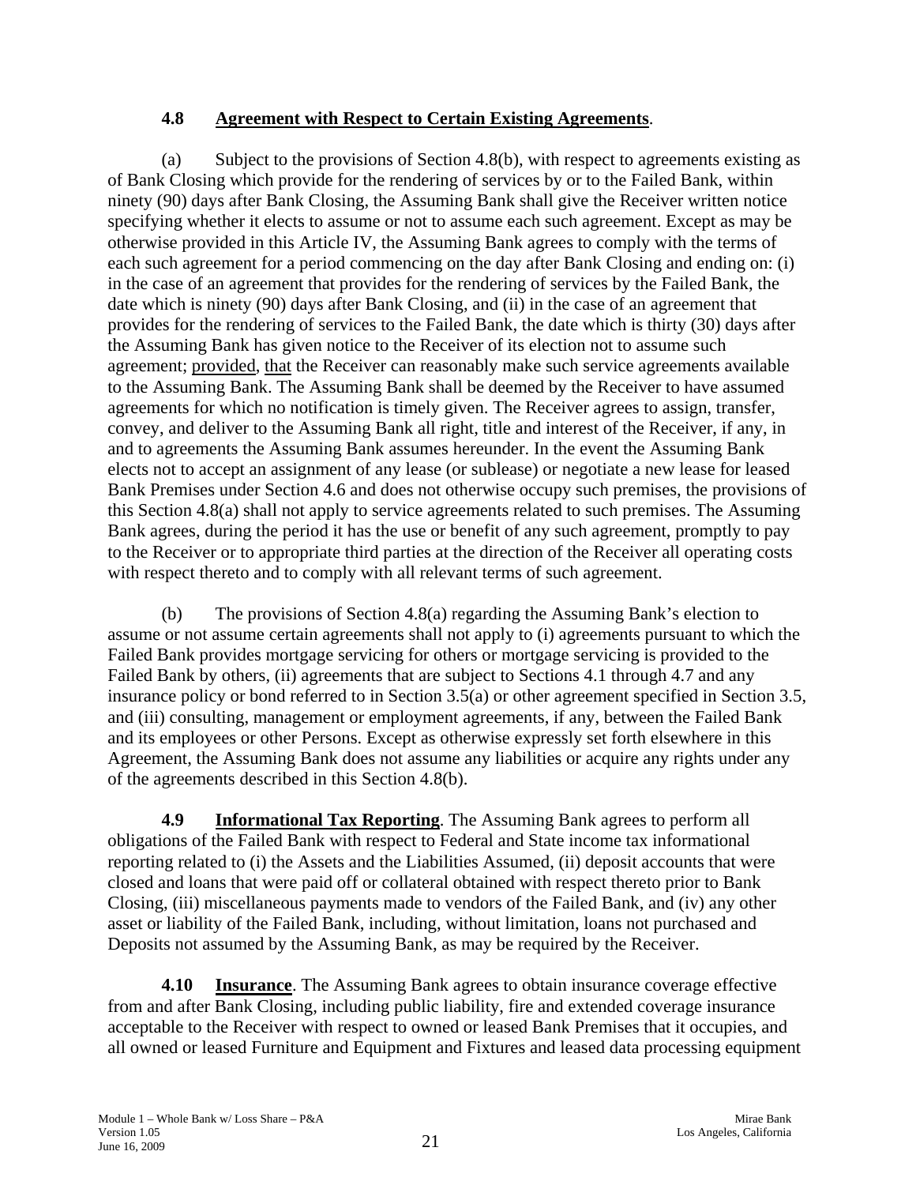**4.8 Agreement with Respect to Certain Existing Agreements**.

(a) Subject to the provisions of Section 4.8(b), with respect to agreements existing as of Bank Closing which provide for the rendering of services by or to the Failed Bank, within ninety (90) days after Bank Closing, the Assuming Bank shall give the Receiver written notice specifying whether it elects to assume or not to assume each such agreement. Except as may be otherwise provided in this Article IV, the Assuming Bank agrees to comply with the terms of each such agreement for a period commencing on the day after Bank Closing and ending on: (i) in the case of an agreement that provides for the rendering of services by the Failed Bank, the date which is ninety (90) days after Bank Closing, and (ii) in the case of an agreement that provides for the rendering of services to the Failed Bank, the date which is thirty (30) days after the Assuming Bank has given notice to the Receiver of its election not to assume such agreement; provided, that the Receiver can reasonably make such service agreements available to the Assuming Bank. The Assuming Bank shall be deemed by the Receiver to have assumed agreements for which no notification is timely given. The Receiver agrees to assign, transfer, convey, and deliver to the Assuming Bank all right, title and interest of the Receiver, if any, in and to agreements the Assuming Bank assumes hereunder. In the event the Assuming Bank elects not to accept an assignment of any lease (or sublease) or negotiate a new lease for leased Bank Premises under Section 4.6 and does not otherwise occupy such premises, the provisions of this Section 4.8(a) shall not apply to service agreements related to such premises. The Assuming Bank agrees, during the period it has the use or benefit of any such agreement, promptly to pay to the Receiver or to appropriate third parties at the direction of the Receiver all operating costs with respect thereto and to comply with all relevant terms of such agreement.

(b) The provisions of Section 4.8(a) regarding the Assuming Bank's election to assume or not assume certain agreements shall not apply to (i) agreements pursuant to which the Failed Bank provides mortgage servicing for others or mortgage servicing is provided to the Failed Bank by others, (ii) agreements that are subject to Sections 4.1 through 4.7 and any insurance policy or bond referred to in Section 3.5(a) or other agreement specified in Section 3.5, and (iii) consulting, management or employment agreements, if any, between the Failed Bank and its employees or other Persons. Except as otherwise expressly set forth elsewhere in this Agreement, the Assuming Bank does not assume any liabilities or acquire any rights under any of the agreements described in this Section 4.8(b).

**4.9 Informational Tax Reporting**. The Assuming Bank agrees to perform all obligations of the Failed Bank with respect to Federal and State income tax informational reporting related to (i) the Assets and the Liabilities Assumed, (ii) deposit accounts that were closed and loans that were paid off or collateral obtained with respect thereto prior to Bank Closing, (iii) miscellaneous payments made to vendors of the Failed Bank, and (iv) any other asset or liability of the Failed Bank, including, without limitation, loans not purchased and Deposits not assumed by the Assuming Bank, as may be required by the Receiver.

**4.10 Insurance**. The Assuming Bank agrees to obtain insurance coverage effective from and after Bank Closing, including public liability, fire and extended coverage insurance acceptable to the Receiver with respect to owned or leased Bank Premises that it occupies, and all owned or leased Furniture and Equipment and Fixtures and leased data processing equipment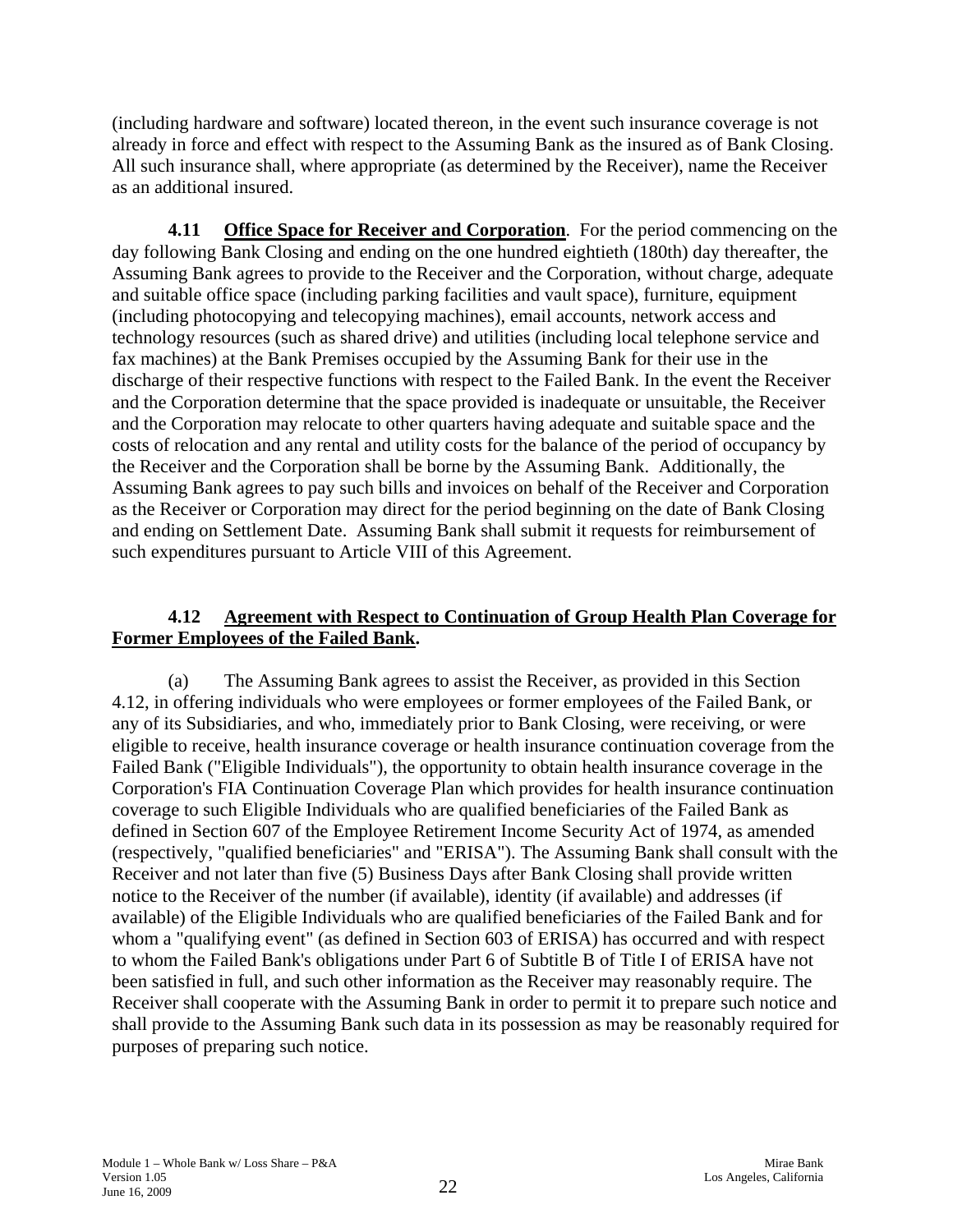(including hardware and software) located thereon, in the event such insurance coverage is not already in force and effect with respect to the Assuming Bank as the insured as of Bank Closing. All such insurance shall, where appropriate (as determined by the Receiver), name the Receiver as an additional insured.

**4.11 Office Space for Receiver and Corporation**. For the period commencing on the day following Bank Closing and ending on the one hundred eightieth (180th) day thereafter, the Assuming Bank agrees to provide to the Receiver and the Corporation, without charge, adequate and suitable office space (including parking facilities and vault space), furniture, equipment (including photocopying and telecopying machines), email accounts, network access and technology resources (such as shared drive) and utilities (including local telephone service and fax machines) at the Bank Premises occupied by the Assuming Bank for their use in the discharge of their respective functions with respect to the Failed Bank. In the event the Receiver and the Corporation determine that the space provided is inadequate or unsuitable, the Receiver and the Corporation may relocate to other quarters having adequate and suitable space and the costs of relocation and any rental and utility costs for the balance of the period of occupancy by the Receiver and the Corporation shall be borne by the Assuming Bank. Additionally, the Assuming Bank agrees to pay such bills and invoices on behalf of the Receiver and Corporation as the Receiver or Corporation may direct for the period beginning on the date of Bank Closing and ending on Settlement Date. Assuming Bank shall submit it requests for reimbursement of such expenditures pursuant to Article VIII of this Agreement.

**4.12 Agreement with Respect to Continuation of Group Health Plan Coverage for Former Employees of the Failed Bank.**

(a) The Assuming Bank agrees to assist the Receiver, as provided in this Section 4.12, in offering individuals who were employees or former employees of the Failed Bank, or any of its Subsidiaries, and who, immediately prior to Bank Closing, were receiving, or were eligible to receive, health insurance coverage or health insurance continuation coverage from the Failed Bank ("Eligible Individuals"), the opportunity to obtain health insurance coverage in the Corporation's FIA Continuation Coverage Plan which provides for health insurance continuation coverage to such Eligible Individuals who are qualified beneficiaries of the Failed Bank as defined in Section 607 of the Employee Retirement Income Security Act of 1974, as amended (respectively, "qualified beneficiaries" and "ERISA"). The Assuming Bank shall consult with the Receiver and not later than five (5) Business Days after Bank Closing shall provide written notice to the Receiver of the number (if available), identity (if available) and addresses (if available) of the Eligible Individuals who are qualified beneficiaries of the Failed Bank and for whom a "qualifying event" (as defined in Section 603 of ERISA) has occurred and with respect to whom the Failed Bank's obligations under Part 6 of Subtitle B of Title I of ERISA have not been satisfied in full, and such other information as the Receiver may reasonably require. The Receiver shall cooperate with the Assuming Bank in order to permit it to prepare such notice and shall provide to the Assuming Bank such data in its possession as may be reasonably required for purposes of preparing such notice.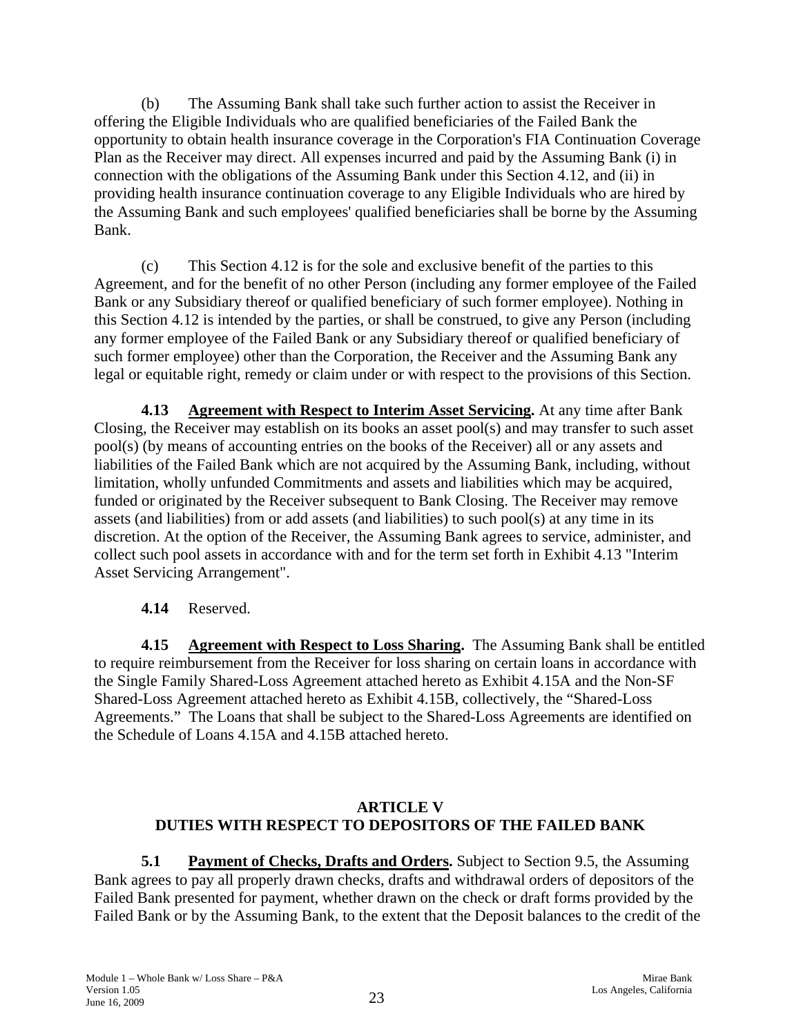(b) The Assuming Bank shall take such further action to assist the Receiver in offering the Eligible Individuals who are qualified beneficiaries of the Failed Bank the opportunity to obtain health insurance coverage in the Corporation's FIA Continuation Coverage Plan as the Receiver may direct. All expenses incurred and paid by the Assuming Bank (i) in connection with the obligations of the Assuming Bank under this Section 4.12, and (ii) in providing health insurance continuation coverage to any Eligible Individuals who are hired by the Assuming Bank and such employees' qualified beneficiaries shall be borne by the Assuming Bank.

(c) This Section 4.12 is for the sole and exclusive benefit of the parties to this Agreement, and for the benefit of no other Person (including any former employee of the Failed Bank or any Subsidiary thereof or qualified beneficiary of such former employee). Nothing in this Section 4.12 is intended by the parties, or shall be construed, to give any Person (including any former employee of the Failed Bank or any Subsidiary thereof or qualified beneficiary of such former employee) other than the Corporation, the Receiver and the Assuming Bank any legal or equitable right, remedy or claim under or with respect to the provisions of this Section.

**4.13 Agreement with Respect to Interim Asset Servicing.** At any time after Bank Closing, the Receiver may establish on its books an asset pool(s) and may transfer to such asset pool(s) (by means of accounting entries on the books of the Receiver) all or any assets and liabilities of the Failed Bank which are not acquired by the Assuming Bank, including, without limitation, wholly unfunded Commitments and assets and liabilities which may be acquired, funded or originated by the Receiver subsequent to Bank Closing. The Receiver may remove assets (and liabilities) from or add assets (and liabilities) to such pool(s) at any time in its discretion. At the option of the Receiver, the Assuming Bank agrees to service, administer, and collect such pool assets in accordance with and for the term set forth in Exhibit 4.13 "Interim Asset Servicing Arrangement".

**4.14** Reserved.

**4.15 Agreement with Respect to Loss Sharing.** The Assuming Bank shall be entitled to require reimbursement from the Receiver for loss sharing on certain loans in accordance with the Single Family Shared-Loss Agreement attached hereto as Exhibit 4.15A and the Non-SF Shared-Loss Agreement attached hereto as Exhibit 4.15B, collectively, the "Shared-Loss Agreements." The Loans that shall be subject to the Shared-Loss Agreements are identified on the Schedule of Loans 4.15A and 4.15B attached hereto.

## ARTICLE V
## DUTIES WITH RESPECT TO DEPOSITORS OF THE FAILED BANK

**5.1 Payment of Checks, Drafts and Orders.** Subject to Section 9.5, the Assuming Bank agrees to pay all properly drawn checks, drafts and withdrawal orders of depositors of the Failed Bank presented for payment, whether drawn on the check or draft forms provided by the Failed Bank or by the Assuming Bank, to the extent that the Deposit balances to the credit of the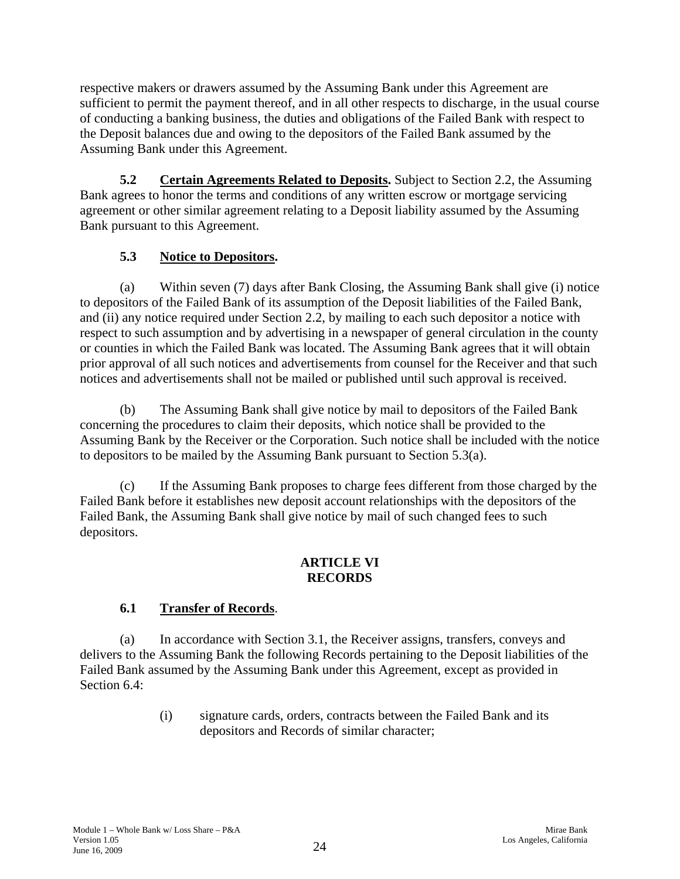respective makers or drawers assumed by the Assuming Bank under this Agreement are sufficient to permit the payment thereof, and in all other respects to discharge, in the usual course of conducting a banking business, the duties and obligations of the Failed Bank with respect to the Deposit balances due and owing to the depositors of the Failed Bank assumed by the Assuming Bank under this Agreement.

**5.2 Certain Agreements Related to Deposits.** Subject to Section 2.2, the Assuming Bank agrees to honor the terms and conditions of any written escrow or mortgage servicing agreement or other similar agreement relating to a Deposit liability assumed by the Assuming Bank pursuant to this Agreement.

**5.3 Notice to Depositors.**

(a) Within seven (7) days after Bank Closing, the Assuming Bank shall give (i) notice to depositors of the Failed Bank of its assumption of the Deposit liabilities of the Failed Bank, and (ii) any notice required under Section 2.2, by mailing to each such depositor a notice with respect to such assumption and by advertising in a newspaper of general circulation in the county or counties in which the Failed Bank was located. The Assuming Bank agrees that it will obtain prior approval of all such notices and advertisements from counsel for the Receiver and that such notices and advertisements shall not be mailed or published until such approval is received.

(b) The Assuming Bank shall give notice by mail to depositors of the Failed Bank concerning the procedures to claim their deposits, which notice shall be provided to the Assuming Bank by the Receiver or the Corporation. Such notice shall be included with the notice to depositors to be mailed by the Assuming Bank pursuant to Section 5.3(a).

(c) If the Assuming Bank proposes to charge fees different from those charged by the Failed Bank before it establishes new deposit account relationships with the depositors of the Failed Bank, the Assuming Bank shall give notice by mail of such changed fees to such depositors.

## ARTICLE VI
## RECORDS

**6.1 Transfer of Records.**

(a) In accordance with Section 3.1, the Receiver assigns, transfers, conveys and delivers to the Assuming Bank the following Records pertaining to the Deposit liabilities of the Failed Bank assumed by the Assuming Bank under this Agreement, except as provided in Section 6.4:

(i) signature cards, orders, contracts between the Failed Bank and its depositors and Records of similar character;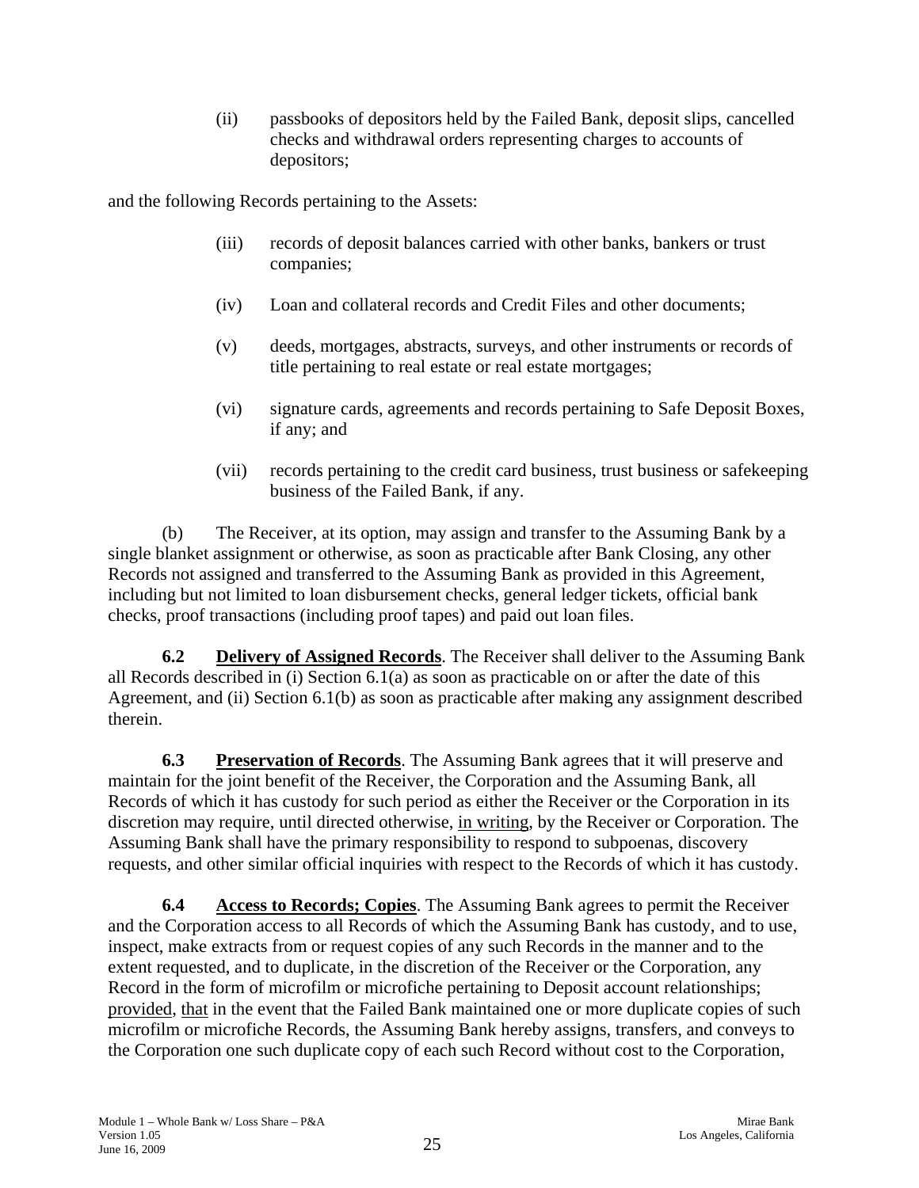(ii) passbooks of depositors held by the Failed Bank, deposit slips, cancelled checks and withdrawal orders representing charges to accounts of depositors;

and the following Records pertaining to the Assets:

(iii) records of deposit balances carried with other banks, bankers or trust companies;

(iv) Loan and collateral records and Credit Files and other documents;

(v) deeds, mortgages, abstracts, surveys, and other instruments or records of title pertaining to real estate or real estate mortgages;

(vi) signature cards, agreements and records pertaining to Safe Deposit Boxes, if any; and

(vii) records pertaining to the credit card business, trust business or safekeeping business of the Failed Bank, if any.

(b) The Receiver, at its option, may assign and transfer to the Assuming Bank by a single blanket assignment or otherwise, as soon as practicable after Bank Closing, any other Records not assigned and transferred to the Assuming Bank as provided in this Agreement, including but not limited to loan disbursement checks, general ledger tickets, official bank checks, proof transactions (including proof tapes) and paid out loan files.

**6.2 Delivery of Assigned Records**. The Receiver shall deliver to the Assuming Bank all Records described in (i) Section 6.1(a) as soon as practicable on or after the date of this Agreement, and (ii) Section 6.1(b) as soon as practicable after making any assignment described therein.

**6.3 Preservation of Records**. The Assuming Bank agrees that it will preserve and maintain for the joint benefit of the Receiver, the Corporation and the Assuming Bank, all Records of which it has custody for such period as either the Receiver or the Corporation in its discretion may require, until directed otherwise, in writing, by the Receiver or Corporation. The Assuming Bank shall have the primary responsibility to respond to subpoenas, discovery requests, and other similar official inquiries with respect to the Records of which it has custody.

**6.4 Access to Records; Copies**. The Assuming Bank agrees to permit the Receiver and the Corporation access to all Records of which the Assuming Bank has custody, and to use, inspect, make extracts from or request copies of any such Records in the manner and to the extent requested, and to duplicate, in the discretion of the Receiver or the Corporation, any Record in the form of microfilm or microfiche pertaining to Deposit account relationships; provided, that in the event that the Failed Bank maintained one or more duplicate copies of such microfilm or microfiche Records, the Assuming Bank hereby assigns, transfers, and conveys to the Corporation one such duplicate copy of each such Record without cost to the Corporation,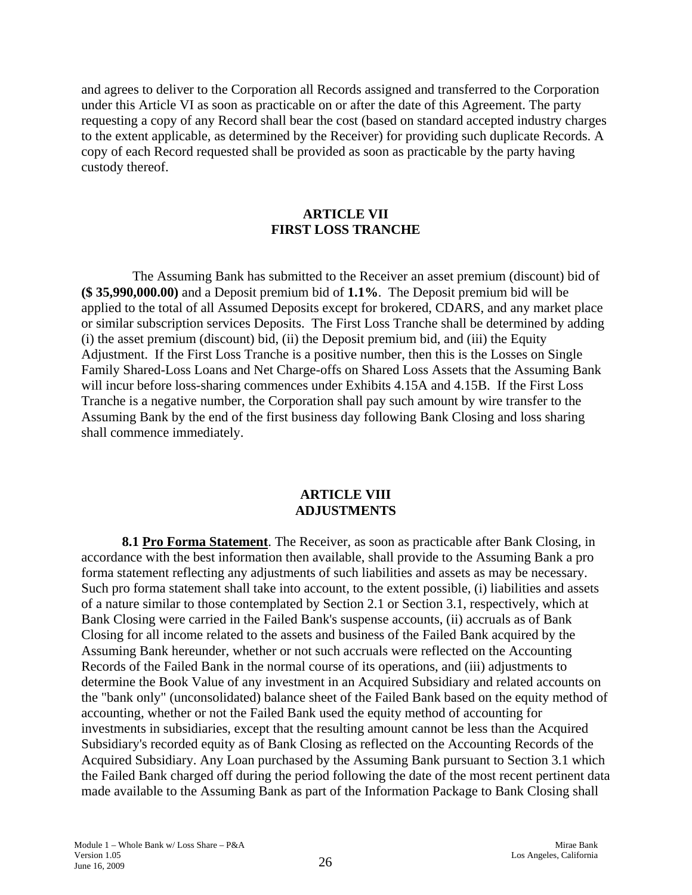and agrees to deliver to the Corporation all Records assigned and transferred to the Corporation under this Article VI as soon as practicable on or after the date of this Agreement. The party requesting a copy of any Record shall bear the cost (based on standard accepted industry charges to the extent applicable, as determined by the Receiver) for providing such duplicate Records. A copy of each Record requested shall be provided as soon as practicable by the party having custody thereof.

## ARTICLE VII
## FIRST LOSS TRANCHE

The Assuming Bank has submitted to the Receiver an asset premium (discount) bid of **($ 35,990,000.00)** and a Deposit premium bid of **1.1%**. The Deposit premium bid will be applied to the total of all Assumed Deposits except for brokered, CDARS, and any market place or similar subscription services Deposits. The First Loss Tranche shall be determined by adding (i) the asset premium (discount) bid, (ii) the Deposit premium bid, and (iii) the Equity Adjustment. If the First Loss Tranche is a positive number, then this is the Losses on Single Family Shared-Loss Loans and Net Charge-offs on Shared Loss Assets that the Assuming Bank will incur before loss-sharing commences under Exhibits 4.15A and 4.15B. If the First Loss Tranche is a negative number, the Corporation shall pay such amount by wire transfer to the Assuming Bank by the end of the first business day following Bank Closing and loss sharing shall commence immediately.

## ARTICLE VIII
## ADJUSTMENTS

**8.1 Pro Forma Statement**. The Receiver, as soon as practicable after Bank Closing, in accordance with the best information then available, shall provide to the Assuming Bank a pro forma statement reflecting any adjustments of such liabilities and assets as may be necessary. Such pro forma statement shall take into account, to the extent possible, (i) liabilities and assets of a nature similar to those contemplated by Section 2.1 or Section 3.1, respectively, which at Bank Closing were carried in the Failed Bank's suspense accounts, (ii) accruals as of Bank Closing for all income related to the assets and business of the Failed Bank acquired by the Assuming Bank hereunder, whether or not such accruals were reflected on the Accounting Records of the Failed Bank in the normal course of its operations, and (iii) adjustments to determine the Book Value of any investment in an Acquired Subsidiary and related accounts on the "bank only" (unconsolidated) balance sheet of the Failed Bank based on the equity method of accounting, whether or not the Failed Bank used the equity method of accounting for investments in subsidiaries, except that the resulting amount cannot be less than the Acquired Subsidiary's recorded equity as of Bank Closing as reflected on the Accounting Records of the Acquired Subsidiary. Any Loan purchased by the Assuming Bank pursuant to Section 3.1 which the Failed Bank charged off during the period following the date of the most recent pertinent data made available to the Assuming Bank as part of the Information Package to Bank Closing shall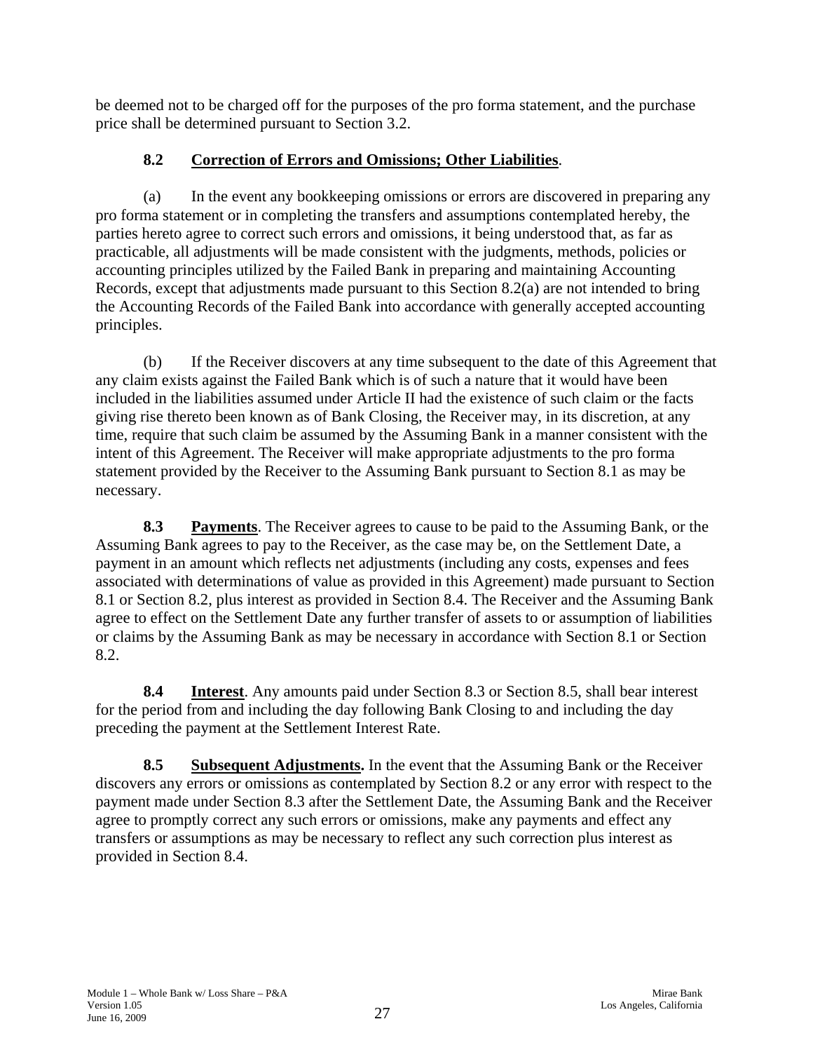be deemed not to be charged off for the purposes of the pro forma statement, and the purchase price shall be determined pursuant to Section 3.2.

### 8.2 Correction of Errors and Omissions; Other Liabilities.

(a) In the event any bookkeeping omissions or errors are discovered in preparing any pro forma statement or in completing the transfers and assumptions contemplated hereby, the parties hereto agree to correct such errors and omissions, it being understood that, as far as practicable, all adjustments will be made consistent with the judgments, methods, policies or accounting principles utilized by the Failed Bank in preparing and maintaining Accounting Records, except that adjustments made pursuant to this Section 8.2(a) are not intended to bring the Accounting Records of the Failed Bank into accordance with generally accepted accounting principles.

(b) If the Receiver discovers at any time subsequent to the date of this Agreement that any claim exists against the Failed Bank which is of such a nature that it would have been included in the liabilities assumed under Article II had the existence of such claim or the facts giving rise thereto been known as of Bank Closing, the Receiver may, in its discretion, at any time, require that such claim be assumed by the Assuming Bank in a manner consistent with the intent of this Agreement. The Receiver will make appropriate adjustments to the pro forma statement provided by the Receiver to the Assuming Bank pursuant to Section 8.1 as may be necessary.

**8.3 Payments**. The Receiver agrees to cause to be paid to the Assuming Bank, or the Assuming Bank agrees to pay to the Receiver, as the case may be, on the Settlement Date, a payment in an amount which reflects net adjustments (including any costs, expenses and fees associated with determinations of value as provided in this Agreement) made pursuant to Section 8.1 or Section 8.2, plus interest as provided in Section 8.4. The Receiver and the Assuming Bank agree to effect on the Settlement Date any further transfer of assets to or assumption of liabilities or claims by the Assuming Bank as may be necessary in accordance with Section 8.1 or Section 8.2.

**8.4 Interest**. Any amounts paid under Section 8.3 or Section 8.5, shall bear interest for the period from and including the day following Bank Closing to and including the day preceding the payment at the Settlement Interest Rate.

**8.5 Subsequent Adjustments.** In the event that the Assuming Bank or the Receiver discovers any errors or omissions as contemplated by Section 8.2 or any error with respect to the payment made under Section 8.3 after the Settlement Date, the Assuming Bank and the Receiver agree to promptly correct any such errors or omissions, make any payments and effect any transfers or assumptions as may be necessary to reflect any such correction plus interest as provided in Section 8.4.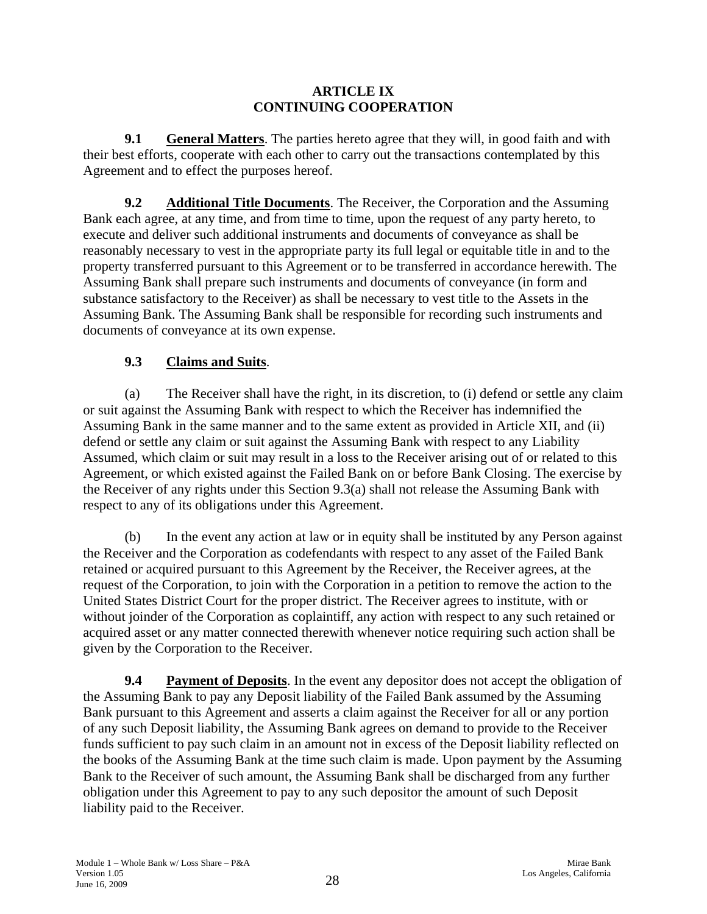# ARTICLE IX
# CONTINUING COOPERATION

**9.1 General Matters**. The parties hereto agree that they will, in good faith and with their best efforts, cooperate with each other to carry out the transactions contemplated by this Agreement and to effect the purposes hereof.

**9.2 Additional Title Documents**. The Receiver, the Corporation and the Assuming Bank each agree, at any time, and from time to time, upon the request of any party hereto, to execute and deliver such additional instruments and documents of conveyance as shall be reasonably necessary to vest in the appropriate party its full legal or equitable title in and to the property transferred pursuant to this Agreement or to be transferred in accordance herewith. The Assuming Bank shall prepare such instruments and documents of conveyance (in form and substance satisfactory to the Receiver) as shall be necessary to vest title to the Assets in the Assuming Bank. The Assuming Bank shall be responsible for recording such instruments and documents of conveyance at its own expense.

**9.3 Claims and Suits**.

(a) The Receiver shall have the right, in its discretion, to (i) defend or settle any claim or suit against the Assuming Bank with respect to which the Receiver has indemnified the Assuming Bank in the same manner and to the same extent as provided in Article XII, and (ii) defend or settle any claim or suit against the Assuming Bank with respect to any Liability Assumed, which claim or suit may result in a loss to the Receiver arising out of or related to this Agreement, or which existed against the Failed Bank on or before Bank Closing. The exercise by the Receiver of any rights under this Section 9.3(a) shall not release the Assuming Bank with respect to any of its obligations under this Agreement.

(b) In the event any action at law or in equity shall be instituted by any Person against the Receiver and the Corporation as codefendants with respect to any asset of the Failed Bank retained or acquired pursuant to this Agreement by the Receiver, the Receiver agrees, at the request of the Corporation, to join with the Corporation in a petition to remove the action to the United States District Court for the proper district. The Receiver agrees to institute, with or without joinder of the Corporation as coplaintiff, any action with respect to any such retained or acquired asset or any matter connected therewith whenever notice requiring such action shall be given by the Corporation to the Receiver.

**9.4 Payment of Deposits**. In the event any depositor does not accept the obligation of the Assuming Bank to pay any Deposit liability of the Failed Bank assumed by the Assuming Bank pursuant to this Agreement and asserts a claim against the Receiver for all or any portion of any such Deposit liability, the Assuming Bank agrees on demand to provide to the Receiver funds sufficient to pay such claim in an amount not in excess of the Deposit liability reflected on the books of the Assuming Bank at the time such claim is made. Upon payment by the Assuming Bank to the Receiver of such amount, the Assuming Bank shall be discharged from any further obligation under this Agreement to pay to any such depositor the amount of such Deposit liability paid to the Receiver.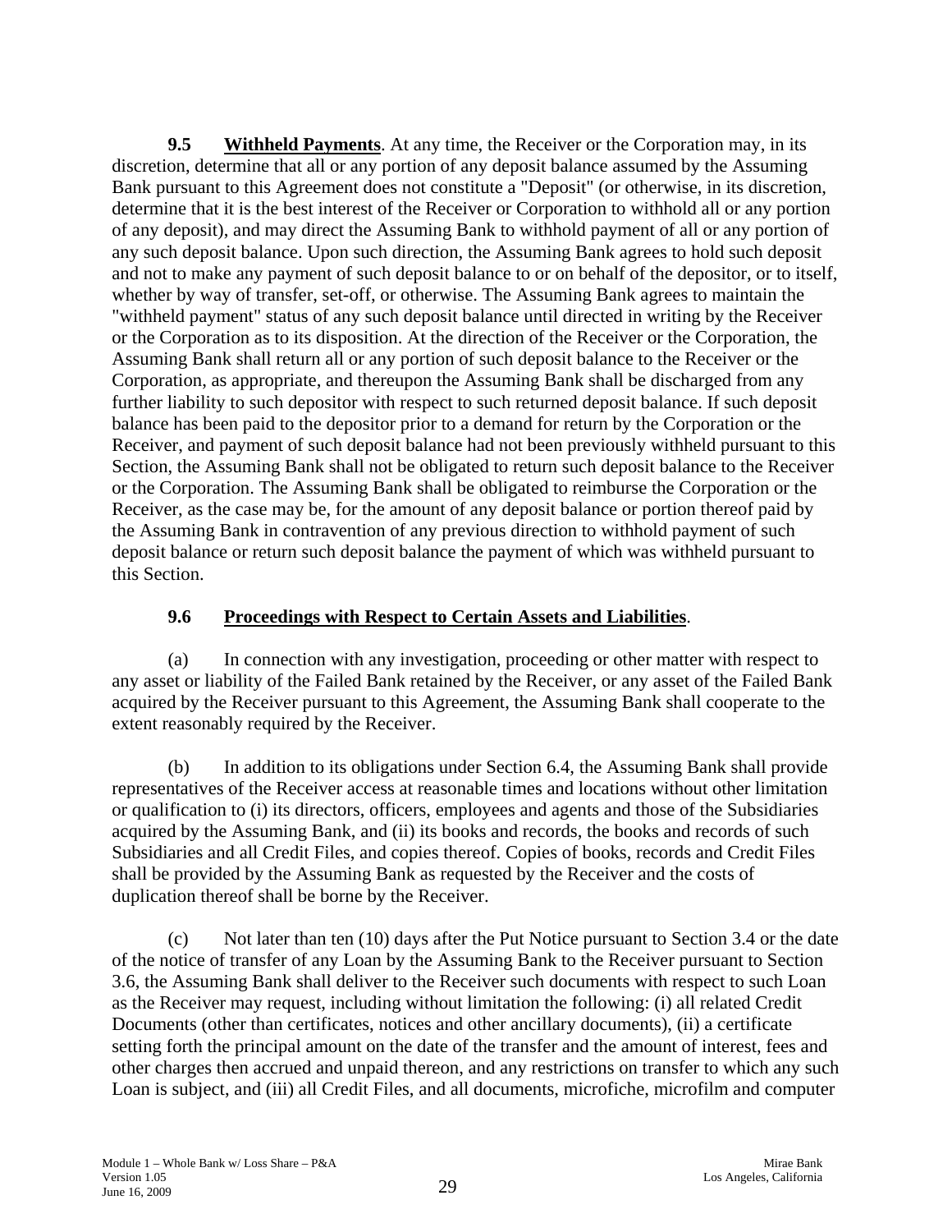**9.5 Withheld Payments**. At any time, the Receiver or the Corporation may, in its discretion, determine that all or any portion of any deposit balance assumed by the Assuming Bank pursuant to this Agreement does not constitute a "Deposit" (or otherwise, in its discretion, determine that it is the best interest of the Receiver or Corporation to withhold all or any portion of any deposit), and may direct the Assuming Bank to withhold payment of all or any portion of any such deposit balance. Upon such direction, the Assuming Bank agrees to hold such deposit and not to make any payment of such deposit balance to or on behalf of the depositor, or to itself, whether by way of transfer, set-off, or otherwise. The Assuming Bank agrees to maintain the "withheld payment" status of any such deposit balance until directed in writing by the Receiver or the Corporation as to its disposition. At the direction of the Receiver or the Corporation, the Assuming Bank shall return all or any portion of such deposit balance to the Receiver or the Corporation, as appropriate, and thereupon the Assuming Bank shall be discharged from any further liability to such depositor with respect to such returned deposit balance. If such deposit balance has been paid to the depositor prior to a demand for return by the Corporation or the Receiver, and payment of such deposit balance had not been previously withheld pursuant to this Section, the Assuming Bank shall not be obligated to return such deposit balance to the Receiver or the Corporation. The Assuming Bank shall be obligated to reimburse the Corporation or the Receiver, as the case may be, for the amount of any deposit balance or portion thereof paid by the Assuming Bank in contravention of any previous direction to withhold payment of such deposit balance or return such deposit balance the payment of which was withheld pursuant to this Section.

**9.6 Proceedings with Respect to Certain Assets and Liabilities**.

(a) In connection with any investigation, proceeding or other matter with respect to any asset or liability of the Failed Bank retained by the Receiver, or any asset of the Failed Bank acquired by the Receiver pursuant to this Agreement, the Assuming Bank shall cooperate to the extent reasonably required by the Receiver.

(b) In addition to its obligations under Section 6.4, the Assuming Bank shall provide representatives of the Receiver access at reasonable times and locations without other limitation or qualification to (i) its directors, officers, employees and agents and those of the Subsidiaries acquired by the Assuming Bank, and (ii) its books and records, the books and records of such Subsidiaries and all Credit Files, and copies thereof. Copies of books, records and Credit Files shall be provided by the Assuming Bank as requested by the Receiver and the costs of duplication thereof shall be borne by the Receiver.

(c) Not later than ten (10) days after the Put Notice pursuant to Section 3.4 or the date of the notice of transfer of any Loan by the Assuming Bank to the Receiver pursuant to Section 3.6, the Assuming Bank shall deliver to the Receiver such documents with respect to such Loan as the Receiver may request, including without limitation the following: (i) all related Credit Documents (other than certificates, notices and other ancillary documents), (ii) a certificate setting forth the principal amount on the date of the transfer and the amount of interest, fees and other charges then accrued and unpaid thereon, and any restrictions on transfer to which any such Loan is subject, and (iii) all Credit Files, and all documents, microfiche, microfilm and computer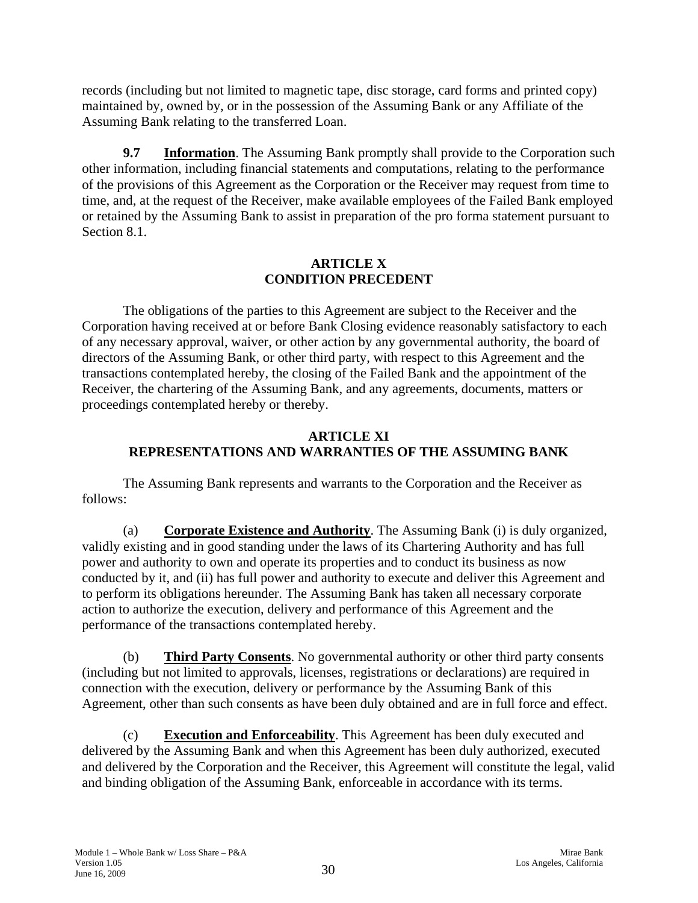records (including but not limited to magnetic tape, disc storage, card forms and printed copy) maintained by, owned by, or in the possession of the Assuming Bank or any Affiliate of the Assuming Bank relating to the transferred Loan.

**9.7 Information**. The Assuming Bank promptly shall provide to the Corporation such other information, including financial statements and computations, relating to the performance of the provisions of this Agreement as the Corporation or the Receiver may request from time to time, and, at the request of the Receiver, make available employees of the Failed Bank employed or retained by the Assuming Bank to assist in preparation of the pro forma statement pursuant to Section 8.1.

## ARTICLE X
## CONDITION PRECEDENT

The obligations of the parties to this Agreement are subject to the Receiver and the Corporation having received at or before Bank Closing evidence reasonably satisfactory to each of any necessary approval, waiver, or other action by any governmental authority, the board of directors of the Assuming Bank, or other third party, with respect to this Agreement and the transactions contemplated hereby, the closing of the Failed Bank and the appointment of the Receiver, the chartering of the Assuming Bank, and any agreements, documents, matters or proceedings contemplated hereby or thereby.

## ARTICLE XI
## REPRESENTATIONS AND WARRANTIES OF THE ASSUMING BANK

The Assuming Bank represents and warrants to the Corporation and the Receiver as follows:

(a) **Corporate Existence and Authority**. The Assuming Bank (i) is duly organized, validly existing and in good standing under the laws of its Chartering Authority and has full power and authority to own and operate its properties and to conduct its business as now conducted by it, and (ii) has full power and authority to execute and deliver this Agreement and to perform its obligations hereunder. The Assuming Bank has taken all necessary corporate action to authorize the execution, delivery and performance of this Agreement and the performance of the transactions contemplated hereby.

(b) **Third Party Consents**. No governmental authority or other third party consents (including but not limited to approvals, licenses, registrations or declarations) are required in connection with the execution, delivery or performance by the Assuming Bank of this Agreement, other than such consents as have been duly obtained and are in full force and effect.

(c) **Execution and Enforceability**. This Agreement has been duly executed and delivered by the Assuming Bank and when this Agreement has been duly authorized, executed and delivered by the Corporation and the Receiver, this Agreement will constitute the legal, valid and binding obligation of the Assuming Bank, enforceable in accordance with its terms.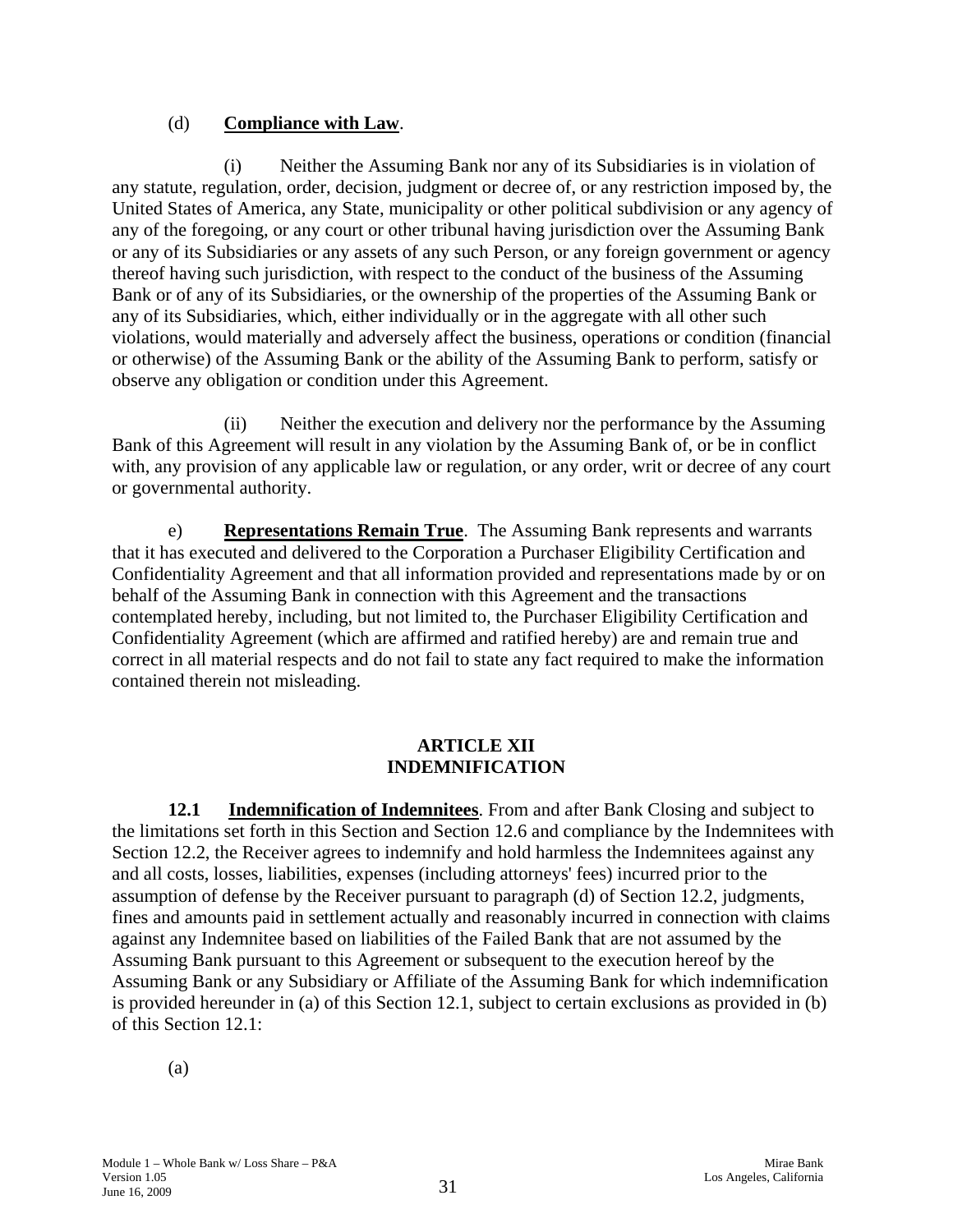(d) **Compliance with Law**.

(i) Neither the Assuming Bank nor any of its Subsidiaries is in violation of any statute, regulation, order, decision, judgment or decree of, or any restriction imposed by, the United States of America, any State, municipality or other political subdivision or any agency of any of the foregoing, or any court or other tribunal having jurisdiction over the Assuming Bank or any of its Subsidiaries or any assets of any such Person, or any foreign government or agency thereof having such jurisdiction, with respect to the conduct of the business of the Assuming Bank or of any of its Subsidiaries, or the ownership of the properties of the Assuming Bank or any of its Subsidiaries, which, either individually or in the aggregate with all other such violations, would materially and adversely affect the business, operations or condition (financial or otherwise) of the Assuming Bank or the ability of the Assuming Bank to perform, satisfy or observe any obligation or condition under this Agreement.

(ii) Neither the execution and delivery nor the performance by the Assuming Bank of this Agreement will result in any violation by the Assuming Bank of, or be in conflict with, any provision of any applicable law or regulation, or any order, writ or decree of any court or governmental authority.

e) **Representations Remain True**. The Assuming Bank represents and warrants that it has executed and delivered to the Corporation a Purchaser Eligibility Certification and Confidentiality Agreement and that all information provided and representations made by or on behalf of the Assuming Bank in connection with this Agreement and the transactions contemplated hereby, including, but not limited to, the Purchaser Eligibility Certification and Confidentiality Agreement (which are affirmed and ratified hereby) are and remain true and correct in all material respects and do not fail to state any fact required to make the information contained therein not misleading.

## ARTICLE XII
## INDEMNIFICATION

**12.1 Indemnification of Indemnitees**. From and after Bank Closing and subject to the limitations set forth in this Section and Section 12.6 and compliance by the Indemnitees with Section 12.2, the Receiver agrees to indemnify and hold harmless the Indemnitees against any and all costs, losses, liabilities, expenses (including attorneys' fees) incurred prior to the assumption of defense by the Receiver pursuant to paragraph (d) of Section 12.2, judgments, fines and amounts paid in settlement actually and reasonably incurred in connection with claims against any Indemnitee based on liabilities of the Failed Bank that are not assumed by the Assuming Bank pursuant to this Agreement or subsequent to the execution hereof by the Assuming Bank or any Subsidiary or Affiliate of the Assuming Bank for which indemnification is provided hereunder in (a) of this Section 12.1, subject to certain exclusions as provided in (b) of this Section 12.1:

(a)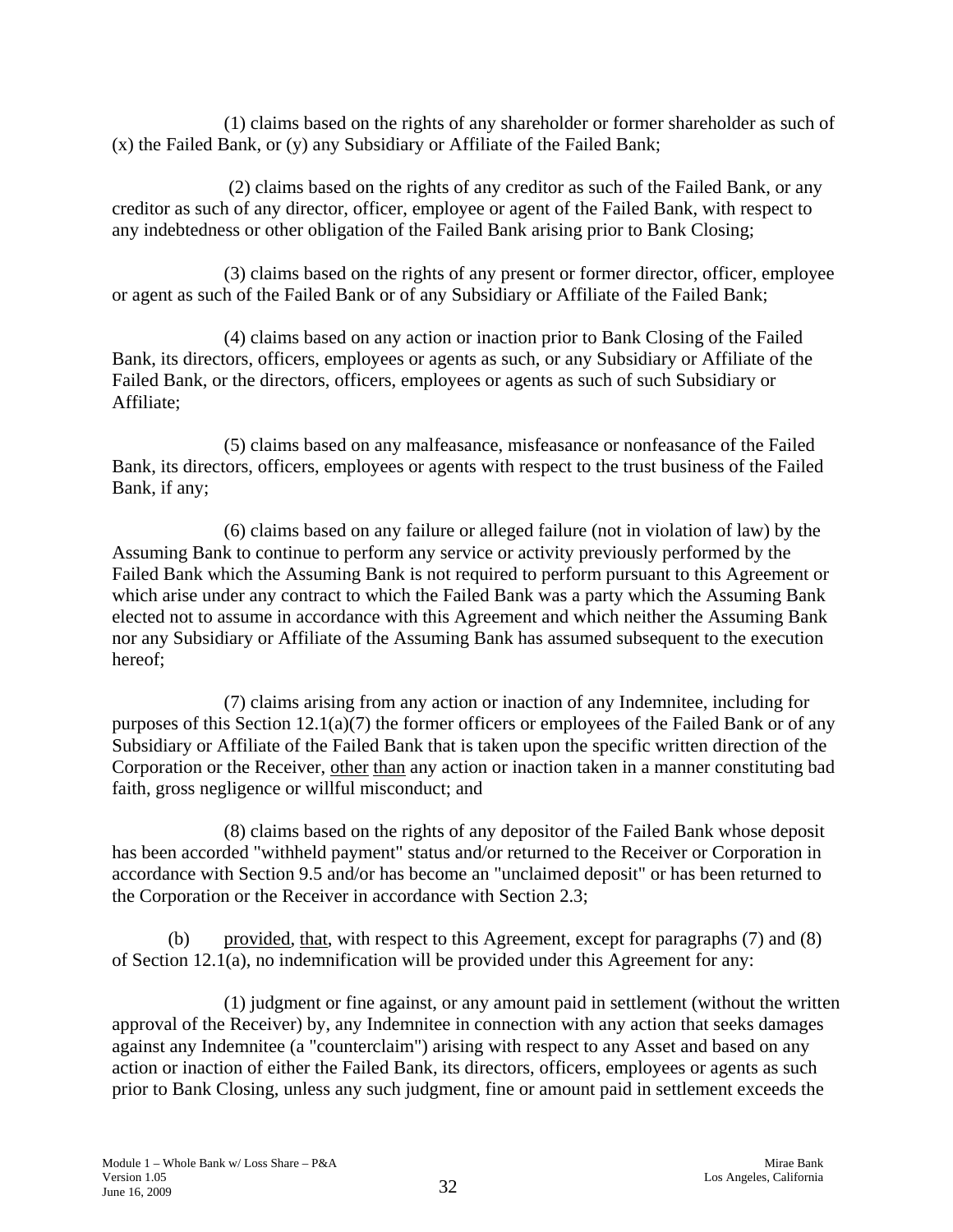(1) claims based on the rights of any shareholder or former shareholder as such of (x) the Failed Bank, or (y) any Subsidiary or Affiliate of the Failed Bank;

(2) claims based on the rights of any creditor as such of the Failed Bank, or any creditor as such of any director, officer, employee or agent of the Failed Bank, with respect to any indebtedness or other obligation of the Failed Bank arising prior to Bank Closing;

(3) claims based on the rights of any present or former director, officer, employee or agent as such of the Failed Bank or of any Subsidiary or Affiliate of the Failed Bank;

(4) claims based on any action or inaction prior to Bank Closing of the Failed Bank, its directors, officers, employees or agents as such, or any Subsidiary or Affiliate of the Failed Bank, or the directors, officers, employees or agents as such of such Subsidiary or Affiliate;

(5) claims based on any malfeasance, misfeasance or nonfeasance of the Failed Bank, its directors, officers, employees or agents with respect to the trust business of the Failed Bank, if any;

(6) claims based on any failure or alleged failure (not in violation of law) by the Assuming Bank to continue to perform any service or activity previously performed by the Failed Bank which the Assuming Bank is not required to perform pursuant to this Agreement or which arise under any contract to which the Failed Bank was a party which the Assuming Bank elected not to assume in accordance with this Agreement and which neither the Assuming Bank nor any Subsidiary or Affiliate of the Assuming Bank has assumed subsequent to the execution hereof;

(7) claims arising from any action or inaction of any Indemnitee, including for purposes of this Section 12.1(a)(7) the former officers or employees of the Failed Bank or of any Subsidiary or Affiliate of the Failed Bank that is taken upon the specific written direction of the Corporation or the Receiver, other than any action or inaction taken in a manner constituting bad faith, gross negligence or willful misconduct; and

(8) claims based on the rights of any depositor of the Failed Bank whose deposit has been accorded "withheld payment" status and/or returned to the Receiver or Corporation in accordance with Section 9.5 and/or has become an "unclaimed deposit" or has been returned to the Corporation or the Receiver in accordance with Section 2.3;

(b) provided, that, with respect to this Agreement, except for paragraphs (7) and (8) of Section 12.1(a), no indemnification will be provided under this Agreement for any:

(1) judgment or fine against, or any amount paid in settlement (without the written approval of the Receiver) by, any Indemnitee in connection with any action that seeks damages against any Indemnitee (a "counterclaim") arising with respect to any Asset and based on any action or inaction of either the Failed Bank, its directors, officers, employees or agents as such prior to Bank Closing, unless any such judgment, fine or amount paid in settlement exceeds the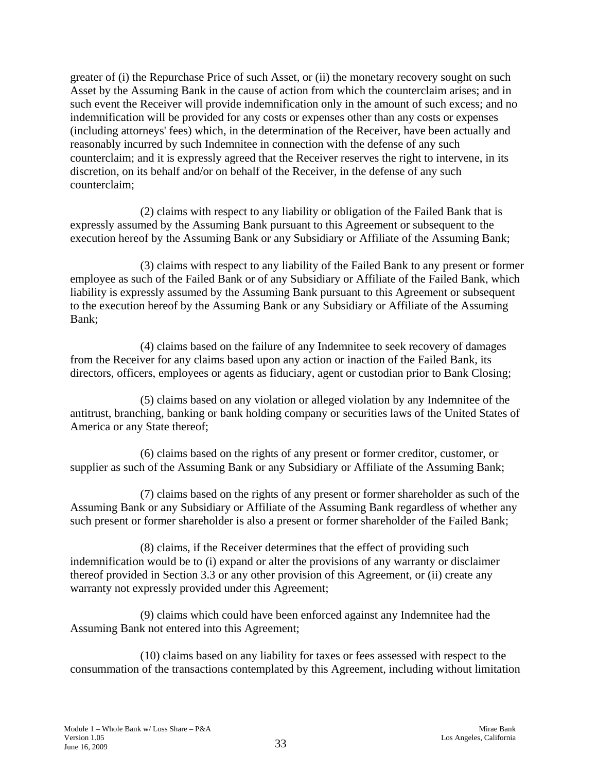greater of (i) the Repurchase Price of such Asset, or (ii) the monetary recovery sought on such Asset by the Assuming Bank in the cause of action from which the counterclaim arises; and in such event the Receiver will provide indemnification only in the amount of such excess; and no indemnification will be provided for any costs or expenses other than any costs or expenses (including attorneys' fees) which, in the determination of the Receiver, have been actually and reasonably incurred by such Indemnitee in connection with the defense of any such counterclaim; and it is expressly agreed that the Receiver reserves the right to intervene, in its discretion, on its behalf and/or on behalf of the Receiver, in the defense of any such counterclaim;

(2) claims with respect to any liability or obligation of the Failed Bank that is expressly assumed by the Assuming Bank pursuant to this Agreement or subsequent to the execution hereof by the Assuming Bank or any Subsidiary or Affiliate of the Assuming Bank;

(3) claims with respect to any liability of the Failed Bank to any present or former employee as such of the Failed Bank or of any Subsidiary or Affiliate of the Failed Bank, which liability is expressly assumed by the Assuming Bank pursuant to this Agreement or subsequent to the execution hereof by the Assuming Bank or any Subsidiary or Affiliate of the Assuming Bank;

(4) claims based on the failure of any Indemnitee to seek recovery of damages from the Receiver for any claims based upon any action or inaction of the Failed Bank, its directors, officers, employees or agents as fiduciary, agent or custodian prior to Bank Closing;

(5) claims based on any violation or alleged violation by any Indemnitee of the antitrust, branching, banking or bank holding company or securities laws of the United States of America or any State thereof;

(6) claims based on the rights of any present or former creditor, customer, or supplier as such of the Assuming Bank or any Subsidiary or Affiliate of the Assuming Bank;

(7) claims based on the rights of any present or former shareholder as such of the Assuming Bank or any Subsidiary or Affiliate of the Assuming Bank regardless of whether any such present or former shareholder is also a present or former shareholder of the Failed Bank;

(8) claims, if the Receiver determines that the effect of providing such indemnification would be to (i) expand or alter the provisions of any warranty or disclaimer thereof provided in Section 3.3 or any other provision of this Agreement, or (ii) create any warranty not expressly provided under this Agreement;

(9) claims which could have been enforced against any Indemnitee had the Assuming Bank not entered into this Agreement;

(10) claims based on any liability for taxes or fees assessed with respect to the consummation of the transactions contemplated by this Agreement, including without limitation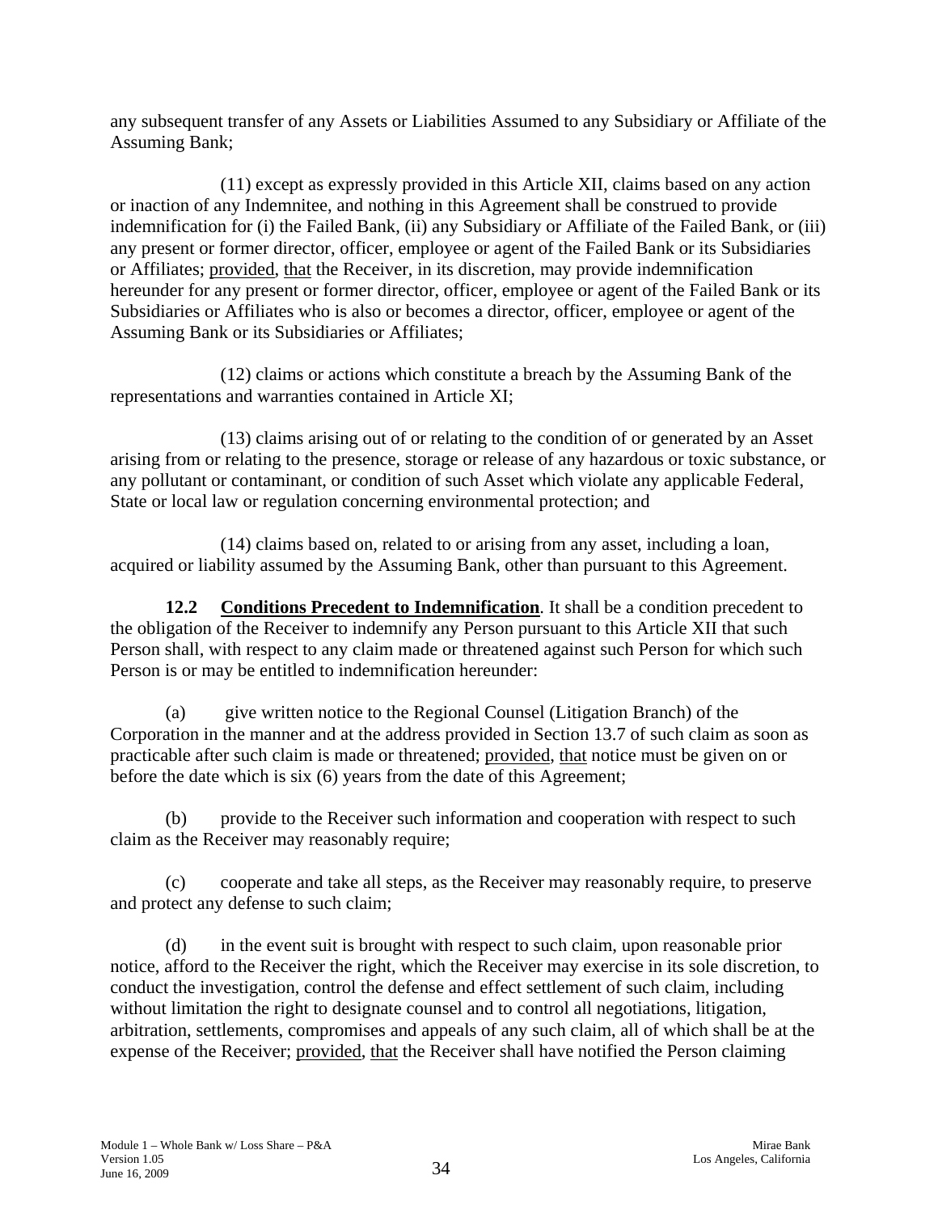any subsequent transfer of any Assets or Liabilities Assumed to any Subsidiary or Affiliate of the Assuming Bank;

(11) except as expressly provided in this Article XII, claims based on any action or inaction of any Indemnitee, and nothing in this Agreement shall be construed to provide indemnification for (i) the Failed Bank, (ii) any Subsidiary or Affiliate of the Failed Bank, or (iii) any present or former director, officer, employee or agent of the Failed Bank or its Subsidiaries or Affiliates; provided, that the Receiver, in its discretion, may provide indemnification hereunder for any present or former director, officer, employee or agent of the Failed Bank or its Subsidiaries or Affiliates who is also or becomes a director, officer, employee or agent of the Assuming Bank or its Subsidiaries or Affiliates;

(12) claims or actions which constitute a breach by the Assuming Bank of the representations and warranties contained in Article XI;

(13) claims arising out of or relating to the condition of or generated by an Asset arising from or relating to the presence, storage or release of any hazardous or toxic substance, or any pollutant or contaminant, or condition of such Asset which violate any applicable Federal, State or local law or regulation concerning environmental protection; and

(14) claims based on, related to or arising from any asset, including a loan, acquired or liability assumed by the Assuming Bank, other than pursuant to this Agreement.

**12.2 Conditions Precedent to Indemnification**. It shall be a condition precedent to the obligation of the Receiver to indemnify any Person pursuant to this Article XII that such Person shall, with respect to any claim made or threatened against such Person for which such Person is or may be entitled to indemnification hereunder:

(a) give written notice to the Regional Counsel (Litigation Branch) of the Corporation in the manner and at the address provided in Section 13.7 of such claim as soon as practicable after such claim is made or threatened; provided, that notice must be given on or before the date which is six (6) years from the date of this Agreement;

(b) provide to the Receiver such information and cooperation with respect to such claim as the Receiver may reasonably require;

(c) cooperate and take all steps, as the Receiver may reasonably require, to preserve and protect any defense to such claim;

(d) in the event suit is brought with respect to such claim, upon reasonable prior notice, afford to the Receiver the right, which the Receiver may exercise in its sole discretion, to conduct the investigation, control the defense and effect settlement of such claim, including without limitation the right to designate counsel and to control all negotiations, litigation, arbitration, settlements, compromises and appeals of any such claim, all of which shall be at the expense of the Receiver; provided, that the Receiver shall have notified the Person claiming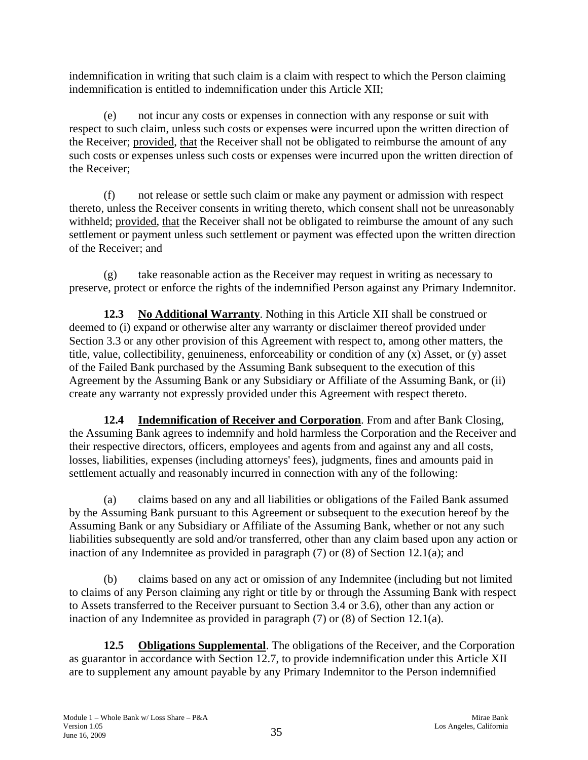indemnification in writing that such claim is a claim with respect to which the Person claiming indemnification is entitled to indemnification under this Article XII;

(e) not incur any costs or expenses in connection with any response or suit with respect to such claim, unless such costs or expenses were incurred upon the written direction of the Receiver; provided, that the Receiver shall not be obligated to reimburse the amount of any such costs or expenses unless such costs or expenses were incurred upon the written direction of the Receiver;

(f) not release or settle such claim or make any payment or admission with respect thereto, unless the Receiver consents in writing thereto, which consent shall not be unreasonably withheld; provided, that the Receiver shall not be obligated to reimburse the amount of any such settlement or payment unless such settlement or payment was effected upon the written direction of the Receiver; and

(g) take reasonable action as the Receiver may request in writing as necessary to preserve, protect or enforce the rights of the indemnified Person against any Primary Indemnitor.

**12.3 No Additional Warranty**. Nothing in this Article XII shall be construed or deemed to (i) expand or otherwise alter any warranty or disclaimer thereof provided under Section 3.3 or any other provision of this Agreement with respect to, among other matters, the title, value, collectibility, genuineness, enforceability or condition of any (x) Asset, or (y) asset of the Failed Bank purchased by the Assuming Bank subsequent to the execution of this Agreement by the Assuming Bank or any Subsidiary or Affiliate of the Assuming Bank, or (ii) create any warranty not expressly provided under this Agreement with respect thereto.

**12.4 Indemnification of Receiver and Corporation**. From and after Bank Closing, the Assuming Bank agrees to indemnify and hold harmless the Corporation and the Receiver and their respective directors, officers, employees and agents from and against any and all costs, losses, liabilities, expenses (including attorneys' fees), judgments, fines and amounts paid in settlement actually and reasonably incurred in connection with any of the following:

(a) claims based on any and all liabilities or obligations of the Failed Bank assumed by the Assuming Bank pursuant to this Agreement or subsequent to the execution hereof by the Assuming Bank or any Subsidiary or Affiliate of the Assuming Bank, whether or not any such liabilities subsequently are sold and/or transferred, other than any claim based upon any action or inaction of any Indemnitee as provided in paragraph (7) or (8) of Section 12.1(a); and

(b) claims based on any act or omission of any Indemnitee (including but not limited to claims of any Person claiming any right or title by or through the Assuming Bank with respect to Assets transferred to the Receiver pursuant to Section 3.4 or 3.6), other than any action or inaction of any Indemnitee as provided in paragraph (7) or (8) of Section 12.1(a).

**12.5 Obligations Supplemental**. The obligations of the Receiver, and the Corporation as guarantor in accordance with Section 12.7, to provide indemnification under this Article XII are to supplement any amount payable by any Primary Indemnitor to the Person indemnified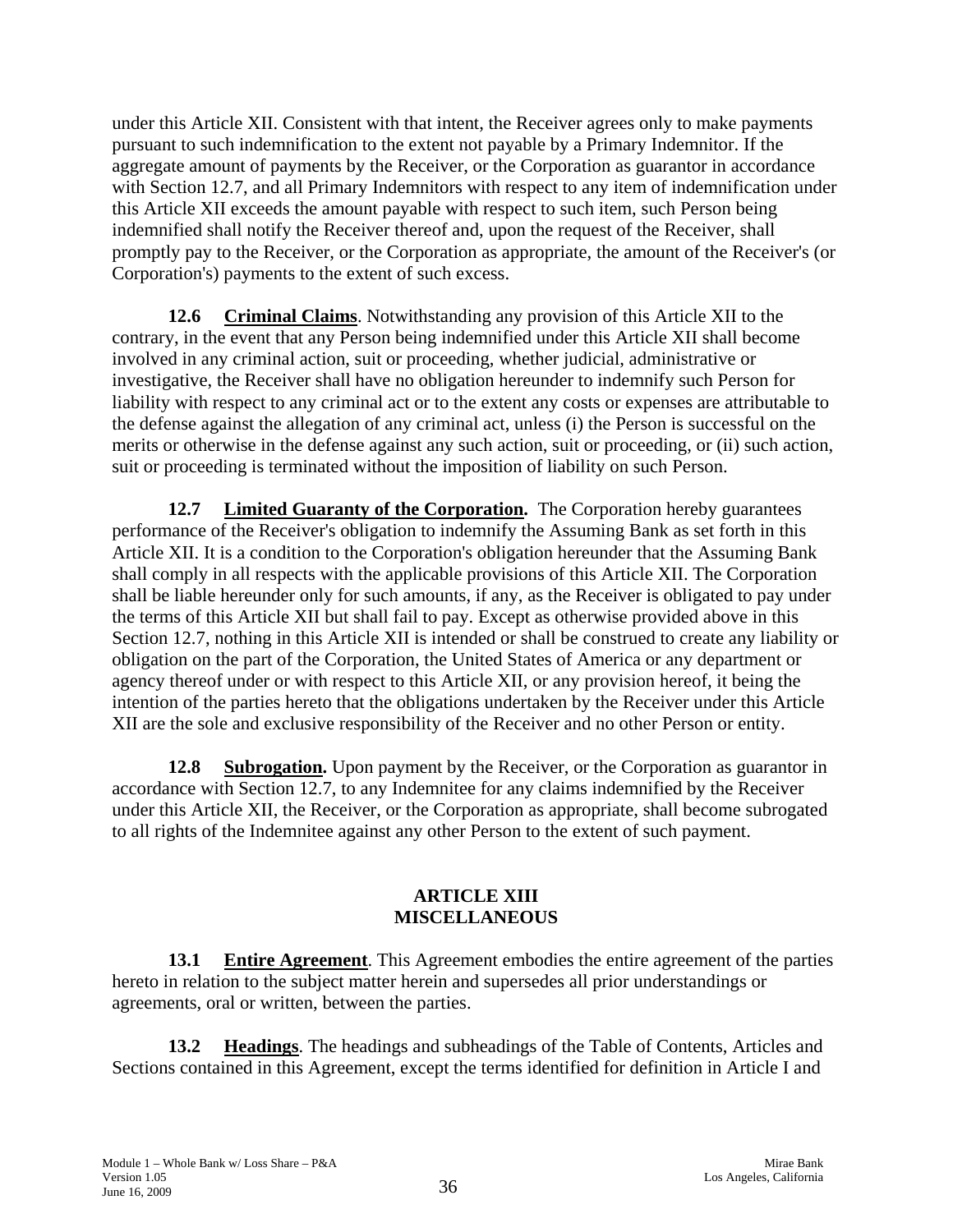under this Article XII. Consistent with that intent, the Receiver agrees only to make payments pursuant to such indemnification to the extent not payable by a Primary Indemnitor. If the aggregate amount of payments by the Receiver, or the Corporation as guarantor in accordance with Section 12.7, and all Primary Indemnitors with respect to any item of indemnification under this Article XII exceeds the amount payable with respect to such item, such Person being indemnified shall notify the Receiver thereof and, upon the request of the Receiver, shall promptly pay to the Receiver, or the Corporation as appropriate, the amount of the Receiver's (or Corporation's) payments to the extent of such excess.

**12.6 Criminal Claims**. Notwithstanding any provision of this Article XII to the contrary, in the event that any Person being indemnified under this Article XII shall become involved in any criminal action, suit or proceeding, whether judicial, administrative or investigative, the Receiver shall have no obligation hereunder to indemnify such Person for liability with respect to any criminal act or to the extent any costs or expenses are attributable to the defense against the allegation of any criminal act, unless (i) the Person is successful on the merits or otherwise in the defense against any such action, suit or proceeding, or (ii) such action, suit or proceeding is terminated without the imposition of liability on such Person.

**12.7 Limited Guaranty of the Corporation.** The Corporation hereby guarantees performance of the Receiver's obligation to indemnify the Assuming Bank as set forth in this Article XII. It is a condition to the Corporation's obligation hereunder that the Assuming Bank shall comply in all respects with the applicable provisions of this Article XII. The Corporation shall be liable hereunder only for such amounts, if any, as the Receiver is obligated to pay under the terms of this Article XII but shall fail to pay. Except as otherwise provided above in this Section 12.7, nothing in this Article XII is intended or shall be construed to create any liability or obligation on the part of the Corporation, the United States of America or any department or agency thereof under or with respect to this Article XII, or any provision hereof, it being the intention of the parties hereto that the obligations undertaken by the Receiver under this Article XII are the sole and exclusive responsibility of the Receiver and no other Person or entity.

**12.8 Subrogation.** Upon payment by the Receiver, or the Corporation as guarantor in accordance with Section 12.7, to any Indemnitee for any claims indemnified by the Receiver under this Article XII, the Receiver, or the Corporation as appropriate, shall become subrogated to all rights of the Indemnitee against any other Person to the extent of such payment.

## ARTICLE XIII
## MISCELLANEOUS

**13.1 Entire Agreement**. This Agreement embodies the entire agreement of the parties hereto in relation to the subject matter herein and supersedes all prior understandings or agreements, oral or written, between the parties.

**13.2 Headings**. The headings and subheadings of the Table of Contents, Articles and Sections contained in this Agreement, except the terms identified for definition in Article I and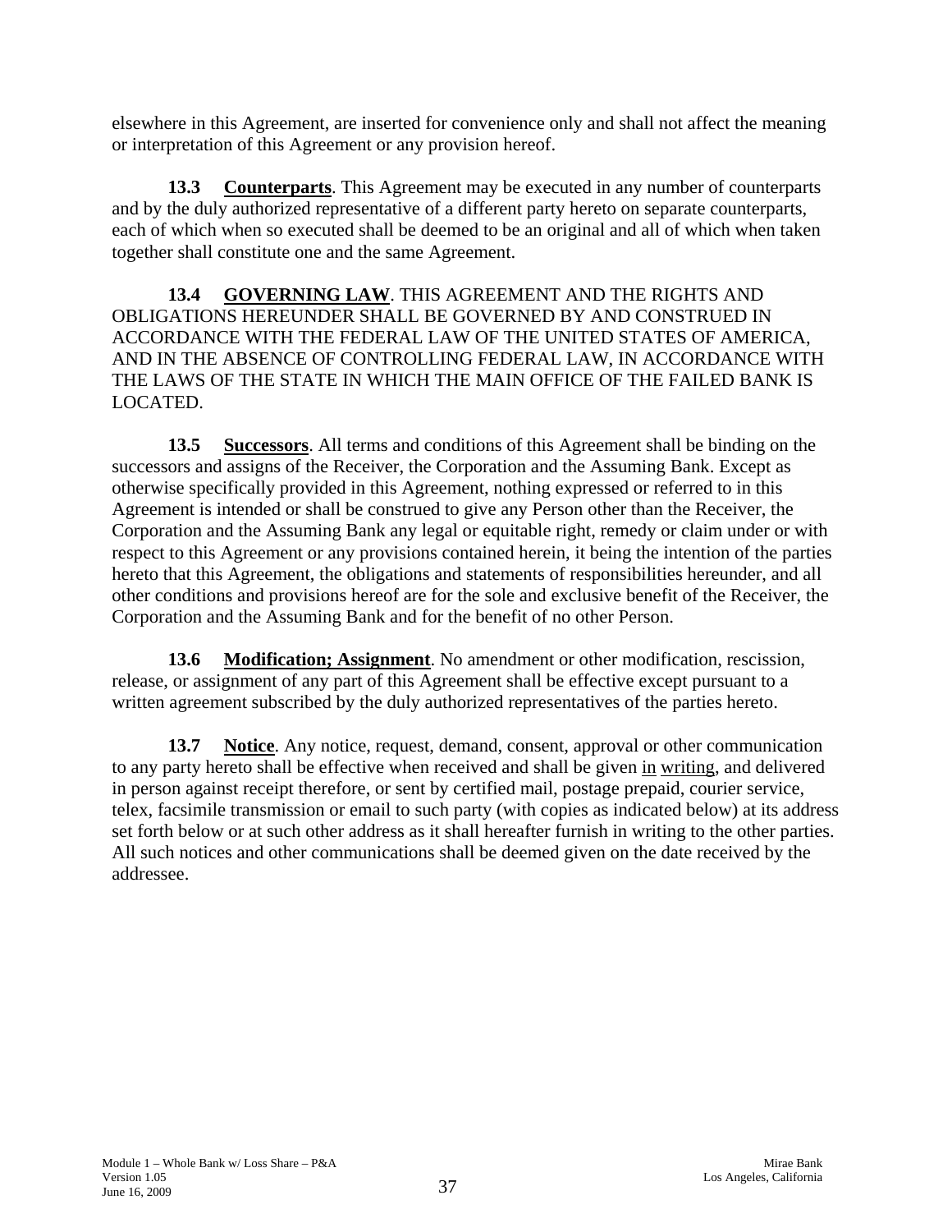elsewhere in this Agreement, are inserted for convenience only and shall not affect the meaning or interpretation of this Agreement or any provision hereof.

**13.3** **<u>Counterparts</u>**. This Agreement may be executed in any number of counterparts and by the duly authorized representative of a different party hereto on separate counterparts, each of which when so executed shall be deemed to be an original and all of which when taken together shall constitute one and the same Agreement.

**13.4** **<u>GOVERNING LAW</u>**. THIS AGREEMENT AND THE RIGHTS AND OBLIGATIONS HEREUNDER SHALL BE GOVERNED BY AND CONSTRUED IN ACCORDANCE WITH THE FEDERAL LAW OF THE UNITED STATES OF AMERICA, AND IN THE ABSENCE OF CONTROLLING FEDERAL LAW, IN ACCORDANCE WITH THE LAWS OF THE STATE IN WHICH THE MAIN OFFICE OF THE FAILED BANK IS LOCATED.

**13.5** **<u>Successors</u>**. All terms and conditions of this Agreement shall be binding on the successors and assigns of the Receiver, the Corporation and the Assuming Bank. Except as otherwise specifically provided in this Agreement, nothing expressed or referred to in this Agreement is intended or shall be construed to give any Person other than the Receiver, the Corporation and the Assuming Bank any legal or equitable right, remedy or claim under or with respect to this Agreement or any provisions contained herein, it being the intention of the parties hereto that this Agreement, the obligations and statements of responsibilities hereunder, and all other conditions and provisions hereof are for the sole and exclusive benefit of the Receiver, the Corporation and the Assuming Bank and for the benefit of no other Person.

**13.6** **<u>Modification; Assignment</u>**. No amendment or other modification, rescission, release, or assignment of any part of this Agreement shall be effective except pursuant to a written agreement subscribed by the duly authorized representatives of the parties hereto.

**13.7** **<u>Notice</u>**. Any notice, request, demand, consent, approval or other communication to any party hereto shall be effective when received and shall be given <u>in writing</u>, and delivered in person against receipt therefore, or sent by certified mail, postage prepaid, courier service, telex, facsimile transmission or email to such party (with copies as indicated below) at its address set forth below or at such other address as it shall hereafter furnish in writing to the other parties. All such notices and other communications shall be deemed given on the date received by the addressee.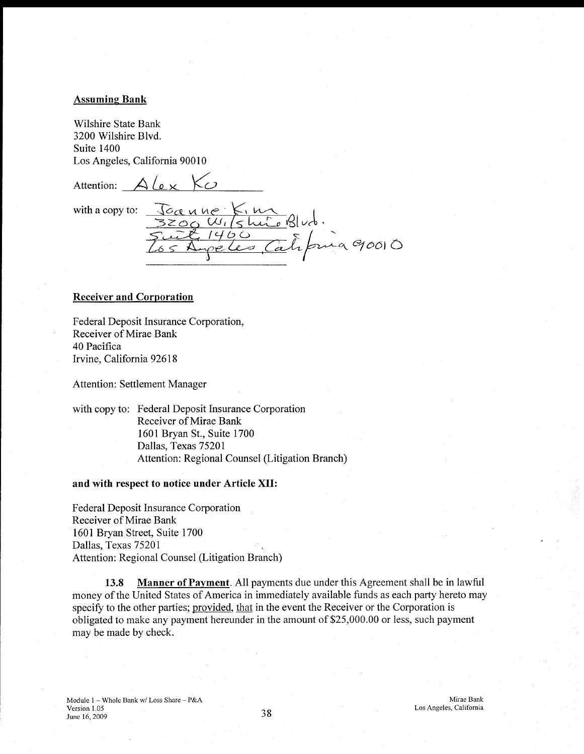**Assuming Bank**

Wilshire State Bank
3200 Wilshire Blvd.
Suite 1400
Los Angeles, California 90010

Attention: Alex Ko

with a copy to: Joanne Kim
3200 Wilshire Blvd.
Suite 1400
Los Angeles California 90010

**Receiver and Corporation**

Federal Deposit Insurance Corporation,
Receiver of Mirae Bank
40 Pacifica
Irvine, California 92618

Attention: Settlement Manager

with copy to: Federal Deposit Insurance Corporation
Receiver of Mirae Bank
1601 Bryan St., Suite 1700
Dallas, Texas 75201
Attention: Regional Counsel (Litigation Branch)

**and with respect to notice under Article XII:**

Federal Deposit Insurance Corporation
Receiver of Mirae Bank
1601 Bryan Street, Suite 1700
Dallas, Texas 75201
Attention: Regional Counsel (Litigation Branch)

**13.8 Manner of Payment**. All payments due under this Agreement shall be in lawful money of the United States of America in immediately available funds as each party hereto may specify to the other parties; provided, that in the event the Receiver or the Corporation is obligated to make any payment hereunder in the amount of $25,000.00 or less, such payment may be made by check.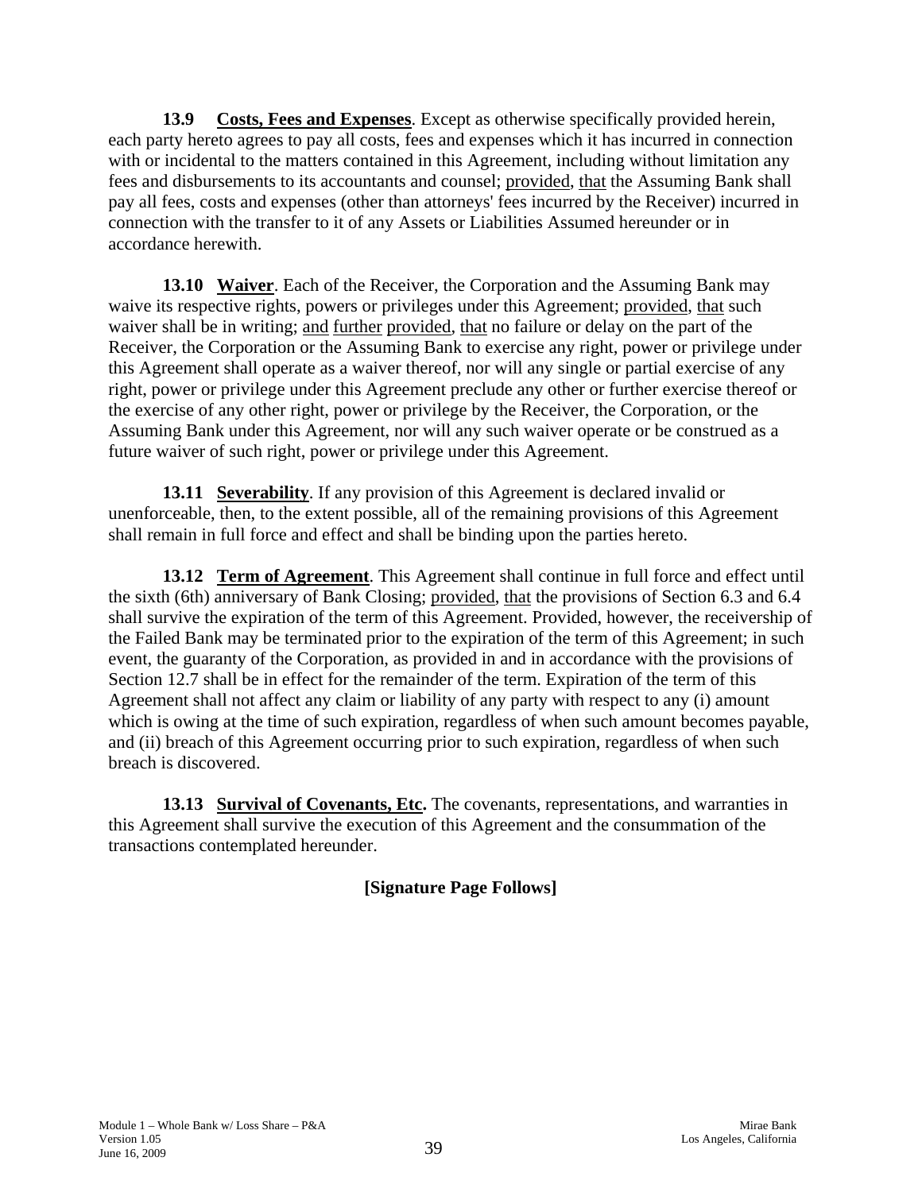**13.9 Costs, Fees and Expenses**. Except as otherwise specifically provided herein, each party hereto agrees to pay all costs, fees and expenses which it has incurred in connection with or incidental to the matters contained in this Agreement, including without limitation any fees and disbursements to its accountants and counsel; provided, that the Assuming Bank shall pay all fees, costs and expenses (other than attorneys' fees incurred by the Receiver) incurred in connection with the transfer to it of any Assets or Liabilities Assumed hereunder or in accordance herewith.

**13.10 Waiver**. Each of the Receiver, the Corporation and the Assuming Bank may waive its respective rights, powers or privileges under this Agreement; provided, that such waiver shall be in writing; and further provided, that no failure or delay on the part of the Receiver, the Corporation or the Assuming Bank to exercise any right, power or privilege under this Agreement shall operate as a waiver thereof, nor will any single or partial exercise of any right, power or privilege under this Agreement preclude any other or further exercise thereof or the exercise of any other right, power or privilege by the Receiver, the Corporation, or the Assuming Bank under this Agreement, nor will any such waiver operate or be construed as a future waiver of such right, power or privilege under this Agreement.

**13.11 Severability**. If any provision of this Agreement is declared invalid or unenforceable, then, to the extent possible, all of the remaining provisions of this Agreement shall remain in full force and effect and shall be binding upon the parties hereto.

**13.12 Term of Agreement**. This Agreement shall continue in full force and effect until the sixth (6th) anniversary of Bank Closing; provided, that the provisions of Section 6.3 and 6.4 shall survive the expiration of the term of this Agreement. Provided, however, the receivership of the Failed Bank may be terminated prior to the expiration of the term of this Agreement; in such event, the guaranty of the Corporation, as provided in and in accordance with the provisions of Section 12.7 shall be in effect for the remainder of the term. Expiration of the term of this Agreement shall not affect any claim or liability of any party with respect to any (i) amount which is owing at the time of such expiration, regardless of when such amount becomes payable, and (ii) breach of this Agreement occurring prior to such expiration, regardless of when such breach is discovered.

**13.13 Survival of Covenants, Etc.** The covenants, representations, and warranties in this Agreement shall survive the execution of this Agreement and the consummation of the transactions contemplated hereunder.

**[Signature Page Follows]**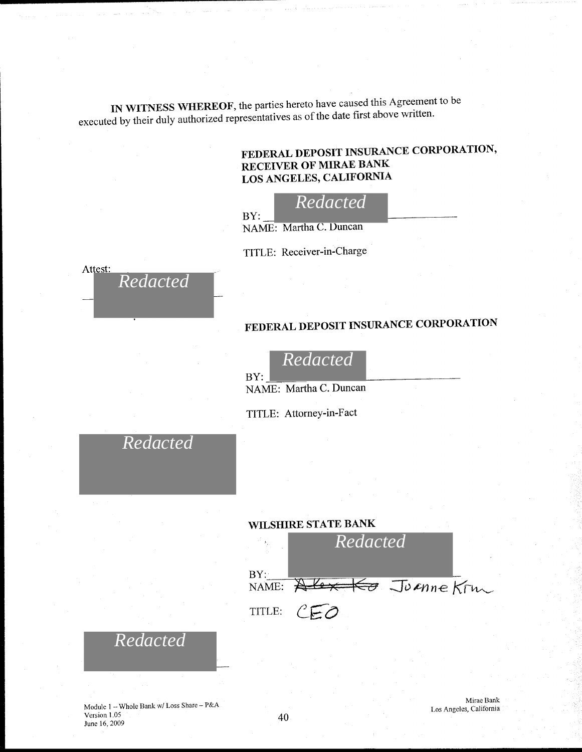**IN WITNESS WHEREOF**, the parties hereto have caused this Agreement to be executed by their duly authorized representatives as of the date first above written.

**FEDERAL DEPOSIT INSURANCE CORPORATION,**
**RECEIVER OF MIRAE BANK**
**LOS ANGELES, CALIFORNIA**

BY: *Redacted*
NAME: Martha C. Duncan

TITLE: Receiver-in-Charge

Attest:
*Redacted*

**FEDERAL DEPOSIT INSURANCE CORPORATION**

BY: *Redacted*
NAME: Martha C. Duncan

TITLE: Attorney-in-Fact

*Redacted*

**WILSHIRE STATE BANK**

BY: *Redacted*
NAME: ~~Alex Ko~~ Joanne Kim

TITLE: CEO

*Redacted*

Module 1 – Whole Bank w/ Loss Share – P&A
Version 1.05
June 16, 2009

Mirae Bank
Los Angeles, California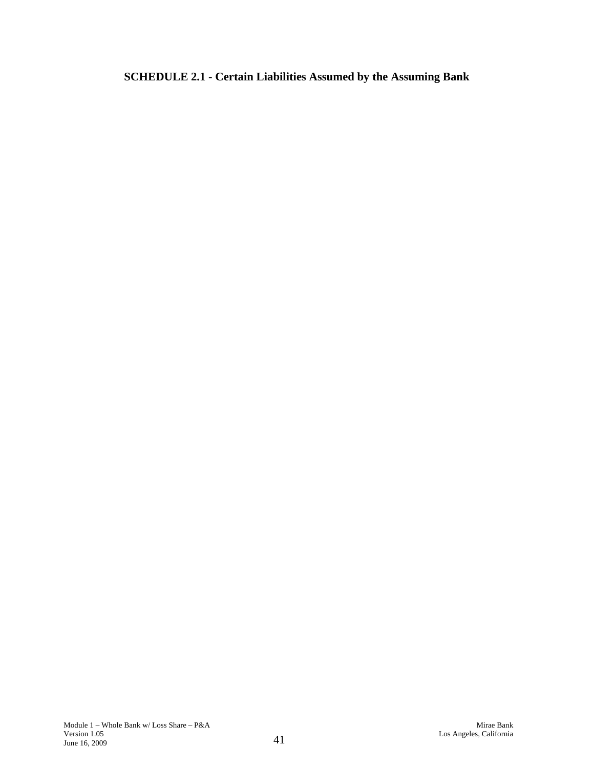# SCHEDULE 2.1 - Certain Liabilities Assumed by the Assuming Bank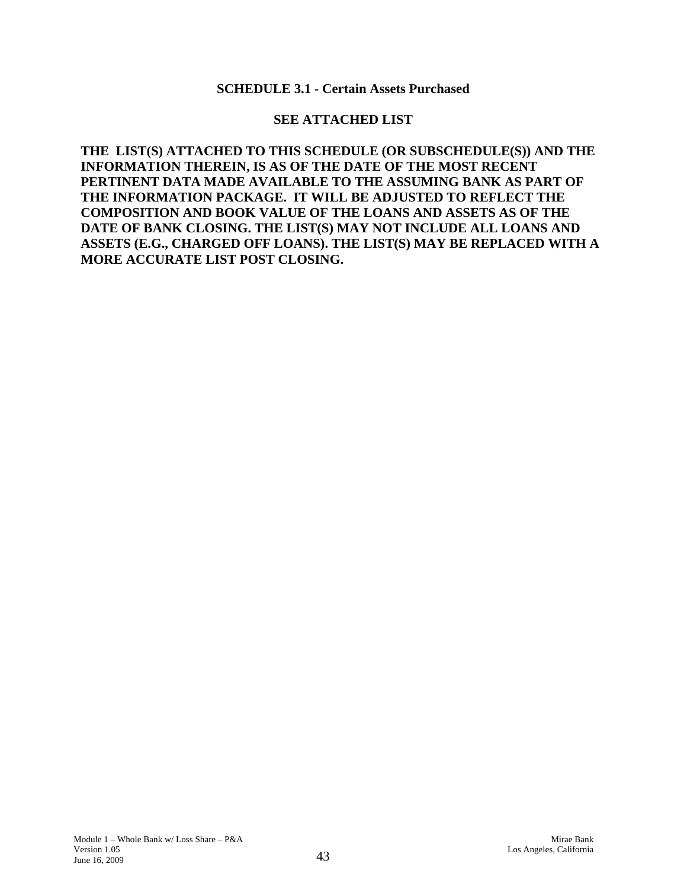## SCHEDULE 3.1 - Certain Assets Purchased

**SEE ATTACHED LIST**

**THE LIST(S) ATTACHED TO THIS SCHEDULE (OR SUBSCHEDULE(S)) AND THE INFORMATION THEREIN, IS AS OF THE DATE OF THE MOST RECENT PERTINENT DATA MADE AVAILABLE TO THE ASSUMING BANK AS PART OF THE INFORMATION PACKAGE. IT WILL BE ADJUSTED TO REFLECT THE COMPOSITION AND BOOK VALUE OF THE LOANS AND ASSETS AS OF THE DATE OF BANK CLOSING. THE LIST(S) MAY NOT INCLUDE ALL LOANS AND ASSETS (E.G., CHARGED OFF LOANS). THE LIST(S) MAY BE REPLACED WITH A MORE ACCURATE LIST POST CLOSING.**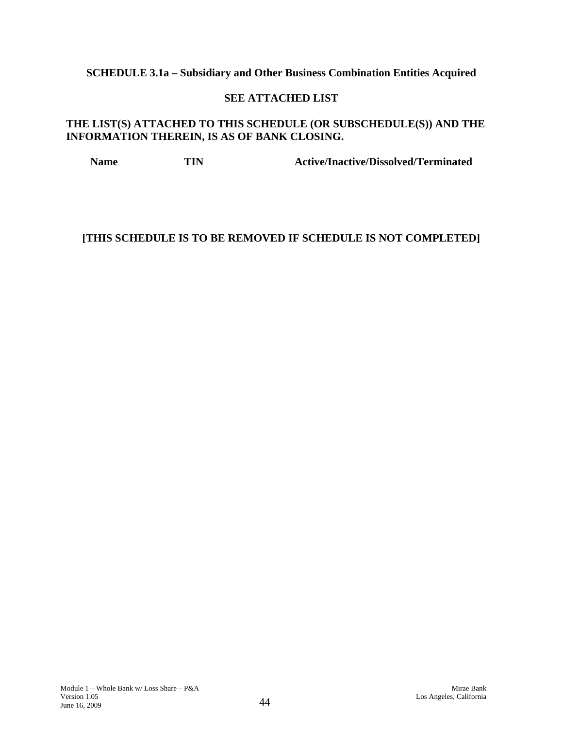**SCHEDULE 3.1a – Subsidiary and Other Business Combination Entities Acquired**

**SEE ATTACHED LIST**

**THE LIST(S) ATTACHED TO THIS SCHEDULE (OR SUBSCHEDULE(S)) AND THE INFORMATION THEREIN, IS AS OF BANK CLOSING.**

| Name | TIN | Active/Inactive/Dissolved/Terminated |
| --- | --- | --- |

**[THIS SCHEDULE IS TO BE REMOVED IF SCHEDULE IS NOT COMPLETED]**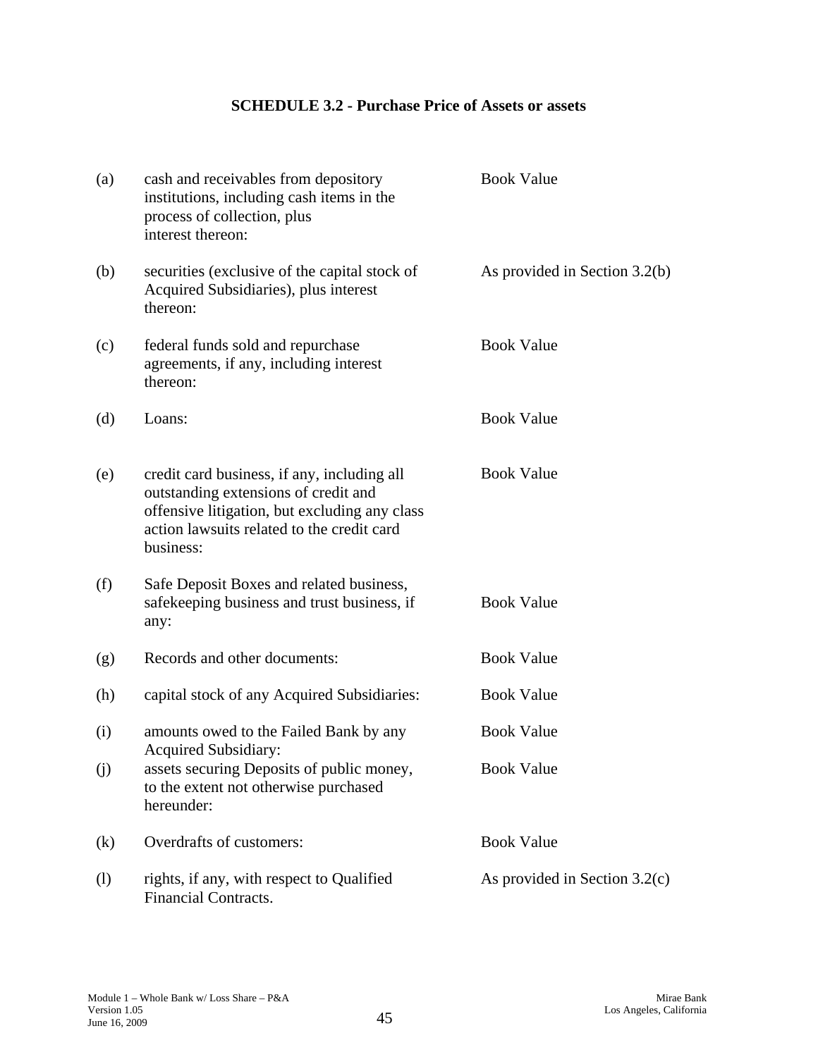# SCHEDULE 3.2 - Purchase Price of Assets or assets

| | | |
|---|---|---|
| (a) | cash and receivables from depository institutions, including cash items in the process of collection, plus interest thereon: | Book Value |
| (b) | securities (exclusive of the capital stock of Acquired Subsidiaries), plus interest thereon: | As provided in Section 3.2(b) |
| (c) | federal funds sold and repurchase agreements, if any, including interest thereon: | Book Value |
| (d) | Loans: | Book Value |
| (e) | credit card business, if any, including all outstanding extensions of credit and offensive litigation, but excluding any class action lawsuits related to the credit card business: | Book Value |
| (f) | Safe Deposit Boxes and related business, safekeeping business and trust business, if any: | Book Value |
| (g) | Records and other documents: | Book Value |
| (h) | capital stock of any Acquired Subsidiaries: | Book Value |
| (i) | amounts owed to the Failed Bank by any Acquired Subsidiary: | Book Value |
| (j) | assets securing Deposits of public money, to the extent not otherwise purchased hereunder: | Book Value |
| (k) | Overdrafts of customers: | Book Value |
| (l) | rights, if any, with respect to Qualified Financial Contracts. | As provided in Section 3.2(c) |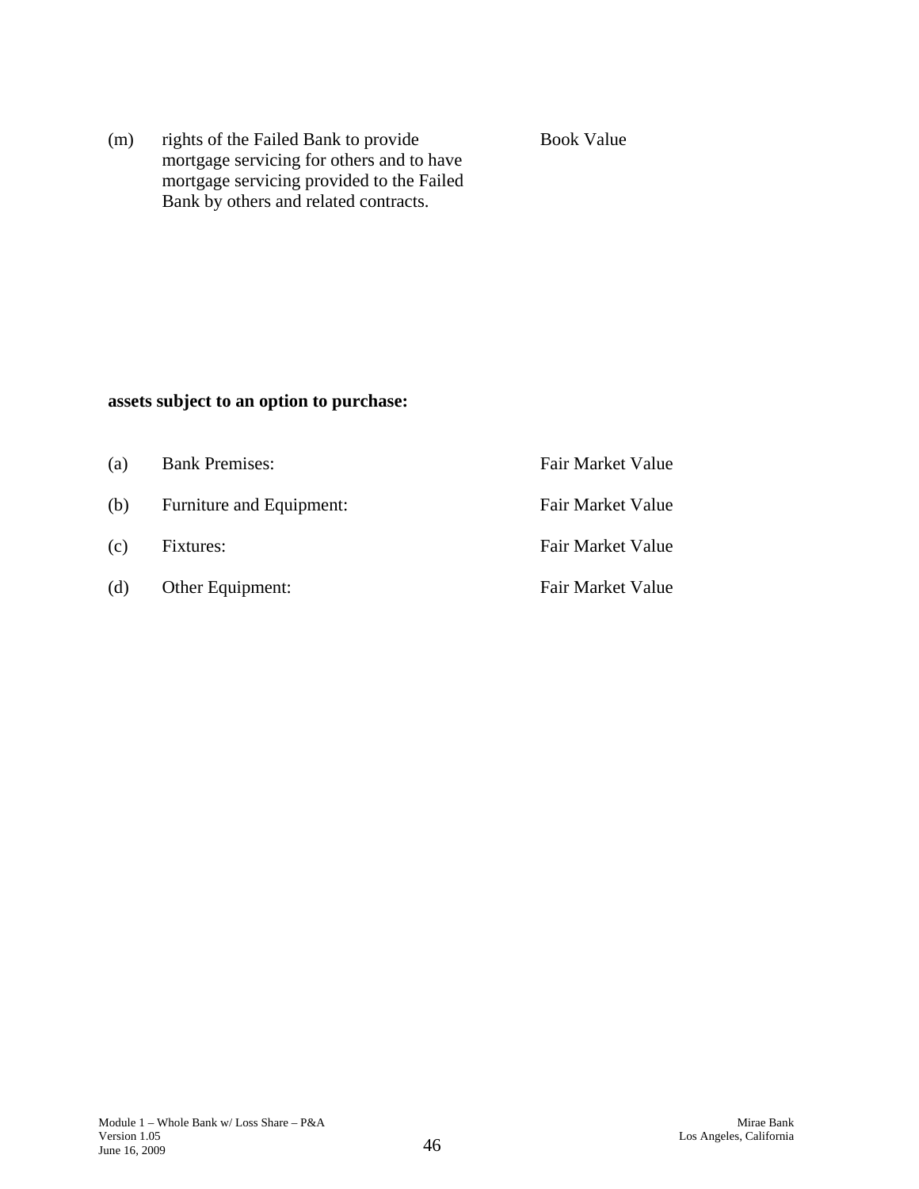| | | |
|---|---|---|
| (m) | rights of the Failed Bank to provide mortgage servicing for others and to have mortgage servicing provided to the Failed Bank by others and related contracts. | Book Value |

**assets subject to an option to purchase:**

| | | |
|---|---|---|
| (a) | Bank Premises: | Fair Market Value |
| (b) | Furniture and Equipment: | Fair Market Value |
| (c) | Fixtures: | Fair Market Value |
| (d) | Other Equipment: | Fair Market Value |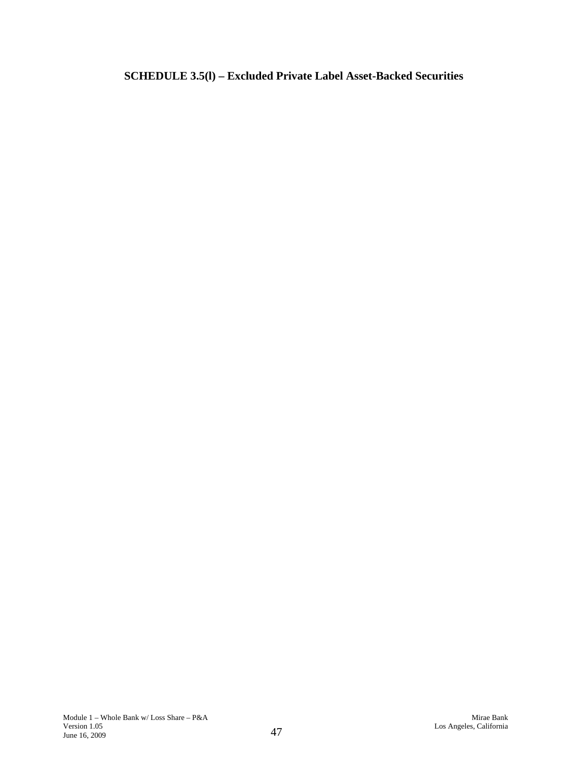# SCHEDULE 3.5(l) – Excluded Private Label Asset-Backed Securities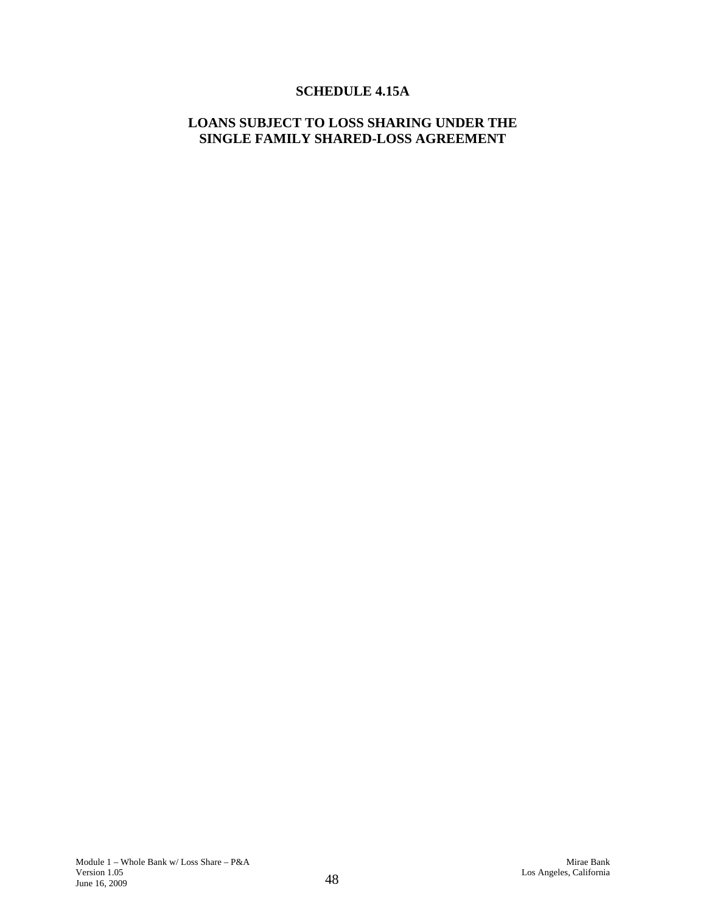# SCHEDULE 4.15A

## LOANS SUBJECT TO LOSS SHARING UNDER THE SINGLE FAMILY SHARED-LOSS AGREEMENT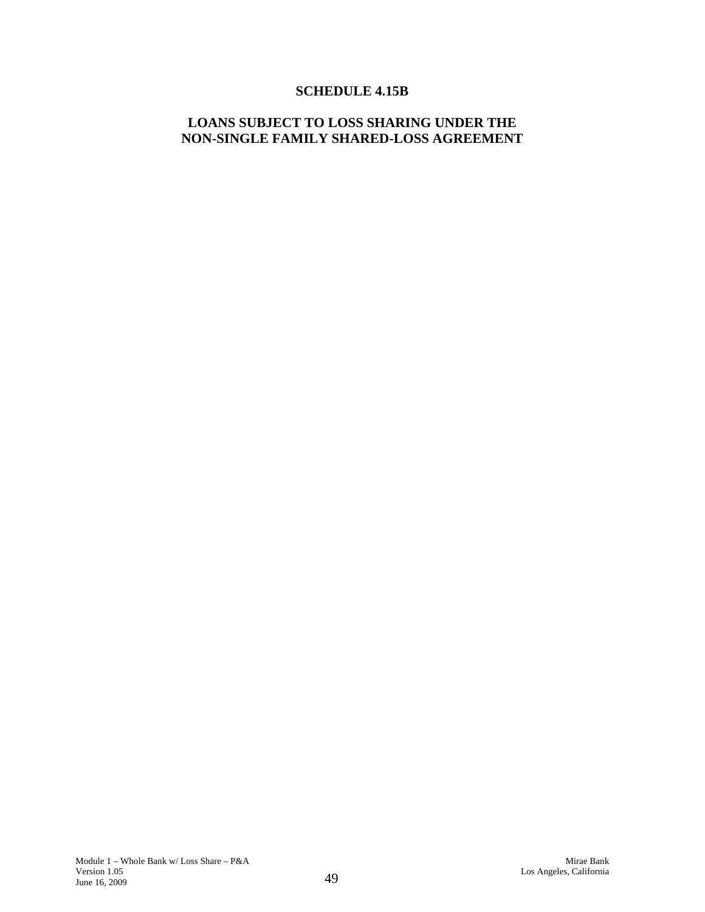# SCHEDULE 4.15B

## LOANS SUBJECT TO LOSS SHARING UNDER THE NON-SINGLE FAMILY SHARED-LOSS AGREEMENT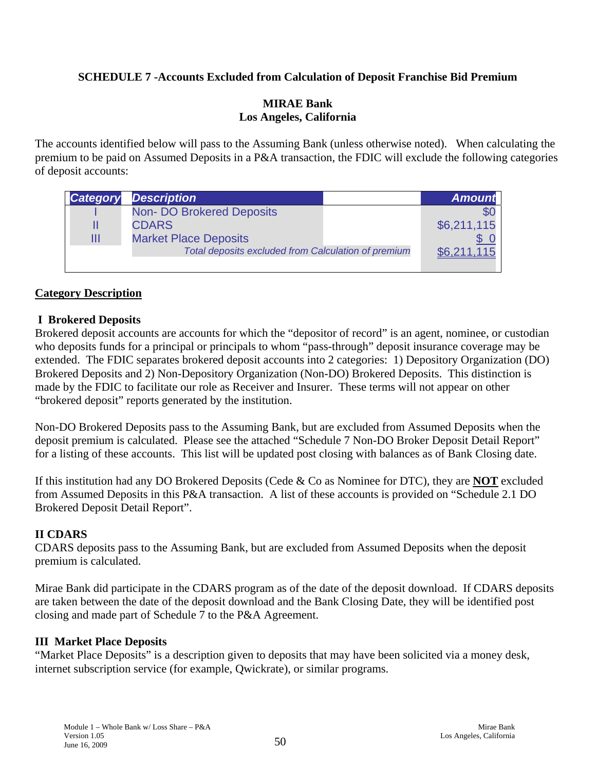**SCHEDULE 7 -Accounts Excluded from Calculation of Deposit Franchise Bid Premium**

**MIRAE Bank**
**Los Angeles, California**

The accounts identified below will pass to the Assuming Bank (unless otherwise noted). When calculating the premium to be paid on Assumed Deposits in a P&A transaction, the FDIC will exclude the following categories of deposit accounts:

| Category | Description | Amount |
|---|---|---|
| I | Non- DO Brokered Deposits | $0 |
| II | CDARS | $6,211,115 |
| III | Market Place Deposits | $ 0 |
| | *Total deposits excluded from Calculation of premium* | $6,211,115 |

**Category Description**

**I Brokered Deposits**

Brokered deposit accounts are accounts for which the "depositor of record" is an agent, nominee, or custodian who deposits funds for a principal or principals to whom "pass-through" deposit insurance coverage may be extended. The FDIC separates brokered deposit accounts into 2 categories: 1) Depository Organization (DO) Brokered Deposits and 2) Non-Depository Organization (Non-DO) Brokered Deposits. This distinction is made by the FDIC to facilitate our role as Receiver and Insurer. These terms will not appear on other "brokered deposit" reports generated by the institution.

Non-DO Brokered Deposits pass to the Assuming Bank, but are excluded from Assumed Deposits when the deposit premium is calculated. Please see the attached "Schedule 7 Non-DO Broker Deposit Detail Report" for a listing of these accounts. This list will be updated post closing with balances as of Bank Closing date.

If this institution had any DO Brokered Deposits (Cede & Co as Nominee for DTC), they are **NOT** excluded from Assumed Deposits in this P&A transaction. A list of these accounts is provided on "Schedule 2.1 DO Brokered Deposit Detail Report".

**II CDARS**

CDARS deposits pass to the Assuming Bank, but are excluded from Assumed Deposits when the deposit premium is calculated.

Mirae Bank did participate in the CDARS program as of the date of the deposit download. If CDARS deposits are taken between the date of the deposit download and the Bank Closing Date, they will be identified post closing and made part of Schedule 7 to the P&A Agreement.

**III Market Place Deposits**

"Market Place Deposits" is a description given to deposits that may have been solicited via a money desk, internet subscription service (for example, Qwickrate), or similar programs.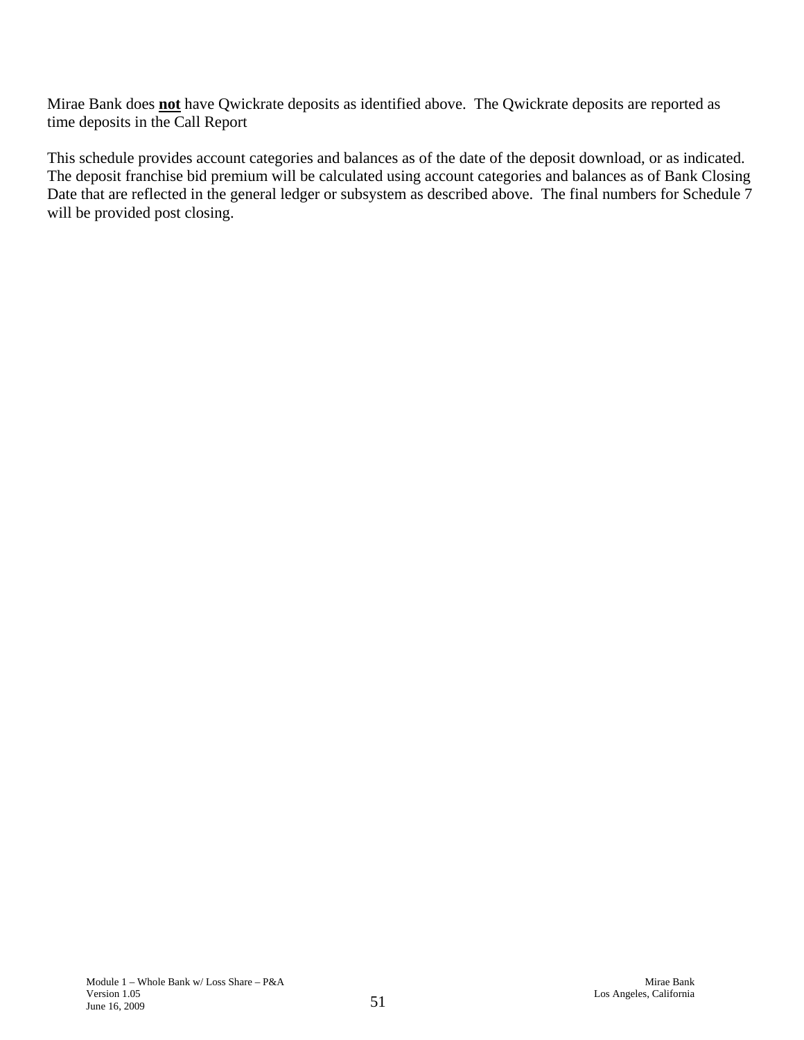Mirae Bank does **not** have Qwickrate deposits as identified above. The Qwickrate deposits are reported as time deposits in the Call Report

This schedule provides account categories and balances as of the date of the deposit download, or as indicated. The deposit franchise bid premium will be calculated using account categories and balances as of Bank Closing Date that are reflected in the general ledger or subsystem as described above. The final numbers for Schedule 7 will be provided post closing.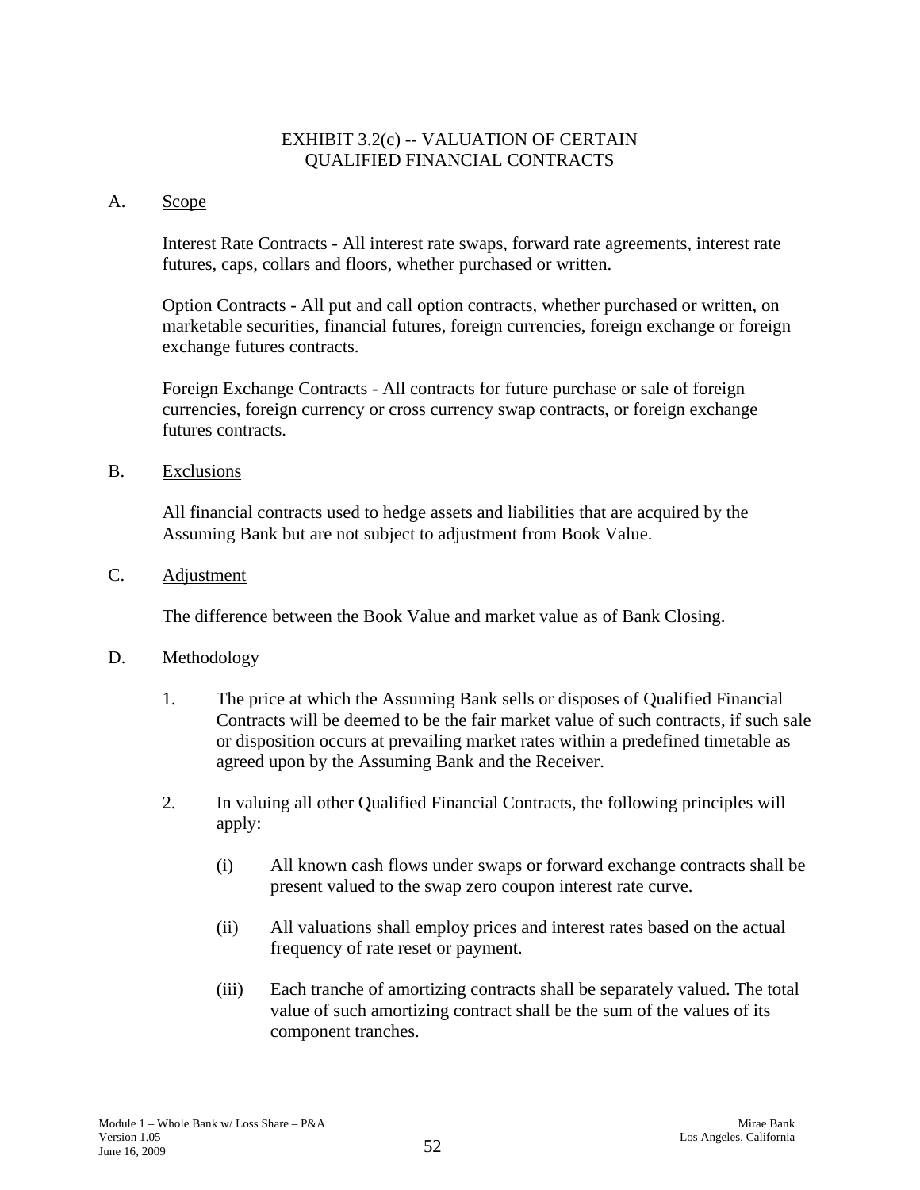# EXHIBIT 3.2(c) -- VALUATION OF CERTAIN QUALIFIED FINANCIAL CONTRACTS

A. Scope

Interest Rate Contracts - All interest rate swaps, forward rate agreements, interest rate futures, caps, collars and floors, whether purchased or written.

Option Contracts - All put and call option contracts, whether purchased or written, on marketable securities, financial futures, foreign currencies, foreign exchange or foreign exchange futures contracts.

Foreign Exchange Contracts - All contracts for future purchase or sale of foreign currencies, foreign currency or cross currency swap contracts, or foreign exchange futures contracts.

B. Exclusions

All financial contracts used to hedge assets and liabilities that are acquired by the Assuming Bank but are not subject to adjustment from Book Value.

C. Adjustment

The difference between the Book Value and market value as of Bank Closing.

D. Methodology

1. The price at which the Assuming Bank sells or disposes of Qualified Financial Contracts will be deemed to be the fair market value of such contracts, if such sale or disposition occurs at prevailing market rates within a predefined timetable as agreed upon by the Assuming Bank and the Receiver.

2. In valuing all other Qualified Financial Contracts, the following principles will apply:

   (i) All known cash flows under swaps or forward exchange contracts shall be present valued to the swap zero coupon interest rate curve.

   (ii) All valuations shall employ prices and interest rates based on the actual frequency of rate reset or payment.

   (iii) Each tranche of amortizing contracts shall be separately valued. The total value of such amortizing contract shall be the sum of the values of its component tranches.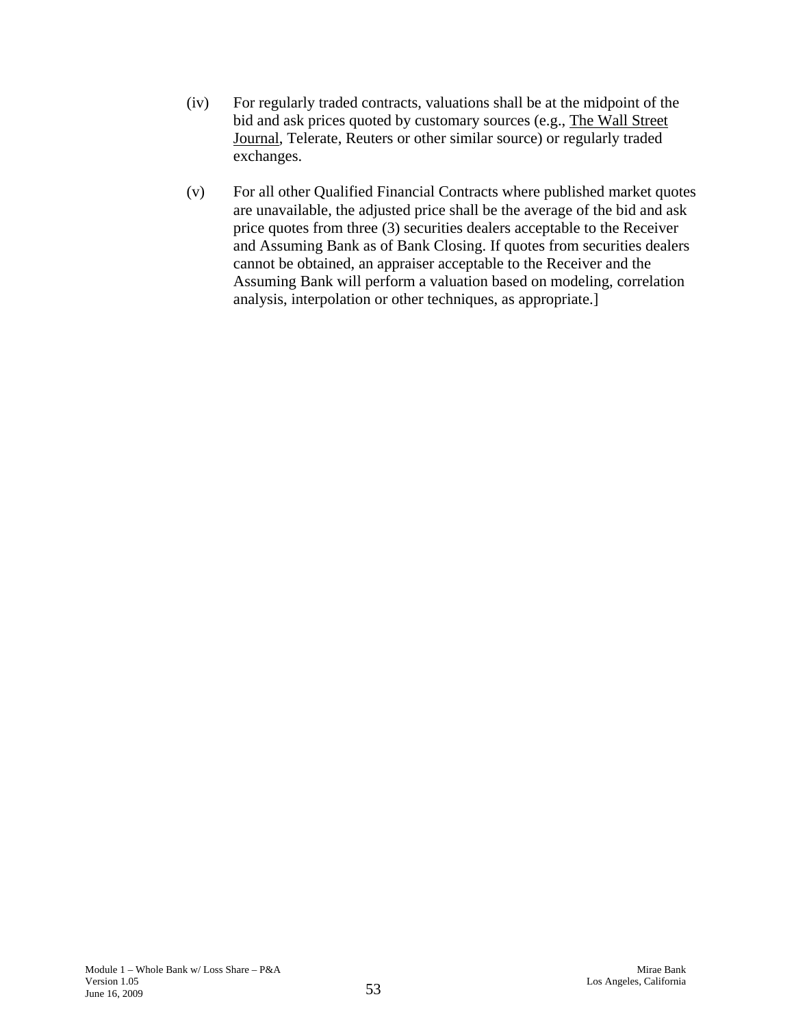(iv) For regularly traded contracts, valuations shall be at the midpoint of the bid and ask prices quoted by customary sources (e.g., The Wall Street Journal, Telerate, Reuters or other similar source) or regularly traded exchanges.

(v) For all other Qualified Financial Contracts where published market quotes are unavailable, the adjusted price shall be the average of the bid and ask price quotes from three (3) securities dealers acceptable to the Receiver and Assuming Bank as of Bank Closing. If quotes from securities dealers cannot be obtained, an appraiser acceptable to the Receiver and the Assuming Bank will perform a valuation based on modeling, correlation analysis, interpolation or other techniques, as appropriate.]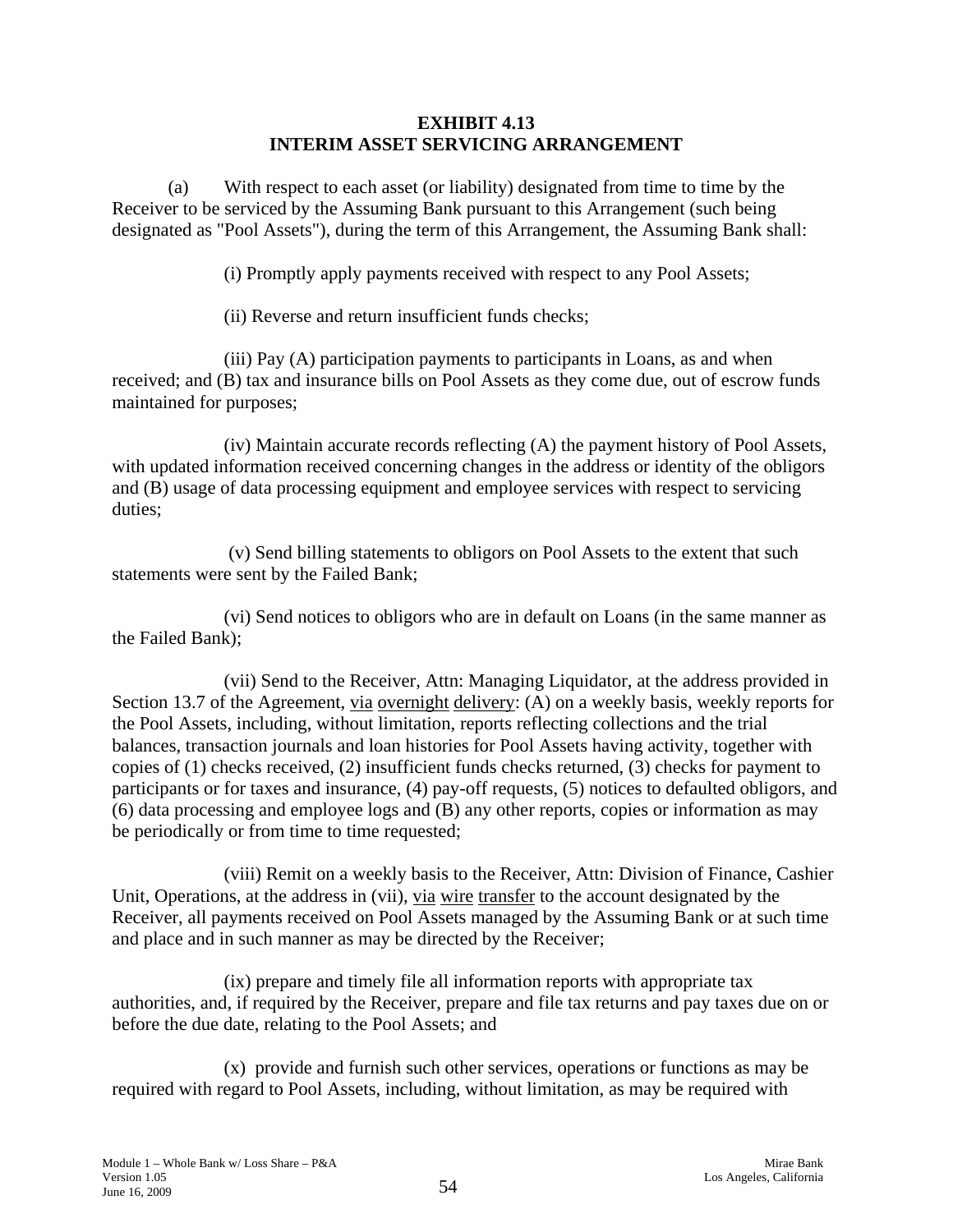# EXHIBIT 4.13
# INTERIM ASSET SERVICING ARRANGEMENT

(a) With respect to each asset (or liability) designated from time to time by the Receiver to be serviced by the Assuming Bank pursuant to this Arrangement (such being designated as "Pool Assets"), during the term of this Arrangement, the Assuming Bank shall:

(i) Promptly apply payments received with respect to any Pool Assets;

(ii) Reverse and return insufficient funds checks;

(iii) Pay (A) participation payments to participants in Loans, as and when received; and (B) tax and insurance bills on Pool Assets as they come due, out of escrow funds maintained for purposes;

(iv) Maintain accurate records reflecting (A) the payment history of Pool Assets, with updated information received concerning changes in the address or identity of the obligors and (B) usage of data processing equipment and employee services with respect to servicing duties;

(v) Send billing statements to obligors on Pool Assets to the extent that such statements were sent by the Failed Bank;

(vi) Send notices to obligors who are in default on Loans (in the same manner as the Failed Bank);

(vii) Send to the Receiver, Attn: Managing Liquidator, at the address provided in Section 13.7 of the Agreement, via overnight delivery: (A) on a weekly basis, weekly reports for the Pool Assets, including, without limitation, reports reflecting collections and the trial balances, transaction journals and loan histories for Pool Assets having activity, together with copies of (1) checks received, (2) insufficient funds checks returned, (3) checks for payment to participants or for taxes and insurance, (4) pay-off requests, (5) notices to defaulted obligors, and (6) data processing and employee logs and (B) any other reports, copies or information as may be periodically or from time to time requested;

(viii) Remit on a weekly basis to the Receiver, Attn: Division of Finance, Cashier Unit, Operations, at the address in (vii), via wire transfer to the account designated by the Receiver, all payments received on Pool Assets managed by the Assuming Bank or at such time and place and in such manner as may be directed by the Receiver;

(ix) prepare and timely file all information reports with appropriate tax authorities, and, if required by the Receiver, prepare and file tax returns and pay taxes due on or before the due date, relating to the Pool Assets; and

(x) provide and furnish such other services, operations or functions as may be required with regard to Pool Assets, including, without limitation, as may be required with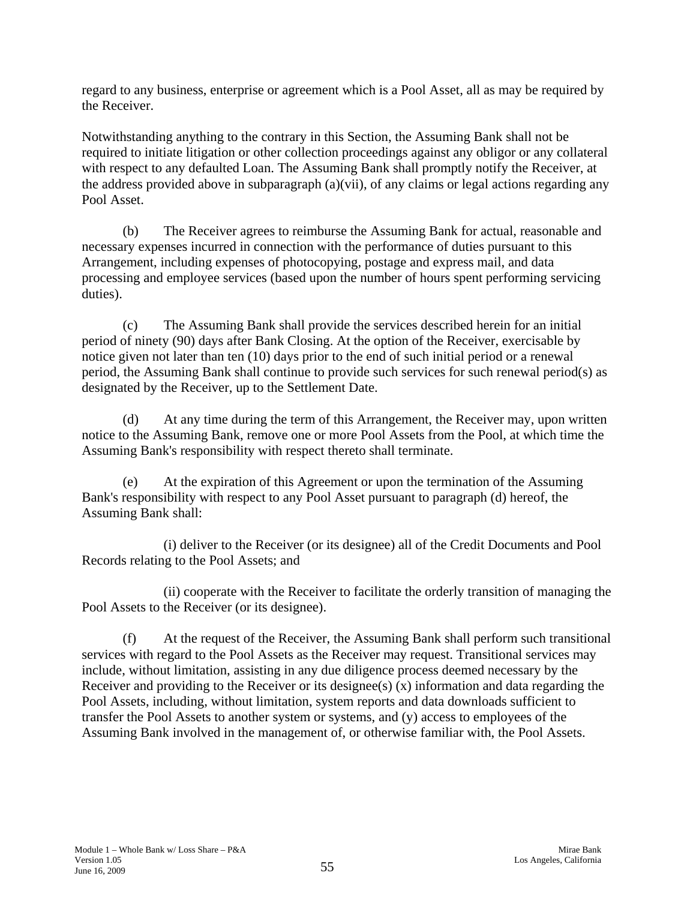regard to any business, enterprise or agreement which is a Pool Asset, all as may be required by the Receiver.

Notwithstanding anything to the contrary in this Section, the Assuming Bank shall not be required to initiate litigation or other collection proceedings against any obligor or any collateral with respect to any defaulted Loan. The Assuming Bank shall promptly notify the Receiver, at the address provided above in subparagraph (a)(vii), of any claims or legal actions regarding any Pool Asset.

(b) The Receiver agrees to reimburse the Assuming Bank for actual, reasonable and necessary expenses incurred in connection with the performance of duties pursuant to this Arrangement, including expenses of photocopying, postage and express mail, and data processing and employee services (based upon the number of hours spent performing servicing duties).

(c) The Assuming Bank shall provide the services described herein for an initial period of ninety (90) days after Bank Closing. At the option of the Receiver, exercisable by notice given not later than ten (10) days prior to the end of such initial period or a renewal period, the Assuming Bank shall continue to provide such services for such renewal period(s) as designated by the Receiver, up to the Settlement Date.

(d) At any time during the term of this Arrangement, the Receiver may, upon written notice to the Assuming Bank, remove one or more Pool Assets from the Pool, at which time the Assuming Bank's responsibility with respect thereto shall terminate.

(e) At the expiration of this Agreement or upon the termination of the Assuming Bank's responsibility with respect to any Pool Asset pursuant to paragraph (d) hereof, the Assuming Bank shall:

(i) deliver to the Receiver (or its designee) all of the Credit Documents and Pool Records relating to the Pool Assets; and

(ii) cooperate with the Receiver to facilitate the orderly transition of managing the Pool Assets to the Receiver (or its designee).

(f) At the request of the Receiver, the Assuming Bank shall perform such transitional services with regard to the Pool Assets as the Receiver may request. Transitional services may include, without limitation, assisting in any due diligence process deemed necessary by the Receiver and providing to the Receiver or its designee(s) (x) information and data regarding the Pool Assets, including, without limitation, system reports and data downloads sufficient to transfer the Pool Assets to another system or systems, and (y) access to employees of the Assuming Bank involved in the management of, or otherwise familiar with, the Pool Assets.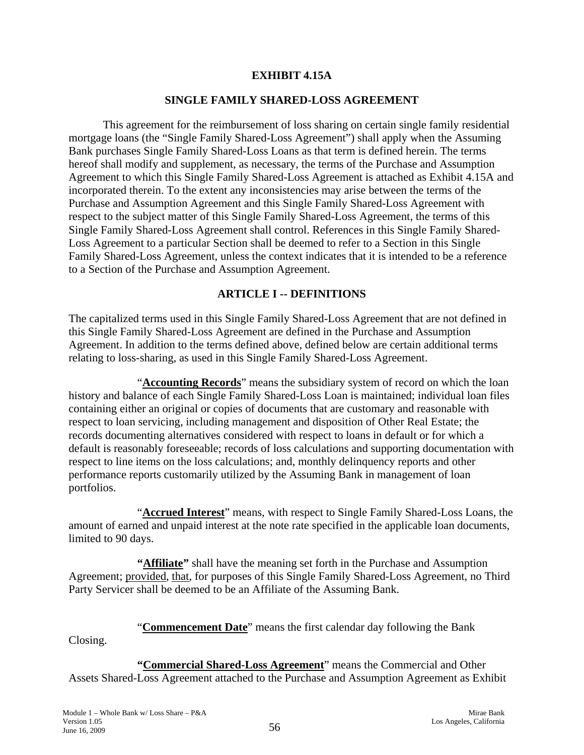# EXHIBIT 4.15A

## SINGLE FAMILY SHARED-LOSS AGREEMENT

This agreement for the reimbursement of loss sharing on certain single family residential mortgage loans (the "Single Family Shared-Loss Agreement") shall apply when the Assuming Bank purchases Single Family Shared-Loss Loans as that term is defined herein. The terms hereof shall modify and supplement, as necessary, the terms of the Purchase and Assumption Agreement to which this Single Family Shared-Loss Agreement is attached as Exhibit 4.15A and incorporated therein. To the extent any inconsistencies may arise between the terms of the Purchase and Assumption Agreement and this Single Family Shared-Loss Agreement with respect to the subject matter of this Single Family Shared-Loss Agreement, the terms of this Single Family Shared-Loss Agreement shall control. References in this Single Family Shared-Loss Agreement to a particular Section shall be deemed to refer to a Section in this Single Family Shared-Loss Agreement, unless the context indicates that it is intended to be a reference to a Section of the Purchase and Assumption Agreement.

## ARTICLE I -- DEFINITIONS

The capitalized terms used in this Single Family Shared-Loss Agreement that are not defined in this Single Family Shared-Loss Agreement are defined in the Purchase and Assumption Agreement. In addition to the terms defined above, defined below are certain additional terms relating to loss-sharing, as used in this Single Family Shared-Loss Agreement.

"**Accounting Records**" means the subsidiary system of record on which the loan history and balance of each Single Family Shared-Loss Loan is maintained; individual loan files containing either an original or copies of documents that are customary and reasonable with respect to loan servicing, including management and disposition of Other Real Estate; the records documenting alternatives considered with respect to loans in default or for which a default is reasonably foreseeable; records of loss calculations and supporting documentation with respect to line items on the loss calculations; and, monthly delinquency reports and other performance reports customarily utilized by the Assuming Bank in management of loan portfolios.

"**Accrued Interest**" means, with respect to Single Family Shared-Loss Loans, the amount of earned and unpaid interest at the note rate specified in the applicable loan documents, limited to 90 days.

**"Affiliate"** shall have the meaning set forth in the Purchase and Assumption Agreement; provided, that, for purposes of this Single Family Shared-Loss Agreement, no Third Party Servicer shall be deemed to be an Affiliate of the Assuming Bank.

"**Commencement Date**" means the first calendar day following the Bank Closing.

**"Commercial Shared-Loss Agreement"** means the Commercial and Other Assets Shared-Loss Agreement attached to the Purchase and Assumption Agreement as Exhibit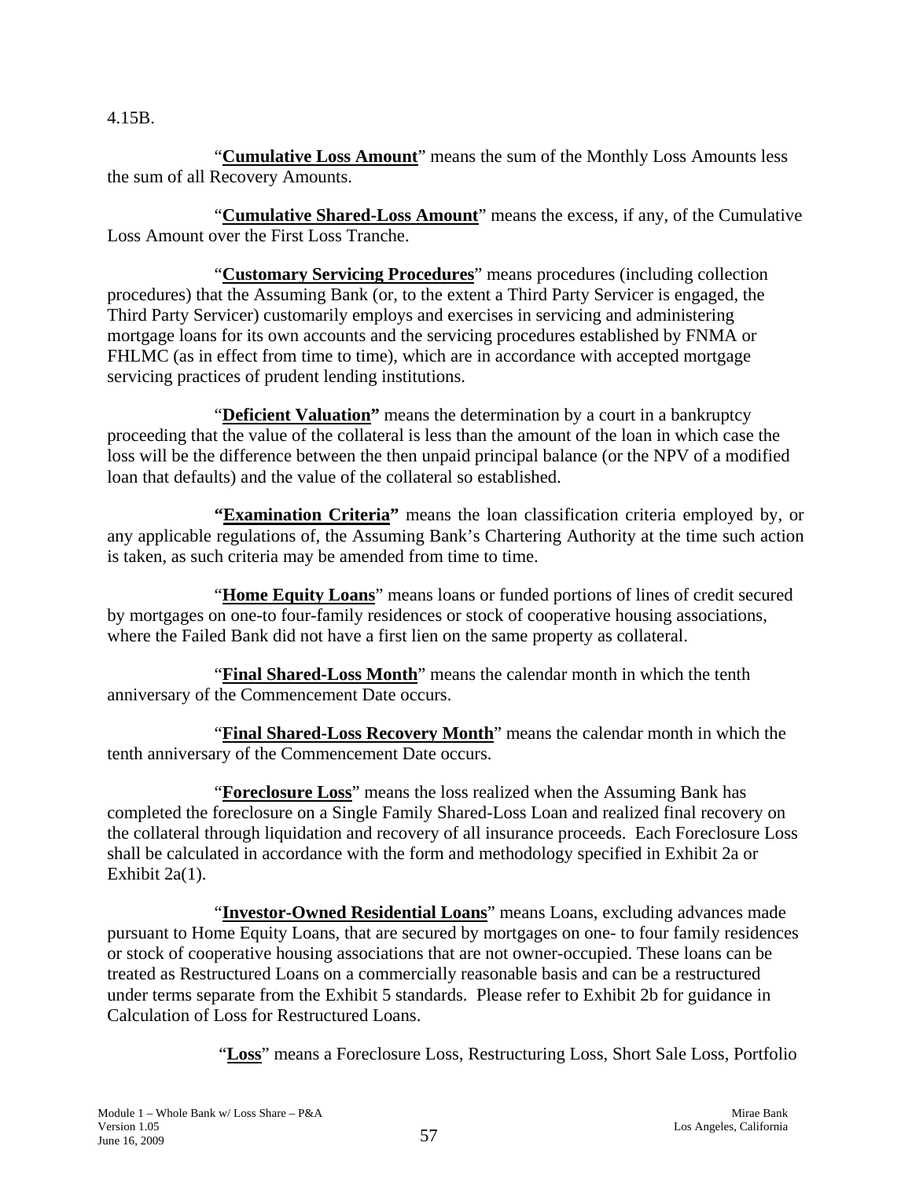4.15B.

"**Cumulative Loss Amount**" means the sum of the Monthly Loss Amounts less the sum of all Recovery Amounts.

"**Cumulative Shared-Loss Amount**" means the excess, if any, of the Cumulative Loss Amount over the First Loss Tranche.

"**Customary Servicing Procedures**" means procedures (including collection procedures) that the Assuming Bank (or, to the extent a Third Party Servicer is engaged, the Third Party Servicer) customarily employs and exercises in servicing and administering mortgage loans for its own accounts and the servicing procedures established by FNMA or FHLMC (as in effect from time to time), which are in accordance with accepted mortgage servicing practices of prudent lending institutions.

"**Deficient Valuation"** means the determination by a court in a bankruptcy proceeding that the value of the collateral is less than the amount of the loan in which case the loss will be the difference between the then unpaid principal balance (or the NPV of a modified loan that defaults) and the value of the collateral so established.

**"Examination Criteria"** means the loan classification criteria employed by, or any applicable regulations of, the Assuming Bank's Chartering Authority at the time such action is taken, as such criteria may be amended from time to time.

"**Home Equity Loans**" means loans or funded portions of lines of credit secured by mortgages on one-to four-family residences or stock of cooperative housing associations, where the Failed Bank did not have a first lien on the same property as collateral.

"**Final Shared-Loss Month**" means the calendar month in which the tenth anniversary of the Commencement Date occurs.

"**Final Shared-Loss Recovery Month**" means the calendar month in which the tenth anniversary of the Commencement Date occurs.

"**Foreclosure Loss**" means the loss realized when the Assuming Bank has completed the foreclosure on a Single Family Shared-Loss Loan and realized final recovery on the collateral through liquidation and recovery of all insurance proceeds. Each Foreclosure Loss shall be calculated in accordance with the form and methodology specified in Exhibit 2a or Exhibit 2a(1).

"**Investor-Owned Residential Loans**" means Loans, excluding advances made pursuant to Home Equity Loans, that are secured by mortgages on one- to four family residences or stock of cooperative housing associations that are not owner-occupied. These loans can be treated as Restructured Loans on a commercially reasonable basis and can be a restructured under terms separate from the Exhibit 5 standards. Please refer to Exhibit 2b for guidance in Calculation of Loss for Restructured Loans.

"**Loss**" means a Foreclosure Loss, Restructuring Loss, Short Sale Loss, Portfolio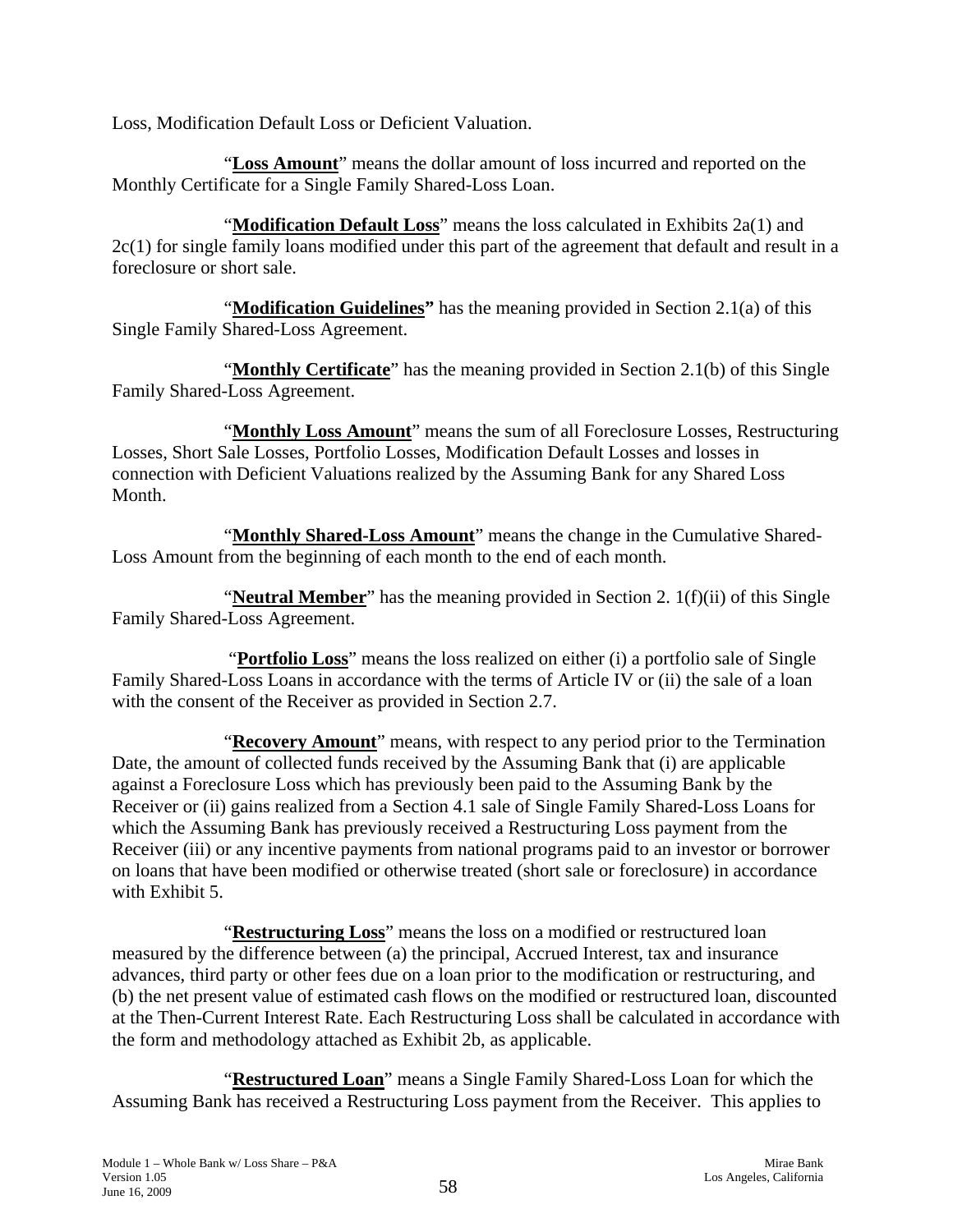Loss, Modification Default Loss or Deficient Valuation.

"**Loss Amount**" means the dollar amount of loss incurred and reported on the Monthly Certificate for a Single Family Shared-Loss Loan.

"**Modification Default Loss**" means the loss calculated in Exhibits 2a(1) and 2c(1) for single family loans modified under this part of the agreement that default and result in a foreclosure or short sale.

"**Modification Guidelines"** has the meaning provided in Section 2.1(a) of this Single Family Shared-Loss Agreement.

"**Monthly Certificate**" has the meaning provided in Section 2.1(b) of this Single Family Shared-Loss Agreement.

"**Monthly Loss Amount**" means the sum of all Foreclosure Losses, Restructuring Losses, Short Sale Losses, Portfolio Losses, Modification Default Losses and losses in connection with Deficient Valuations realized by the Assuming Bank for any Shared Loss Month.

"**Monthly Shared-Loss Amount**" means the change in the Cumulative Shared-Loss Amount from the beginning of each month to the end of each month.

"**Neutral Member**" has the meaning provided in Section 2. 1(f)(ii) of this Single Family Shared-Loss Agreement.

"**Portfolio Loss**" means the loss realized on either (i) a portfolio sale of Single Family Shared-Loss Loans in accordance with the terms of Article IV or (ii) the sale of a loan with the consent of the Receiver as provided in Section 2.7.

"**Recovery Amount**" means, with respect to any period prior to the Termination Date, the amount of collected funds received by the Assuming Bank that (i) are applicable against a Foreclosure Loss which has previously been paid to the Assuming Bank by the Receiver or (ii) gains realized from a Section 4.1 sale of Single Family Shared-Loss Loans for which the Assuming Bank has previously received a Restructuring Loss payment from the Receiver (iii) or any incentive payments from national programs paid to an investor or borrower on loans that have been modified or otherwise treated (short sale or foreclosure) in accordance with Exhibit 5.

"**Restructuring Loss**" means the loss on a modified or restructured loan measured by the difference between (a) the principal, Accrued Interest, tax and insurance advances, third party or other fees due on a loan prior to the modification or restructuring, and (b) the net present value of estimated cash flows on the modified or restructured loan, discounted at the Then-Current Interest Rate. Each Restructuring Loss shall be calculated in accordance with the form and methodology attached as Exhibit 2b, as applicable.

"**Restructured Loan**" means a Single Family Shared-Loss Loan for which the Assuming Bank has received a Restructuring Loss payment from the Receiver. This applies to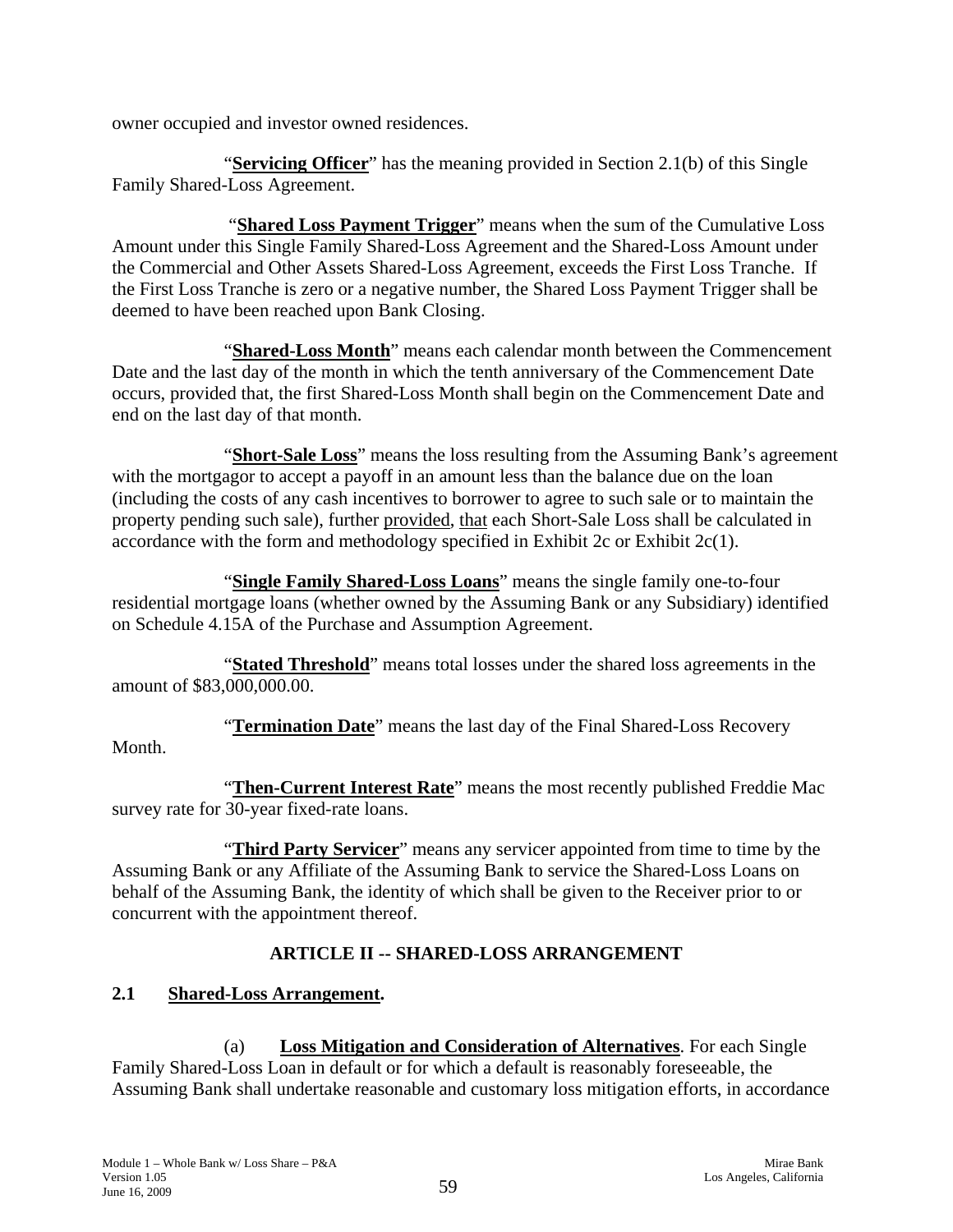owner occupied and investor owned residences.

"**Servicing Officer**" has the meaning provided in Section 2.1(b) of this Single Family Shared-Loss Agreement.

"**Shared Loss Payment Trigger**" means when the sum of the Cumulative Loss Amount under this Single Family Shared-Loss Agreement and the Shared-Loss Amount under the Commercial and Other Assets Shared-Loss Agreement, exceeds the First Loss Tranche. If the First Loss Tranche is zero or a negative number, the Shared Loss Payment Trigger shall be deemed to have been reached upon Bank Closing.

"**Shared-Loss Month**" means each calendar month between the Commencement Date and the last day of the month in which the tenth anniversary of the Commencement Date occurs, provided that, the first Shared-Loss Month shall begin on the Commencement Date and end on the last day of that month.

"**Short-Sale Loss**" means the loss resulting from the Assuming Bank's agreement with the mortgagor to accept a payoff in an amount less than the balance due on the loan (including the costs of any cash incentives to borrower to agree to such sale or to maintain the property pending such sale), further provided, that each Short-Sale Loss shall be calculated in accordance with the form and methodology specified in Exhibit 2c or Exhibit 2c(1).

"**Single Family Shared-Loss Loans**" means the single family one-to-four residential mortgage loans (whether owned by the Assuming Bank or any Subsidiary) identified on Schedule 4.15A of the Purchase and Assumption Agreement.

"**Stated Threshold**" means total losses under the shared loss agreements in the amount of $83,000,000.00.

"**Termination Date**" means the last day of the Final Shared-Loss Recovery Month.

"**Then-Current Interest Rate**" means the most recently published Freddie Mac survey rate for 30-year fixed-rate loans.

"**Third Party Servicer**" means any servicer appointed from time to time by the Assuming Bank or any Affiliate of the Assuming Bank to service the Shared-Loss Loans on behalf of the Assuming Bank, the identity of which shall be given to the Receiver prior to or concurrent with the appointment thereof.

## ARTICLE II -- SHARED-LOSS ARRANGEMENT

### 2.1 Shared-Loss Arrangement.

(a) **Loss Mitigation and Consideration of Alternatives**. For each Single Family Shared-Loss Loan in default or for which a default is reasonably foreseeable, the Assuming Bank shall undertake reasonable and customary loss mitigation efforts, in accordance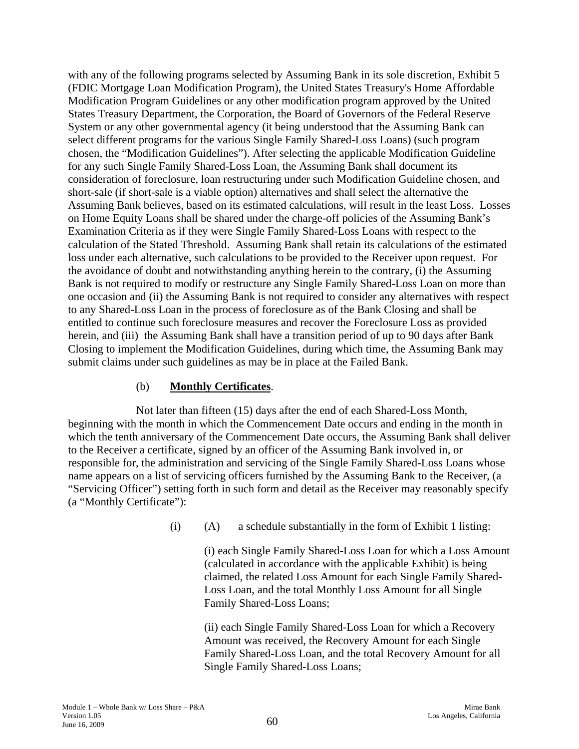with any of the following programs selected by Assuming Bank in its sole discretion, Exhibit 5 (FDIC Mortgage Loan Modification Program), the United States Treasury's Home Affordable Modification Program Guidelines or any other modification program approved by the United States Treasury Department, the Corporation, the Board of Governors of the Federal Reserve System or any other governmental agency (it being understood that the Assuming Bank can select different programs for the various Single Family Shared-Loss Loans) (such program chosen, the "Modification Guidelines"). After selecting the applicable Modification Guideline for any such Single Family Shared-Loss Loan, the Assuming Bank shall document its consideration of foreclosure, loan restructuring under such Modification Guideline chosen, and short-sale (if short-sale is a viable option) alternatives and shall select the alternative the Assuming Bank believes, based on its estimated calculations, will result in the least Loss. Losses on Home Equity Loans shall be shared under the charge-off policies of the Assuming Bank's Examination Criteria as if they were Single Family Shared-Loss Loans with respect to the calculation of the Stated Threshold. Assuming Bank shall retain its calculations of the estimated loss under each alternative, such calculations to be provided to the Receiver upon request. For the avoidance of doubt and notwithstanding anything herein to the contrary, (i) the Assuming Bank is not required to modify or restructure any Single Family Shared-Loss Loan on more than one occasion and (ii) the Assuming Bank is not required to consider any alternatives with respect to any Shared-Loss Loan in the process of foreclosure as of the Bank Closing and shall be entitled to continue such foreclosure measures and recover the Foreclosure Loss as provided herein, and (iii) the Assuming Bank shall have a transition period of up to 90 days after Bank Closing to implement the Modification Guidelines, during which time, the Assuming Bank may submit claims under such guidelines as may be in place at the Failed Bank.

(b) **Monthly Certificates**.

Not later than fifteen (15) days after the end of each Shared-Loss Month, beginning with the month in which the Commencement Date occurs and ending in the month in which the tenth anniversary of the Commencement Date occurs, the Assuming Bank shall deliver to the Receiver a certificate, signed by an officer of the Assuming Bank involved in, or responsible for, the administration and servicing of the Single Family Shared-Loss Loans whose name appears on a list of servicing officers furnished by the Assuming Bank to the Receiver, (a "Servicing Officer") setting forth in such form and detail as the Receiver may reasonably specify (a "Monthly Certificate"):

(i) (A) a schedule substantially in the form of Exhibit 1 listing:

(i) each Single Family Shared-Loss Loan for which a Loss Amount (calculated in accordance with the applicable Exhibit) is being claimed, the related Loss Amount for each Single Family Shared-Loss Loan, and the total Monthly Loss Amount for all Single Family Shared-Loss Loans;

(ii) each Single Family Shared-Loss Loan for which a Recovery Amount was received, the Recovery Amount for each Single Family Shared-Loss Loan, and the total Recovery Amount for all Single Family Shared-Loss Loans;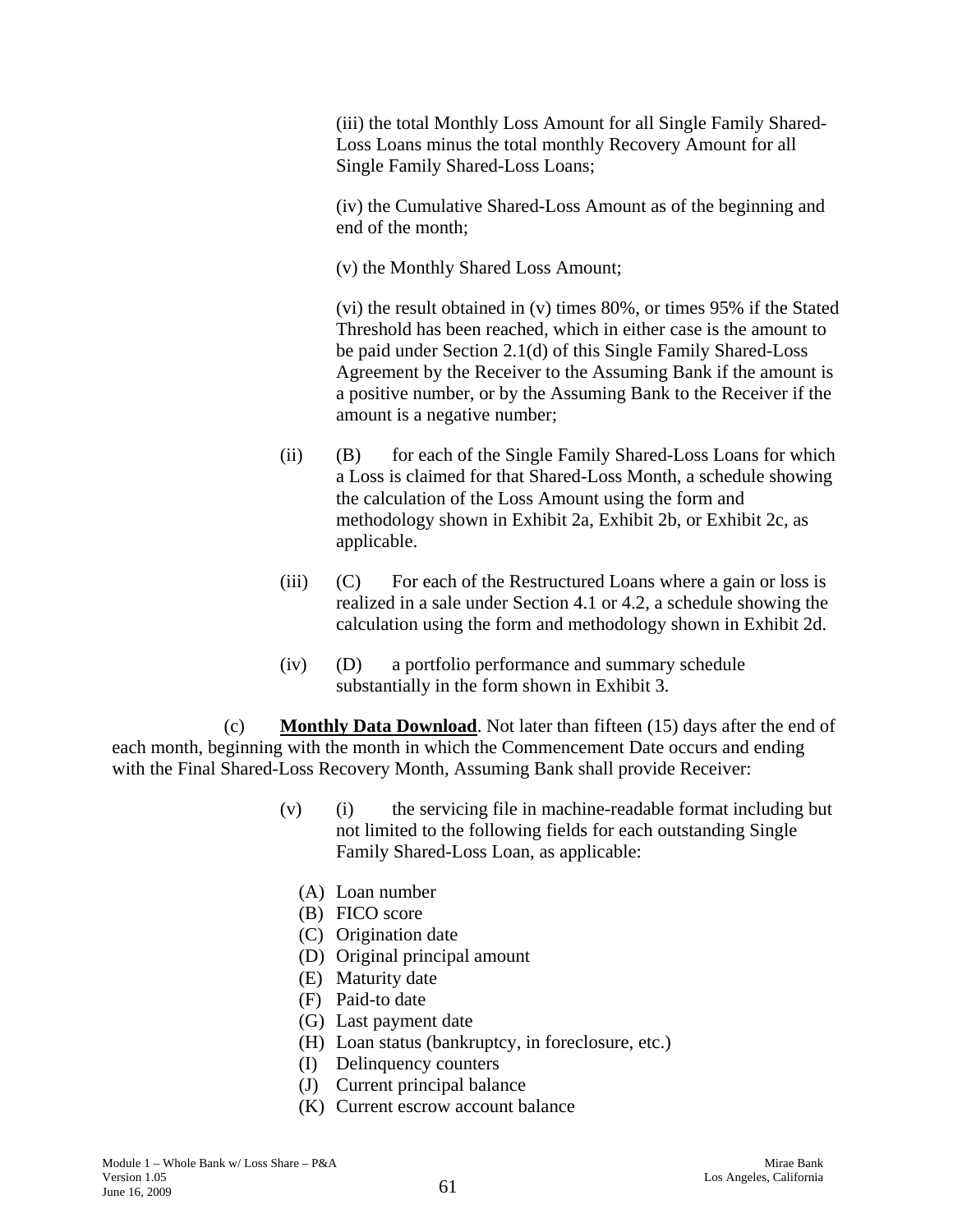(iii) the total Monthly Loss Amount for all Single Family Shared-Loss Loans minus the total monthly Recovery Amount for all Single Family Shared-Loss Loans;

(iv) the Cumulative Shared-Loss Amount as of the beginning and end of the month;

(v) the Monthly Shared Loss Amount;

(vi) the result obtained in (v) times 80%, or times 95% if the Stated Threshold has been reached, which in either case is the amount to be paid under Section 2.1(d) of this Single Family Shared-Loss Agreement by the Receiver to the Assuming Bank if the amount is a positive number, or by the Assuming Bank to the Receiver if the amount is a negative number;

(ii) (B) for each of the Single Family Shared-Loss Loans for which a Loss is claimed for that Shared-Loss Month, a schedule showing the calculation of the Loss Amount using the form and methodology shown in Exhibit 2a, Exhibit 2b, or Exhibit 2c, as applicable.

(iii) (C) For each of the Restructured Loans where a gain or loss is realized in a sale under Section 4.1 or 4.2, a schedule showing the calculation using the form and methodology shown in Exhibit 2d.

(iv) (D) a portfolio performance and summary schedule substantially in the form shown in Exhibit 3.

(c) **Monthly Data Download**. Not later than fifteen (15) days after the end of each month, beginning with the month in which the Commencement Date occurs and ending with the Final Shared-Loss Recovery Month, Assuming Bank shall provide Receiver:

(v) (i) the servicing file in machine-readable format including but not limited to the following fields for each outstanding Single Family Shared-Loss Loan, as applicable:

(A) Loan number
(B) FICO score
(C) Origination date
(D) Original principal amount
(E) Maturity date
(F) Paid-to date
(G) Last payment date
(H) Loan status (bankruptcy, in foreclosure, etc.)
(I) Delinquency counters
(J) Current principal balance
(K) Current escrow account balance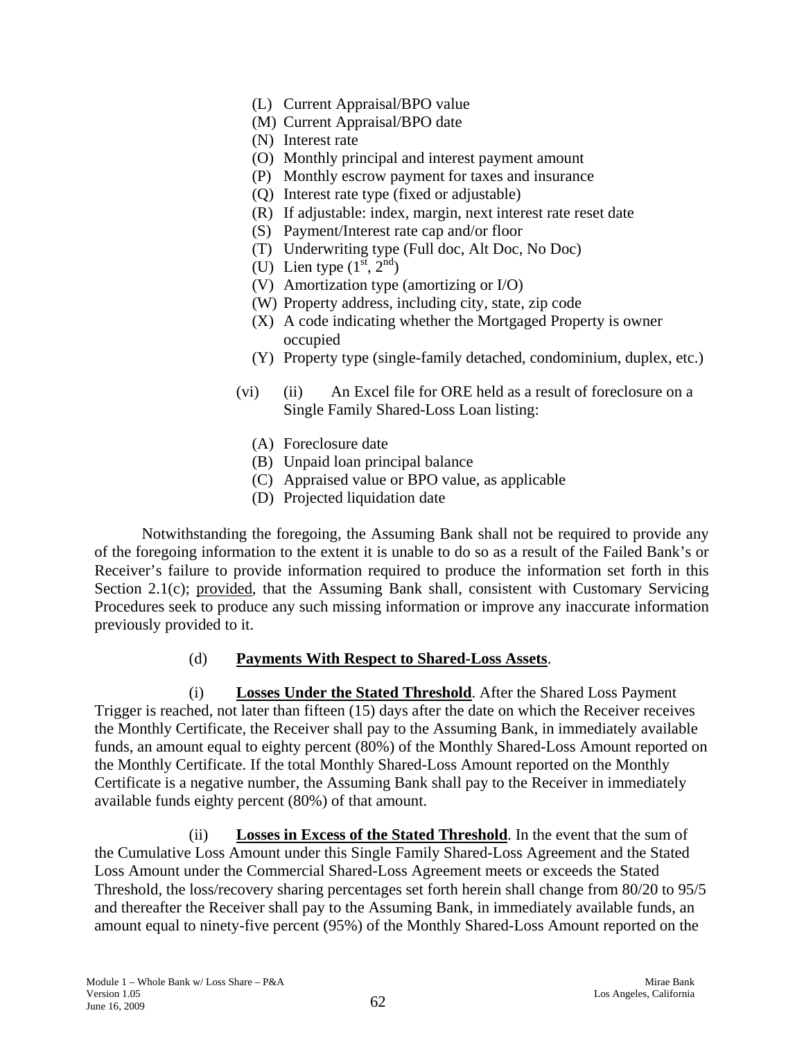(L) Current Appraisal/BPO value
(M) Current Appraisal/BPO date
(N) Interest rate
(O) Monthly principal and interest payment amount
(P) Monthly escrow payment for taxes and insurance
(Q) Interest rate type (fixed or adjustable)
(R) If adjustable: index, margin, next interest rate reset date
(S) Payment/Interest rate cap and/or floor
(T) Underwriting type (Full doc, Alt Doc, No Doc)
(U) Lien type ($1^{st}$, $2^{nd}$)
(V) Amortization type (amortizing or I/O)
(W) Property address, including city, state, zip code
(X) A code indicating whether the Mortgaged Property is owner occupied
(Y) Property type (single-family detached, condominium, duplex, etc.)

(vi) (ii) An Excel file for ORE held as a result of foreclosure on a Single Family Shared-Loss Loan listing:

(A) Foreclosure date
(B) Unpaid loan principal balance
(C) Appraised value or BPO value, as applicable
(D) Projected liquidation date

Notwithstanding the foregoing, the Assuming Bank shall not be required to provide any of the foregoing information to the extent it is unable to do so as a result of the Failed Bank's or Receiver's failure to provide information required to produce the information set forth in this Section 2.1(c); provided, that the Assuming Bank shall, consistent with Customary Servicing Procedures seek to produce any such missing information or improve any inaccurate information previously provided to it.

(d) **Payments With Respect to Shared-Loss Assets**.

(i) **Losses Under the Stated Threshold**. After the Shared Loss Payment Trigger is reached, not later than fifteen (15) days after the date on which the Receiver receives the Monthly Certificate, the Receiver shall pay to the Assuming Bank, in immediately available funds, an amount equal to eighty percent (80%) of the Monthly Shared-Loss Amount reported on the Monthly Certificate. If the total Monthly Shared-Loss Amount reported on the Monthly Certificate is a negative number, the Assuming Bank shall pay to the Receiver in immediately available funds eighty percent (80%) of that amount.

(ii) **Losses in Excess of the Stated Threshold**. In the event that the sum of the Cumulative Loss Amount under this Single Family Shared-Loss Agreement and the Stated Loss Amount under the Commercial Shared-Loss Agreement meets or exceeds the Stated Threshold, the loss/recovery sharing percentages set forth herein shall change from 80/20 to 95/5 and thereafter the Receiver shall pay to the Assuming Bank, in immediately available funds, an amount equal to ninety-five percent (95%) of the Monthly Shared-Loss Amount reported on the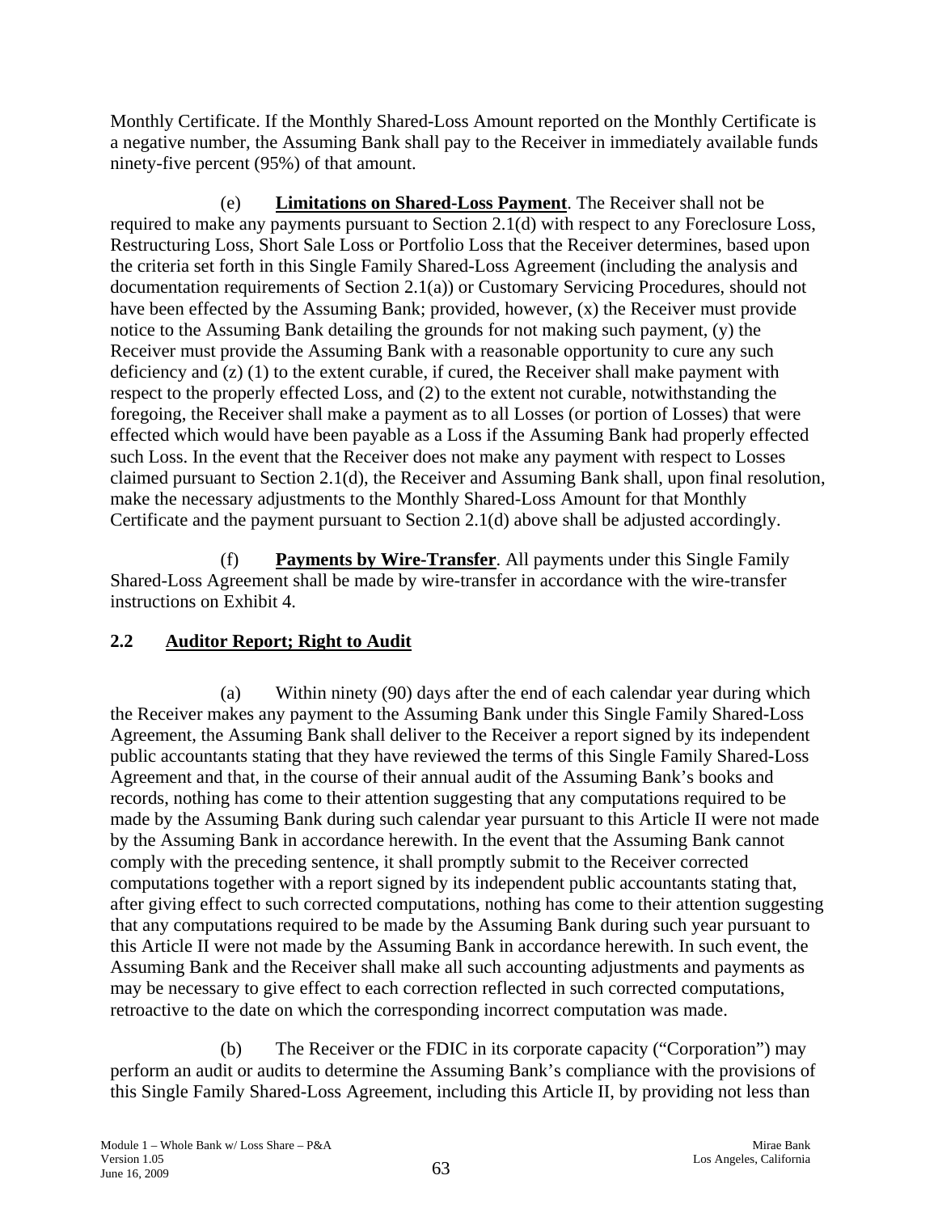Monthly Certificate. If the Monthly Shared-Loss Amount reported on the Monthly Certificate is a negative number, the Assuming Bank shall pay to the Receiver in immediately available funds ninety-five percent (95%) of that amount.

(e) **Limitations on Shared-Loss Payment**. The Receiver shall not be required to make any payments pursuant to Section 2.1(d) with respect to any Foreclosure Loss, Restructuring Loss, Short Sale Loss or Portfolio Loss that the Receiver determines, based upon the criteria set forth in this Single Family Shared-Loss Agreement (including the analysis and documentation requirements of Section 2.1(a)) or Customary Servicing Procedures, should not have been effected by the Assuming Bank; provided, however, (x) the Receiver must provide notice to the Assuming Bank detailing the grounds for not making such payment, (y) the Receiver must provide the Assuming Bank with a reasonable opportunity to cure any such deficiency and (z) (1) to the extent curable, if cured, the Receiver shall make payment with respect to the properly effected Loss, and (2) to the extent not curable, notwithstanding the foregoing, the Receiver shall make a payment as to all Losses (or portion of Losses) that were effected which would have been payable as a Loss if the Assuming Bank had properly effected such Loss. In the event that the Receiver does not make any payment with respect to Losses claimed pursuant to Section 2.1(d), the Receiver and Assuming Bank shall, upon final resolution, make the necessary adjustments to the Monthly Shared-Loss Amount for that Monthly Certificate and the payment pursuant to Section 2.1(d) above shall be adjusted accordingly.

(f) **Payments by Wire-Transfer**. All payments under this Single Family Shared-Loss Agreement shall be made by wire-transfer in accordance with the wire-transfer instructions on Exhibit 4.

## 2.2 Auditor Report; Right to Audit

(a) Within ninety (90) days after the end of each calendar year during which the Receiver makes any payment to the Assuming Bank under this Single Family Shared-Loss Agreement, the Assuming Bank shall deliver to the Receiver a report signed by its independent public accountants stating that they have reviewed the terms of this Single Family Shared-Loss Agreement and that, in the course of their annual audit of the Assuming Bank's books and records, nothing has come to their attention suggesting that any computations required to be made by the Assuming Bank during such calendar year pursuant to this Article II were not made by the Assuming Bank in accordance herewith. In the event that the Assuming Bank cannot comply with the preceding sentence, it shall promptly submit to the Receiver corrected computations together with a report signed by its independent public accountants stating that, after giving effect to such corrected computations, nothing has come to their attention suggesting that any computations required to be made by the Assuming Bank during such year pursuant to this Article II were not made by the Assuming Bank in accordance herewith. In such event, the Assuming Bank and the Receiver shall make all such accounting adjustments and payments as may be necessary to give effect to each correction reflected in such corrected computations, retroactive to the date on which the corresponding incorrect computation was made.

(b) The Receiver or the FDIC in its corporate capacity ("Corporation") may perform an audit or audits to determine the Assuming Bank's compliance with the provisions of this Single Family Shared-Loss Agreement, including this Article II, by providing not less than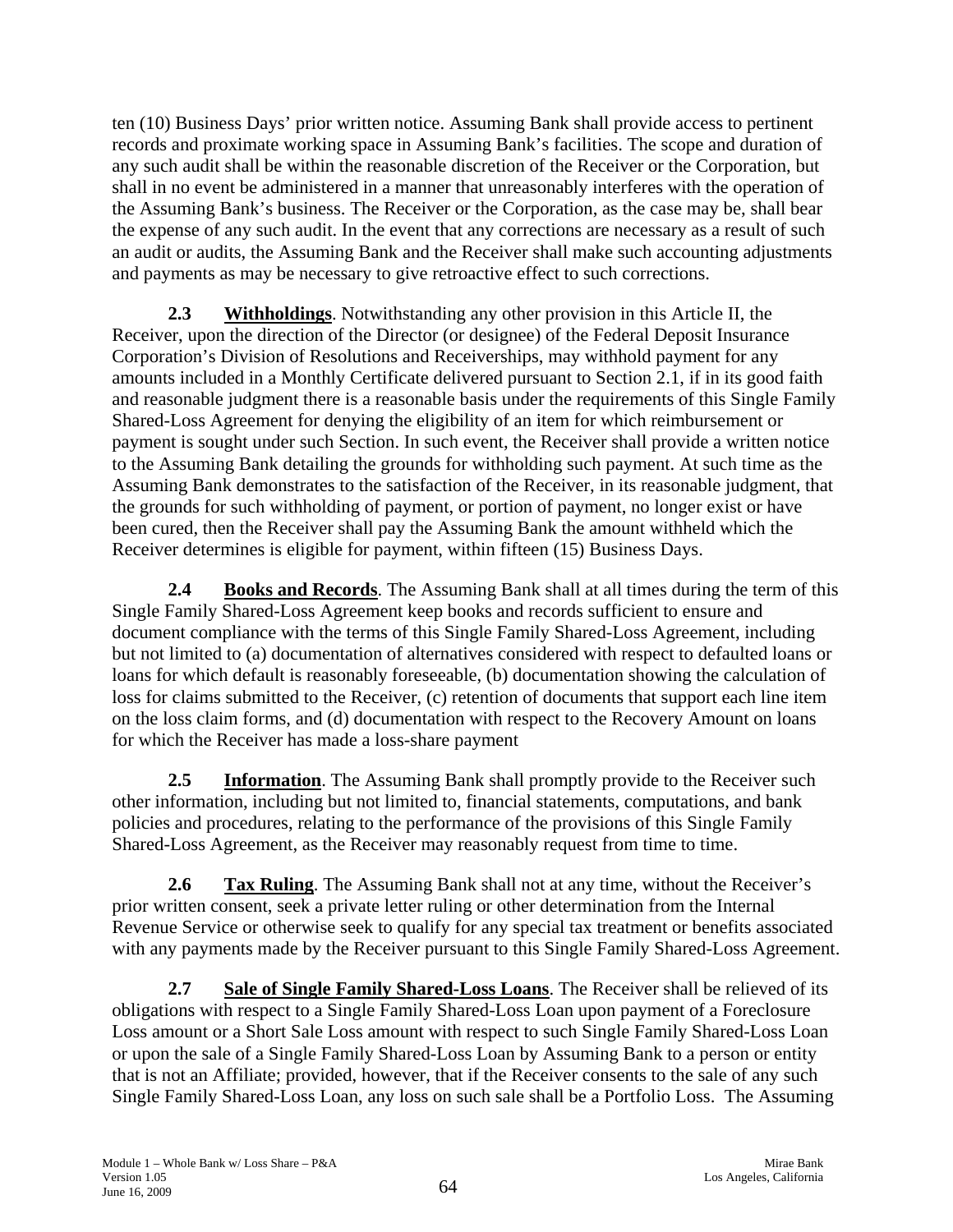ten (10) Business Days' prior written notice. Assuming Bank shall provide access to pertinent records and proximate working space in Assuming Bank's facilities. The scope and duration of any such audit shall be within the reasonable discretion of the Receiver or the Corporation, but shall in no event be administered in a manner that unreasonably interferes with the operation of the Assuming Bank's business. The Receiver or the Corporation, as the case may be, shall bear the expense of any such audit. In the event that any corrections are necessary as a result of such an audit or audits, the Assuming Bank and the Receiver shall make such accounting adjustments and payments as may be necessary to give retroactive effect to such corrections.

**2.3 Withholdings**. Notwithstanding any other provision in this Article II, the Receiver, upon the direction of the Director (or designee) of the Federal Deposit Insurance Corporation's Division of Resolutions and Receiverships, may withhold payment for any amounts included in a Monthly Certificate delivered pursuant to Section 2.1, if in its good faith and reasonable judgment there is a reasonable basis under the requirements of this Single Family Shared-Loss Agreement for denying the eligibility of an item for which reimbursement or payment is sought under such Section. In such event, the Receiver shall provide a written notice to the Assuming Bank detailing the grounds for withholding such payment. At such time as the Assuming Bank demonstrates to the satisfaction of the Receiver, in its reasonable judgment, that the grounds for such withholding of payment, or portion of payment, no longer exist or have been cured, then the Receiver shall pay the Assuming Bank the amount withheld which the Receiver determines is eligible for payment, within fifteen (15) Business Days.

**2.4 Books and Records**. The Assuming Bank shall at all times during the term of this Single Family Shared-Loss Agreement keep books and records sufficient to ensure and document compliance with the terms of this Single Family Shared-Loss Agreement, including but not limited to (a) documentation of alternatives considered with respect to defaulted loans or loans for which default is reasonably foreseeable, (b) documentation showing the calculation of loss for claims submitted to the Receiver, (c) retention of documents that support each line item on the loss claim forms, and (d) documentation with respect to the Recovery Amount on loans for which the Receiver has made a loss-share payment

**2.5 Information**. The Assuming Bank shall promptly provide to the Receiver such other information, including but not limited to, financial statements, computations, and bank policies and procedures, relating to the performance of the provisions of this Single Family Shared-Loss Agreement, as the Receiver may reasonably request from time to time.

**2.6 Tax Ruling**. The Assuming Bank shall not at any time, without the Receiver's prior written consent, seek a private letter ruling or other determination from the Internal Revenue Service or otherwise seek to qualify for any special tax treatment or benefits associated with any payments made by the Receiver pursuant to this Single Family Shared-Loss Agreement.

**2.7 Sale of Single Family Shared-Loss Loans**. The Receiver shall be relieved of its obligations with respect to a Single Family Shared-Loss Loan upon payment of a Foreclosure Loss amount or a Short Sale Loss amount with respect to such Single Family Shared-Loss Loan or upon the sale of a Single Family Shared-Loss Loan by Assuming Bank to a person or entity that is not an Affiliate; provided, however, that if the Receiver consents to the sale of any such Single Family Shared-Loss Loan, any loss on such sale shall be a Portfolio Loss. The Assuming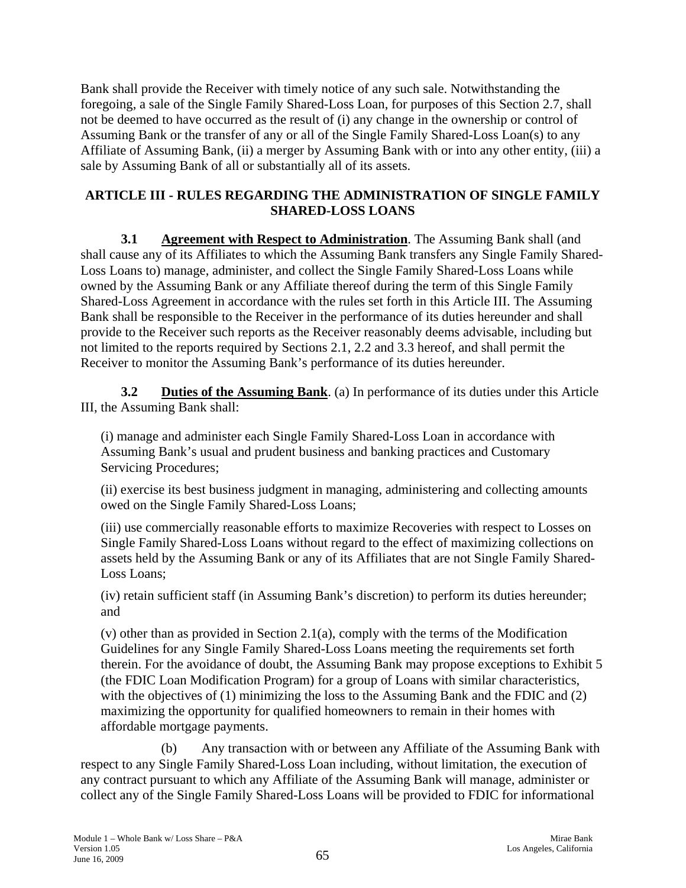Bank shall provide the Receiver with timely notice of any such sale. Notwithstanding the foregoing, a sale of the Single Family Shared-Loss Loan, for purposes of this Section 2.7, shall not be deemed to have occurred as the result of (i) any change in the ownership or control of Assuming Bank or the transfer of any or all of the Single Family Shared-Loss Loan(s) to any Affiliate of Assuming Bank, (ii) a merger by Assuming Bank with or into any other entity, (iii) a sale by Assuming Bank of all or substantially all of its assets.

## ARTICLE III - RULES REGARDING THE ADMINISTRATION OF SINGLE FAMILY SHARED-LOSS LOANS

**3.1 Agreement with Respect to Administration**. The Assuming Bank shall (and shall cause any of its Affiliates to which the Assuming Bank transfers any Single Family Shared-Loss Loans to) manage, administer, and collect the Single Family Shared-Loss Loans while owned by the Assuming Bank or any Affiliate thereof during the term of this Single Family Shared-Loss Agreement in accordance with the rules set forth in this Article III. The Assuming Bank shall be responsible to the Receiver in the performance of its duties hereunder and shall provide to the Receiver such reports as the Receiver reasonably deems advisable, including but not limited to the reports required by Sections 2.1, 2.2 and 3.3 hereof, and shall permit the Receiver to monitor the Assuming Bank's performance of its duties hereunder.

**3.2 Duties of the Assuming Bank**. (a) In performance of its duties under this Article III, the Assuming Bank shall:

(i) manage and administer each Single Family Shared-Loss Loan in accordance with Assuming Bank's usual and prudent business and banking practices and Customary Servicing Procedures;

(ii) exercise its best business judgment in managing, administering and collecting amounts owed on the Single Family Shared-Loss Loans;

(iii) use commercially reasonable efforts to maximize Recoveries with respect to Losses on Single Family Shared-Loss Loans without regard to the effect of maximizing collections on assets held by the Assuming Bank or any of its Affiliates that are not Single Family Shared-Loss Loans;

(iv) retain sufficient staff (in Assuming Bank's discretion) to perform its duties hereunder; and

(v) other than as provided in Section 2.1(a), comply with the terms of the Modification Guidelines for any Single Family Shared-Loss Loans meeting the requirements set forth therein. For the avoidance of doubt, the Assuming Bank may propose exceptions to Exhibit 5 (the FDIC Loan Modification Program) for a group of Loans with similar characteristics, with the objectives of (1) minimizing the loss to the Assuming Bank and the FDIC and (2) maximizing the opportunity for qualified homeowners to remain in their homes with affordable mortgage payments.

(b) Any transaction with or between any Affiliate of the Assuming Bank with respect to any Single Family Shared-Loss Loan including, without limitation, the execution of any contract pursuant to which any Affiliate of the Assuming Bank will manage, administer or collect any of the Single Family Shared-Loss Loans will be provided to FDIC for informational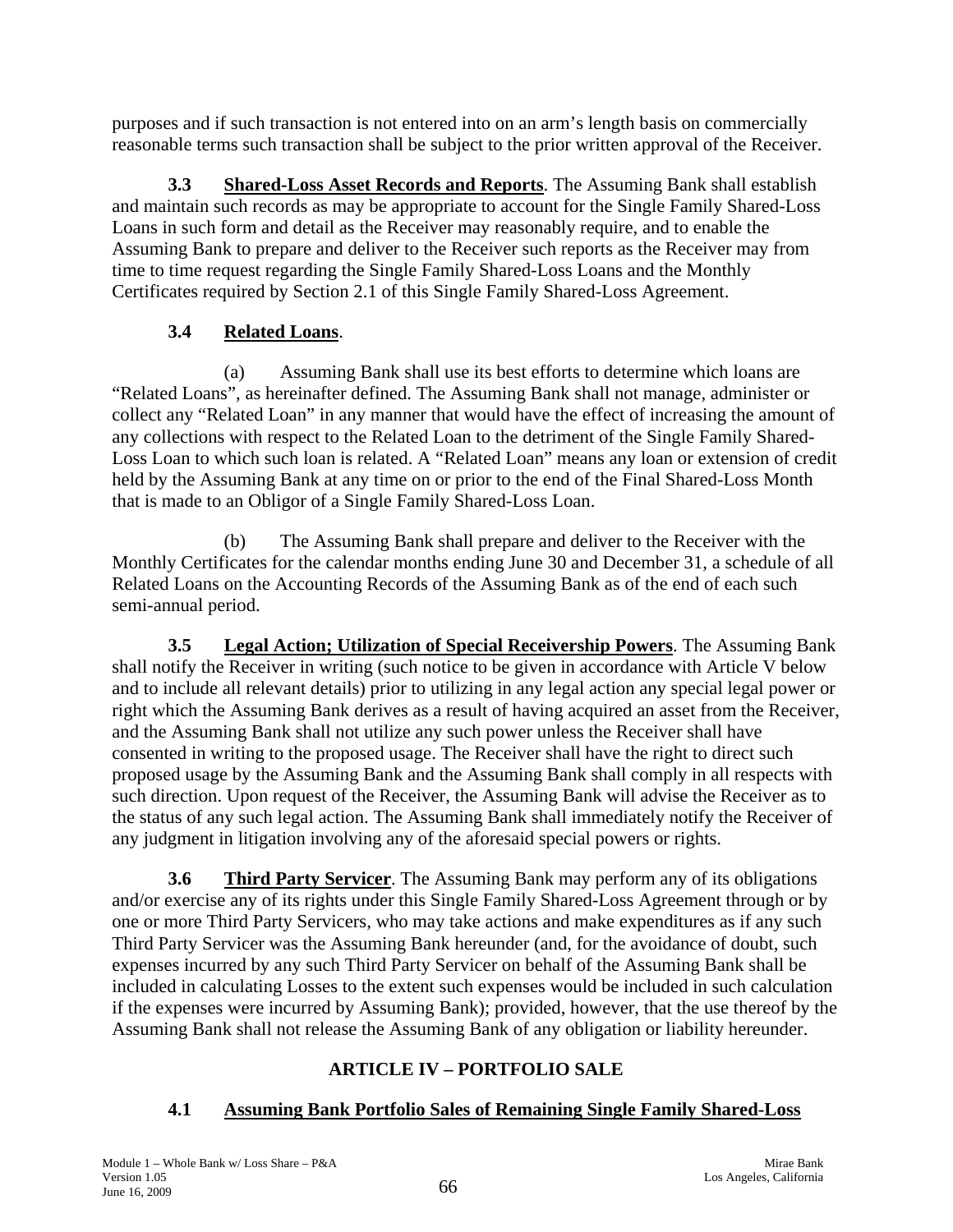purposes and if such transaction is not entered into on an arm's length basis on commercially reasonable terms such transaction shall be subject to the prior written approval of the Receiver.

**3.3 Shared-Loss Asset Records and Reports**. The Assuming Bank shall establish and maintain such records as may be appropriate to account for the Single Family Shared-Loss Loans in such form and detail as the Receiver may reasonably require, and to enable the Assuming Bank to prepare and deliver to the Receiver such reports as the Receiver may from time to time request regarding the Single Family Shared-Loss Loans and the Monthly Certificates required by Section 2.1 of this Single Family Shared-Loss Agreement.

**3.4 Related Loans**.

(a) Assuming Bank shall use its best efforts to determine which loans are "Related Loans", as hereinafter defined. The Assuming Bank shall not manage, administer or collect any "Related Loan" in any manner that would have the effect of increasing the amount of any collections with respect to the Related Loan to the detriment of the Single Family Shared-Loss Loan to which such loan is related. A "Related Loan" means any loan or extension of credit held by the Assuming Bank at any time on or prior to the end of the Final Shared-Loss Month that is made to an Obligor of a Single Family Shared-Loss Loan.

(b) The Assuming Bank shall prepare and deliver to the Receiver with the Monthly Certificates for the calendar months ending June 30 and December 31, a schedule of all Related Loans on the Accounting Records of the Assuming Bank as of the end of each such semi-annual period.

**3.5 Legal Action; Utilization of Special Receivership Powers**. The Assuming Bank shall notify the Receiver in writing (such notice to be given in accordance with Article V below and to include all relevant details) prior to utilizing in any legal action any special legal power or right which the Assuming Bank derives as a result of having acquired an asset from the Receiver, and the Assuming Bank shall not utilize any such power unless the Receiver shall have consented in writing to the proposed usage. The Receiver shall have the right to direct such proposed usage by the Assuming Bank and the Assuming Bank shall comply in all respects with such direction. Upon request of the Receiver, the Assuming Bank will advise the Receiver as to the status of any such legal action. The Assuming Bank shall immediately notify the Receiver of any judgment in litigation involving any of the aforesaid special powers or rights.

**3.6 Third Party Servicer**. The Assuming Bank may perform any of its obligations and/or exercise any of its rights under this Single Family Shared-Loss Agreement through or by one or more Third Party Servicers, who may take actions and make expenditures as if any such Third Party Servicer was the Assuming Bank hereunder (and, for the avoidance of doubt, such expenses incurred by any such Third Party Servicer on behalf of the Assuming Bank shall be included in calculating Losses to the extent such expenses would be included in such calculation if the expenses were incurred by Assuming Bank); provided, however, that the use thereof by the Assuming Bank shall not release the Assuming Bank of any obligation or liability hereunder.

## ARTICLE IV – PORTFOLIO SALE

**4.1 Assuming Bank Portfolio Sales of Remaining Single Family Shared-Loss**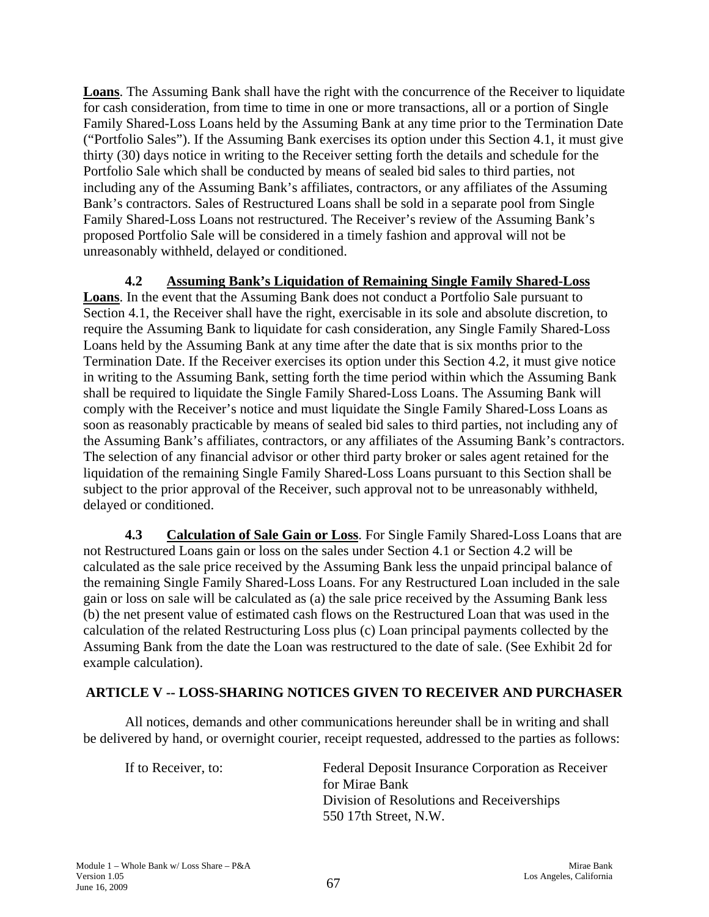**Loans**. The Assuming Bank shall have the right with the concurrence of the Receiver to liquidate for cash consideration, from time to time in one or more transactions, all or a portion of Single Family Shared-Loss Loans held by the Assuming Bank at any time prior to the Termination Date ("Portfolio Sales"). If the Assuming Bank exercises its option under this Section 4.1, it must give thirty (30) days notice in writing to the Receiver setting forth the details and schedule for the Portfolio Sale which shall be conducted by means of sealed bid sales to third parties, not including any of the Assuming Bank's affiliates, contractors, or any affiliates of the Assuming Bank's contractors. Sales of Restructured Loans shall be sold in a separate pool from Single Family Shared-Loss Loans not restructured. The Receiver's review of the Assuming Bank's proposed Portfolio Sale will be considered in a timely fashion and approval will not be unreasonably withheld, delayed or conditioned.

**4.2 Assuming Bank's Liquidation of Remaining Single Family Shared-Loss Loans**. In the event that the Assuming Bank does not conduct a Portfolio Sale pursuant to Section 4.1, the Receiver shall have the right, exercisable in its sole and absolute discretion, to require the Assuming Bank to liquidate for cash consideration, any Single Family Shared-Loss Loans held by the Assuming Bank at any time after the date that is six months prior to the Termination Date. If the Receiver exercises its option under this Section 4.2, it must give notice in writing to the Assuming Bank, setting forth the time period within which the Assuming Bank shall be required to liquidate the Single Family Shared-Loss Loans. The Assuming Bank will comply with the Receiver's notice and must liquidate the Single Family Shared-Loss Loans as soon as reasonably practicable by means of sealed bid sales to third parties, not including any of the Assuming Bank's affiliates, contractors, or any affiliates of the Assuming Bank's contractors. The selection of any financial advisor or other third party broker or sales agent retained for the liquidation of the remaining Single Family Shared-Loss Loans pursuant to this Section shall be subject to the prior approval of the Receiver, such approval not to be unreasonably withheld, delayed or conditioned.

**4.3 Calculation of Sale Gain or Loss**. For Single Family Shared-Loss Loans that are not Restructured Loans gain or loss on the sales under Section 4.1 or Section 4.2 will be calculated as the sale price received by the Assuming Bank less the unpaid principal balance of the remaining Single Family Shared-Loss Loans. For any Restructured Loan included in the sale gain or loss on sale will be calculated as (a) the sale price received by the Assuming Bank less (b) the net present value of estimated cash flows on the Restructured Loan that was used in the calculation of the related Restructuring Loss plus (c) Loan principal payments collected by the Assuming Bank from the date the Loan was restructured to the date of sale. (See Exhibit 2d for example calculation).

## ARTICLE V -- LOSS-SHARING NOTICES GIVEN TO RECEIVER AND PURCHASER

All notices, demands and other communications hereunder shall be in writing and shall be delivered by hand, or overnight courier, receipt requested, addressed to the parties as follows:

If to Receiver, to:

Federal Deposit Insurance Corporation as Receiver for Mirae Bank
Division of Resolutions and Receiverships
550 17th Street, N.W.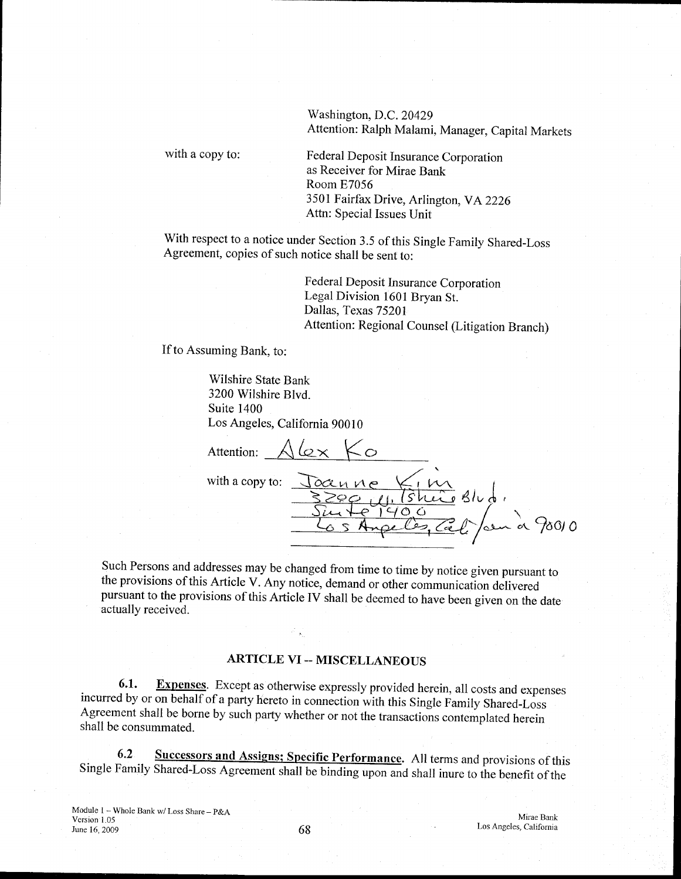Washington, D.C. 20429
Attention: Ralph Malami, Manager, Capital Markets

with a copy to:

Federal Deposit Insurance Corporation
as Receiver for Mirae Bank
Room E7056
3501 Fairfax Drive, Arlington, VA 2226
Attn: Special Issues Unit

With respect to a notice under Section 3.5 of this Single Family Shared-Loss Agreement, copies of such notice shall be sent to:

Federal Deposit Insurance Corporation
Legal Division 1601 Bryan St.
Dallas, Texas 75201
Attention: Regional Counsel (Litigation Branch)

If to Assuming Bank, to:

Wilshire State Bank
3200 Wilshire Blvd.
Suite 1400
Los Angeles, California 90010

Attention: Alex Ko

with a copy to: Joanne Kim
3200 Wilshire Blvd.
Suite 1400
Los Angeles, California 90010

Such Persons and addresses may be changed from time to time by notice given pursuant to the provisions of this Article V. Any notice, demand or other communication delivered pursuant to the provisions of this Article IV shall be deemed to have been given on the date actually received.

## ARTICLE VI -- MISCELLANEOUS

**6.1.** **Expenses**. Except as otherwise expressly provided herein, all costs and expenses incurred by or on behalf of a party hereto in connection with this Single Family Shared-Loss Agreement shall be borne by such party whether or not the transactions contemplated herein shall be consummated.

**6.2** **Successors and Assigns; Specific Performance**. All terms and provisions of this Single Family Shared-Loss Agreement shall be binding upon and shall inure to the benefit of the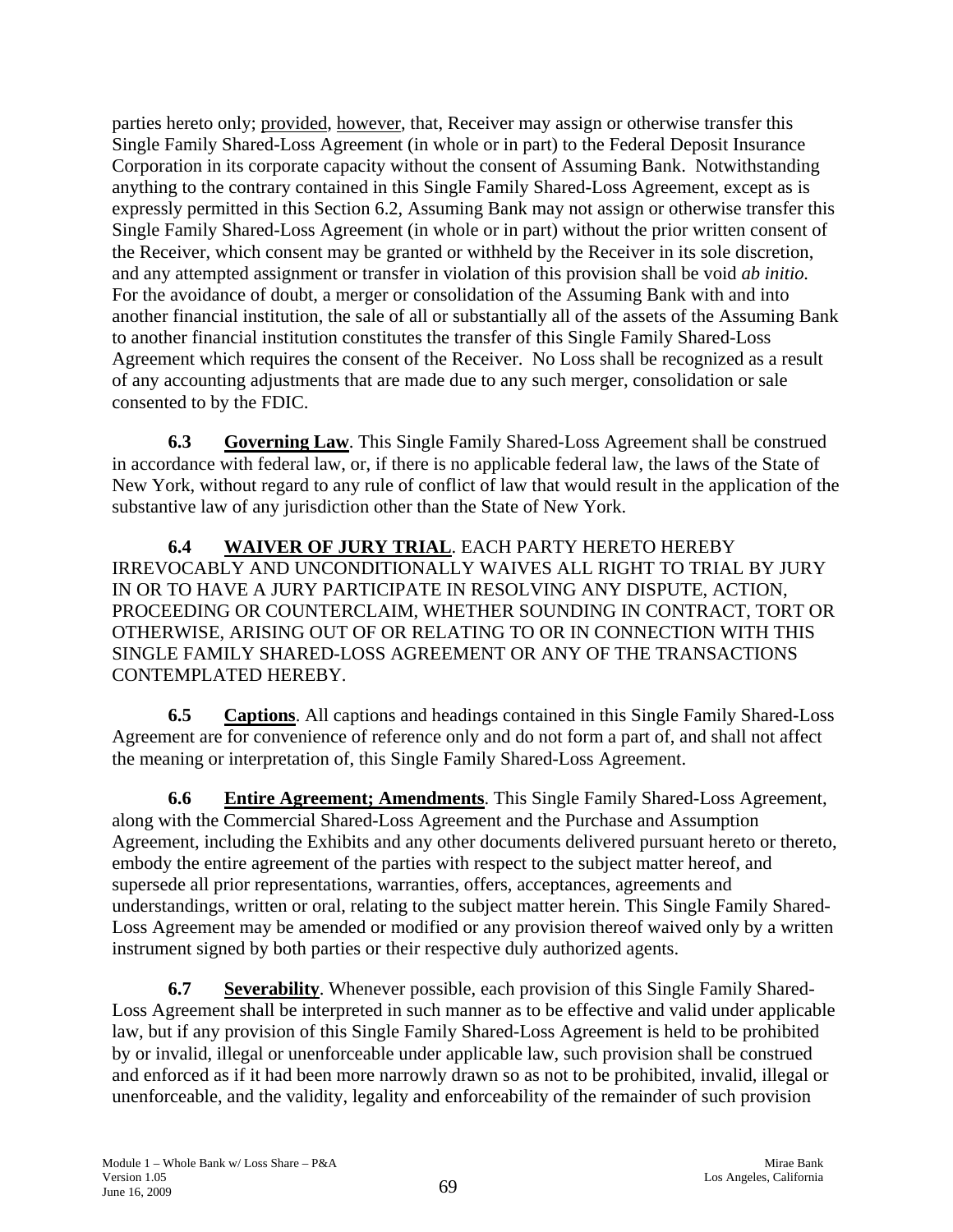parties hereto only; provided, however, that, Receiver may assign or otherwise transfer this Single Family Shared-Loss Agreement (in whole or in part) to the Federal Deposit Insurance Corporation in its corporate capacity without the consent of Assuming Bank. Notwithstanding anything to the contrary contained in this Single Family Shared-Loss Agreement, except as is expressly permitted in this Section 6.2, Assuming Bank may not assign or otherwise transfer this Single Family Shared-Loss Agreement (in whole or in part) without the prior written consent of the Receiver, which consent may be granted or withheld by the Receiver in its sole discretion, and any attempted assignment or transfer in violation of this provision shall be void *ab initio.* For the avoidance of doubt, a merger or consolidation of the Assuming Bank with and into another financial institution, the sale of all or substantially all of the assets of the Assuming Bank to another financial institution constitutes the transfer of this Single Family Shared-Loss Agreement which requires the consent of the Receiver. No Loss shall be recognized as a result of any accounting adjustments that are made due to any such merger, consolidation or sale consented to by the FDIC.

**6.3 Governing Law**. This Single Family Shared-Loss Agreement shall be construed in accordance with federal law, or, if there is no applicable federal law, the laws of the State of New York, without regard to any rule of conflict of law that would result in the application of the substantive law of any jurisdiction other than the State of New York.

**6.4 WAIVER OF JURY TRIAL**. EACH PARTY HERETO HEREBY IRREVOCABLY AND UNCONDITIONALLY WAIVES ALL RIGHT TO TRIAL BY JURY IN OR TO HAVE A JURY PARTICIPATE IN RESOLVING ANY DISPUTE, ACTION, PROCEEDING OR COUNTERCLAIM, WHETHER SOUNDING IN CONTRACT, TORT OR OTHERWISE, ARISING OUT OF OR RELATING TO OR IN CONNECTION WITH THIS SINGLE FAMILY SHARED-LOSS AGREEMENT OR ANY OF THE TRANSACTIONS CONTEMPLATED HEREBY.

**6.5 Captions**. All captions and headings contained in this Single Family Shared-Loss Agreement are for convenience of reference only and do not form a part of, and shall not affect the meaning or interpretation of, this Single Family Shared-Loss Agreement.

**6.6 Entire Agreement; Amendments**. This Single Family Shared-Loss Agreement, along with the Commercial Shared-Loss Agreement and the Purchase and Assumption Agreement, including the Exhibits and any other documents delivered pursuant hereto or thereto, embody the entire agreement of the parties with respect to the subject matter hereof, and supersede all prior representations, warranties, offers, acceptances, agreements and understandings, written or oral, relating to the subject matter herein. This Single Family Shared-Loss Agreement may be amended or modified or any provision thereof waived only by a written instrument signed by both parties or their respective duly authorized agents.

**6.7 Severability**. Whenever possible, each provision of this Single Family Shared-Loss Agreement shall be interpreted in such manner as to be effective and valid under applicable law, but if any provision of this Single Family Shared-Loss Agreement is held to be prohibited by or invalid, illegal or unenforceable under applicable law, such provision shall be construed and enforced as if it had been more narrowly drawn so as not to be prohibited, invalid, illegal or unenforceable, and the validity, legality and enforceability of the remainder of such provision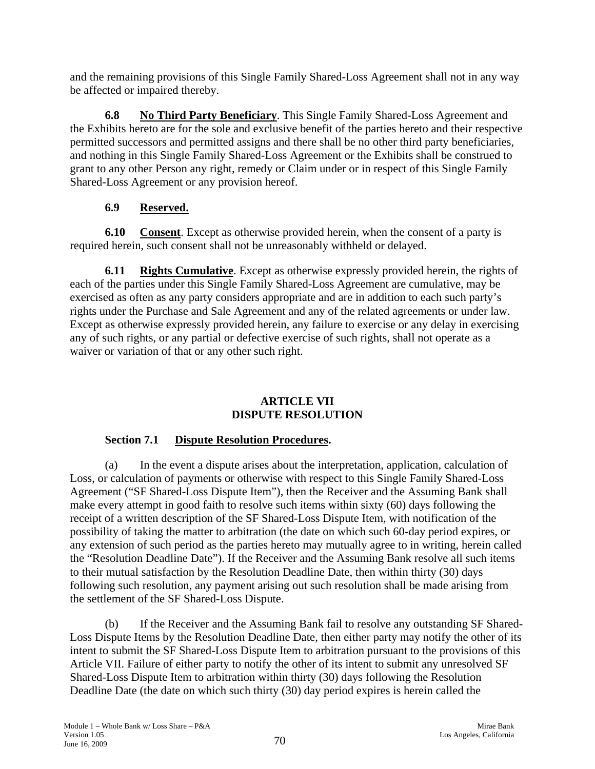and the remaining provisions of this Single Family Shared-Loss Agreement shall not in any way be affected or impaired thereby.

**6.8 No Third Party Beneficiary**. This Single Family Shared-Loss Agreement and the Exhibits hereto are for the sole and exclusive benefit of the parties hereto and their respective permitted successors and permitted assigns and there shall be no other third party beneficiaries, and nothing in this Single Family Shared-Loss Agreement or the Exhibits shall be construed to grant to any other Person any right, remedy or Claim under or in respect of this Single Family Shared-Loss Agreement or any provision hereof.

**6.9 Reserved.**

**6.10 Consent**. Except as otherwise provided herein, when the consent of a party is required herein, such consent shall not be unreasonably withheld or delayed.

**6.11 Rights Cumulative**. Except as otherwise expressly provided herein, the rights of each of the parties under this Single Family Shared-Loss Agreement are cumulative, may be exercised as often as any party considers appropriate and are in addition to each such party's rights under the Purchase and Sale Agreement and any of the related agreements or under law. Except as otherwise expressly provided herein, any failure to exercise or any delay in exercising any of such rights, or any partial or defective exercise of such rights, shall not operate as a waiver or variation of that or any other such right.

## ARTICLE VII
## DISPUTE RESOLUTION

### Section 7.1 Dispute Resolution Procedures.

(a) In the event a dispute arises about the interpretation, application, calculation of Loss, or calculation of payments or otherwise with respect to this Single Family Shared-Loss Agreement ("SF Shared-Loss Dispute Item"), then the Receiver and the Assuming Bank shall make every attempt in good faith to resolve such items within sixty (60) days following the receipt of a written description of the SF Shared-Loss Dispute Item, with notification of the possibility of taking the matter to arbitration (the date on which such 60-day period expires, or any extension of such period as the parties hereto may mutually agree to in writing, herein called the "Resolution Deadline Date"). If the Receiver and the Assuming Bank resolve all such items to their mutual satisfaction by the Resolution Deadline Date, then within thirty (30) days following such resolution, any payment arising out such resolution shall be made arising from the settlement of the SF Shared-Loss Dispute.

(b) If the Receiver and the Assuming Bank fail to resolve any outstanding SF Shared-Loss Dispute Items by the Resolution Deadline Date, then either party may notify the other of its intent to submit the SF Shared-Loss Dispute Item to arbitration pursuant to the provisions of this Article VII. Failure of either party to notify the other of its intent to submit any unresolved SF Shared-Loss Dispute Item to arbitration within thirty (30) days following the Resolution Deadline Date (the date on which such thirty (30) day period expires is herein called the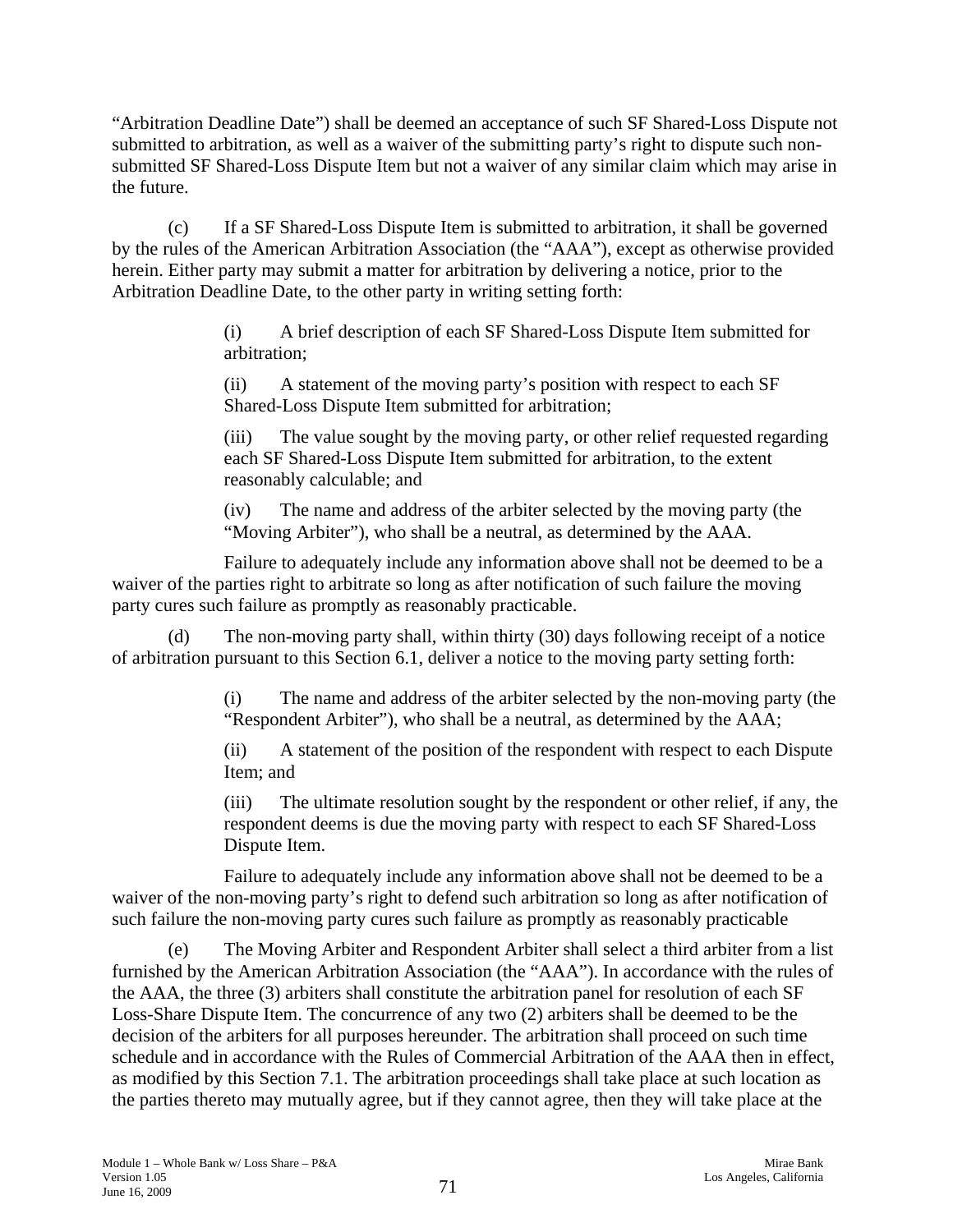"Arbitration Deadline Date") shall be deemed an acceptance of such SF Shared-Loss Dispute not submitted to arbitration, as well as a waiver of the submitting party's right to dispute such non-submitted SF Shared-Loss Dispute Item but not a waiver of any similar claim which may arise in the future.

(c) If a SF Shared-Loss Dispute Item is submitted to arbitration, it shall be governed by the rules of the American Arbitration Association (the "AAA"), except as otherwise provided herein. Either party may submit a matter for arbitration by delivering a notice, prior to the Arbitration Deadline Date, to the other party in writing setting forth:

> (i) A brief description of each SF Shared-Loss Dispute Item submitted for arbitration;
>
> (ii) A statement of the moving party's position with respect to each SF Shared-Loss Dispute Item submitted for arbitration;
>
> (iii) The value sought by the moving party, or other relief requested regarding each SF Shared-Loss Dispute Item submitted for arbitration, to the extent reasonably calculable; and
>
> (iv) The name and address of the arbiter selected by the moving party (the "Moving Arbiter"), who shall be a neutral, as determined by the AAA.

Failure to adequately include any information above shall not be deemed to be a waiver of the parties right to arbitrate so long as after notification of such failure the moving party cures such failure as promptly as reasonably practicable.

(d) The non-moving party shall, within thirty (30) days following receipt of a notice of arbitration pursuant to this Section 6.1, deliver a notice to the moving party setting forth:

> (i) The name and address of the arbiter selected by the non-moving party (the "Respondent Arbiter"), who shall be a neutral, as determined by the AAA;
>
> (ii) A statement of the position of the respondent with respect to each Dispute Item; and
>
> (iii) The ultimate resolution sought by the respondent or other relief, if any, the respondent deems is due the moving party with respect to each SF Shared-Loss Dispute Item.

Failure to adequately include any information above shall not be deemed to be a waiver of the non-moving party's right to defend such arbitration so long as after notification of such failure the non-moving party cures such failure as promptly as reasonably practicable

(e) The Moving Arbiter and Respondent Arbiter shall select a third arbiter from a list furnished by the American Arbitration Association (the "AAA"). In accordance with the rules of the AAA, the three (3) arbiters shall constitute the arbitration panel for resolution of each SF Loss-Share Dispute Item. The concurrence of any two (2) arbiters shall be deemed to be the decision of the arbiters for all purposes hereunder. The arbitration shall proceed on such time schedule and in accordance with the Rules of Commercial Arbitration of the AAA then in effect, as modified by this Section 7.1. The arbitration proceedings shall take place at such location as the parties thereto may mutually agree, but if they cannot agree, then they will take place at the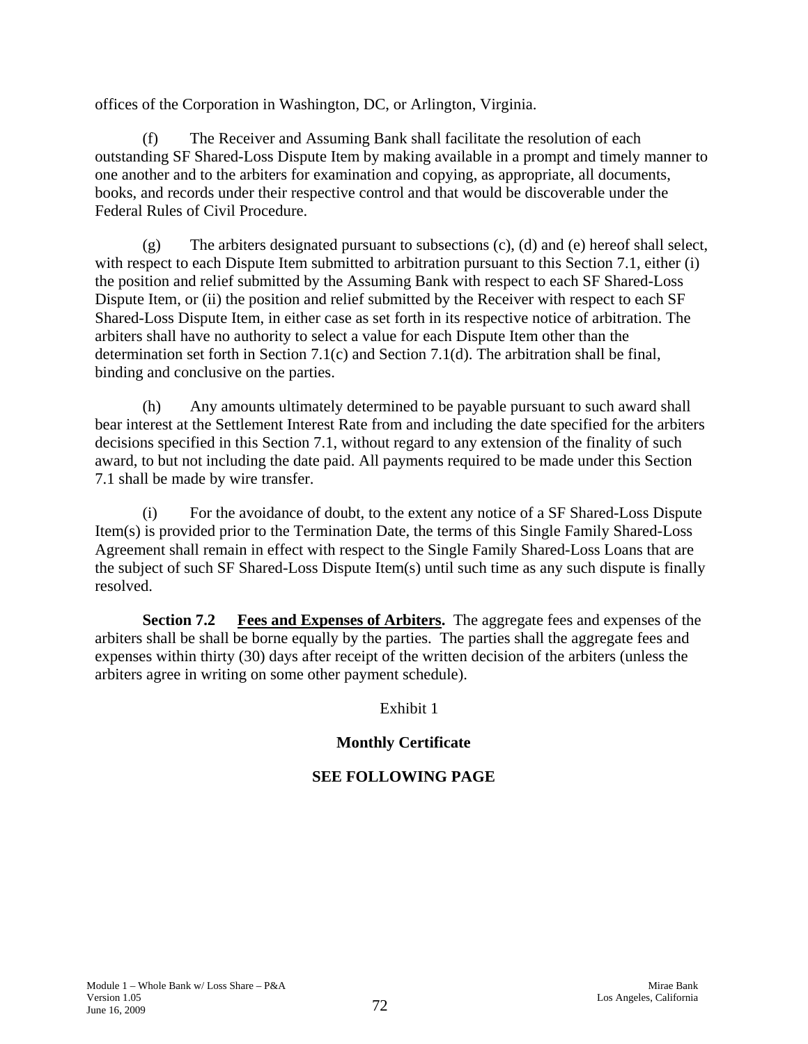offices of the Corporation in Washington, DC, or Arlington, Virginia.

(f) The Receiver and Assuming Bank shall facilitate the resolution of each outstanding SF Shared-Loss Dispute Item by making available in a prompt and timely manner to one another and to the arbiters for examination and copying, as appropriate, all documents, books, and records under their respective control and that would be discoverable under the Federal Rules of Civil Procedure.

(g) The arbiters designated pursuant to subsections (c), (d) and (e) hereof shall select, with respect to each Dispute Item submitted to arbitration pursuant to this Section 7.1, either (i) the position and relief submitted by the Assuming Bank with respect to each SF Shared-Loss Dispute Item, or (ii) the position and relief submitted by the Receiver with respect to each SF Shared-Loss Dispute Item, in either case as set forth in its respective notice of arbitration. The arbiters shall have no authority to select a value for each Dispute Item other than the determination set forth in Section 7.1(c) and Section 7.1(d). The arbitration shall be final, binding and conclusive on the parties.

(h) Any amounts ultimately determined to be payable pursuant to such award shall bear interest at the Settlement Interest Rate from and including the date specified for the arbiters decisions specified in this Section 7.1, without regard to any extension of the finality of such award, to but not including the date paid. All payments required to be made under this Section 7.1 shall be made by wire transfer.

(i) For the avoidance of doubt, to the extent any notice of a SF Shared-Loss Dispute Item(s) is provided prior to the Termination Date, the terms of this Single Family Shared-Loss Agreement shall remain in effect with respect to the Single Family Shared-Loss Loans that are the subject of such SF Shared-Loss Dispute Item(s) until such time as any such dispute is finally resolved.

**Section 7.2 Fees and Expenses of Arbiters.** The aggregate fees and expenses of the arbiters shall be shall be borne equally by the parties. The parties shall the aggregate fees and expenses within thirty (30) days after receipt of the written decision of the arbiters (unless the arbiters agree in writing on some other payment schedule).

Exhibit 1

**Monthly Certificate**

**SEE FOLLOWING PAGE**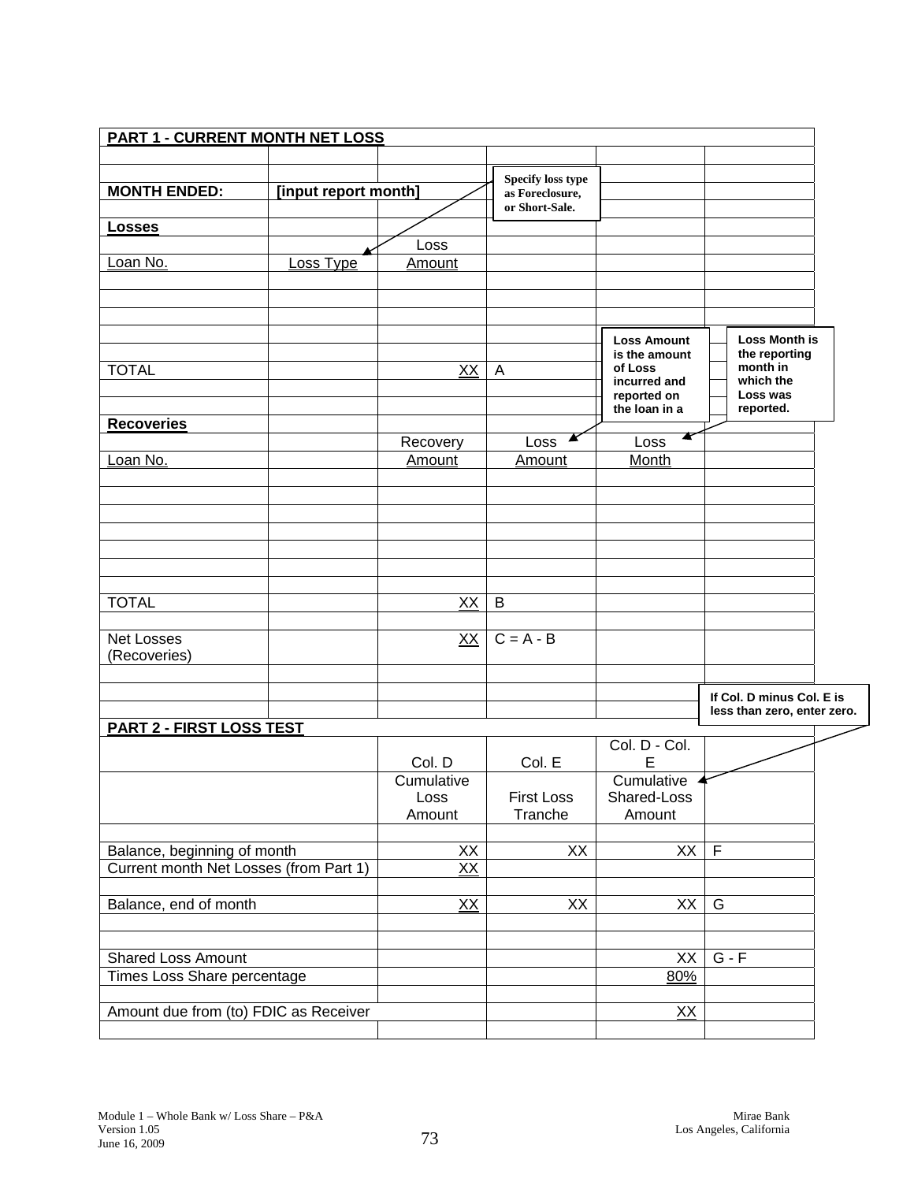**PART 1 - CURRENT MONTH NET LOSS**

**MONTH ENDED:** **[input report month]**

*Specify loss type as Foreclosure, or Short-Sale.*

**Losses**

| Loan No. | Loss Type | Loss Amount | |
|---|---|---|---|
| | | | |
| | | | |
| | | | |
| | | | |
| TOTAL | | XX | A |

**Recoveries**

*Loss Amount is the amount of Loss incurred and reported on the loan in a*

*Loss Month is the reporting month in which the Loss was reported.*

| Loan No. | | Recovery Amount | Loss Amount | Loss Month |
|---|---|---|---|---|
| | | | | |
| | | | | |
| | | | | |
| | | | | |
| | | | | |
| | | | | |
| | | | | |
| TOTAL | | XX | B | |
| | | | | |
| Net Losses (Recoveries) | | XX | C = A - B | |

*If Col. D minus Col. E is less than zero, enter zero.*

**PART 2 - FIRST LOSS TEST**

| | Col. D | Col. E | Col. D - Col. E | |
|---|---|---|---|---|
| | Cumulative Loss Amount | First Loss Tranche | Cumulative Shared-Loss Amount | |
| | | | | |
| Balance, beginning of month | XX | XX | XX | F |
| Current month Net Losses (from Part 1) | XX | | | |
| | | | | |
| Balance, end of month | XX | XX | XX | G |
| | | | | |
| | | | | |
| Shared Loss Amount | | | XX | G - F |
| Times Loss Share percentage | | | 80% | |
| | | | | |
| Amount due from (to) FDIC as Receiver | | | XX | |

Module 1 – Whole Bank w/ Loss Share – P&A
Version 1.05
June 16, 2009

Mirae Bank
Los Angeles, California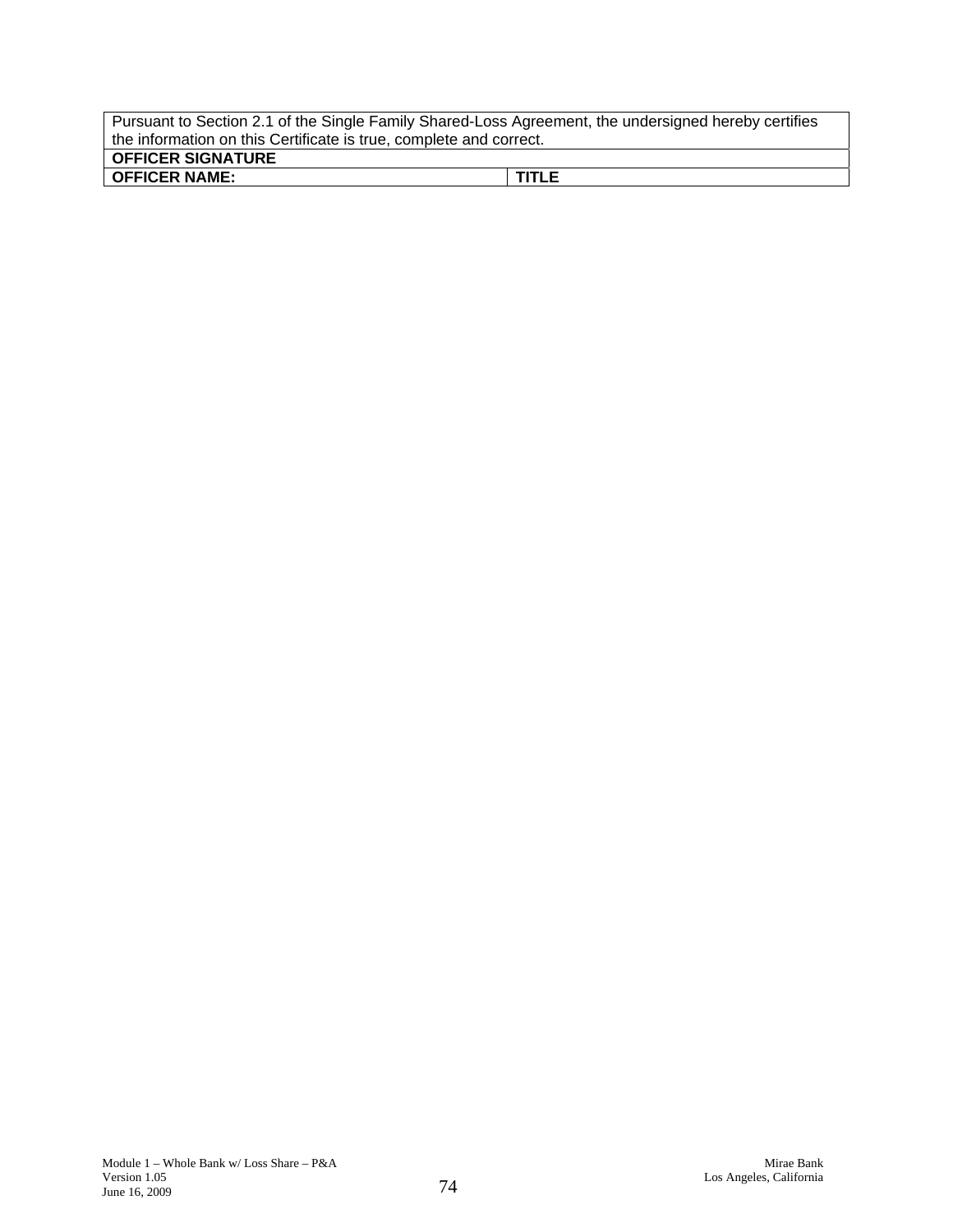| Pursuant to Section 2.1 of the Single Family Shared-Loss Agreement, the undersigned hereby certifies the information on this Certificate is true, complete and correct. | |
|---|---|
| **OFFICER SIGNATURE** | |
| **OFFICER NAME:** | **TITLE** |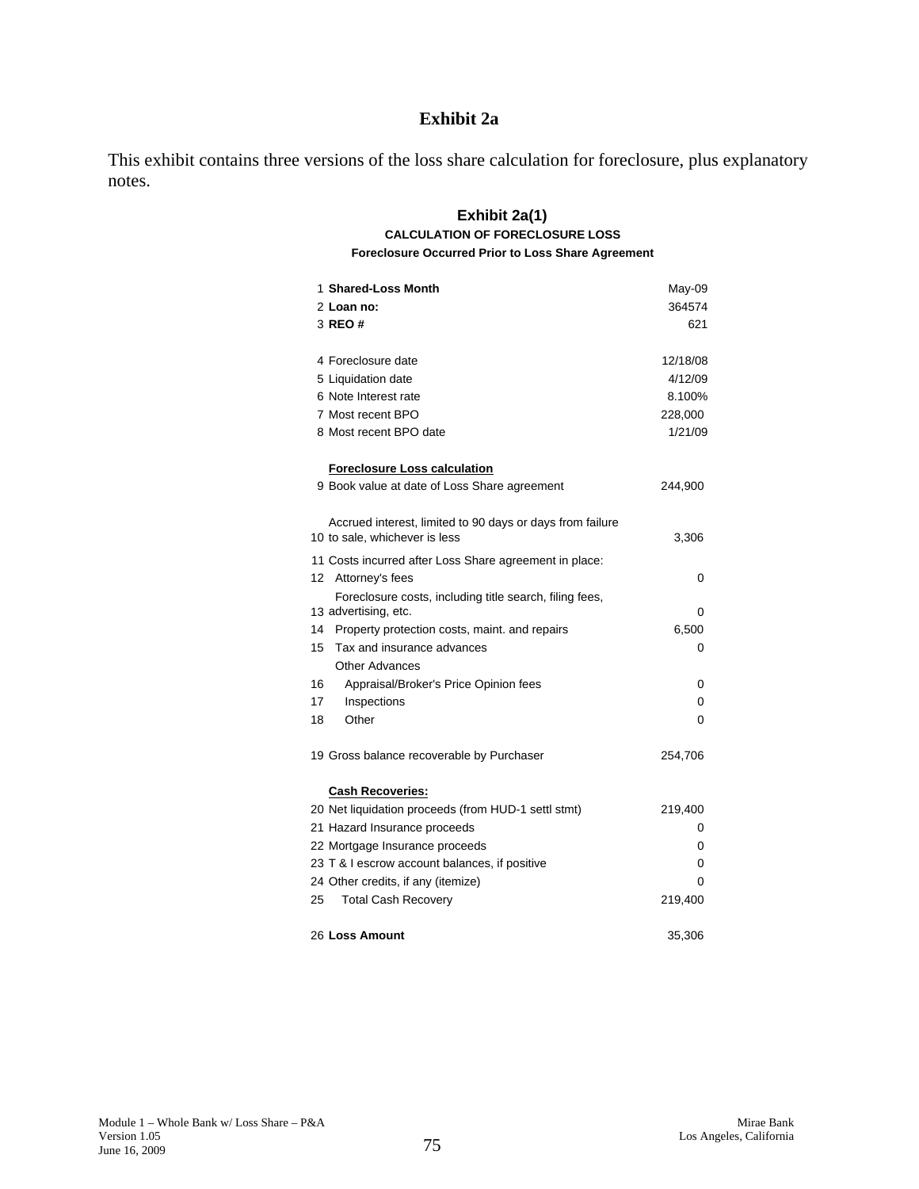# Exhibit 2a

This exhibit contains three versions of the loss share calculation for foreclosure, plus explanatory notes.

## Exhibit 2a(1)

**CALCULATION OF FORECLOSURE LOSS**

**Foreclosure Occurred Prior to Loss Share Agreement**

| # | Item | Amount |
|---|---|---|
| 1 | **Shared-Loss Month** | May-09 |
| 2 | **Loan no:** | 364574 |
| 3 | **REO #** | 621 |
| | | |
| 4 | Foreclosure date | 12/18/08 |
| 5 | Liquidation date | 4/12/09 |
| 6 | Note Interest rate | 8.100% |
| 7 | Most recent BPO | 228,000 |
| 8 | Most recent BPO date | 1/21/09 |
| | | |
| | **Foreclosure Loss calculation** | |
| 9 | Book value at date of Loss Share agreement | 244,900 |
| | | |
| 10 | Accrued interest, limited to 90 days or days from failure to sale, whichever is less | 3,306 |
| 11 | Costs incurred after Loss Share agreement in place: | |
| 12 | Attorney's fees | 0 |
| 13 | Foreclosure costs, including title search, filing fees, advertising, etc. | 0 |
| 14 | Property protection costs, maint. and repairs | 6,500 |
| 15 | Tax and insurance advances | 0 |
| | Other Advances | |
| 16 | Appraisal/Broker's Price Opinion fees | 0 |
| 17 | Inspections | 0 |
| 18 | Other | 0 |
| | | |
| 19 | Gross balance recoverable by Purchaser | 254,706 |
| | | |
| | **Cash Recoveries:** | |
| 20 | Net liquidation proceeds (from HUD-1 settl stmt) | 219,400 |
| 21 | Hazard Insurance proceeds | 0 |
| 22 | Mortgage Insurance proceeds | 0 |
| 23 | T & I escrow account balances, if positive | 0 |
| 24 | Other credits, if any (itemize) | 0 |
| 25 | Total Cash Recovery | 219,400 |
| | | |
| 26 | **Loss Amount** | 35,306 |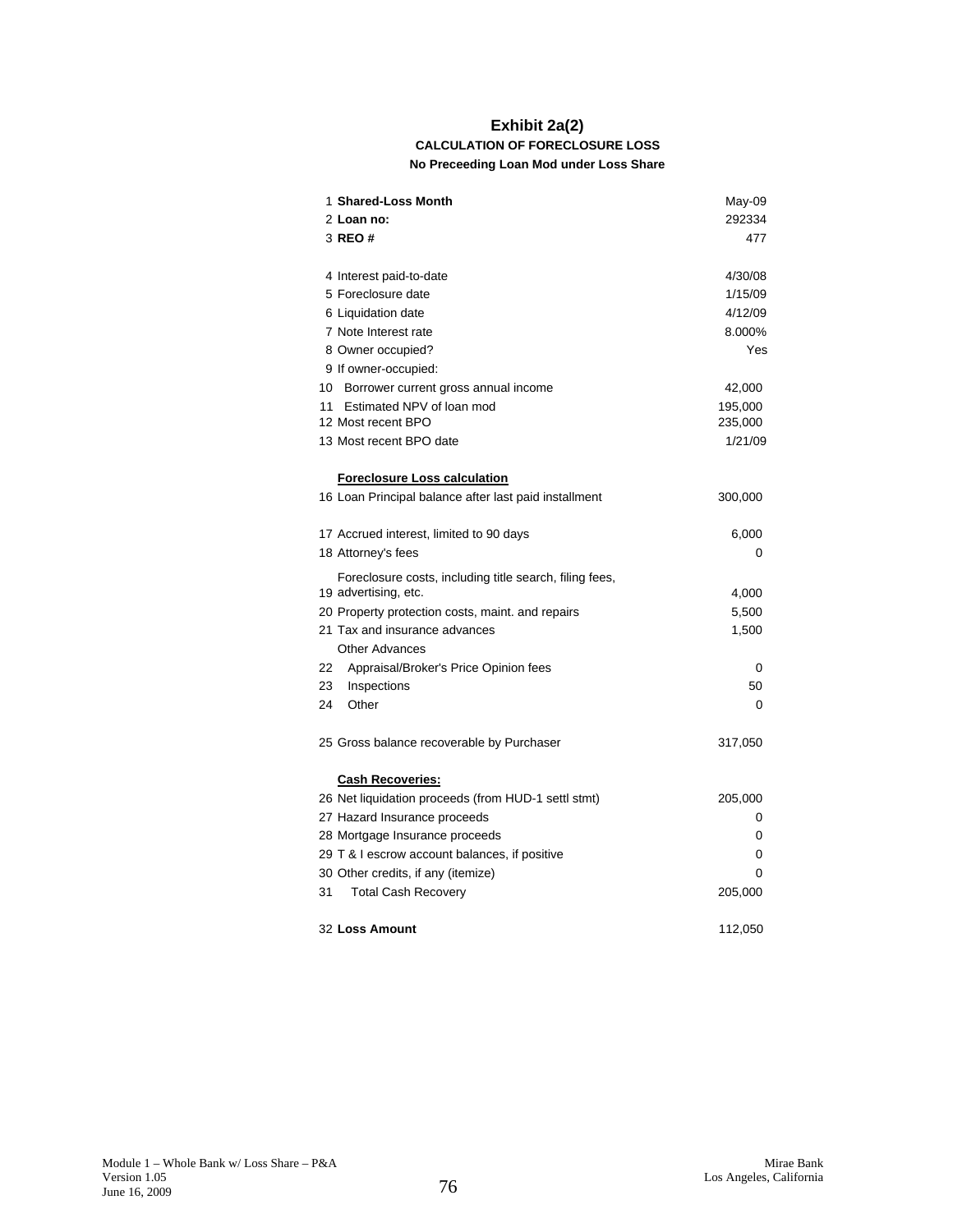# Exhibit 2a(2)

**CALCULATION OF FORECLOSURE LOSS**

**No Preceeding Loan Mod under Loss Share**

| # | Item | Value |
|---|---|---|
| 1 | **Shared-Loss Month** | May-09 |
| 2 | **Loan no:** | 292334 |
| 3 | **REO #** | 477 |
| | | |
| 4 | Interest paid-to-date | 4/30/08 |
| 5 | Foreclosure date | 1/15/09 |
| 6 | Liquidation date | 4/12/09 |
| 7 | Note Interest rate | 8.000% |
| 8 | Owner occupied? | Yes |
| 9 | If owner-occupied: | |
| 10 | Borrower current gross annual income | 42,000 |
| 11 | Estimated NPV of loan mod | 195,000 |
| 12 | Most recent BPO | 235,000 |
| 13 | Most recent BPO date | 1/21/09 |
| | | |
| | **Foreclosure Loss calculation** | |
| 16 | Loan Principal balance after last paid installment | 300,000 |
| | | |
| 17 | Accrued interest, limited to 90 days | 6,000 |
| 18 | Attorney's fees | 0 |
| 19 | Foreclosure costs, including title search, filing fees, advertising, etc. | 4,000 |
| 20 | Property protection costs, maint. and repairs | 5,500 |
| 21 | Tax and insurance advances | 1,500 |
| | Other Advances | |
| 22 | Appraisal/Broker's Price Opinion fees | 0 |
| 23 | Inspections | 50 |
| 24 | Other | 0 |
| | | |
| 25 | Gross balance recoverable by Purchaser | 317,050 |
| | | |
| | **Cash Recoveries:** | |
| 26 | Net liquidation proceeds (from HUD-1 settl stmt) | 205,000 |
| 27 | Hazard Insurance proceeds | 0 |
| 28 | Mortgage Insurance proceeds | 0 |
| 29 | T & I escrow account balances, if positive | 0 |
| 30 | Other credits, if any (itemize) | 0 |
| 31 | Total Cash Recovery | 205,000 |
| | | |
| 32 | **Loss Amount** | 112,050 |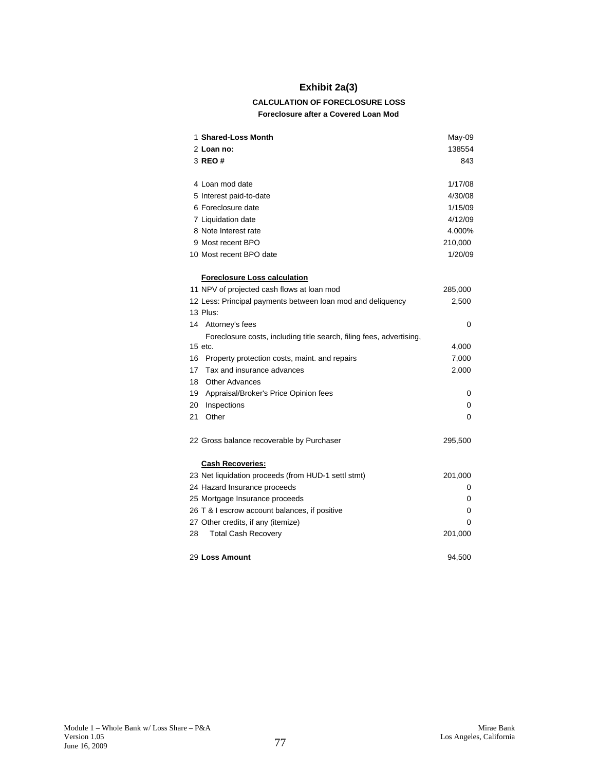# Exhibit 2a(3)

**CALCULATION OF FORECLOSURE LOSS**

**Foreclosure after a Covered Loan Mod**

| | | |
|---|---|---|
| 1 | **Shared-Loss Month** | May-09 |
| 2 | **Loan no:** | 138554 |
| 3 | **REO #** | 843 |
| | | |
| 4 | Loan mod date | 1/17/08 |
| 5 | Interest paid-to-date | 4/30/08 |
| 6 | Foreclosure date | 1/15/09 |
| 7 | Liquidation date | 4/12/09 |
| 8 | Note Interest rate | 4.000% |
| 9 | Most recent BPO | 210,000 |
| 10 | Most recent BPO date | 1/20/09 |
| | | |
| | **Foreclosure Loss calculation** | |
| 11 | NPV of projected cash flows at loan mod | 285,000 |
| 12 | Less: Principal payments between loan mod and deliquency | 2,500 |
| 13 | Plus: | |
| 14 | Attorney's fees | 0 |
| 15 | Foreclosure costs, including title search, filing fees, advertising, etc. | 4,000 |
| 16 | Property protection costs, maint. and repairs | 7,000 |
| 17 | Tax and insurance advances | 2,000 |
| 18 | Other Advances | |
| 19 | Appraisal/Broker's Price Opinion fees | 0 |
| 20 | Inspections | 0 |
| 21 | Other | 0 |
| | | |
| 22 | Gross balance recoverable by Purchaser | 295,500 |
| | | |
| | **Cash Recoveries:** | |
| 23 | Net liquidation proceeds (from HUD-1 settl stmt) | 201,000 |
| 24 | Hazard Insurance proceeds | 0 |
| 25 | Mortgage Insurance proceeds | 0 |
| 26 | T & I escrow account balances, if positive | 0 |
| 27 | Other credits, if any (itemize) | 0 |
| 28 | Total Cash Recovery | 201,000 |
| | | |
| 29 | **Loss Amount** | 94,500 |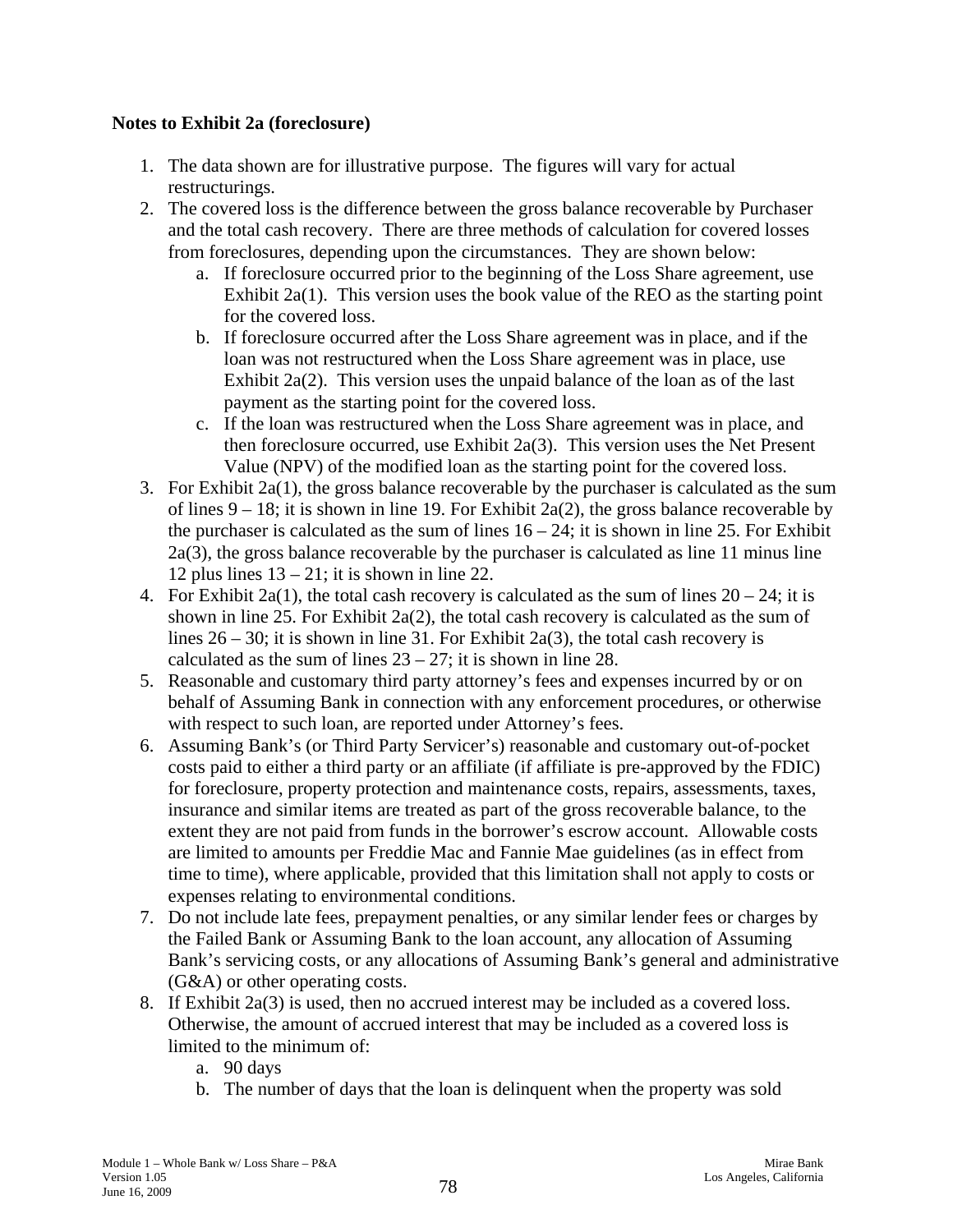**Notes to Exhibit 2a (foreclosure)**

1. The data shown are for illustrative purpose. The figures will vary for actual restructurings.
2. The covered loss is the difference between the gross balance recoverable by Purchaser and the total cash recovery. There are three methods of calculation for covered losses from foreclosures, depending upon the circumstances. They are shown below:
   a. If foreclosure occurred prior to the beginning of the Loss Share agreement, use Exhibit 2a(1). This version uses the book value of the REO as the starting point for the covered loss.
   b. If foreclosure occurred after the Loss Share agreement was in place, and if the loan was not restructured when the Loss Share agreement was in place, use Exhibit 2a(2). This version uses the unpaid balance of the loan as of the last payment as the starting point for the covered loss.
   c. If the loan was restructured when the Loss Share agreement was in place, and then foreclosure occurred, use Exhibit 2a(3). This version uses the Net Present Value (NPV) of the modified loan as the starting point for the covered loss.
3. For Exhibit 2a(1), the gross balance recoverable by the purchaser is calculated as the sum of lines 9 – 18; it is shown in line 19. For Exhibit 2a(2), the gross balance recoverable by the purchaser is calculated as the sum of lines 16 – 24; it is shown in line 25. For Exhibit 2a(3), the gross balance recoverable by the purchaser is calculated as line 11 minus line 12 plus lines 13 – 21; it is shown in line 22.
4. For Exhibit 2a(1), the total cash recovery is calculated as the sum of lines 20 – 24; it is shown in line 25. For Exhibit 2a(2), the total cash recovery is calculated as the sum of lines 26 – 30; it is shown in line 31. For Exhibit 2a(3), the total cash recovery is calculated as the sum of lines 23 – 27; it is shown in line 28.
5. Reasonable and customary third party attorney's fees and expenses incurred by or on behalf of Assuming Bank in connection with any enforcement procedures, or otherwise with respect to such loan, are reported under Attorney's fees.
6. Assuming Bank's (or Third Party Servicer's) reasonable and customary out-of-pocket costs paid to either a third party or an affiliate (if affiliate is pre-approved by the FDIC) for foreclosure, property protection and maintenance costs, repairs, assessments, taxes, insurance and similar items are treated as part of the gross recoverable balance, to the extent they are not paid from funds in the borrower's escrow account. Allowable costs are limited to amounts per Freddie Mac and Fannie Mae guidelines (as in effect from time to time), where applicable, provided that this limitation shall not apply to costs or expenses relating to environmental conditions.
7. Do not include late fees, prepayment penalties, or any similar lender fees or charges by the Failed Bank or Assuming Bank to the loan account, any allocation of Assuming Bank's servicing costs, or any allocations of Assuming Bank's general and administrative (G&A) or other operating costs.
8. If Exhibit 2a(3) is used, then no accrued interest may be included as a covered loss. Otherwise, the amount of accrued interest that may be included as a covered loss is limited to the minimum of:
   a. 90 days
   b. The number of days that the loan is delinquent when the property was sold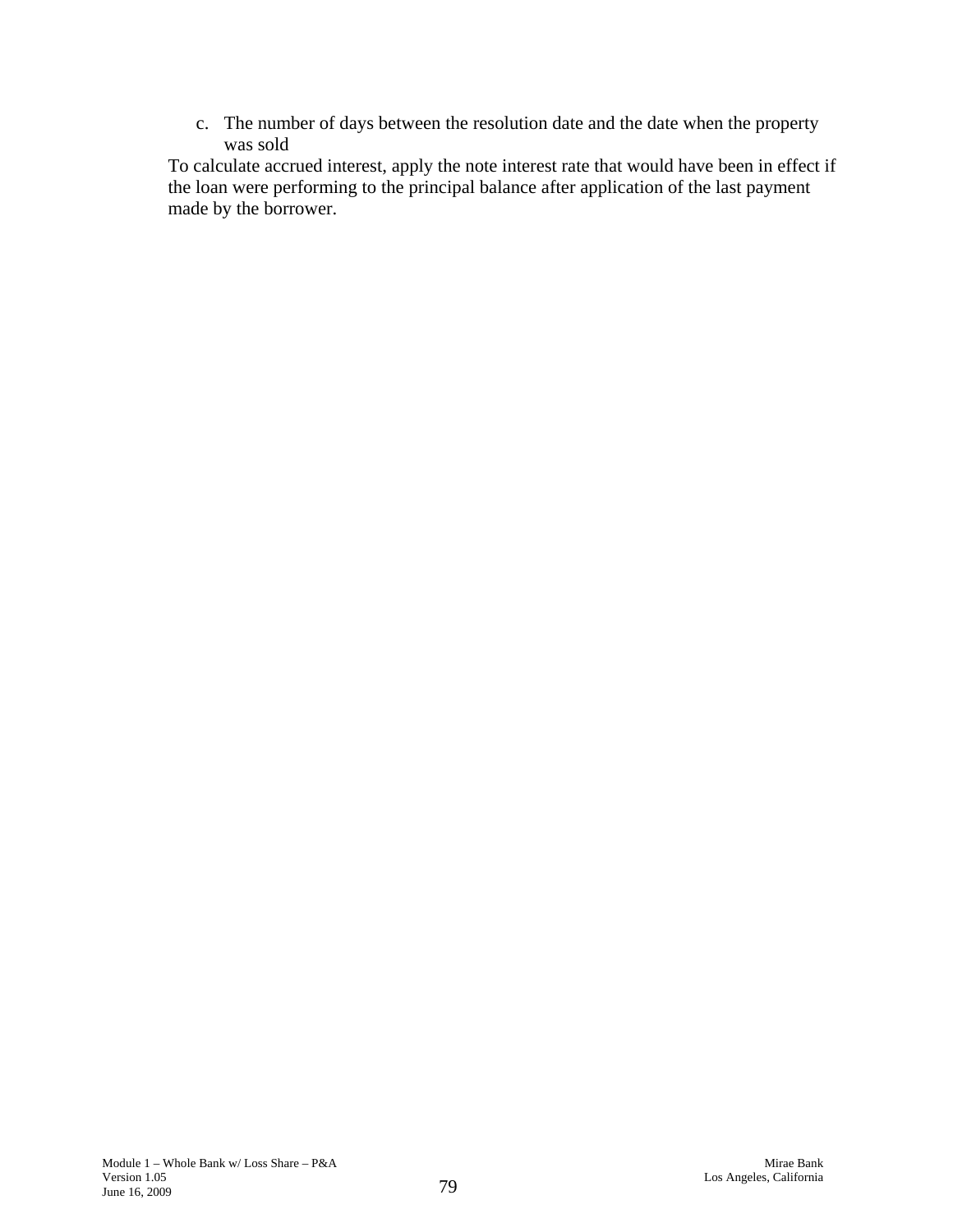c. The number of days between the resolution date and the date when the property was sold

To calculate accrued interest, apply the note interest rate that would have been in effect if the loan were performing to the principal balance after application of the last payment made by the borrower.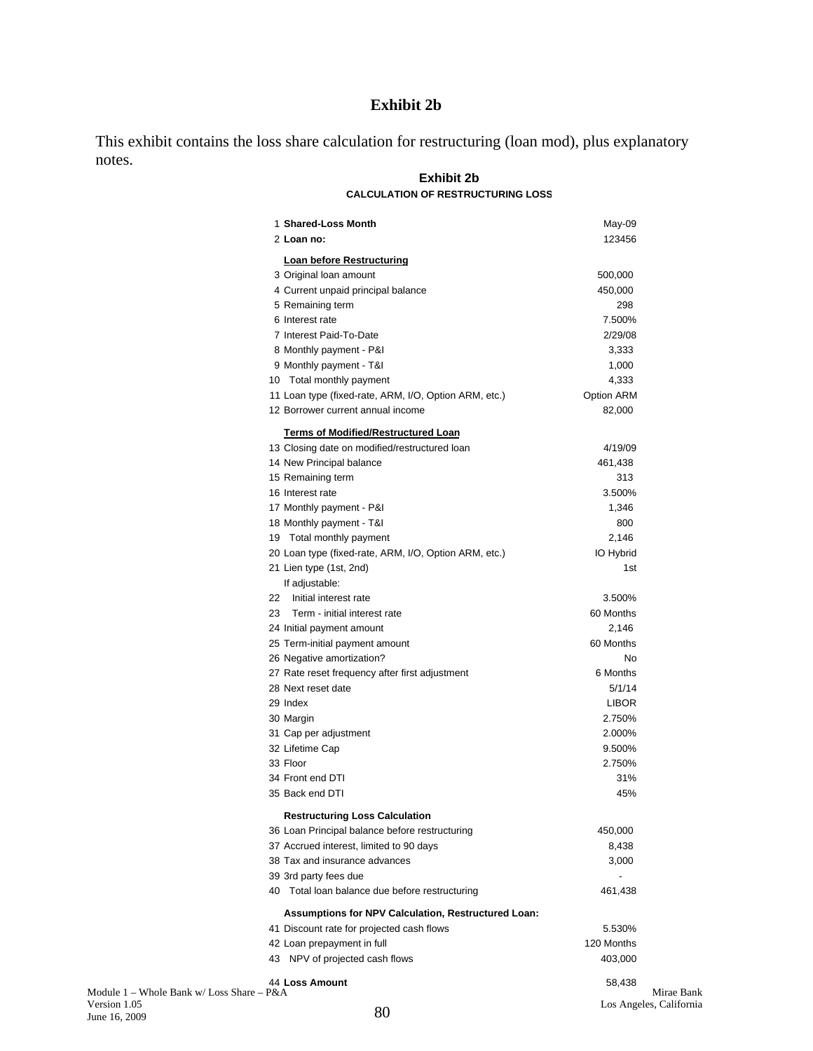# Exhibit 2b

This exhibit contains the loss share calculation for restructuring (loan mod), plus explanatory notes.

## Exhibit 2b

### CALCULATION OF RESTRUCTURING LOSS

| # | Item | Value |
|---|---|---|
| 1 | **Shared-Loss Month** | May-09 |
| 2 | **Loan no:** | 123456 |
| | **Loan before Restructuring** | |
| 3 | Original loan amount | 500,000 |
| 4 | Current unpaid principal balance | 450,000 |
| 5 | Remaining term | 298 |
| 6 | Interest rate | 7.500% |
| 7 | Interest Paid-To-Date | 2/29/08 |
| 8 | Monthly payment - P&I | 3,333 |
| 9 | Monthly payment - T&I | 1,000 |
| 10 | Total monthly payment | 4,333 |
| 11 | Loan type (fixed-rate, ARM, I/O, Option ARM, etc.) | Option ARM |
| 12 | Borrower current annual income | 82,000 |
| | **Terms of Modified/Restructured Loan** | |
| 13 | Closing date on modified/restructured loan | 4/19/09 |
| 14 | New Principal balance | 461,438 |
| 15 | Remaining term | 313 |
| 16 | Interest rate | 3.500% |
| 17 | Monthly payment - P&I | 1,346 |
| 18 | Monthly payment - T&I | 800 |
| 19 | Total monthly payment | 2,146 |
| 20 | Loan type (fixed-rate, ARM, I/O, Option ARM, etc.) | IO Hybrid |
| 21 | Lien type (1st, 2nd) | 1st |
| | If adjustable: | |
| 22 | Initial interest rate | 3.500% |
| 23 | Term - initial interest rate | 60 Months |
| 24 | Initial payment amount | 2,146 |
| 25 | Term-initial payment amount | 60 Months |
| 26 | Negative amortization? | No |
| 27 | Rate reset frequency after first adjustment | 6 Months |
| 28 | Next reset date | 5/1/14 |
| 29 | Index | LIBOR |
| 30 | Margin | 2.750% |
| 31 | Cap per adjustment | 2.000% |
| 32 | Lifetime Cap | 9.500% |
| 33 | Floor | 2.750% |
| 34 | Front end DTI | 31% |
| 35 | Back end DTI | 45% |
| | **Restructuring Loss Calculation** | |
| 36 | Loan Principal balance before restructuring | 450,000 |
| 37 | Accrued interest, limited to 90 days | 8,438 |
| 38 | Tax and insurance advances | 3,000 |
| 39 | 3rd party fees due | - |
| 40 | Total loan balance due before restructuring | 461,438 |
| | **Assumptions for NPV Calculation, Restructured Loan:** | |
| 41 | Discount rate for projected cash flows | 5.530% |
| 42 | Loan prepayment in full | 120 Months |
| 43 | NPV of projected cash flows | 403,000 |
| 44 | **Loss Amount** | 58,438 |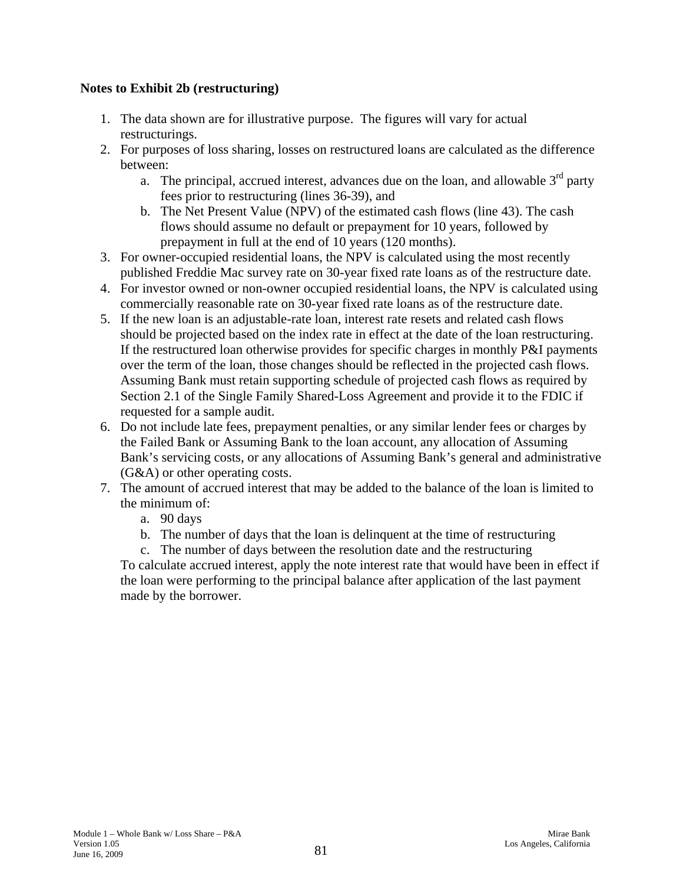**Notes to Exhibit 2b (restructuring)**

1. The data shown are for illustrative purpose. The figures will vary for actual restructurings.
2. For purposes of loss sharing, losses on restructured loans are calculated as the difference between:
   a. The principal, accrued interest, advances due on the loan, and allowable 3rd party fees prior to restructuring (lines 36-39), and
   b. The Net Present Value (NPV) of the estimated cash flows (line 43). The cash flows should assume no default or prepayment for 10 years, followed by prepayment in full at the end of 10 years (120 months).
3. For owner-occupied residential loans, the NPV is calculated using the most recently published Freddie Mac survey rate on 30-year fixed rate loans as of the restructure date.
4. For investor owned or non-owner occupied residential loans, the NPV is calculated using commercially reasonable rate on 30-year fixed rate loans as of the restructure date.
5. If the new loan is an adjustable-rate loan, interest rate resets and related cash flows should be projected based on the index rate in effect at the date of the loan restructuring. If the restructured loan otherwise provides for specific charges in monthly P&I payments over the term of the loan, those changes should be reflected in the projected cash flows. Assuming Bank must retain supporting schedule of projected cash flows as required by Section 2.1 of the Single Family Shared-Loss Agreement and provide it to the FDIC if requested for a sample audit.
6. Do not include late fees, prepayment penalties, or any similar lender fees or charges by the Failed Bank or Assuming Bank to the loan account, any allocation of Assuming Bank's servicing costs, or any allocations of Assuming Bank's general and administrative (G&A) or other operating costs.
7. The amount of accrued interest that may be added to the balance of the loan is limited to the minimum of:
   a. 90 days
   b. The number of days that the loan is delinquent at the time of restructuring
   c. The number of days between the resolution date and the restructuring

   To calculate accrued interest, apply the note interest rate that would have been in effect if the loan were performing to the principal balance after application of the last payment made by the borrower.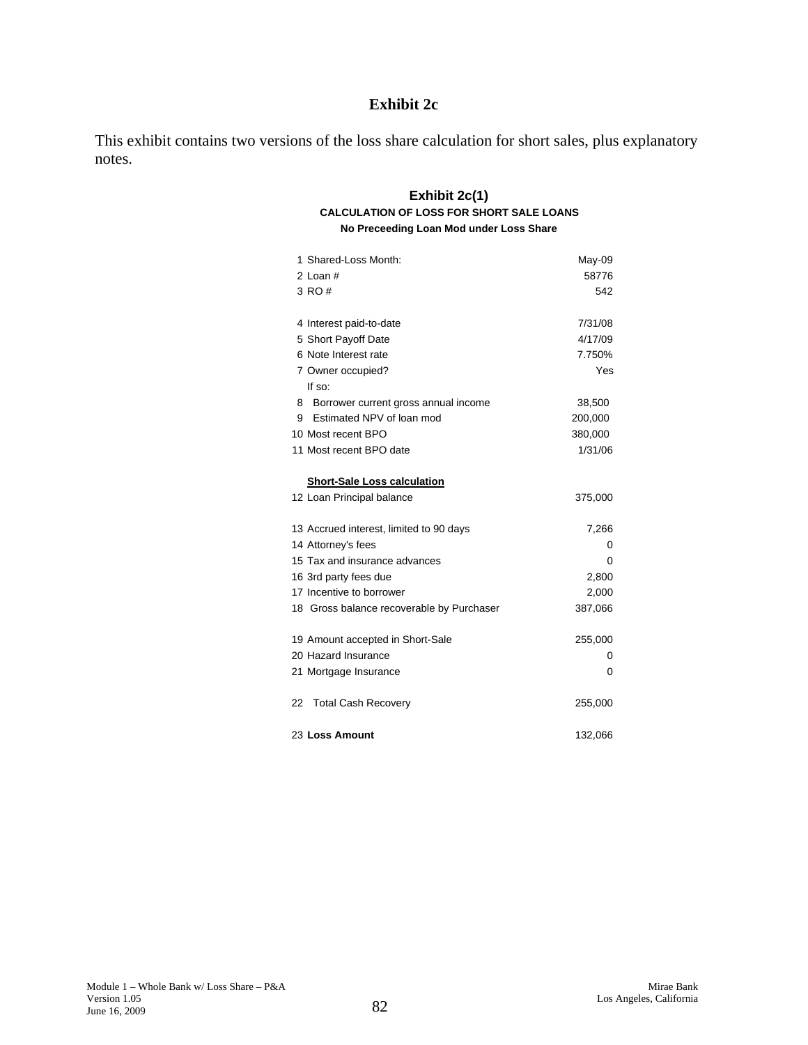# Exhibit 2c

This exhibit contains two versions of the loss share calculation for short sales, plus explanatory notes.

## Exhibit 2c(1)

**CALCULATION OF LOSS FOR SHORT SALE LOANS**

**No Preceeding Loan Mod under Loss Share**

| | |
|---|---|
| 1 Shared-Loss Month: | May-09 |
| 2 Loan # | 58776 |
| 3 RO # | 542 |
| | |
| 4 Interest paid-to-date | 7/31/08 |
| 5 Short Payoff Date | 4/17/09 |
| 6 Note Interest rate | 7.750% |
| 7 Owner occupied? | Yes |
| If so: | |
| 8 Borrower current gross annual income | 38,500 |
| 9 Estimated NPV of loan mod | 200,000 |
| 10 Most recent BPO | 380,000 |
| 11 Most recent BPO date | 1/31/06 |
| | |
| **Short-Sale Loss calculation** | |
| 12 Loan Principal balance | 375,000 |
| | |
| 13 Accrued interest, limited to 90 days | 7,266 |
| 14 Attorney's fees | 0 |
| 15 Tax and insurance advances | 0 |
| 16 3rd party fees due | 2,800 |
| 17 Incentive to borrower | 2,000 |
| 18 Gross balance recoverable by Purchaser | 387,066 |
| | |
| 19 Amount accepted in Short-Sale | 255,000 |
| 20 Hazard Insurance | 0 |
| 21 Mortgage Insurance | 0 |
| | |
| 22 Total Cash Recovery | 255,000 |
| | |
| 23 **Loss Amount** | 132,066 |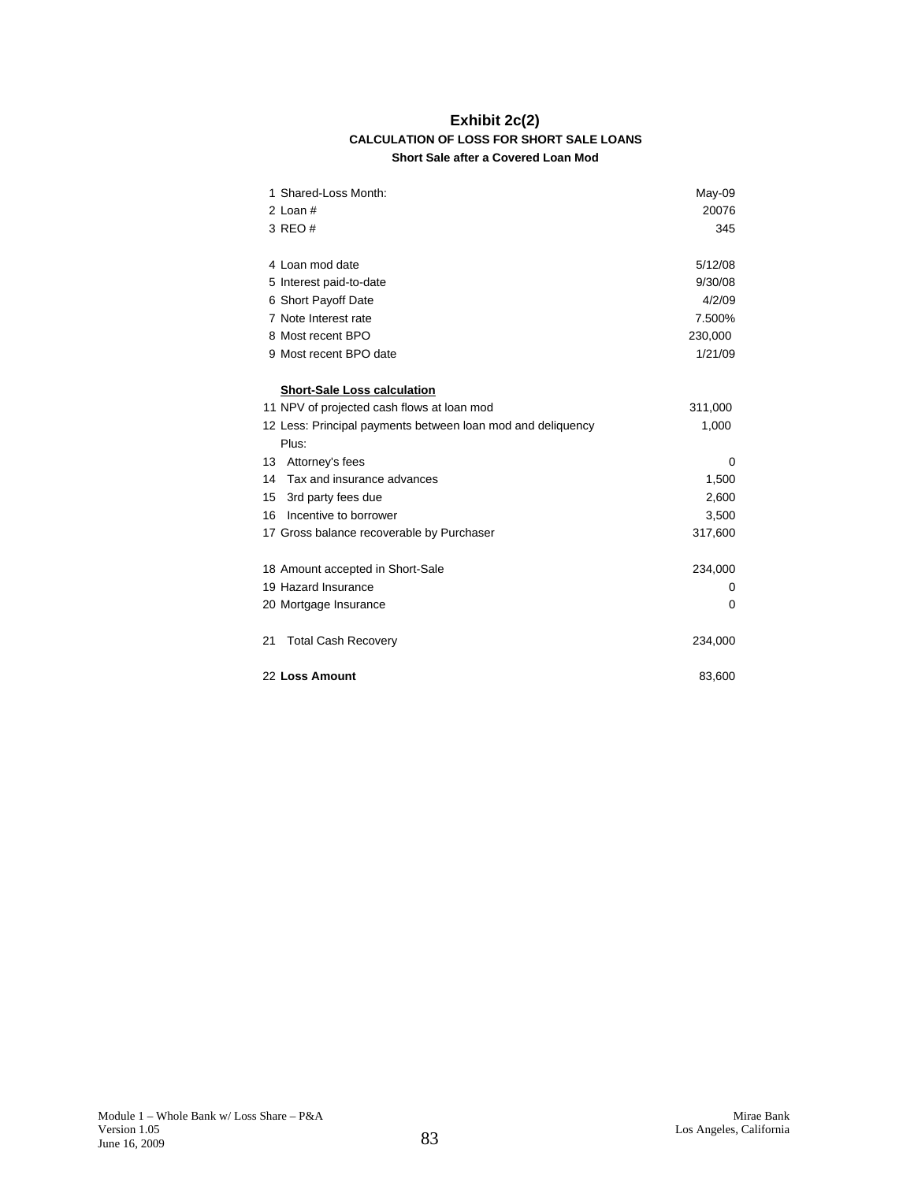# Exhibit 2c(2)

### CALCULATION OF LOSS FOR SHORT SALE LOANS

**Short Sale after a Covered Loan Mod**

| | |
|---|---|
| 1 Shared-Loss Month: | May-09 |
| 2 Loan # | 20076 |
| 3 REO # | 345 |
| | |
| 4 Loan mod date | 5/12/08 |
| 5 Interest paid-to-date | 9/30/08 |
| 6 Short Payoff Date | 4/2/09 |
| 7 Note Interest rate | 7.500% |
| 8 Most recent BPO | 230,000 |
| 9 Most recent BPO date | 1/21/09 |
| | |
| **Short-Sale Loss calculation** | |
| 11 NPV of projected cash flows at loan mod | 311,000 |
| 12 Less: Principal payments between loan mod and deliquency | 1,000 |
| Plus: | |
| 13 Attorney's fees | 0 |
| 14 Tax and insurance advances | 1,500 |
| 15 3rd party fees due | 2,600 |
| 16 Incentive to borrower | 3,500 |
| 17 Gross balance recoverable by Purchaser | 317,600 |
| | |
| 18 Amount accepted in Short-Sale | 234,000 |
| 19 Hazard Insurance | 0 |
| 20 Mortgage Insurance | 0 |
| | |
| 21 Total Cash Recovery | 234,000 |
| | |
| 22 **Loss Amount** | 83,600 |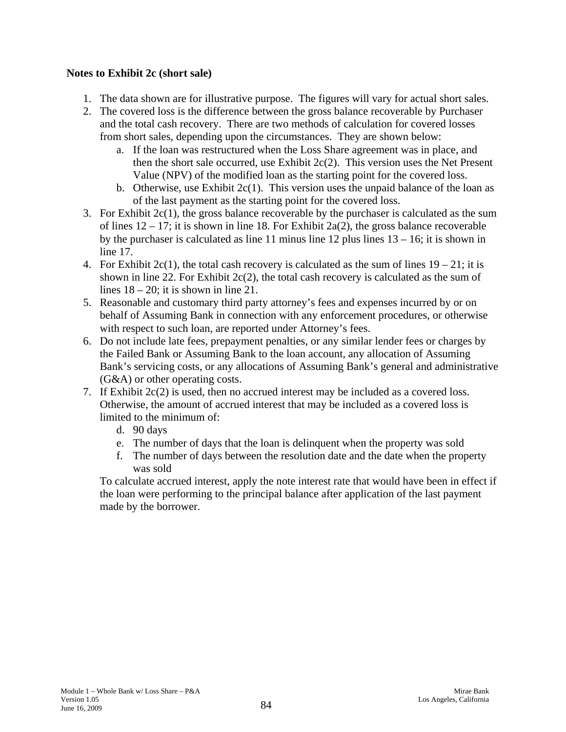**Notes to Exhibit 2c (short sale)**

1. The data shown are for illustrative purpose. The figures will vary for actual short sales.
2. The covered loss is the difference between the gross balance recoverable by Purchaser and the total cash recovery. There are two methods of calculation for covered losses from short sales, depending upon the circumstances. They are shown below:
   a. If the loan was restructured when the Loss Share agreement was in place, and then the short sale occurred, use Exhibit 2c(2). This version uses the Net Present Value (NPV) of the modified loan as the starting point for the covered loss.
   b. Otherwise, use Exhibit 2c(1). This version uses the unpaid balance of the loan as of the last payment as the starting point for the covered loss.
3. For Exhibit 2c(1), the gross balance recoverable by the purchaser is calculated as the sum of lines 12 – 17; it is shown in line 18. For Exhibit 2a(2), the gross balance recoverable by the purchaser is calculated as line 11 minus line 12 plus lines 13 – 16; it is shown in line 17.
4. For Exhibit 2c(1), the total cash recovery is calculated as the sum of lines 19 – 21; it is shown in line 22. For Exhibit 2c(2), the total cash recovery is calculated as the sum of lines 18 – 20; it is shown in line 21.
5. Reasonable and customary third party attorney's fees and expenses incurred by or on behalf of Assuming Bank in connection with any enforcement procedures, or otherwise with respect to such loan, are reported under Attorney's fees.
6. Do not include late fees, prepayment penalties, or any similar lender fees or charges by the Failed Bank or Assuming Bank to the loan account, any allocation of Assuming Bank's servicing costs, or any allocations of Assuming Bank's general and administrative (G&A) or other operating costs.
7. If Exhibit 2c(2) is used, then no accrued interest may be included as a covered loss. Otherwise, the amount of accrued interest that may be included as a covered loss is limited to the minimum of:
   d. 90 days
   e. The number of days that the loan is delinquent when the property was sold
   f. The number of days between the resolution date and the date when the property was sold

   To calculate accrued interest, apply the note interest rate that would have been in effect if the loan were performing to the principal balance after application of the last payment made by the borrower.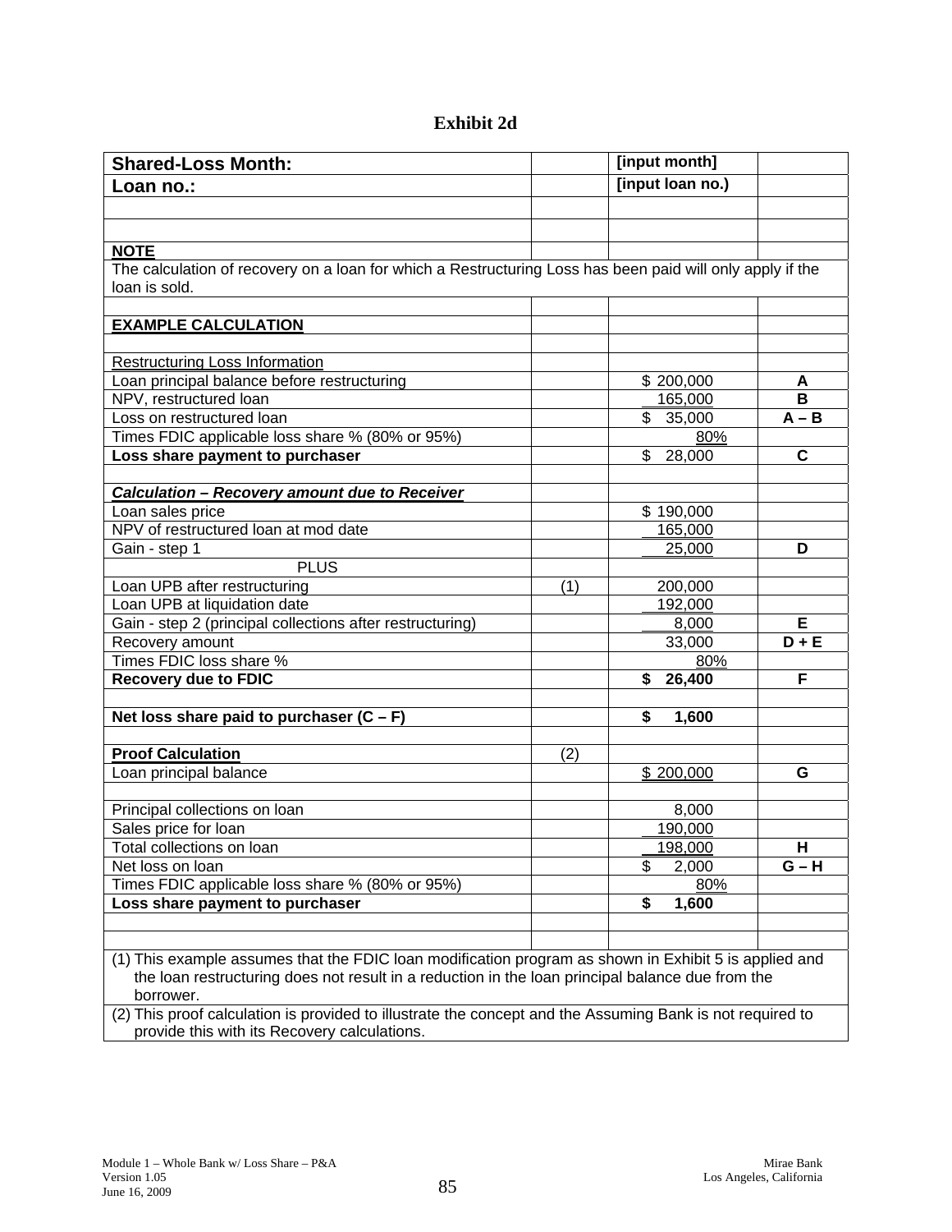# Exhibit 2d

| | | | |
|---|---|---|---|
| **Shared-Loss Month:** | | **[input month]** | |
| **Loan no.:** | | **[input loan no.)** | |
| | | | |
| | | | |
| **NOTE** | | | |
| The calculation of recovery on a loan for which a Restructuring Loss has been paid will only apply if the loan is sold. | | | |
| | | | |
| **EXAMPLE CALCULATION** | | | |
| | | | |
| Restructuring Loss Information | | | |
| Loan principal balance before restructuring | | $ 200,000 | **A** |
| NPV, restructured loan | | 165,000 | **B** |
| Loss on restructured loan | | $ 35,000 | **A – B** |
| Times FDIC applicable loss share % (80% or 95%) | | 80% | |
| **Loss share payment to purchaser** | | $ 28,000 | **C** |
| | | | |
| ***Calculation – Recovery amount due to Receiver*** | | | |
| Loan sales price | | $ 190,000 | |
| NPV of restructured loan at mod date | | 165,000 | |
| Gain - step 1 | | 25,000 | **D** |
| PLUS | | | |
| Loan UPB after restructuring | (1) | 200,000 | |
| Loan UPB at liquidation date | | 192,000 | |
| Gain - step 2 (principal collections after restructuring) | | 8,000 | **E** |
| Recovery amount | | 33,000 | **D + E** |
| Times FDIC loss share % | | 80% | |
| **Recovery due to FDIC** | | **$ 26,400** | **F** |
| | | | |
| **Net loss share paid to purchaser (C – F)** | | **$ 1,600** | |
| | | | |
| **Proof Calculation** | (2) | | |
| Loan principal balance | | $ 200,000 | **G** |
| | | | |
| Principal collections on loan | | 8,000 | |
| Sales price for loan | | 190,000 | |
| Total collections on loan | | 198,000 | **H** |
| Net loss on loan | | $ 2,000 | **G – H** |
| Times FDIC applicable loss share % (80% or 95%) | | 80% | |
| **Loss share payment to purchaser** | | **$ 1,600** | |
| | | | |
| | | | |
| (1) This example assumes that the FDIC loan modification program as shown in Exhibit 5 is applied and the loan restructuring does not result in a reduction in the loan principal balance due from the borrower. | | | |
| (2) This proof calculation is provided to illustrate the concept and the Assuming Bank is not required to provide this with its Recovery calculations. | | | |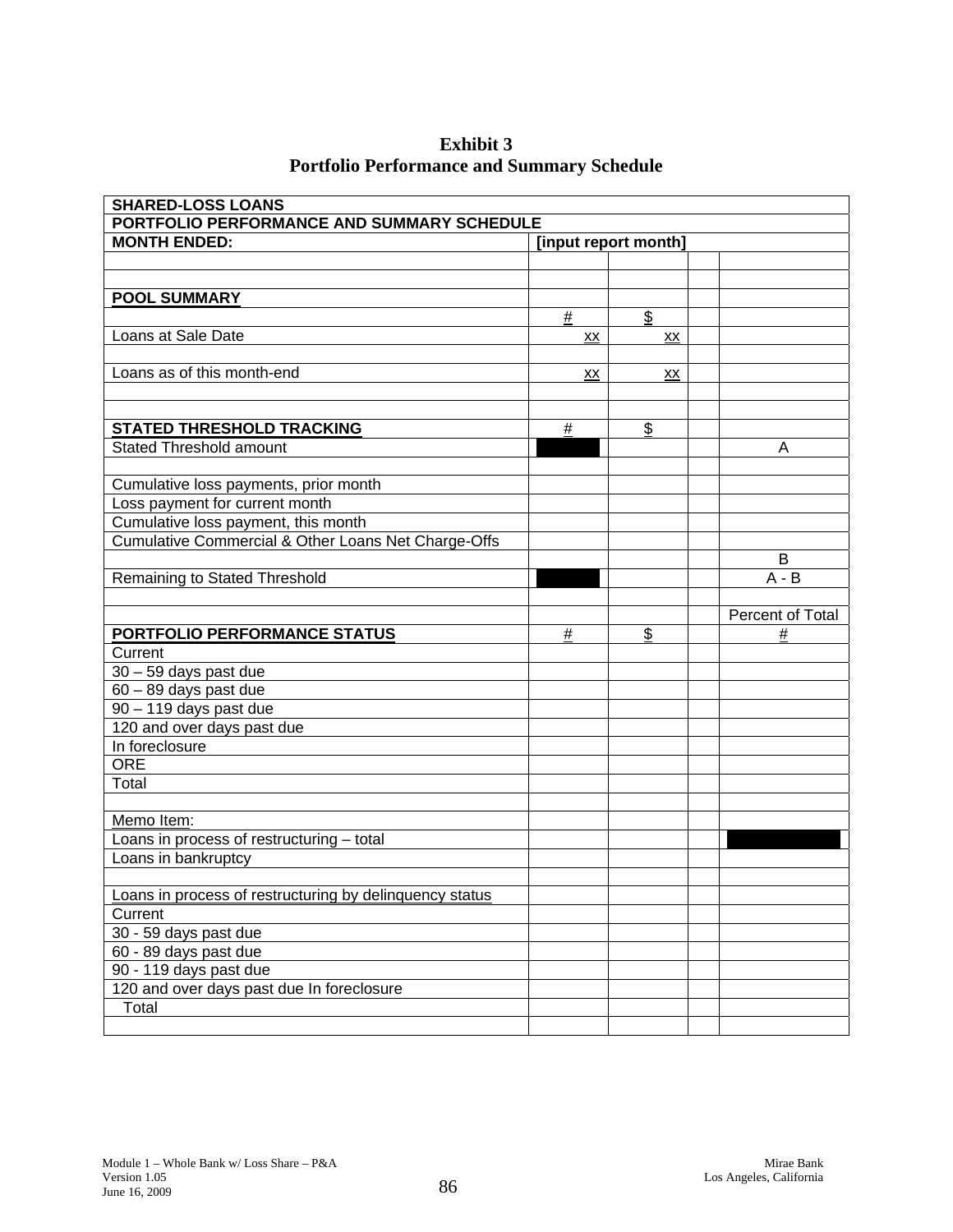**Exhibit 3**
**Portfolio Performance and Summary Schedule**

| SHARED-LOSS LOANS | | | | |
|---|---|---|---|---|
| PORTFOLIO PERFORMANCE AND SUMMARY SCHEDULE | | | | |
| MONTH ENDED: | [input report month] | | | |
| | | | | |
| | | | | |
| POOL SUMMARY | | | | |
| | # | $ | | |
| Loans at Sale Date | xx | xx | | |
| | | | | |
| Loans as of this month-end | xx | xx | | |
| | | | | |
| | | | | |
| STATED THRESHOLD TRACKING | # | $ | | |
| Stated Threshold amount | | | | A |
| | | | | |
| Cumulative loss payments, prior month | | | | |
| Loss payment for current month | | | | |
| Cumulative loss payment, this month | | | | |
| Cumulative Commercial & Other Loans Net Charge-Offs | | | | |
| | | | | B |
| Remaining to Stated Threshold | | | | A - B |
| | | | | |
| | | | | Percent of Total |
| PORTFOLIO PERFORMANCE STATUS | # | $ | | # |
| Current | | | | |
| 30 – 59 days past due | | | | |
| 60 – 89 days past due | | | | |
| 90 – 119 days past due | | | | |
| 120 and over days past due | | | | |
| In foreclosure | | | | |
| ORE | | | | |
| Total | | | | |
| | | | | |
| Memo Item: | | | | |
| Loans in process of restructuring – total | | | | |
| Loans in bankruptcy | | | | |
| | | | | |
| Loans in process of restructuring by delinquency status | | | | |
| Current | | | | |
| 30 - 59 days past due | | | | |
| 60 - 89 days past due | | | | |
| 90 - 119 days past due | | | | |
| 120 and over days past due In foreclosure | | | | |
| Total | | | | |
| | | | | |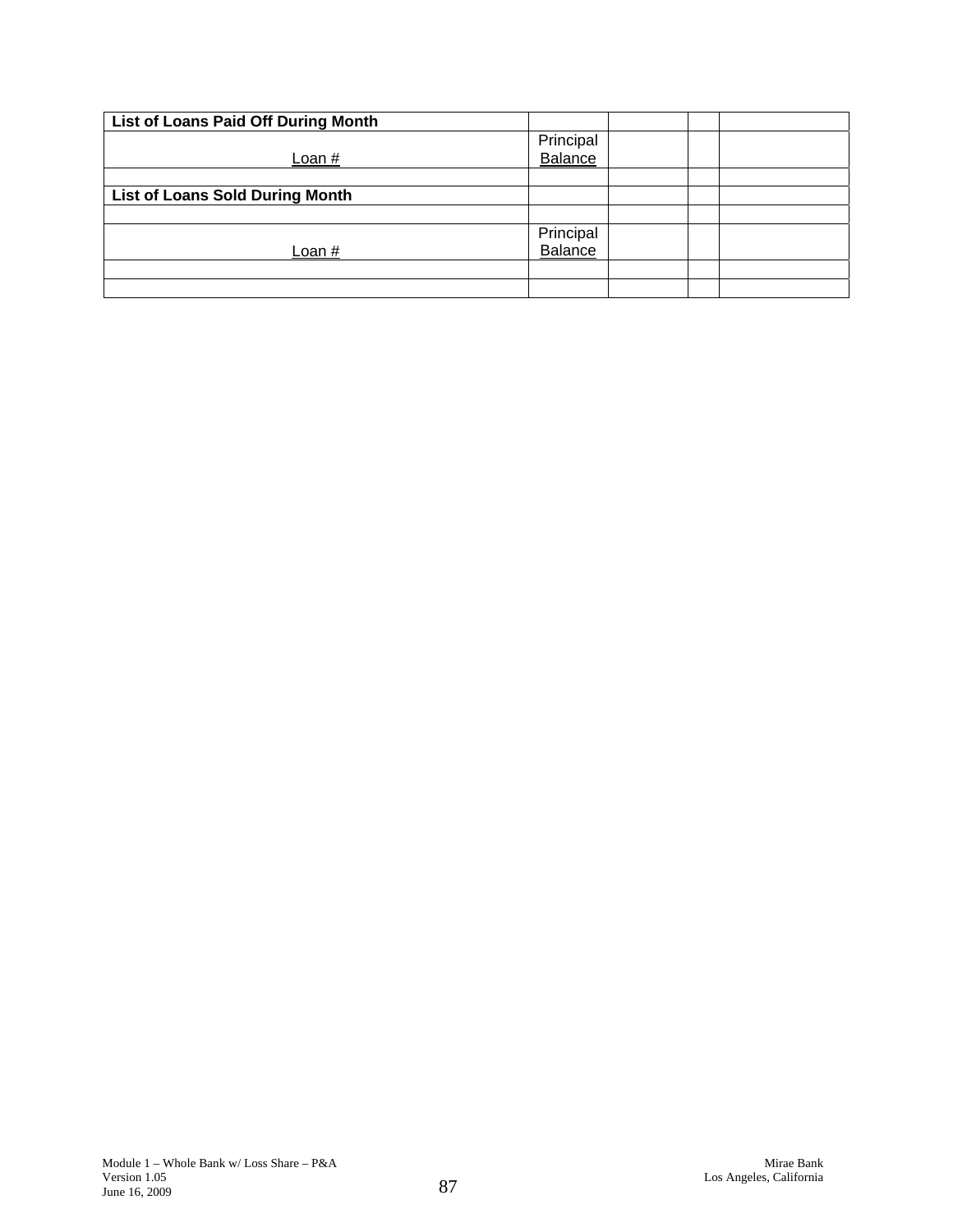| List of Loans Paid Off During Month | | | | |
|---|---|---|---|---|
| Loan # | Principal Balance | | | |
| | | | | |
| **List of Loans Sold During Month** | | | | |
| | | | | |
| Loan # | Principal Balance | | | |
| | | | | |
| | | | | |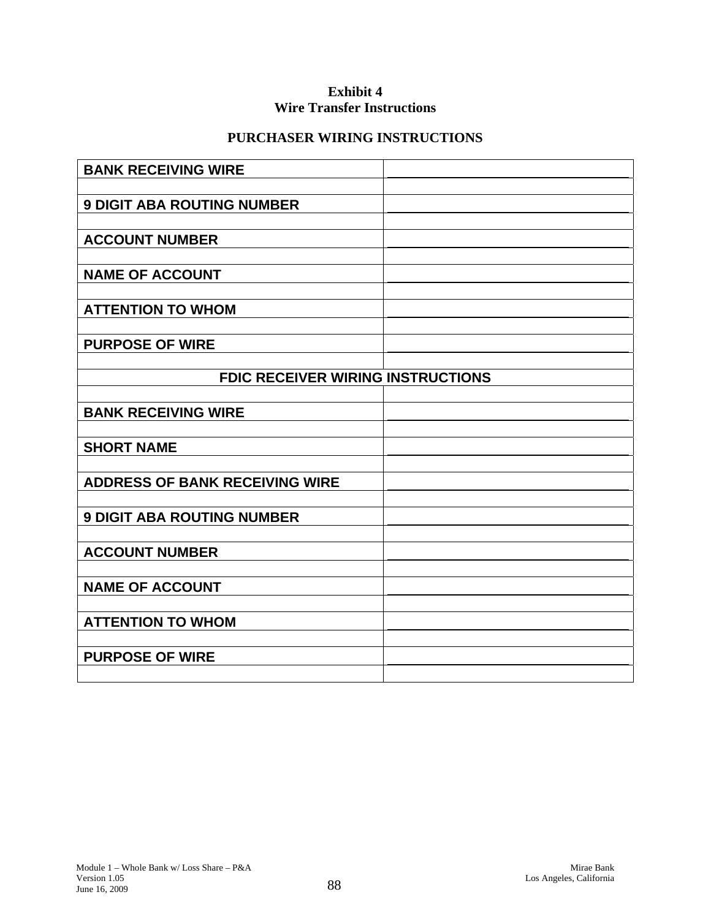**Exhibit 4**
**Wire Transfer Instructions**

**PURCHASER WIRING INSTRUCTIONS**

| | |
|---|---|
| **BANK RECEIVING WIRE** | \_\_\_\_\_\_\_\_\_\_\_\_\_\_\_\_\_\_\_\_\_\_\_\_\_\_\_\_\_\_ |
| | |
| **9 DIGIT ABA ROUTING NUMBER** | \_\_\_\_\_\_\_\_\_\_\_\_\_\_\_\_\_\_\_\_\_\_\_\_\_\_\_\_\_\_ |
| | |
| **ACCOUNT NUMBER** | \_\_\_\_\_\_\_\_\_\_\_\_\_\_\_\_\_\_\_\_\_\_\_\_\_\_\_\_\_\_ |
| | |
| **NAME OF ACCOUNT** | \_\_\_\_\_\_\_\_\_\_\_\_\_\_\_\_\_\_\_\_\_\_\_\_\_\_\_\_\_\_ |
| | |
| **ATTENTION TO WHOM** | \_\_\_\_\_\_\_\_\_\_\_\_\_\_\_\_\_\_\_\_\_\_\_\_\_\_\_\_\_\_ |
| | |
| **PURPOSE OF WIRE** | \_\_\_\_\_\_\_\_\_\_\_\_\_\_\_\_\_\_\_\_\_\_\_\_\_\_\_\_\_\_ |
| | |
| **FDIC RECEIVER WIRING INSTRUCTIONS** | |
| | |
| **BANK RECEIVING WIRE** | \_\_\_\_\_\_\_\_\_\_\_\_\_\_\_\_\_\_\_\_\_\_\_\_\_\_\_\_\_\_ |
| | |
| **SHORT NAME** | \_\_\_\_\_\_\_\_\_\_\_\_\_\_\_\_\_\_\_\_\_\_\_\_\_\_\_\_\_\_ |
| | |
| **ADDRESS OF BANK RECEIVING WIRE** | \_\_\_\_\_\_\_\_\_\_\_\_\_\_\_\_\_\_\_\_\_\_\_\_\_\_\_\_\_\_ |
| | |
| **9 DIGIT ABA ROUTING NUMBER** | \_\_\_\_\_\_\_\_\_\_\_\_\_\_\_\_\_\_\_\_\_\_\_\_\_\_\_\_\_\_ |
| | |
| **ACCOUNT NUMBER** | \_\_\_\_\_\_\_\_\_\_\_\_\_\_\_\_\_\_\_\_\_\_\_\_\_\_\_\_\_\_ |
| | |
| **NAME OF ACCOUNT** | \_\_\_\_\_\_\_\_\_\_\_\_\_\_\_\_\_\_\_\_\_\_\_\_\_\_\_\_\_\_ |
| | |
| **ATTENTION TO WHOM** | \_\_\_\_\_\_\_\_\_\_\_\_\_\_\_\_\_\_\_\_\_\_\_\_\_\_\_\_\_\_ |
| | |
| **PURPOSE OF WIRE** | \_\_\_\_\_\_\_\_\_\_\_\_\_\_\_\_\_\_\_\_\_\_\_\_\_\_\_\_\_\_ |
| | |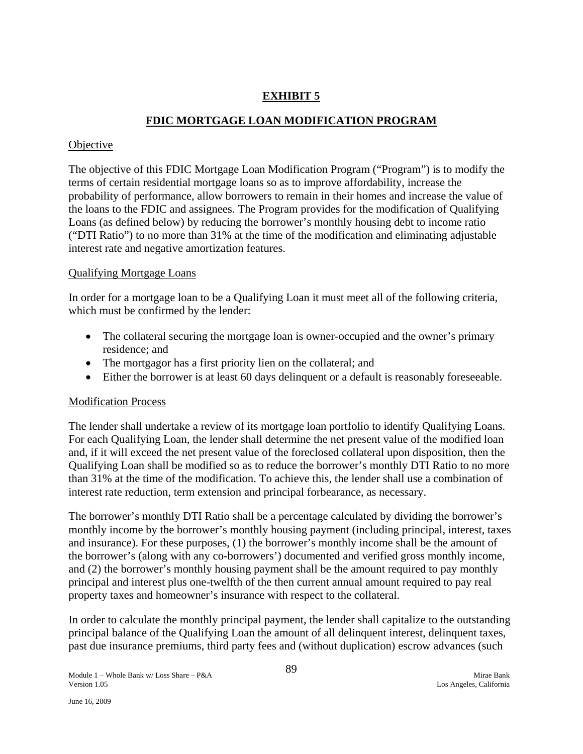# EXHIBIT 5

## FDIC MORTGAGE LOAN MODIFICATION PROGRAM

Objective

The objective of this FDIC Mortgage Loan Modification Program ("Program") is to modify the terms of certain residential mortgage loans so as to improve affordability, increase the probability of performance, allow borrowers to remain in their homes and increase the value of the loans to the FDIC and assignees. The Program provides for the modification of Qualifying Loans (as defined below) by reducing the borrower's monthly housing debt to income ratio ("DTI Ratio") to no more than 31% at the time of the modification and eliminating adjustable interest rate and negative amortization features.

Qualifying Mortgage Loans

In order for a mortgage loan to be a Qualifying Loan it must meet all of the following criteria, which must be confirmed by the lender:

- The collateral securing the mortgage loan is owner-occupied and the owner's primary residence; and
- The mortgagor has a first priority lien on the collateral; and
- Either the borrower is at least 60 days delinquent or a default is reasonably foreseeable.

Modification Process

The lender shall undertake a review of its mortgage loan portfolio to identify Qualifying Loans. For each Qualifying Loan, the lender shall determine the net present value of the modified loan and, if it will exceed the net present value of the foreclosed collateral upon disposition, then the Qualifying Loan shall be modified so as to reduce the borrower's monthly DTI Ratio to no more than 31% at the time of the modification. To achieve this, the lender shall use a combination of interest rate reduction, term extension and principal forbearance, as necessary.

The borrower's monthly DTI Ratio shall be a percentage calculated by dividing the borrower's monthly income by the borrower's monthly housing payment (including principal, interest, taxes and insurance). For these purposes, (1) the borrower's monthly income shall be the amount of the borrower's (along with any co-borrowers') documented and verified gross monthly income, and (2) the borrower's monthly housing payment shall be the amount required to pay monthly principal and interest plus one-twelfth of the then current annual amount required to pay real property taxes and homeowner's insurance with respect to the collateral.

In order to calculate the monthly principal payment, the lender shall capitalize to the outstanding principal balance of the Qualifying Loan the amount of all delinquent interest, delinquent taxes, past due insurance premiums, third party fees and (without duplication) escrow advances (such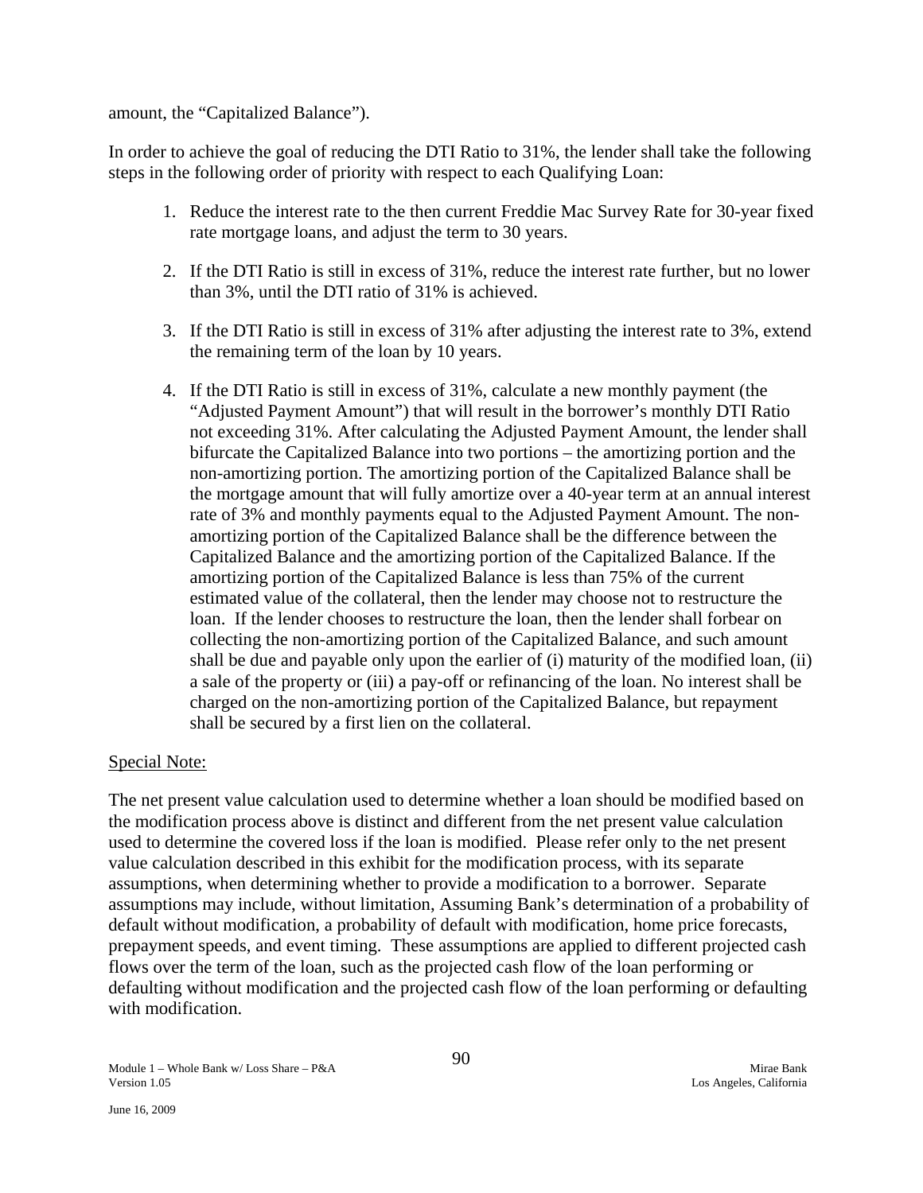amount, the “Capitalized Balance”).

In order to achieve the goal of reducing the DTI Ratio to 31%, the lender shall take the following steps in the following order of priority with respect to each Qualifying Loan:

1. Reduce the interest rate to the then current Freddie Mac Survey Rate for 30-year fixed rate mortgage loans, and adjust the term to 30 years.

2. If the DTI Ratio is still in excess of 31%, reduce the interest rate further, but no lower than 3%, until the DTI ratio of 31% is achieved.

3. If the DTI Ratio is still in excess of 31% after adjusting the interest rate to 3%, extend the remaining term of the loan by 10 years.

4. If the DTI Ratio is still in excess of 31%, calculate a new monthly payment (the “Adjusted Payment Amount”) that will result in the borrower’s monthly DTI Ratio not exceeding 31%. After calculating the Adjusted Payment Amount, the lender shall bifurcate the Capitalized Balance into two portions – the amortizing portion and the non-amortizing portion. The amortizing portion of the Capitalized Balance shall be the mortgage amount that will fully amortize over a 40-year term at an annual interest rate of 3% and monthly payments equal to the Adjusted Payment Amount. The non-amortizing portion of the Capitalized Balance shall be the difference between the Capitalized Balance and the amortizing portion of the Capitalized Balance. If the amortizing portion of the Capitalized Balance is less than 75% of the current estimated value of the collateral, then the lender may choose not to restructure the loan. If the lender chooses to restructure the loan, then the lender shall forbear on collecting the non-amortizing portion of the Capitalized Balance, and such amount shall be due and payable only upon the earlier of (i) maturity of the modified loan, (ii) a sale of the property or (iii) a pay-off or refinancing of the loan. No interest shall be charged on the non-amortizing portion of the Capitalized Balance, but repayment shall be secured by a first lien on the collateral.

Special Note:

The net present value calculation used to determine whether a loan should be modified based on the modification process above is distinct and different from the net present value calculation used to determine the covered loss if the loan is modified. Please refer only to the net present value calculation described in this exhibit for the modification process, with its separate assumptions, when determining whether to provide a modification to a borrower. Separate assumptions may include, without limitation, Assuming Bank’s determination of a probability of default without modification, a probability of default with modification, home price forecasts, prepayment speeds, and event timing. These assumptions are applied to different projected cash flows over the term of the loan, such as the projected cash flow of the loan performing or defaulting without modification and the projected cash flow of the loan performing or defaulting with modification.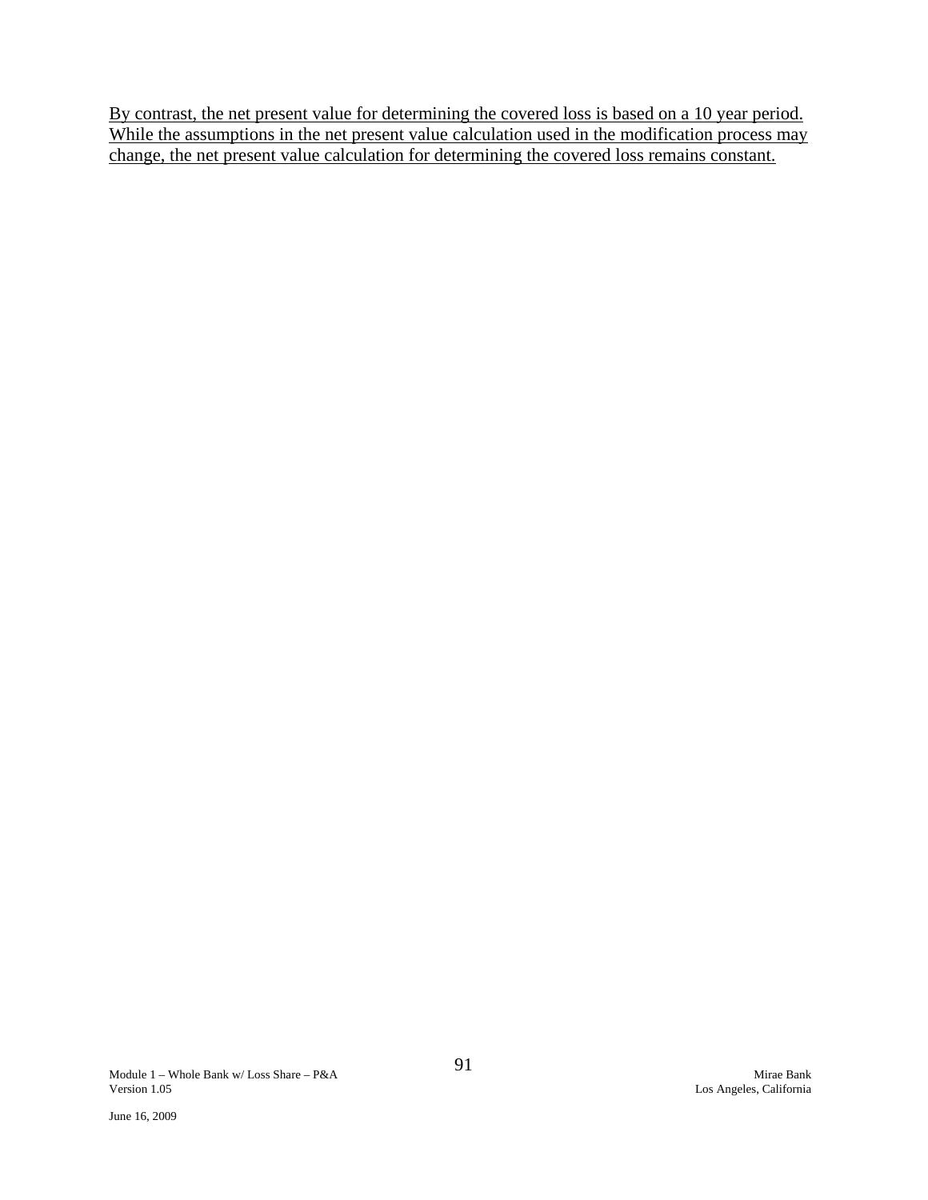<u>By contrast, the net present value for determining the covered loss is based on a 10 year period. While the assumptions in the net present value calculation used in the modification process may change, the net present value calculation for determining the covered loss remains constant.</u>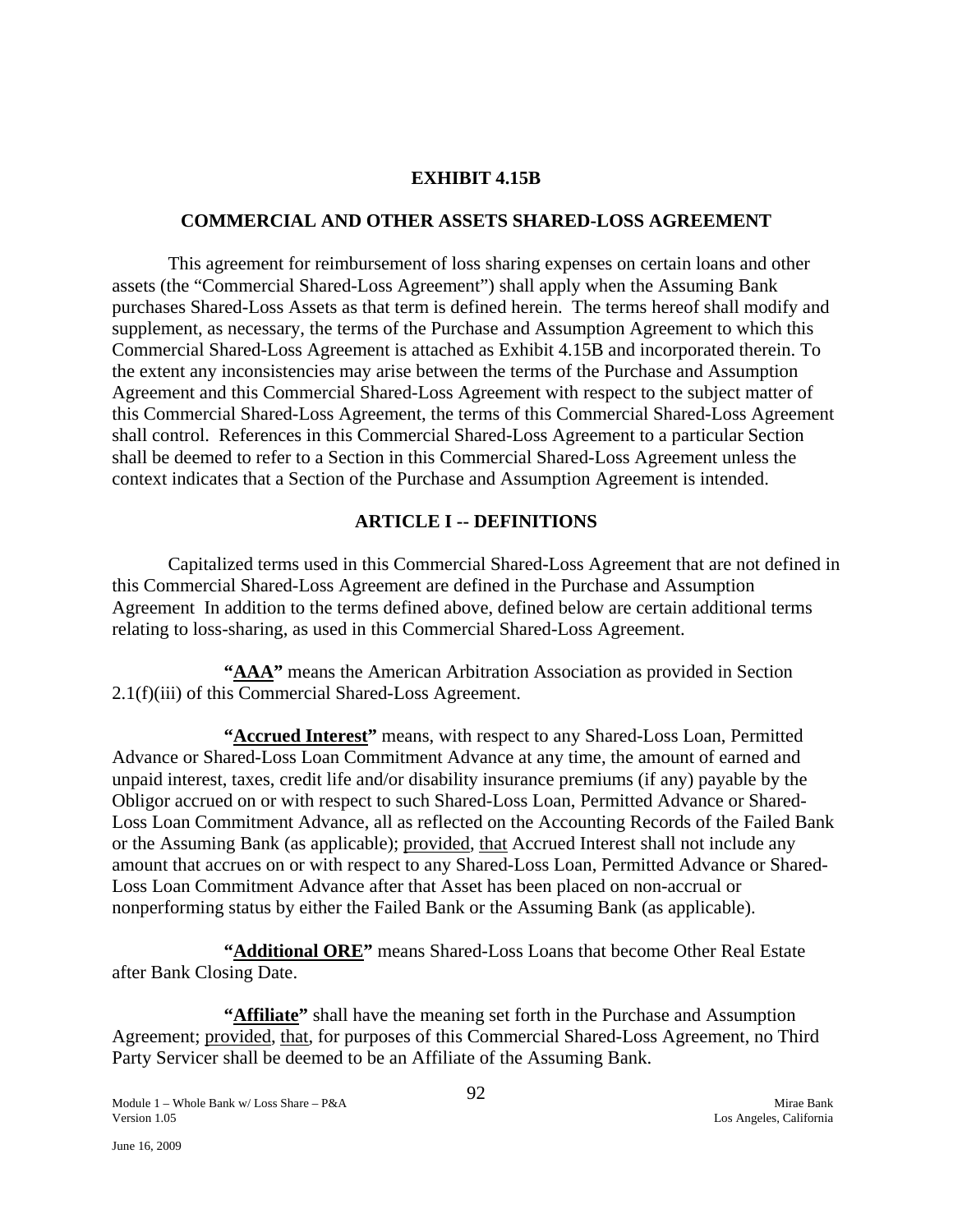# EXHIBIT 4.15B

## COMMERCIAL AND OTHER ASSETS SHARED-LOSS AGREEMENT

This agreement for reimbursement of loss sharing expenses on certain loans and other assets (the "Commercial Shared-Loss Agreement") shall apply when the Assuming Bank purchases Shared-Loss Assets as that term is defined herein. The terms hereof shall modify and supplement, as necessary, the terms of the Purchase and Assumption Agreement to which this Commercial Shared-Loss Agreement is attached as Exhibit 4.15B and incorporated therein. To the extent any inconsistencies may arise between the terms of the Purchase and Assumption Agreement and this Commercial Shared-Loss Agreement with respect to the subject matter of this Commercial Shared-Loss Agreement, the terms of this Commercial Shared-Loss Agreement shall control. References in this Commercial Shared-Loss Agreement to a particular Section shall be deemed to refer to a Section in this Commercial Shared-Loss Agreement unless the context indicates that a Section of the Purchase and Assumption Agreement is intended.

## ARTICLE I -- DEFINITIONS

Capitalized terms used in this Commercial Shared-Loss Agreement that are not defined in this Commercial Shared-Loss Agreement are defined in the Purchase and Assumption Agreement In addition to the terms defined above, defined below are certain additional terms relating to loss-sharing, as used in this Commercial Shared-Loss Agreement.

**"AAA"** means the American Arbitration Association as provided in Section 2.1(f)(iii) of this Commercial Shared-Loss Agreement.

**"Accrued Interest"** means, with respect to any Shared-Loss Loan, Permitted Advance or Shared-Loss Loan Commitment Advance at any time, the amount of earned and unpaid interest, taxes, credit life and/or disability insurance premiums (if any) payable by the Obligor accrued on or with respect to such Shared-Loss Loan, Permitted Advance or Shared-Loss Loan Commitment Advance, all as reflected on the Accounting Records of the Failed Bank or the Assuming Bank (as applicable); provided, that Accrued Interest shall not include any amount that accrues on or with respect to any Shared-Loss Loan, Permitted Advance or Shared-Loss Loan Commitment Advance after that Asset has been placed on non-accrual or nonperforming status by either the Failed Bank or the Assuming Bank (as applicable).

**"Additional ORE"** means Shared-Loss Loans that become Other Real Estate after Bank Closing Date.

**"Affiliate"** shall have the meaning set forth in the Purchase and Assumption Agreement; provided, that, for purposes of this Commercial Shared-Loss Agreement, no Third Party Servicer shall be deemed to be an Affiliate of the Assuming Bank.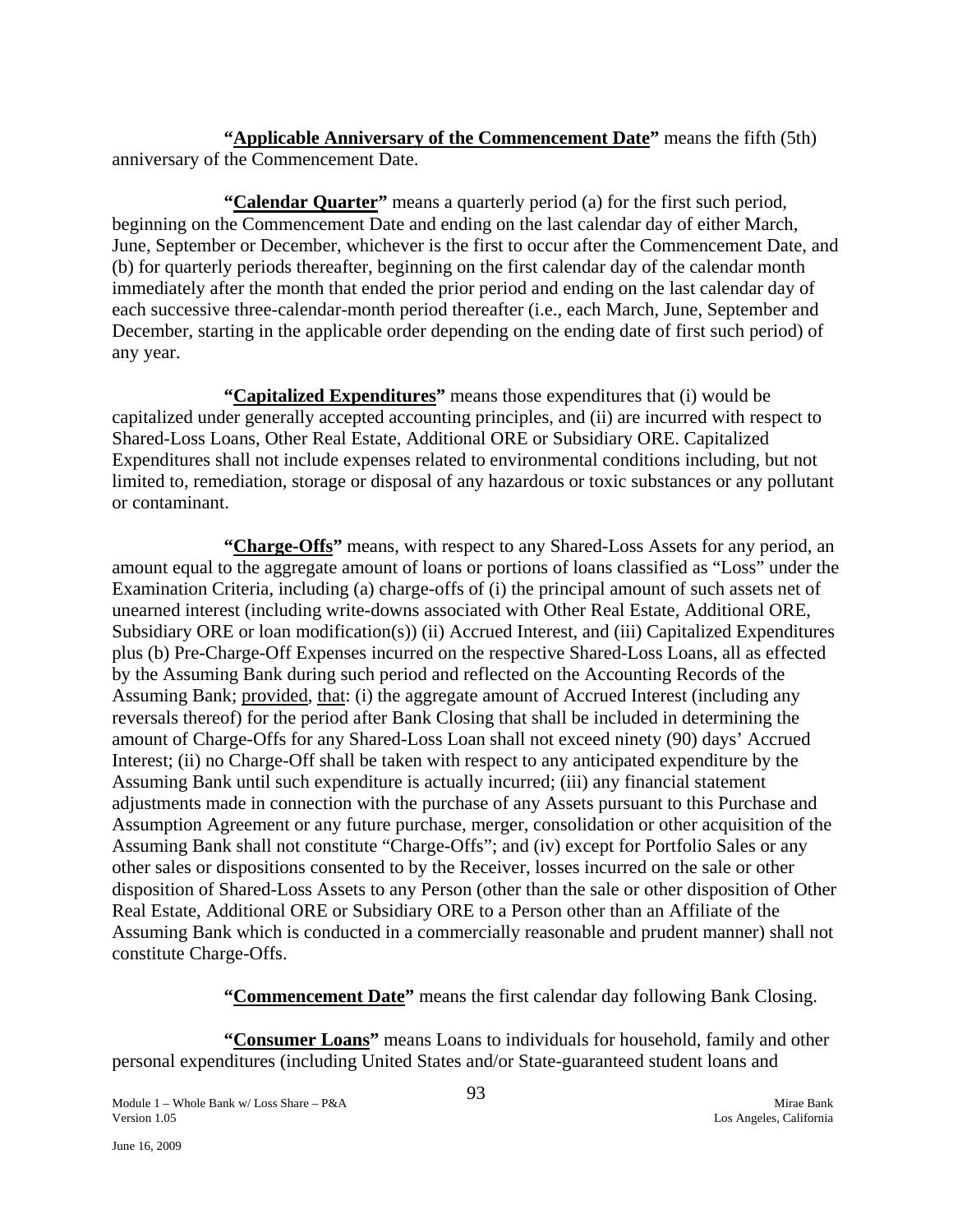**"<u>Applicable Anniversary of the Commencement Date</u>"** means the fifth (5th) anniversary of the Commencement Date.

**"<u>Calendar Quarter</u>"** means a quarterly period (a) for the first such period, beginning on the Commencement Date and ending on the last calendar day of either March, June, September or December, whichever is the first to occur after the Commencement Date, and (b) for quarterly periods thereafter, beginning on the first calendar day of the calendar month immediately after the month that ended the prior period and ending on the last calendar day of each successive three-calendar-month period thereafter (i.e., each March, June, September and December, starting in the applicable order depending on the ending date of first such period) of any year.

**"<u>Capitalized Expenditures</u>"** means those expenditures that (i) would be capitalized under generally accepted accounting principles, and (ii) are incurred with respect to Shared-Loss Loans, Other Real Estate, Additional ORE or Subsidiary ORE. Capitalized Expenditures shall not include expenses related to environmental conditions including, but not limited to, remediation, storage or disposal of any hazardous or toxic substances or any pollutant or contaminant.

**"<u>Charge-Offs</u>"** means, with respect to any Shared-Loss Assets for any period, an amount equal to the aggregate amount of loans or portions of loans classified as "Loss" under the Examination Criteria, including (a) charge-offs of (i) the principal amount of such assets net of unearned interest (including write-downs associated with Other Real Estate, Additional ORE, Subsidiary ORE or loan modification(s)) (ii) Accrued Interest, and (iii) Capitalized Expenditures plus (b) Pre-Charge-Off Expenses incurred on the respective Shared-Loss Loans, all as effected by the Assuming Bank during such period and reflected on the Accounting Records of the Assuming Bank; <u>provided</u>, <u>that</u>: (i) the aggregate amount of Accrued Interest (including any reversals thereof) for the period after Bank Closing that shall be included in determining the amount of Charge-Offs for any Shared-Loss Loan shall not exceed ninety (90) days' Accrued Interest; (ii) no Charge-Off shall be taken with respect to any anticipated expenditure by the Assuming Bank until such expenditure is actually incurred; (iii) any financial statement adjustments made in connection with the purchase of any Assets pursuant to this Purchase and Assumption Agreement or any future purchase, merger, consolidation or other acquisition of the Assuming Bank shall not constitute "Charge-Offs"; and (iv) except for Portfolio Sales or any other sales or dispositions consented to by the Receiver, losses incurred on the sale or other disposition of Shared-Loss Assets to any Person (other than the sale or other disposition of Other Real Estate, Additional ORE or Subsidiary ORE to a Person other than an Affiliate of the Assuming Bank which is conducted in a commercially reasonable and prudent manner) shall not constitute Charge-Offs.

**"<u>Commencement Date</u>"** means the first calendar day following Bank Closing.

**"<u>Consumer Loans</u>"** means Loans to individuals for household, family and other personal expenditures (including United States and/or State-guaranteed student loans and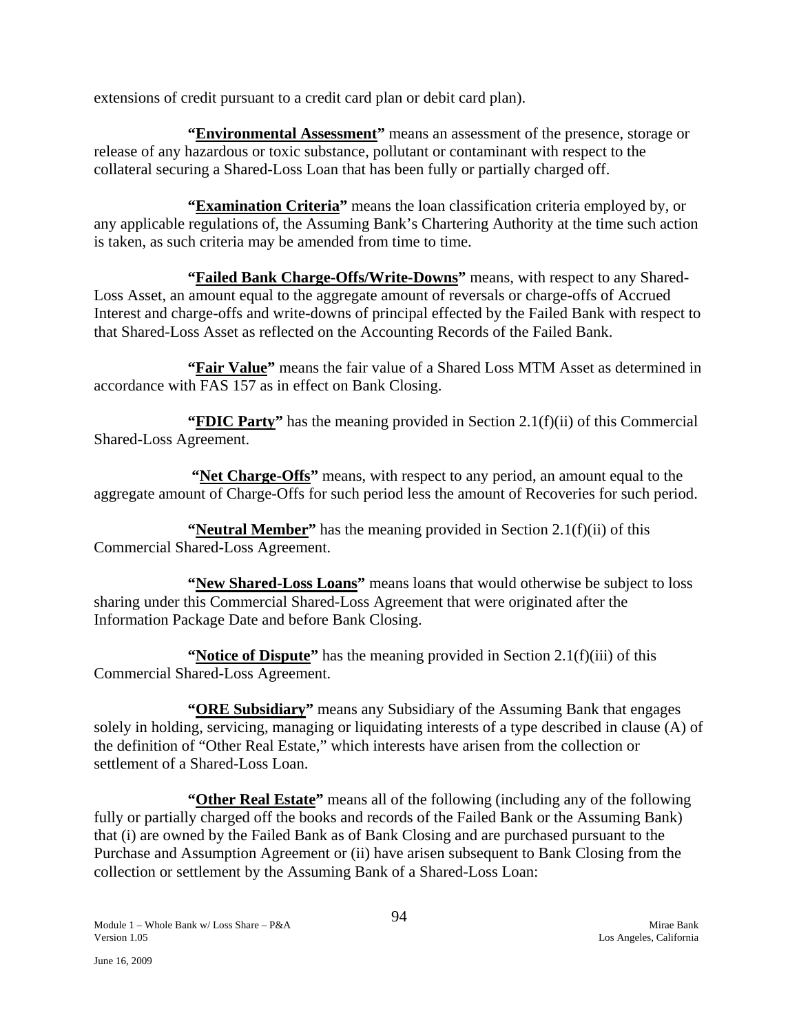extensions of credit pursuant to a credit card plan or debit card plan).

**"Environmental Assessment"** means an assessment of the presence, storage or release of any hazardous or toxic substance, pollutant or contaminant with respect to the collateral securing a Shared-Loss Loan that has been fully or partially charged off.

**"Examination Criteria"** means the loan classification criteria employed by, or any applicable regulations of, the Assuming Bank's Chartering Authority at the time such action is taken, as such criteria may be amended from time to time.

**"Failed Bank Charge-Offs/Write-Downs"** means, with respect to any Shared-Loss Asset, an amount equal to the aggregate amount of reversals or charge-offs of Accrued Interest and charge-offs and write-downs of principal effected by the Failed Bank with respect to that Shared-Loss Asset as reflected on the Accounting Records of the Failed Bank.

**"Fair Value"** means the fair value of a Shared Loss MTM Asset as determined in accordance with FAS 157 as in effect on Bank Closing.

**"FDIC Party"** has the meaning provided in Section 2.1(f)(ii) of this Commercial Shared-Loss Agreement.

**"Net Charge-Offs"** means, with respect to any period, an amount equal to the aggregate amount of Charge-Offs for such period less the amount of Recoveries for such period.

**"Neutral Member"** has the meaning provided in Section 2.1(f)(ii) of this Commercial Shared-Loss Agreement.

**"New Shared-Loss Loans"** means loans that would otherwise be subject to loss sharing under this Commercial Shared-Loss Agreement that were originated after the Information Package Date and before Bank Closing.

**"Notice of Dispute"** has the meaning provided in Section 2.1(f)(iii) of this Commercial Shared-Loss Agreement.

**"ORE Subsidiary"** means any Subsidiary of the Assuming Bank that engages solely in holding, servicing, managing or liquidating interests of a type described in clause (A) of the definition of "Other Real Estate," which interests have arisen from the collection or settlement of a Shared-Loss Loan.

**"Other Real Estate"** means all of the following (including any of the following fully or partially charged off the books and records of the Failed Bank or the Assuming Bank) that (i) are owned by the Failed Bank as of Bank Closing and are purchased pursuant to the Purchase and Assumption Agreement or (ii) have arisen subsequent to Bank Closing from the collection or settlement by the Assuming Bank of a Shared-Loss Loan: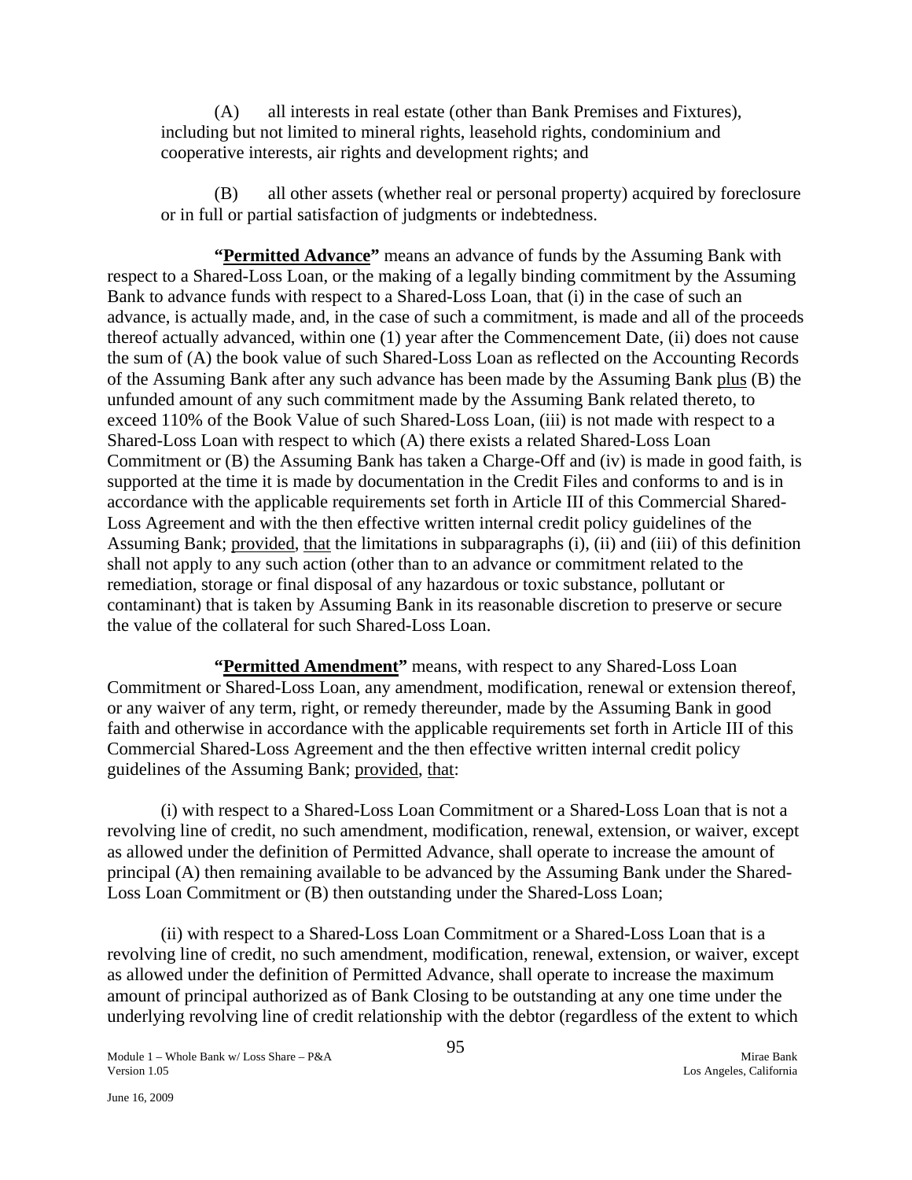(A) all interests in real estate (other than Bank Premises and Fixtures), including but not limited to mineral rights, leasehold rights, condominium and cooperative interests, air rights and development rights; and

(B) all other assets (whether real or personal property) acquired by foreclosure or in full or partial satisfaction of judgments or indebtedness.

**"Permitted Advance"** means an advance of funds by the Assuming Bank with respect to a Shared-Loss Loan, or the making of a legally binding commitment by the Assuming Bank to advance funds with respect to a Shared-Loss Loan, that (i) in the case of such an advance, is actually made, and, in the case of such a commitment, is made and all of the proceeds thereof actually advanced, within one (1) year after the Commencement Date, (ii) does not cause the sum of (A) the book value of such Shared-Loss Loan as reflected on the Accounting Records of the Assuming Bank after any such advance has been made by the Assuming Bank plus (B) the unfunded amount of any such commitment made by the Assuming Bank related thereto, to exceed 110% of the Book Value of such Shared-Loss Loan, (iii) is not made with respect to a Shared-Loss Loan with respect to which (A) there exists a related Shared-Loss Loan Commitment or (B) the Assuming Bank has taken a Charge-Off and (iv) is made in good faith, is supported at the time it is made by documentation in the Credit Files and conforms to and is in accordance with the applicable requirements set forth in Article III of this Commercial Shared-Loss Agreement and with the then effective written internal credit policy guidelines of the Assuming Bank; provided, that the limitations in subparagraphs (i), (ii) and (iii) of this definition shall not apply to any such action (other than to an advance or commitment related to the remediation, storage or final disposal of any hazardous or toxic substance, pollutant or contaminant) that is taken by Assuming Bank in its reasonable discretion to preserve or secure the value of the collateral for such Shared-Loss Loan.

**"Permitted Amendment"** means, with respect to any Shared-Loss Loan Commitment or Shared-Loss Loan, any amendment, modification, renewal or extension thereof, or any waiver of any term, right, or remedy thereunder, made by the Assuming Bank in good faith and otherwise in accordance with the applicable requirements set forth in Article III of this Commercial Shared-Loss Agreement and the then effective written internal credit policy guidelines of the Assuming Bank; provided, that:

(i) with respect to a Shared-Loss Loan Commitment or a Shared-Loss Loan that is not a revolving line of credit, no such amendment, modification, renewal, extension, or waiver, except as allowed under the definition of Permitted Advance, shall operate to increase the amount of principal (A) then remaining available to be advanced by the Assuming Bank under the Shared-Loss Loan Commitment or (B) then outstanding under the Shared-Loss Loan;

(ii) with respect to a Shared-Loss Loan Commitment or a Shared-Loss Loan that is a revolving line of credit, no such amendment, modification, renewal, extension, or waiver, except as allowed under the definition of Permitted Advance, shall operate to increase the maximum amount of principal authorized as of Bank Closing to be outstanding at any one time under the underlying revolving line of credit relationship with the debtor (regardless of the extent to which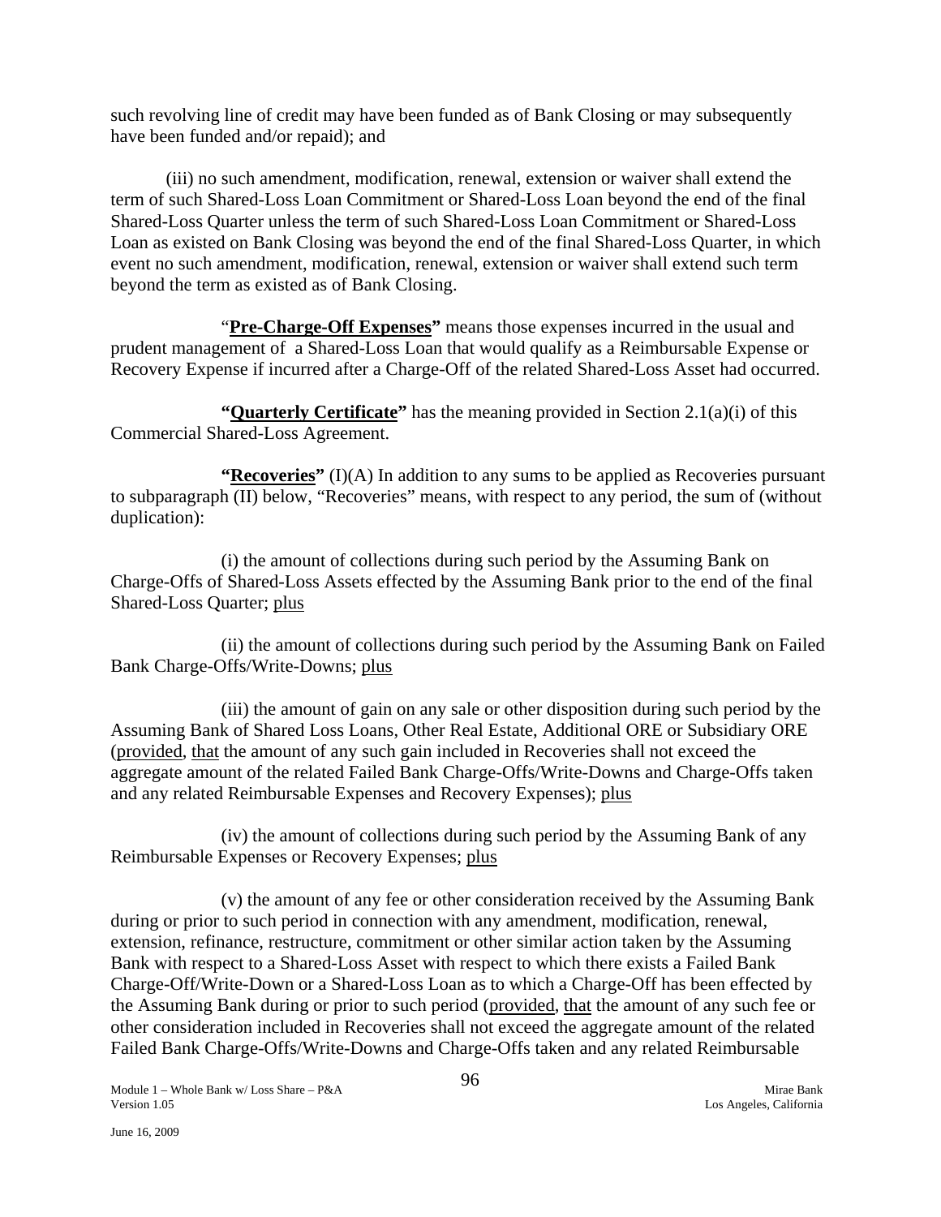such revolving line of credit may have been funded as of Bank Closing or may subsequently have been funded and/or repaid); and

(iii) no such amendment, modification, renewal, extension or waiver shall extend the term of such Shared-Loss Loan Commitment or Shared-Loss Loan beyond the end of the final Shared-Loss Quarter unless the term of such Shared-Loss Loan Commitment or Shared-Loss Loan as existed on Bank Closing was beyond the end of the final Shared-Loss Quarter, in which event no such amendment, modification, renewal, extension or waiver shall extend such term beyond the term as existed as of Bank Closing.

"**Pre-Charge-Off Expenses**" means those expenses incurred in the usual and prudent management of a Shared-Loss Loan that would qualify as a Reimbursable Expense or Recovery Expense if incurred after a Charge-Off of the related Shared-Loss Asset had occurred.

"**Quarterly Certificate**" has the meaning provided in Section 2.1(a)(i) of this Commercial Shared-Loss Agreement.

"**Recoveries**" (I)(A) In addition to any sums to be applied as Recoveries pursuant to subparagraph (II) below, "Recoveries" means, with respect to any period, the sum of (without duplication):

(i) the amount of collections during such period by the Assuming Bank on Charge-Offs of Shared-Loss Assets effected by the Assuming Bank prior to the end of the final Shared-Loss Quarter; plus

(ii) the amount of collections during such period by the Assuming Bank on Failed Bank Charge-Offs/Write-Downs; plus

(iii) the amount of gain on any sale or other disposition during such period by the Assuming Bank of Shared Loss Loans, Other Real Estate, Additional ORE or Subsidiary ORE (provided, that the amount of any such gain included in Recoveries shall not exceed the aggregate amount of the related Failed Bank Charge-Offs/Write-Downs and Charge-Offs taken and any related Reimbursable Expenses and Recovery Expenses); plus

(iv) the amount of collections during such period by the Assuming Bank of any Reimbursable Expenses or Recovery Expenses; plus

(v) the amount of any fee or other consideration received by the Assuming Bank during or prior to such period in connection with any amendment, modification, renewal, extension, refinance, restructure, commitment or other similar action taken by the Assuming Bank with respect to a Shared-Loss Asset with respect to which there exists a Failed Bank Charge-Off/Write-Down or a Shared-Loss Loan as to which a Charge-Off has been effected by the Assuming Bank during or prior to such period (provided, that the amount of any such fee or other consideration included in Recoveries shall not exceed the aggregate amount of the related Failed Bank Charge-Offs/Write-Downs and Charge-Offs taken and any related Reimbursable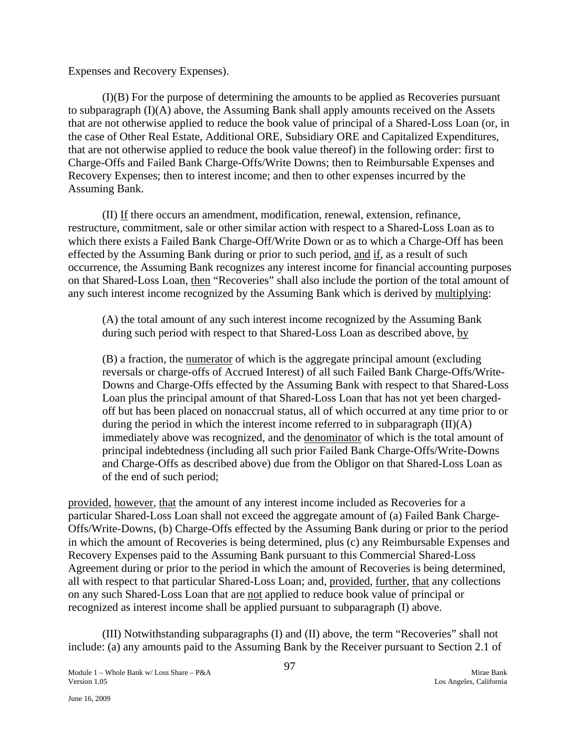Expenses and Recovery Expenses).

(I)(B) For the purpose of determining the amounts to be applied as Recoveries pursuant to subparagraph (I)(A) above, the Assuming Bank shall apply amounts received on the Assets that are not otherwise applied to reduce the book value of principal of a Shared-Loss Loan (or, in the case of Other Real Estate, Additional ORE, Subsidiary ORE and Capitalized Expenditures, that are not otherwise applied to reduce the book value thereof) in the following order: first to Charge-Offs and Failed Bank Charge-Offs/Write Downs; then to Reimbursable Expenses and Recovery Expenses; then to interest income; and then to other expenses incurred by the Assuming Bank.

(II) If there occurs an amendment, modification, renewal, extension, refinance, restructure, commitment, sale or other similar action with respect to a Shared-Loss Loan as to which there exists a Failed Bank Charge-Off/Write Down or as to which a Charge-Off has been effected by the Assuming Bank during or prior to such period, and if, as a result of such occurrence, the Assuming Bank recognizes any interest income for financial accounting purposes on that Shared-Loss Loan, then "Recoveries" shall also include the portion of the total amount of any such interest income recognized by the Assuming Bank which is derived by multiplying:

(A) the total amount of any such interest income recognized by the Assuming Bank during such period with respect to that Shared-Loss Loan as described above, by

(B) a fraction, the numerator of which is the aggregate principal amount (excluding reversals or charge-offs of Accrued Interest) of all such Failed Bank Charge-Offs/Write-Downs and Charge-Offs effected by the Assuming Bank with respect to that Shared-Loss Loan plus the principal amount of that Shared-Loss Loan that has not yet been charged-off but has been placed on nonaccrual status, all of which occurred at any time prior to or during the period in which the interest income referred to in subparagraph (II)(A) immediately above was recognized, and the denominator of which is the total amount of principal indebtedness (including all such prior Failed Bank Charge-Offs/Write-Downs and Charge-Offs as described above) due from the Obligor on that Shared-Loss Loan as of the end of such period;

provided, however, that the amount of any interest income included as Recoveries for a particular Shared-Loss Loan shall not exceed the aggregate amount of (a) Failed Bank Charge-Offs/Write-Downs, (b) Charge-Offs effected by the Assuming Bank during or prior to the period in which the amount of Recoveries is being determined, plus (c) any Reimbursable Expenses and Recovery Expenses paid to the Assuming Bank pursuant to this Commercial Shared-Loss Agreement during or prior to the period in which the amount of Recoveries is being determined, all with respect to that particular Shared-Loss Loan; and, provided, further, that any collections on any such Shared-Loss Loan that are not applied to reduce book value of principal or recognized as interest income shall be applied pursuant to subparagraph (I) above.

(III) Notwithstanding subparagraphs (I) and (II) above, the term "Recoveries" shall not include: (a) any amounts paid to the Assuming Bank by the Receiver pursuant to Section 2.1 of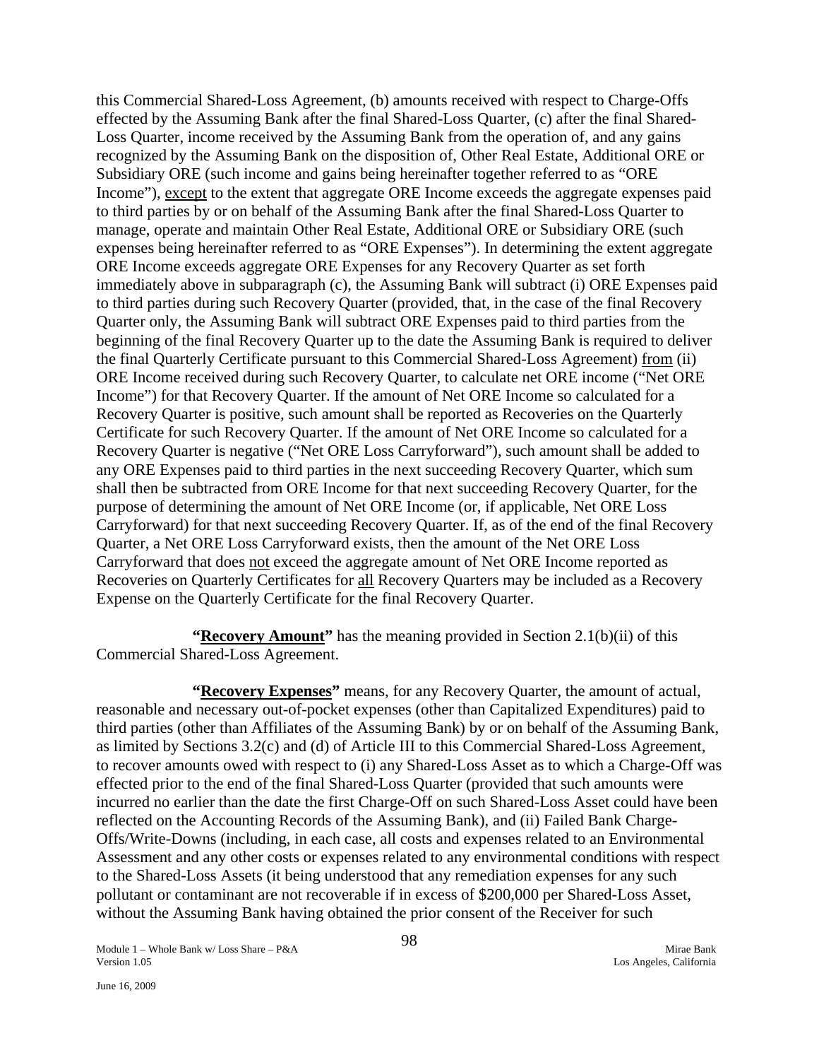this Commercial Shared-Loss Agreement, (b) amounts received with respect to Charge-Offs effected by the Assuming Bank after the final Shared-Loss Quarter, (c) after the final Shared-Loss Quarter, income received by the Assuming Bank from the operation of, and any gains recognized by the Assuming Bank on the disposition of, Other Real Estate, Additional ORE or Subsidiary ORE (such income and gains being hereinafter together referred to as "ORE Income"), except to the extent that aggregate ORE Income exceeds the aggregate expenses paid to third parties by or on behalf of the Assuming Bank after the final Shared-Loss Quarter to manage, operate and maintain Other Real Estate, Additional ORE or Subsidiary ORE (such expenses being hereinafter referred to as "ORE Expenses"). In determining the extent aggregate ORE Income exceeds aggregate ORE Expenses for any Recovery Quarter as set forth immediately above in subparagraph (c), the Assuming Bank will subtract (i) ORE Expenses paid to third parties during such Recovery Quarter (provided, that, in the case of the final Recovery Quarter only, the Assuming Bank will subtract ORE Expenses paid to third parties from the beginning of the final Recovery Quarter up to the date the Assuming Bank is required to deliver the final Quarterly Certificate pursuant to this Commercial Shared-Loss Agreement) from (ii) ORE Income received during such Recovery Quarter, to calculate net ORE income ("Net ORE Income") for that Recovery Quarter. If the amount of Net ORE Income so calculated for a Recovery Quarter is positive, such amount shall be reported as Recoveries on the Quarterly Certificate for such Recovery Quarter. If the amount of Net ORE Income so calculated for a Recovery Quarter is negative ("Net ORE Loss Carryforward"), such amount shall be added to any ORE Expenses paid to third parties in the next succeeding Recovery Quarter, which sum shall then be subtracted from ORE Income for that next succeeding Recovery Quarter, for the purpose of determining the amount of Net ORE Income (or, if applicable, Net ORE Loss Carryforward) for that next succeeding Recovery Quarter. If, as of the end of the final Recovery Quarter, a Net ORE Loss Carryforward exists, then the amount of the Net ORE Loss Carryforward that does not exceed the aggregate amount of Net ORE Income reported as Recoveries on Quarterly Certificates for all Recovery Quarters may be included as a Recovery Expense on the Quarterly Certificate for the final Recovery Quarter.

**"Recovery Amount"** has the meaning provided in Section 2.1(b)(ii) of this Commercial Shared-Loss Agreement.

**"Recovery Expenses"** means, for any Recovery Quarter, the amount of actual, reasonable and necessary out-of-pocket expenses (other than Capitalized Expenditures) paid to third parties (other than Affiliates of the Assuming Bank) by or on behalf of the Assuming Bank, as limited by Sections 3.2(c) and (d) of Article III to this Commercial Shared-Loss Agreement, to recover amounts owed with respect to (i) any Shared-Loss Asset as to which a Charge-Off was effected prior to the end of the final Shared-Loss Quarter (provided that such amounts were incurred no earlier than the date the first Charge-Off on such Shared-Loss Asset could have been reflected on the Accounting Records of the Assuming Bank), and (ii) Failed Bank Charge-Offs/Write-Downs (including, in each case, all costs and expenses related to an Environmental Assessment and any other costs or expenses related to any environmental conditions with respect to the Shared-Loss Assets (it being understood that any remediation expenses for any such pollutant or contaminant are not recoverable if in excess of $200,000 per Shared-Loss Asset, without the Assuming Bank having obtained the prior consent of the Receiver for such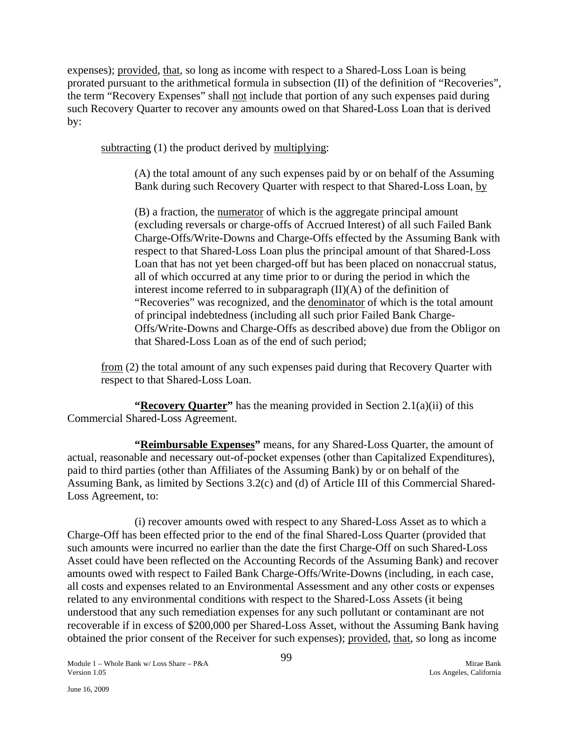expenses); provided, that, so long as income with respect to a Shared-Loss Loan is being prorated pursuant to the arithmetical formula in subsection (II) of the definition of "Recoveries", the term "Recovery Expenses" shall not include that portion of any such expenses paid during such Recovery Quarter to recover any amounts owed on that Shared-Loss Loan that is derived by:

subtracting (1) the product derived by multiplying:

(A) the total amount of any such expenses paid by or on behalf of the Assuming Bank during such Recovery Quarter with respect to that Shared-Loss Loan, by

(B) a fraction, the numerator of which is the aggregate principal amount (excluding reversals or charge-offs of Accrued Interest) of all such Failed Bank Charge-Offs/Write-Downs and Charge-Offs effected by the Assuming Bank with respect to that Shared-Loss Loan plus the principal amount of that Shared-Loss Loan that has not yet been charged-off but has been placed on nonaccrual status, all of which occurred at any time prior to or during the period in which the interest income referred to in subparagraph (II)(A) of the definition of "Recoveries" was recognized, and the denominator of which is the total amount of principal indebtedness (including all such prior Failed Bank Charge-Offs/Write-Downs and Charge-Offs as described above) due from the Obligor on that Shared-Loss Loan as of the end of such period;

from (2) the total amount of any such expenses paid during that Recovery Quarter with respect to that Shared-Loss Loan.

**"Recovery Quarter"** has the meaning provided in Section 2.1(a)(ii) of this Commercial Shared-Loss Agreement.

**"Reimbursable Expenses"** means, for any Shared-Loss Quarter, the amount of actual, reasonable and necessary out-of-pocket expenses (other than Capitalized Expenditures), paid to third parties (other than Affiliates of the Assuming Bank) by or on behalf of the Assuming Bank, as limited by Sections 3.2(c) and (d) of Article III of this Commercial Shared-Loss Agreement, to:

(i) recover amounts owed with respect to any Shared-Loss Asset as to which a Charge-Off has been effected prior to the end of the final Shared-Loss Quarter (provided that such amounts were incurred no earlier than the date the first Charge-Off on such Shared-Loss Asset could have been reflected on the Accounting Records of the Assuming Bank) and recover amounts owed with respect to Failed Bank Charge-Offs/Write-Downs (including, in each case, all costs and expenses related to an Environmental Assessment and any other costs or expenses related to any environmental conditions with respect to the Shared-Loss Assets (it being understood that any such remediation expenses for any such pollutant or contaminant are not recoverable if in excess of $200,000 per Shared-Loss Asset, without the Assuming Bank having obtained the prior consent of the Receiver for such expenses); provided, that, so long as income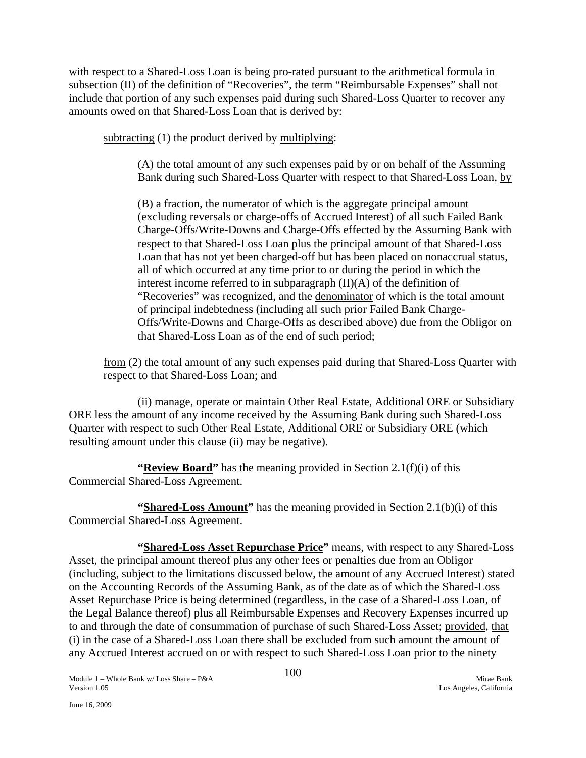with respect to a Shared-Loss Loan is being pro-rated pursuant to the arithmetical formula in subsection (II) of the definition of "Recoveries", the term "Reimbursable Expenses" shall not include that portion of any such expenses paid during such Shared-Loss Quarter to recover any amounts owed on that Shared-Loss Loan that is derived by:

subtracting (1) the product derived by multiplying:

(A) the total amount of any such expenses paid by or on behalf of the Assuming Bank during such Shared-Loss Quarter with respect to that Shared-Loss Loan, by

(B) a fraction, the numerator of which is the aggregate principal amount (excluding reversals or charge-offs of Accrued Interest) of all such Failed Bank Charge-Offs/Write-Downs and Charge-Offs effected by the Assuming Bank with respect to that Shared-Loss Loan plus the principal amount of that Shared-Loss Loan that has not yet been charged-off but has been placed on nonaccrual status, all of which occurred at any time prior to or during the period in which the interest income referred to in subparagraph (II)(A) of the definition of "Recoveries" was recognized, and the denominator of which is the total amount of principal indebtedness (including all such prior Failed Bank Charge-Offs/Write-Downs and Charge-Offs as described above) due from the Obligor on that Shared-Loss Loan as of the end of such period;

from (2) the total amount of any such expenses paid during that Shared-Loss Quarter with respect to that Shared-Loss Loan; and

(ii) manage, operate or maintain Other Real Estate, Additional ORE or Subsidiary ORE less the amount of any income received by the Assuming Bank during such Shared-Loss Quarter with respect to such Other Real Estate, Additional ORE or Subsidiary ORE (which resulting amount under this clause (ii) may be negative).

**"Review Board"** has the meaning provided in Section 2.1(f)(i) of this Commercial Shared-Loss Agreement.

**"Shared-Loss Amount"** has the meaning provided in Section 2.1(b)(i) of this Commercial Shared-Loss Agreement.

**"Shared-Loss Asset Repurchase Price"** means, with respect to any Shared-Loss Asset, the principal amount thereof plus any other fees or penalties due from an Obligor (including, subject to the limitations discussed below, the amount of any Accrued Interest) stated on the Accounting Records of the Assuming Bank, as of the date as of which the Shared-Loss Asset Repurchase Price is being determined (regardless, in the case of a Shared-Loss Loan, of the Legal Balance thereof) plus all Reimbursable Expenses and Recovery Expenses incurred up to and through the date of consummation of purchase of such Shared-Loss Asset; provided, that (i) in the case of a Shared-Loss Loan there shall be excluded from such amount the amount of any Accrued Interest accrued on or with respect to such Shared-Loss Loan prior to the ninety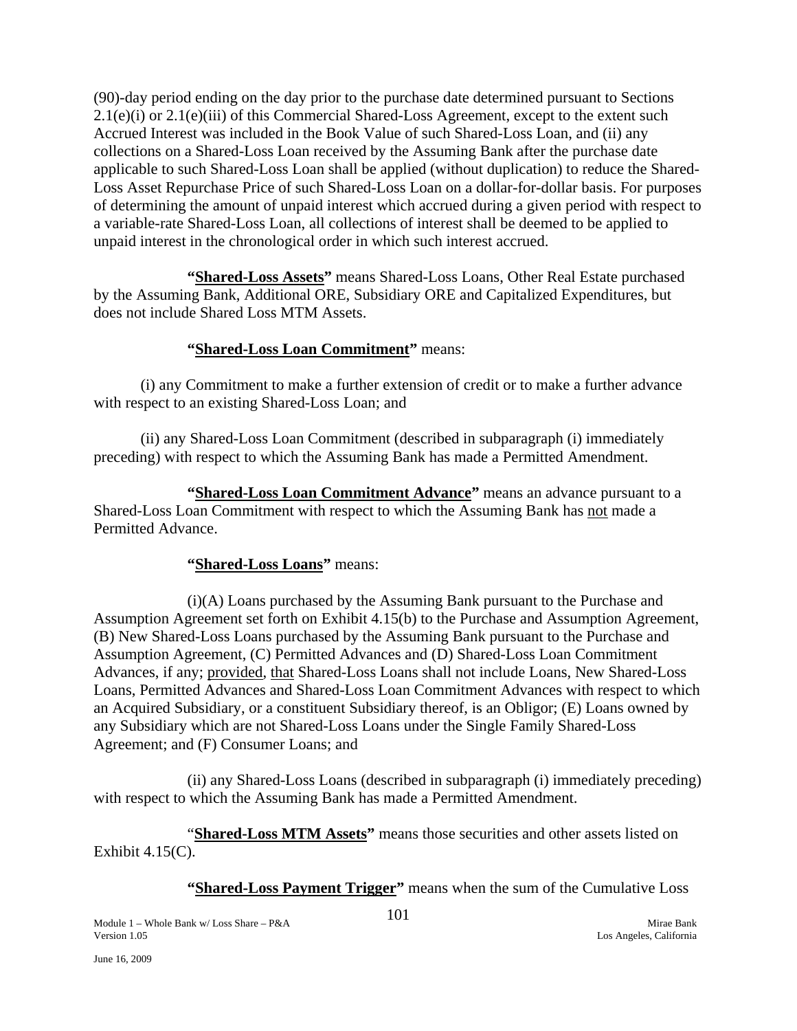(90)-day period ending on the day prior to the purchase date determined pursuant to Sections 2.1(e)(i) or 2.1(e)(iii) of this Commercial Shared-Loss Agreement, except to the extent such Accrued Interest was included in the Book Value of such Shared-Loss Loan, and (ii) any collections on a Shared-Loss Loan received by the Assuming Bank after the purchase date applicable to such Shared-Loss Loan shall be applied (without duplication) to reduce the Shared-Loss Asset Repurchase Price of such Shared-Loss Loan on a dollar-for-dollar basis. For purposes of determining the amount of unpaid interest which accrued during a given period with respect to a variable-rate Shared-Loss Loan, all collections of interest shall be deemed to be applied to unpaid interest in the chronological order in which such interest accrued.

**"Shared-Loss Assets"** means Shared-Loss Loans, Other Real Estate purchased by the Assuming Bank, Additional ORE, Subsidiary ORE and Capitalized Expenditures, but does not include Shared Loss MTM Assets.

**"Shared-Loss Loan Commitment"** means:

(i) any Commitment to make a further extension of credit or to make a further advance with respect to an existing Shared-Loss Loan; and

(ii) any Shared-Loss Loan Commitment (described in subparagraph (i) immediately preceding) with respect to which the Assuming Bank has made a Permitted Amendment.

**"Shared-Loss Loan Commitment Advance"** means an advance pursuant to a Shared-Loss Loan Commitment with respect to which the Assuming Bank has not made a Permitted Advance.

**"Shared-Loss Loans"** means:

(i)(A) Loans purchased by the Assuming Bank pursuant to the Purchase and Assumption Agreement set forth on Exhibit 4.15(b) to the Purchase and Assumption Agreement, (B) New Shared-Loss Loans purchased by the Assuming Bank pursuant to the Purchase and Assumption Agreement, (C) Permitted Advances and (D) Shared-Loss Loan Commitment Advances, if any; provided, that Shared-Loss Loans shall not include Loans, New Shared-Loss Loans, Permitted Advances and Shared-Loss Loan Commitment Advances with respect to which an Acquired Subsidiary, or a constituent Subsidiary thereof, is an Obligor; (E) Loans owned by any Subsidiary which are not Shared-Loss Loans under the Single Family Shared-Loss Agreement; and (F) Consumer Loans; and

(ii) any Shared-Loss Loans (described in subparagraph (i) immediately preceding) with respect to which the Assuming Bank has made a Permitted Amendment.

"**Shared-Loss MTM Assets"** means those securities and other assets listed on Exhibit 4.15(C).

**"Shared-Loss Payment Trigger"** means when the sum of the Cumulative Loss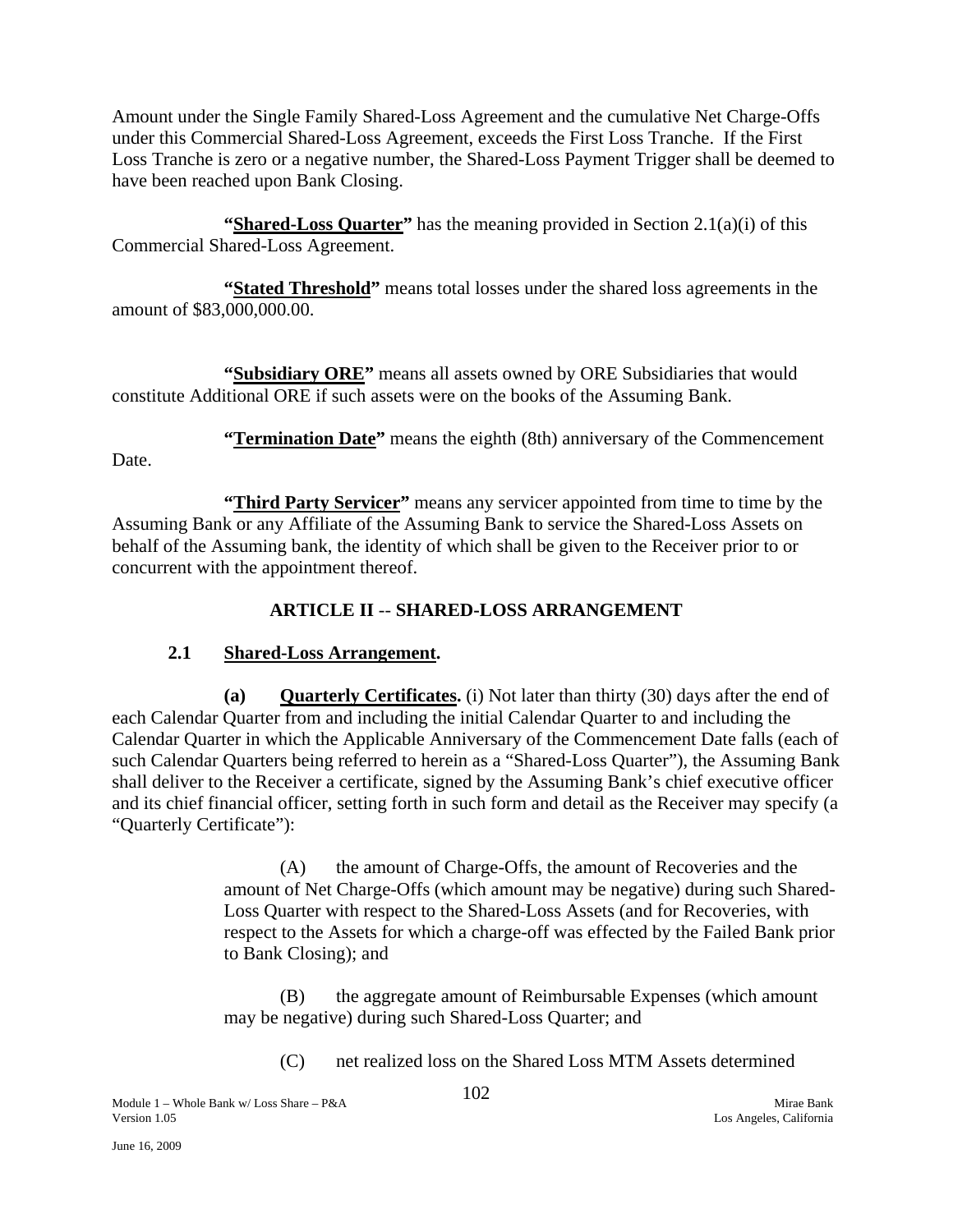Amount under the Single Family Shared-Loss Agreement and the cumulative Net Charge-Offs under this Commercial Shared-Loss Agreement, exceeds the First Loss Tranche. If the First Loss Tranche is zero or a negative number, the Shared-Loss Payment Trigger shall be deemed to have been reached upon Bank Closing.

**"Shared-Loss Quarter"** has the meaning provided in Section 2.1(a)(i) of this Commercial Shared-Loss Agreement.

**"Stated Threshold"** means total losses under the shared loss agreements in the amount of $83,000,000.00.

**"Subsidiary ORE"** means all assets owned by ORE Subsidiaries that would constitute Additional ORE if such assets were on the books of the Assuming Bank.

**"Termination Date"** means the eighth (8th) anniversary of the Commencement Date.

**"Third Party Servicer"** means any servicer appointed from time to time by the Assuming Bank or any Affiliate of the Assuming Bank to service the Shared-Loss Assets on behalf of the Assuming bank, the identity of which shall be given to the Receiver prior to or concurrent with the appointment thereof.

## ARTICLE II -- SHARED-LOSS ARRANGEMENT

### 2.1 Shared-Loss Arrangement.

**(a) Quarterly Certificates.** (i) Not later than thirty (30) days after the end of each Calendar Quarter from and including the initial Calendar Quarter to and including the Calendar Quarter in which the Applicable Anniversary of the Commencement Date falls (each of such Calendar Quarters being referred to herein as a "Shared-Loss Quarter"), the Assuming Bank shall deliver to the Receiver a certificate, signed by the Assuming Bank's chief executive officer and its chief financial officer, setting forth in such form and detail as the Receiver may specify (a "Quarterly Certificate"):

(A) the amount of Charge-Offs, the amount of Recoveries and the amount of Net Charge-Offs (which amount may be negative) during such Shared-Loss Quarter with respect to the Shared-Loss Assets (and for Recoveries, with respect to the Assets for which a charge-off was effected by the Failed Bank prior to Bank Closing); and

(B) the aggregate amount of Reimbursable Expenses (which amount may be negative) during such Shared-Loss Quarter; and

(C) net realized loss on the Shared Loss MTM Assets determined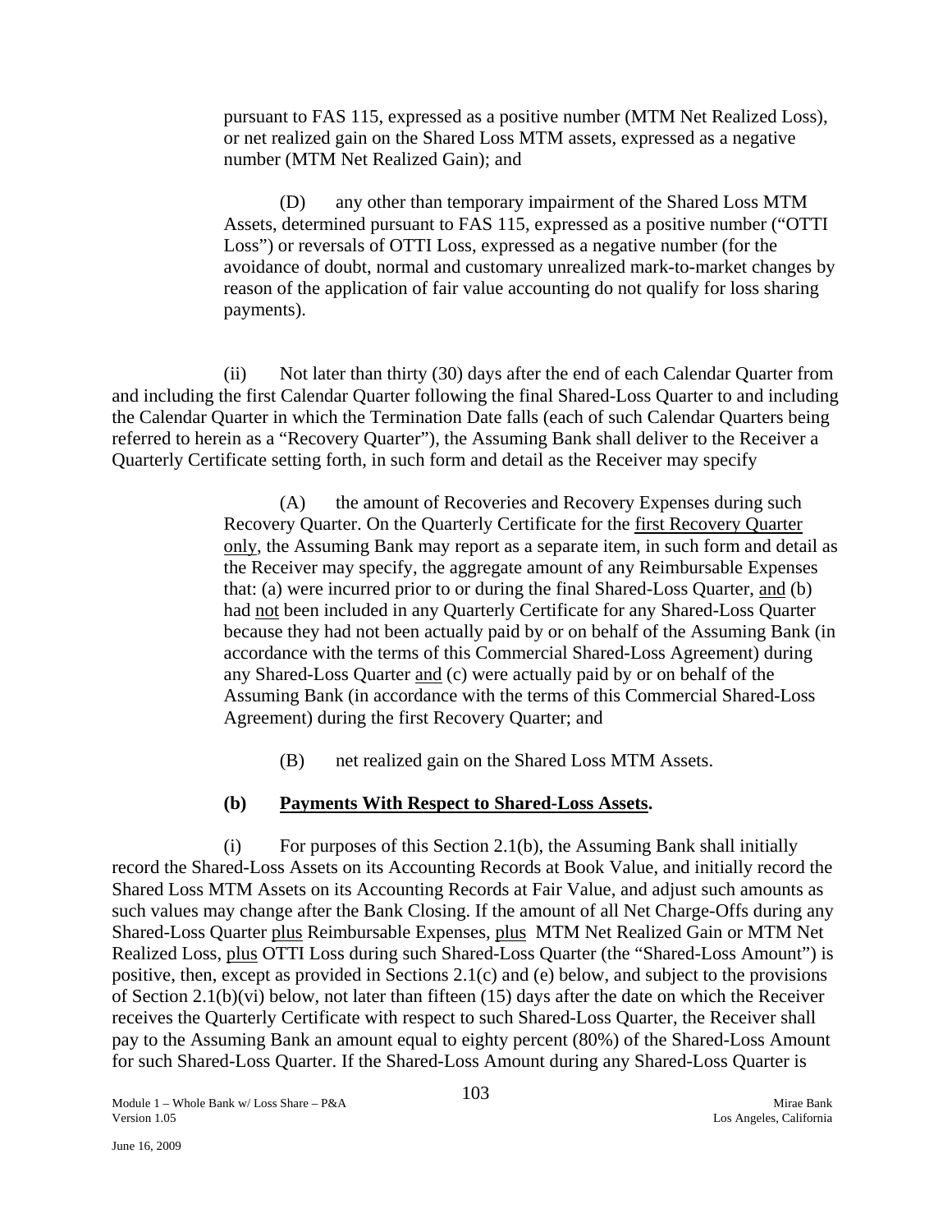pursuant to FAS 115, expressed as a positive number (MTM Net Realized Loss), or net realized gain on the Shared Loss MTM assets, expressed as a negative number (MTM Net Realized Gain); and

(D) any other than temporary impairment of the Shared Loss MTM Assets, determined pursuant to FAS 115, expressed as a positive number ("OTTI Loss") or reversals of OTTI Loss, expressed as a negative number (for the avoidance of doubt, normal and customary unrealized mark-to-market changes by reason of the application of fair value accounting do not qualify for loss sharing payments).

(ii) Not later than thirty (30) days after the end of each Calendar Quarter from and including the first Calendar Quarter following the final Shared-Loss Quarter to and including the Calendar Quarter in which the Termination Date falls (each of such Calendar Quarters being referred to herein as a "Recovery Quarter"), the Assuming Bank shall deliver to the Receiver a Quarterly Certificate setting forth, in such form and detail as the Receiver may specify

(A) the amount of Recoveries and Recovery Expenses during such Recovery Quarter. On the Quarterly Certificate for the <u>first Recovery Quarter only</u>, the Assuming Bank may report as a separate item, in such form and detail as the Receiver may specify, the aggregate amount of any Reimbursable Expenses that: (a) were incurred prior to or during the final Shared-Loss Quarter, <u>and</u> (b) had <u>not</u> been included in any Quarterly Certificate for any Shared-Loss Quarter because they had not been actually paid by or on behalf of the Assuming Bank (in accordance with the terms of this Commercial Shared-Loss Agreement) during any Shared-Loss Quarter <u>and</u> (c) were actually paid by or on behalf of the Assuming Bank (in accordance with the terms of this Commercial Shared-Loss Agreement) during the first Recovery Quarter; and

(B) net realized gain on the Shared Loss MTM Assets.

**(b) <u>Payments With Respect to Shared-Loss Assets</u>.**

(i) For purposes of this Section 2.1(b), the Assuming Bank shall initially record the Shared-Loss Assets on its Accounting Records at Book Value, and initially record the Shared Loss MTM Assets on its Accounting Records at Fair Value, and adjust such amounts as such values may change after the Bank Closing. If the amount of all Net Charge-Offs during any Shared-Loss Quarter <u>plus</u> Reimbursable Expenses, <u>plus</u> MTM Net Realized Gain or MTM Net Realized Loss, <u>plus</u> OTTI Loss during such Shared-Loss Quarter (the "Shared-Loss Amount") is positive, then, except as provided in Sections 2.1(c) and (e) below, and subject to the provisions of Section 2.1(b)(vi) below, not later than fifteen (15) days after the date on which the Receiver receives the Quarterly Certificate with respect to such Shared-Loss Quarter, the Receiver shall pay to the Assuming Bank an amount equal to eighty percent (80%) of the Shared-Loss Amount for such Shared-Loss Quarter. If the Shared-Loss Amount during any Shared-Loss Quarter is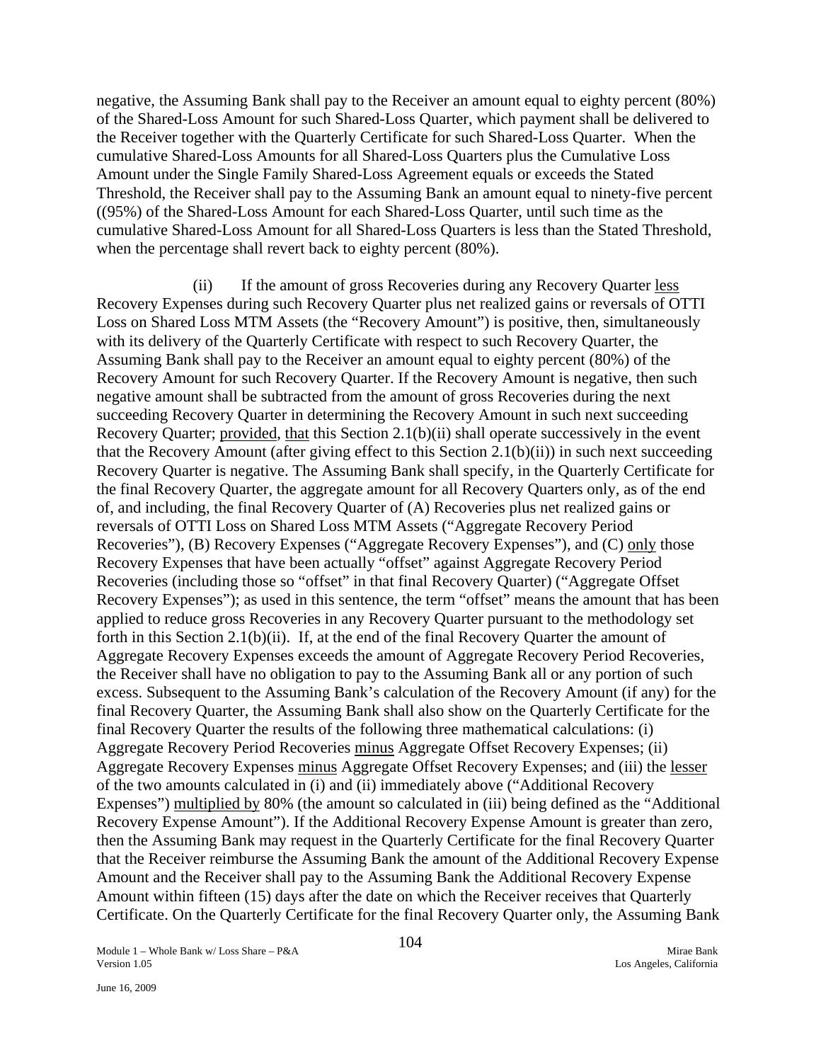negative, the Assuming Bank shall pay to the Receiver an amount equal to eighty percent (80%) of the Shared-Loss Amount for such Shared-Loss Quarter, which payment shall be delivered to the Receiver together with the Quarterly Certificate for such Shared-Loss Quarter. When the cumulative Shared-Loss Amounts for all Shared-Loss Quarters plus the Cumulative Loss Amount under the Single Family Shared-Loss Agreement equals or exceeds the Stated Threshold, the Receiver shall pay to the Assuming Bank an amount equal to ninety-five percent ((95%) of the Shared-Loss Amount for each Shared-Loss Quarter, until such time as the cumulative Shared-Loss Amount for all Shared-Loss Quarters is less than the Stated Threshold, when the percentage shall revert back to eighty percent (80%).

(ii) If the amount of gross Recoveries during any Recovery Quarter less Recovery Expenses during such Recovery Quarter plus net realized gains or reversals of OTTI Loss on Shared Loss MTM Assets (the "Recovery Amount") is positive, then, simultaneously with its delivery of the Quarterly Certificate with respect to such Recovery Quarter, the Assuming Bank shall pay to the Receiver an amount equal to eighty percent (80%) of the Recovery Amount for such Recovery Quarter. If the Recovery Amount is negative, then such negative amount shall be subtracted from the amount of gross Recoveries during the next succeeding Recovery Quarter in determining the Recovery Amount in such next succeeding Recovery Quarter; provided, that this Section 2.1(b)(ii) shall operate successively in the event that the Recovery Amount (after giving effect to this Section 2.1(b)(ii)) in such next succeeding Recovery Quarter is negative. The Assuming Bank shall specify, in the Quarterly Certificate for the final Recovery Quarter, the aggregate amount for all Recovery Quarters only, as of the end of, and including, the final Recovery Quarter of (A) Recoveries plus net realized gains or reversals of OTTI Loss on Shared Loss MTM Assets ("Aggregate Recovery Period Recoveries"), (B) Recovery Expenses ("Aggregate Recovery Expenses"), and (C) only those Recovery Expenses that have been actually "offset" against Aggregate Recovery Period Recoveries (including those so "offset" in that final Recovery Quarter) ("Aggregate Offset Recovery Expenses"); as used in this sentence, the term "offset" means the amount that has been applied to reduce gross Recoveries in any Recovery Quarter pursuant to the methodology set forth in this Section 2.1(b)(ii). If, at the end of the final Recovery Quarter the amount of Aggregate Recovery Expenses exceeds the amount of Aggregate Recovery Period Recoveries, the Receiver shall have no obligation to pay to the Assuming Bank all or any portion of such excess. Subsequent to the Assuming Bank's calculation of the Recovery Amount (if any) for the final Recovery Quarter, the Assuming Bank shall also show on the Quarterly Certificate for the final Recovery Quarter the results of the following three mathematical calculations: (i) Aggregate Recovery Period Recoveries minus Aggregate Offset Recovery Expenses; (ii) Aggregate Recovery Expenses minus Aggregate Offset Recovery Expenses; and (iii) the lesser of the two amounts calculated in (i) and (ii) immediately above ("Additional Recovery Expenses") multiplied by 80% (the amount so calculated in (iii) being defined as the "Additional Recovery Expense Amount"). If the Additional Recovery Expense Amount is greater than zero, then the Assuming Bank may request in the Quarterly Certificate for the final Recovery Quarter that the Receiver reimburse the Assuming Bank the amount of the Additional Recovery Expense Amount and the Receiver shall pay to the Assuming Bank the Additional Recovery Expense Amount within fifteen (15) days after the date on which the Receiver receives that Quarterly Certificate. On the Quarterly Certificate for the final Recovery Quarter only, the Assuming Bank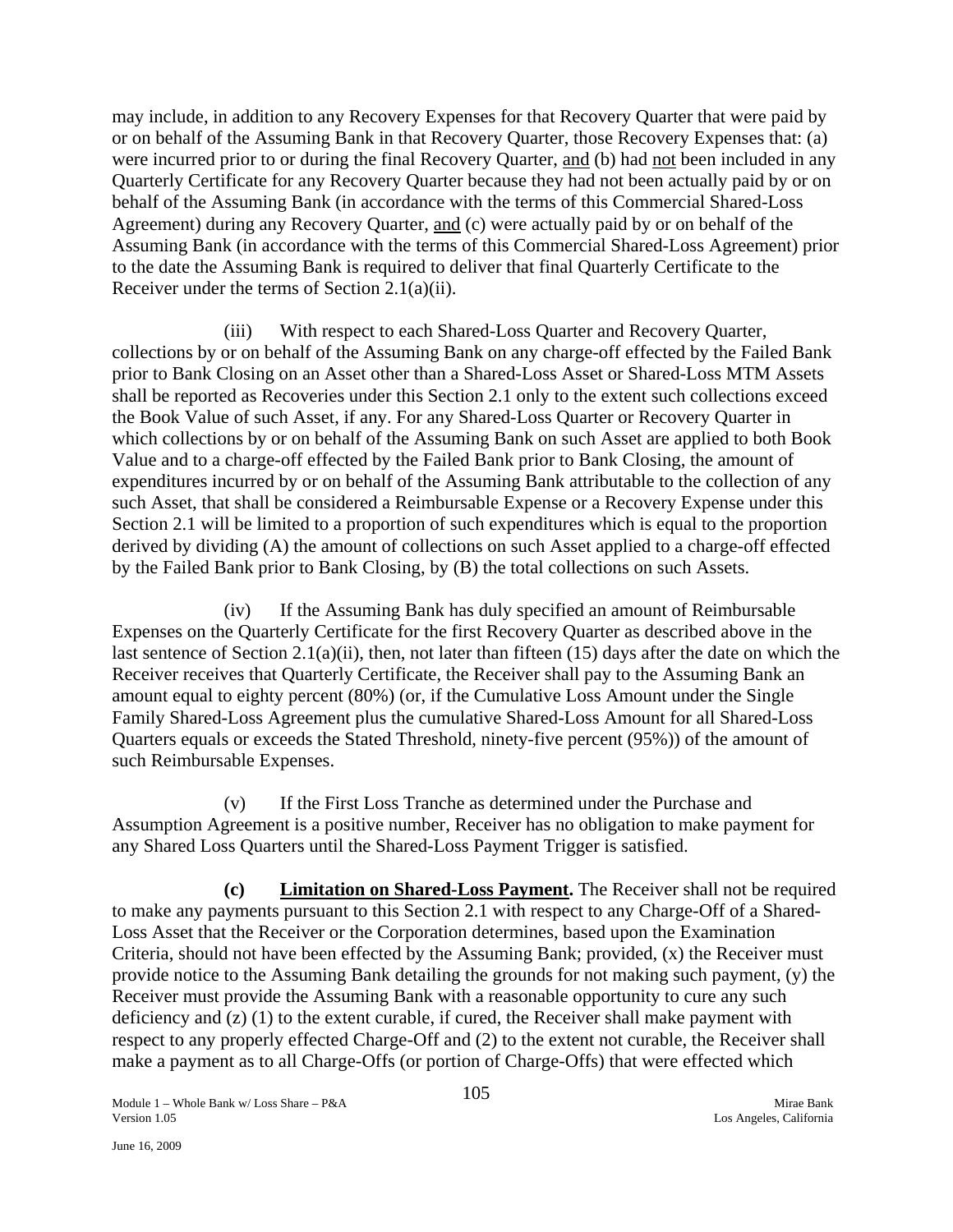may include, in addition to any Recovery Expenses for that Recovery Quarter that were paid by or on behalf of the Assuming Bank in that Recovery Quarter, those Recovery Expenses that: (a) were incurred prior to or during the final Recovery Quarter, <u>and</u> (b) had <u>not</u> been included in any Quarterly Certificate for any Recovery Quarter because they had not been actually paid by or on behalf of the Assuming Bank (in accordance with the terms of this Commercial Shared-Loss Agreement) during any Recovery Quarter, <u>and</u> (c) were actually paid by or on behalf of the Assuming Bank (in accordance with the terms of this Commercial Shared-Loss Agreement) prior to the date the Assuming Bank is required to deliver that final Quarterly Certificate to the Receiver under the terms of Section 2.1(a)(ii).

(iii) With respect to each Shared-Loss Quarter and Recovery Quarter, collections by or on behalf of the Assuming Bank on any charge-off effected by the Failed Bank prior to Bank Closing on an Asset other than a Shared-Loss Asset or Shared-Loss MTM Assets shall be reported as Recoveries under this Section 2.1 only to the extent such collections exceed the Book Value of such Asset, if any. For any Shared-Loss Quarter or Recovery Quarter in which collections by or on behalf of the Assuming Bank on such Asset are applied to both Book Value and to a charge-off effected by the Failed Bank prior to Bank Closing, the amount of expenditures incurred by or on behalf of the Assuming Bank attributable to the collection of any such Asset, that shall be considered a Reimbursable Expense or a Recovery Expense under this Section 2.1 will be limited to a proportion of such expenditures which is equal to the proportion derived by dividing (A) the amount of collections on such Asset applied to a charge-off effected by the Failed Bank prior to Bank Closing, by (B) the total collections on such Assets.

(iv) If the Assuming Bank has duly specified an amount of Reimbursable Expenses on the Quarterly Certificate for the first Recovery Quarter as described above in the last sentence of Section 2.1(a)(ii), then, not later than fifteen (15) days after the date on which the Receiver receives that Quarterly Certificate, the Receiver shall pay to the Assuming Bank an amount equal to eighty percent (80%) (or, if the Cumulative Loss Amount under the Single Family Shared-Loss Agreement plus the cumulative Shared-Loss Amount for all Shared-Loss Quarters equals or exceeds the Stated Threshold, ninety-five percent (95%)) of the amount of such Reimbursable Expenses.

(v) If the First Loss Tranche as determined under the Purchase and Assumption Agreement is a positive number, Receiver has no obligation to make payment for any Shared Loss Quarters until the Shared-Loss Payment Trigger is satisfied.

**(c) <u>Limitation on Shared-Loss Payment</u>.** The Receiver shall not be required to make any payments pursuant to this Section 2.1 with respect to any Charge-Off of a Shared-Loss Asset that the Receiver or the Corporation determines, based upon the Examination Criteria, should not have been effected by the Assuming Bank; provided, (x) the Receiver must provide notice to the Assuming Bank detailing the grounds for not making such payment, (y) the Receiver must provide the Assuming Bank with a reasonable opportunity to cure any such deficiency and (z) (1) to the extent curable, if cured, the Receiver shall make payment with respect to any properly effected Charge-Off and (2) to the extent not curable, the Receiver shall make a payment as to all Charge-Offs (or portion of Charge-Offs) that were effected which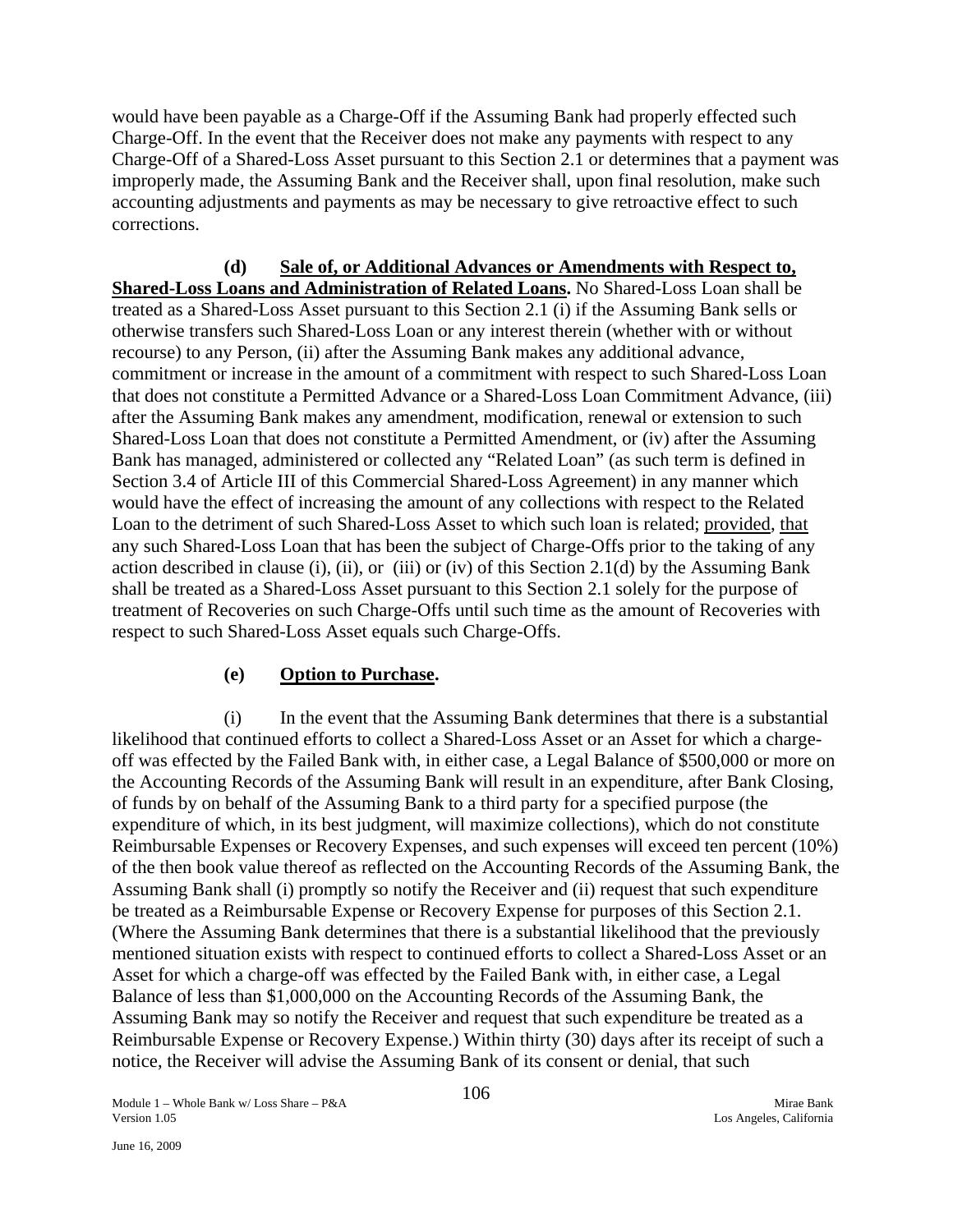would have been payable as a Charge-Off if the Assuming Bank had properly effected such Charge-Off. In the event that the Receiver does not make any payments with respect to any Charge-Off of a Shared-Loss Asset pursuant to this Section 2.1 or determines that a payment was improperly made, the Assuming Bank and the Receiver shall, upon final resolution, make such accounting adjustments and payments as may be necessary to give retroactive effect to such corrections.

**(d) Sale of, or Additional Advances or Amendments with Respect to, Shared-Loss Loans and Administration of Related Loans.** No Shared-Loss Loan shall be treated as a Shared-Loss Asset pursuant to this Section 2.1 (i) if the Assuming Bank sells or otherwise transfers such Shared-Loss Loan or any interest therein (whether with or without recourse) to any Person, (ii) after the Assuming Bank makes any additional advance, commitment or increase in the amount of a commitment with respect to such Shared-Loss Loan that does not constitute a Permitted Advance or a Shared-Loss Loan Commitment Advance, (iii) after the Assuming Bank makes any amendment, modification, renewal or extension to such Shared-Loss Loan that does not constitute a Permitted Amendment, or (iv) after the Assuming Bank has managed, administered or collected any "Related Loan" (as such term is defined in Section 3.4 of Article III of this Commercial Shared-Loss Agreement) in any manner which would have the effect of increasing the amount of any collections with respect to the Related Loan to the detriment of such Shared-Loss Asset to which such loan is related; provided, that any such Shared-Loss Loan that has been the subject of Charge-Offs prior to the taking of any action described in clause (i), (ii), or (iii) or (iv) of this Section 2.1(d) by the Assuming Bank shall be treated as a Shared-Loss Asset pursuant to this Section 2.1 solely for the purpose of treatment of Recoveries on such Charge-Offs until such time as the amount of Recoveries with respect to such Shared-Loss Asset equals such Charge-Offs.

**(e) Option to Purchase.**

(i) In the event that the Assuming Bank determines that there is a substantial likelihood that continued efforts to collect a Shared-Loss Asset or an Asset for which a charge-off was effected by the Failed Bank with, in either case, a Legal Balance of $500,000 or more on the Accounting Records of the Assuming Bank will result in an expenditure, after Bank Closing, of funds by on behalf of the Assuming Bank to a third party for a specified purpose (the expenditure of which, in its best judgment, will maximize collections), which do not constitute Reimbursable Expenses or Recovery Expenses, and such expenses will exceed ten percent (10%) of the then book value thereof as reflected on the Accounting Records of the Assuming Bank, the Assuming Bank shall (i) promptly so notify the Receiver and (ii) request that such expenditure be treated as a Reimbursable Expense or Recovery Expense for purposes of this Section 2.1. (Where the Assuming Bank determines that there is a substantial likelihood that the previously mentioned situation exists with respect to continued efforts to collect a Shared-Loss Asset or an Asset for which a charge-off was effected by the Failed Bank with, in either case, a Legal Balance of less than $1,000,000 on the Accounting Records of the Assuming Bank, the Assuming Bank may so notify the Receiver and request that such expenditure be treated as a Reimbursable Expense or Recovery Expense.) Within thirty (30) days after its receipt of such a notice, the Receiver will advise the Assuming Bank of its consent or denial, that such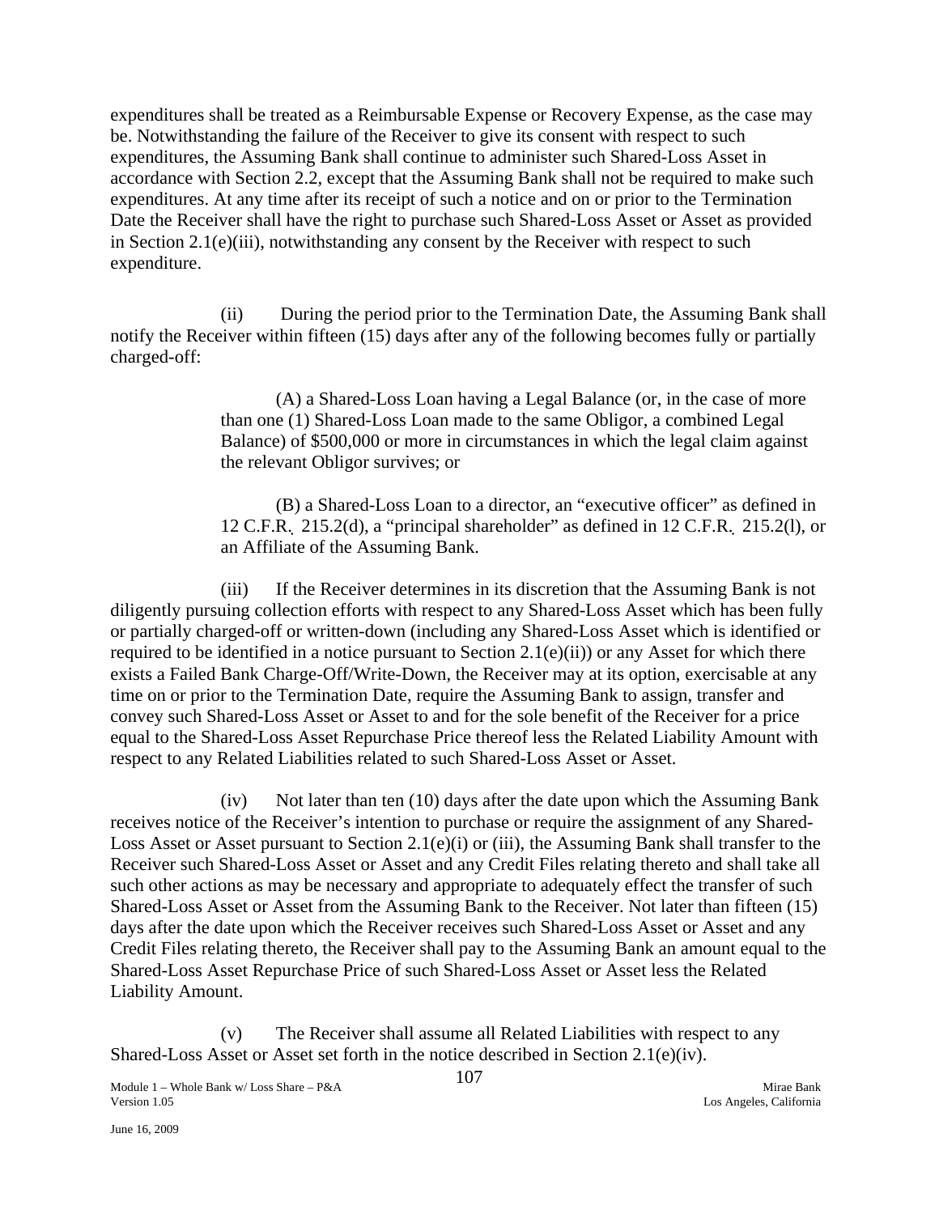expenditures shall be treated as a Reimbursable Expense or Recovery Expense, as the case may be. Notwithstanding the failure of the Receiver to give its consent with respect to such expenditures, the Assuming Bank shall continue to administer such Shared-Loss Asset in accordance with Section 2.2, except that the Assuming Bank shall not be required to make such expenditures. At any time after its receipt of such a notice and on or prior to the Termination Date the Receiver shall have the right to purchase such Shared-Loss Asset or Asset as provided in Section 2.1(e)(iii), notwithstanding any consent by the Receiver with respect to such expenditure.

(ii) During the period prior to the Termination Date, the Assuming Bank shall notify the Receiver within fifteen (15) days after any of the following becomes fully or partially charged-off:

(A) a Shared-Loss Loan having a Legal Balance (or, in the case of more than one (1) Shared-Loss Loan made to the same Obligor, a combined Legal Balance) of $500,000 or more in circumstances in which the legal claim against the relevant Obligor survives; or

(B) a Shared-Loss Loan to a director, an "executive officer" as defined in 12 C.F.R. 215.2(d), a "principal shareholder" as defined in 12 C.F.R. 215.2(l), or an Affiliate of the Assuming Bank.

(iii) If the Receiver determines in its discretion that the Assuming Bank is not diligently pursuing collection efforts with respect to any Shared-Loss Asset which has been fully or partially charged-off or written-down (including any Shared-Loss Asset which is identified or required to be identified in a notice pursuant to Section 2.1(e)(ii)) or any Asset for which there exists a Failed Bank Charge-Off/Write-Down, the Receiver may at its option, exercisable at any time on or prior to the Termination Date, require the Assuming Bank to assign, transfer and convey such Shared-Loss Asset or Asset to and for the sole benefit of the Receiver for a price equal to the Shared-Loss Asset Repurchase Price thereof less the Related Liability Amount with respect to any Related Liabilities related to such Shared-Loss Asset or Asset.

(iv) Not later than ten (10) days after the date upon which the Assuming Bank receives notice of the Receiver's intention to purchase or require the assignment of any Shared-Loss Asset or Asset pursuant to Section 2.1(e)(i) or (iii), the Assuming Bank shall transfer to the Receiver such Shared-Loss Asset or Asset and any Credit Files relating thereto and shall take all such other actions as may be necessary and appropriate to adequately effect the transfer of such Shared-Loss Asset or Asset from the Assuming Bank to the Receiver. Not later than fifteen (15) days after the date upon which the Receiver receives such Shared-Loss Asset or Asset and any Credit Files relating thereto, the Receiver shall pay to the Assuming Bank an amount equal to the Shared-Loss Asset Repurchase Price of such Shared-Loss Asset or Asset less the Related Liability Amount.

(v) The Receiver shall assume all Related Liabilities with respect to any Shared-Loss Asset or Asset set forth in the notice described in Section 2.1(e)(iv).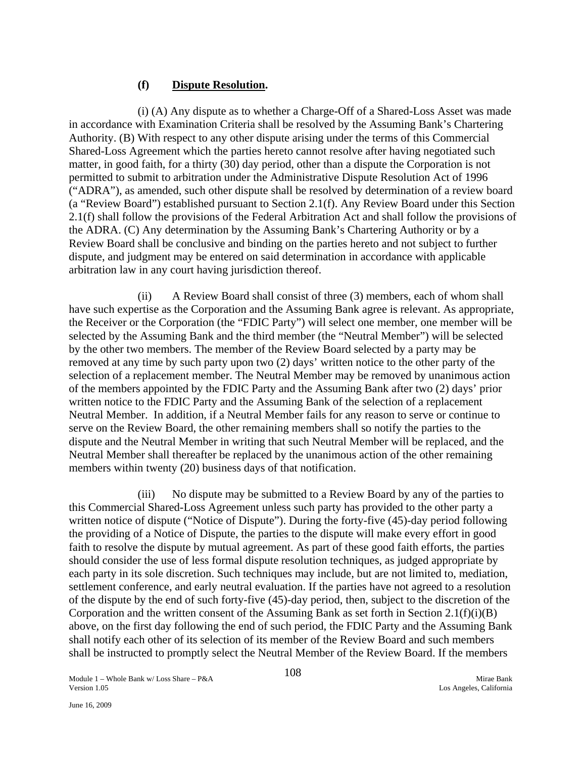**(f) Dispute Resolution.**

(i) (A) Any dispute as to whether a Charge-Off of a Shared-Loss Asset was made in accordance with Examination Criteria shall be resolved by the Assuming Bank's Chartering Authority. (B) With respect to any other dispute arising under the terms of this Commercial Shared-Loss Agreement which the parties hereto cannot resolve after having negotiated such matter, in good faith, for a thirty (30) day period, other than a dispute the Corporation is not permitted to submit to arbitration under the Administrative Dispute Resolution Act of 1996 ("ADRA"), as amended, such other dispute shall be resolved by determination of a review board (a "Review Board") established pursuant to Section 2.1(f). Any Review Board under this Section 2.1(f) shall follow the provisions of the Federal Arbitration Act and shall follow the provisions of the ADRA. (C) Any determination by the Assuming Bank's Chartering Authority or by a Review Board shall be conclusive and binding on the parties hereto and not subject to further dispute, and judgment may be entered on said determination in accordance with applicable arbitration law in any court having jurisdiction thereof.

(ii) A Review Board shall consist of three (3) members, each of whom shall have such expertise as the Corporation and the Assuming Bank agree is relevant. As appropriate, the Receiver or the Corporation (the "FDIC Party") will select one member, one member will be selected by the Assuming Bank and the third member (the "Neutral Member") will be selected by the other two members. The member of the Review Board selected by a party may be removed at any time by such party upon two (2) days' written notice to the other party of the selection of a replacement member. The Neutral Member may be removed by unanimous action of the members appointed by the FDIC Party and the Assuming Bank after two (2) days' prior written notice to the FDIC Party and the Assuming Bank of the selection of a replacement Neutral Member. In addition, if a Neutral Member fails for any reason to serve or continue to serve on the Review Board, the other remaining members shall so notify the parties to the dispute and the Neutral Member in writing that such Neutral Member will be replaced, and the Neutral Member shall thereafter be replaced by the unanimous action of the other remaining members within twenty (20) business days of that notification.

(iii) No dispute may be submitted to a Review Board by any of the parties to this Commercial Shared-Loss Agreement unless such party has provided to the other party a written notice of dispute ("Notice of Dispute"). During the forty-five (45)-day period following the providing of a Notice of Dispute, the parties to the dispute will make every effort in good faith to resolve the dispute by mutual agreement. As part of these good faith efforts, the parties should consider the use of less formal dispute resolution techniques, as judged appropriate by each party in its sole discretion. Such techniques may include, but are not limited to, mediation, settlement conference, and early neutral evaluation. If the parties have not agreed to a resolution of the dispute by the end of such forty-five (45)-day period, then, subject to the discretion of the Corporation and the written consent of the Assuming Bank as set forth in Section 2.1(f)(i)(B) above, on the first day following the end of such period, the FDIC Party and the Assuming Bank shall notify each other of its selection of its member of the Review Board and such members shall be instructed to promptly select the Neutral Member of the Review Board. If the members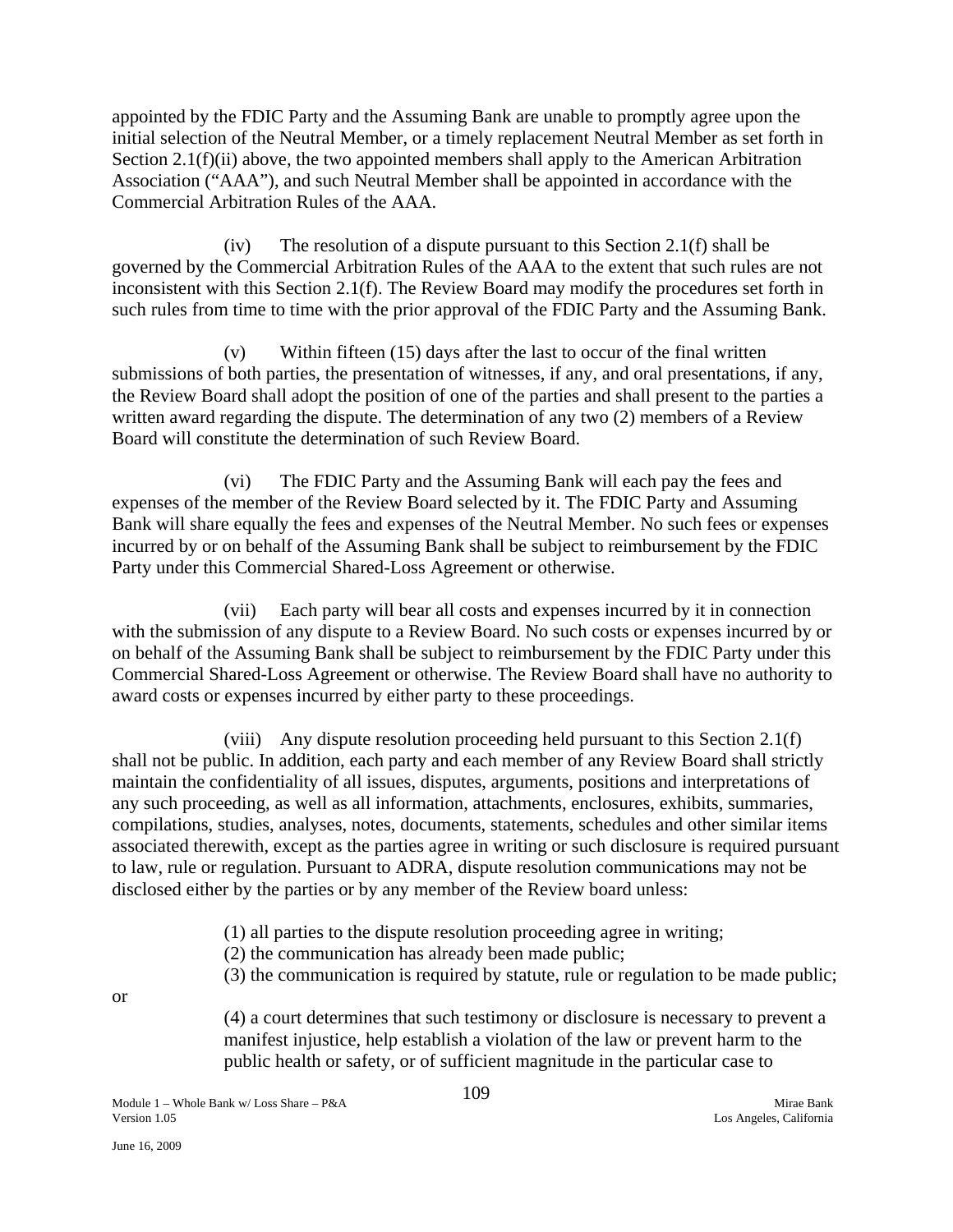appointed by the FDIC Party and the Assuming Bank are unable to promptly agree upon the initial selection of the Neutral Member, or a timely replacement Neutral Member as set forth in Section 2.1(f)(ii) above, the two appointed members shall apply to the American Arbitration Association ("AAA"), and such Neutral Member shall be appointed in accordance with the Commercial Arbitration Rules of the AAA.

(iv) The resolution of a dispute pursuant to this Section 2.1(f) shall be governed by the Commercial Arbitration Rules of the AAA to the extent that such rules are not inconsistent with this Section 2.1(f). The Review Board may modify the procedures set forth in such rules from time to time with the prior approval of the FDIC Party and the Assuming Bank.

(v) Within fifteen (15) days after the last to occur of the final written submissions of both parties, the presentation of witnesses, if any, and oral presentations, if any, the Review Board shall adopt the position of one of the parties and shall present to the parties a written award regarding the dispute. The determination of any two (2) members of a Review Board will constitute the determination of such Review Board.

(vi) The FDIC Party and the Assuming Bank will each pay the fees and expenses of the member of the Review Board selected by it. The FDIC Party and Assuming Bank will share equally the fees and expenses of the Neutral Member. No such fees or expenses incurred by or on behalf of the Assuming Bank shall be subject to reimbursement by the FDIC Party under this Commercial Shared-Loss Agreement or otherwise.

(vii) Each party will bear all costs and expenses incurred by it in connection with the submission of any dispute to a Review Board. No such costs or expenses incurred by or on behalf of the Assuming Bank shall be subject to reimbursement by the FDIC Party under this Commercial Shared-Loss Agreement or otherwise. The Review Board shall have no authority to award costs or expenses incurred by either party to these proceedings.

(viii) Any dispute resolution proceeding held pursuant to this Section 2.1(f) shall not be public. In addition, each party and each member of any Review Board shall strictly maintain the confidentiality of all issues, disputes, arguments, positions and interpretations of any such proceeding, as well as all information, attachments, enclosures, exhibits, summaries, compilations, studies, analyses, notes, documents, statements, schedules and other similar items associated therewith, except as the parties agree in writing or such disclosure is required pursuant to law, rule or regulation. Pursuant to ADRA, dispute resolution communications may not be disclosed either by the parties or by any member of the Review board unless:

(1) all parties to the dispute resolution proceeding agree in writing;
(2) the communication has already been made public;
(3) the communication is required by statute, rule or regulation to be made public;

or

(4) a court determines that such testimony or disclosure is necessary to prevent a manifest injustice, help establish a violation of the law or prevent harm to the public health or safety, or of sufficient magnitude in the particular case to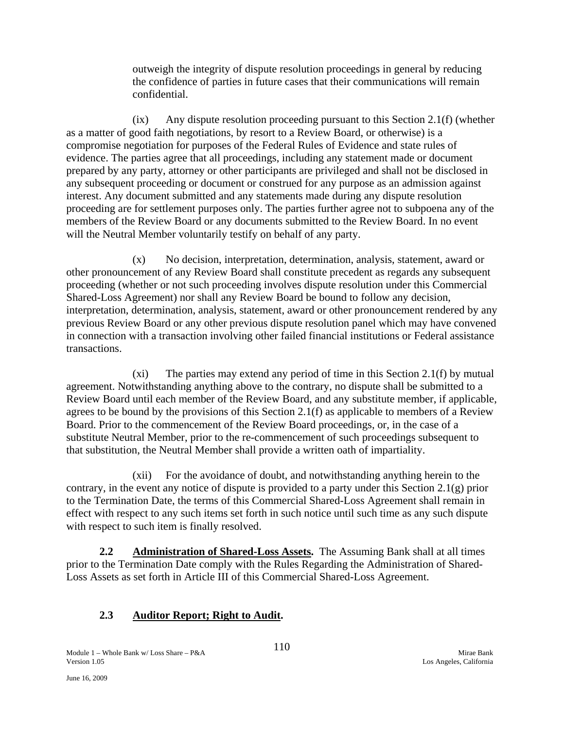outweigh the integrity of dispute resolution proceedings in general by reducing the confidence of parties in future cases that their communications will remain confidential.

(ix) Any dispute resolution proceeding pursuant to this Section 2.1(f) (whether as a matter of good faith negotiations, by resort to a Review Board, or otherwise) is a compromise negotiation for purposes of the Federal Rules of Evidence and state rules of evidence. The parties agree that all proceedings, including any statement made or document prepared by any party, attorney or other participants are privileged and shall not be disclosed in any subsequent proceeding or document or construed for any purpose as an admission against interest. Any document submitted and any statements made during any dispute resolution proceeding are for settlement purposes only. The parties further agree not to subpoena any of the members of the Review Board or any documents submitted to the Review Board. In no event will the Neutral Member voluntarily testify on behalf of any party.

(x) No decision, interpretation, determination, analysis, statement, award or other pronouncement of any Review Board shall constitute precedent as regards any subsequent proceeding (whether or not such proceeding involves dispute resolution under this Commercial Shared-Loss Agreement) nor shall any Review Board be bound to follow any decision, interpretation, determination, analysis, statement, award or other pronouncement rendered by any previous Review Board or any other previous dispute resolution panel which may have convened in connection with a transaction involving other failed financial institutions or Federal assistance transactions.

(xi) The parties may extend any period of time in this Section 2.1(f) by mutual agreement. Notwithstanding anything above to the contrary, no dispute shall be submitted to a Review Board until each member of the Review Board, and any substitute member, if applicable, agrees to be bound by the provisions of this Section 2.1(f) as applicable to members of a Review Board. Prior to the commencement of the Review Board proceedings, or, in the case of a substitute Neutral Member, prior to the re-commencement of such proceedings subsequent to that substitution, the Neutral Member shall provide a written oath of impartiality.

(xii) For the avoidance of doubt, and notwithstanding anything herein to the contrary, in the event any notice of dispute is provided to a party under this Section 2.1(g) prior to the Termination Date, the terms of this Commercial Shared-Loss Agreement shall remain in effect with respect to any such items set forth in such notice until such time as any such dispute with respect to such item is finally resolved.

**2.2 Administration of Shared-Loss Assets.** The Assuming Bank shall at all times prior to the Termination Date comply with the Rules Regarding the Administration of Shared-Loss Assets as set forth in Article III of this Commercial Shared-Loss Agreement.

**2.3 Auditor Report; Right to Audit.**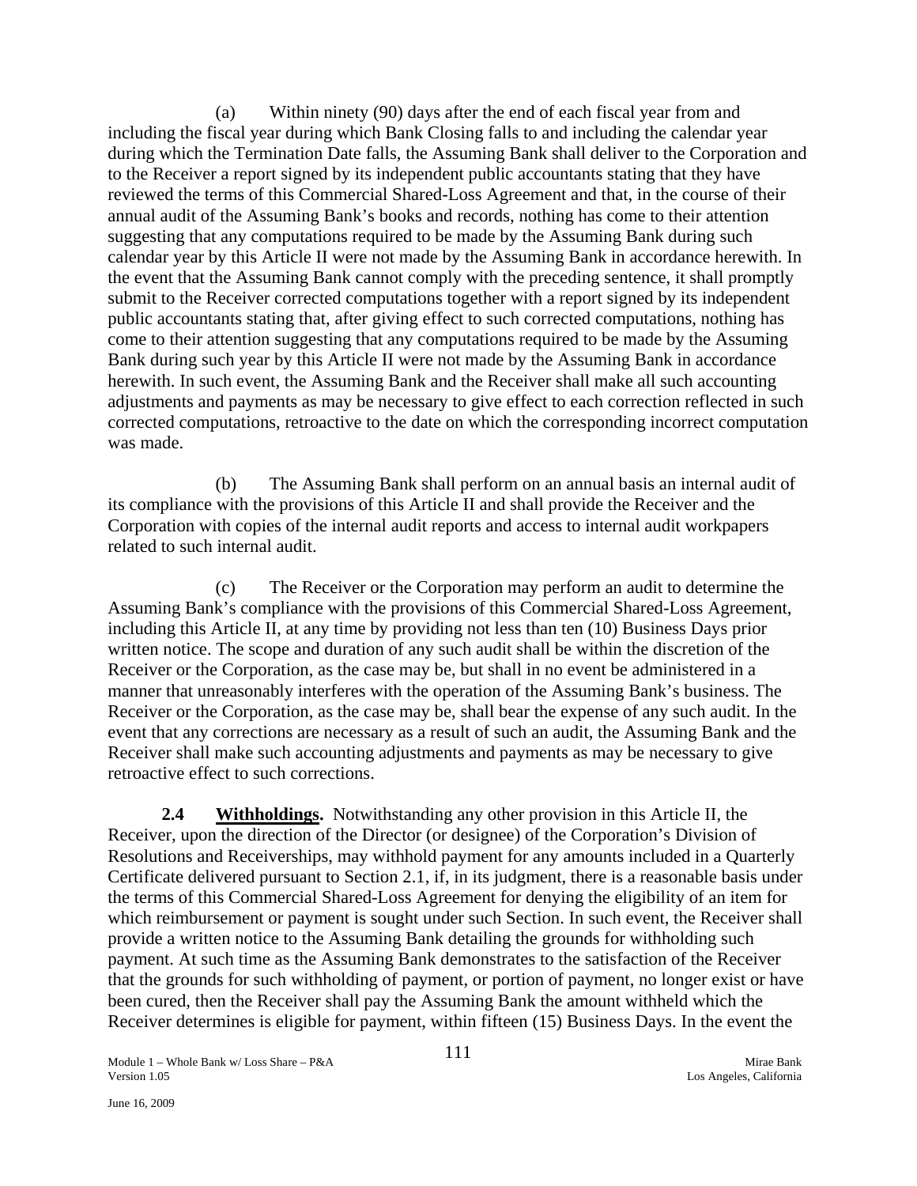(a) Within ninety (90) days after the end of each fiscal year from and including the fiscal year during which Bank Closing falls to and including the calendar year during which the Termination Date falls, the Assuming Bank shall deliver to the Corporation and to the Receiver a report signed by its independent public accountants stating that they have reviewed the terms of this Commercial Shared-Loss Agreement and that, in the course of their annual audit of the Assuming Bank's books and records, nothing has come to their attention suggesting that any computations required to be made by the Assuming Bank during such calendar year by this Article II were not made by the Assuming Bank in accordance herewith. In the event that the Assuming Bank cannot comply with the preceding sentence, it shall promptly submit to the Receiver corrected computations together with a report signed by its independent public accountants stating that, after giving effect to such corrected computations, nothing has come to their attention suggesting that any computations required to be made by the Assuming Bank during such year by this Article II were not made by the Assuming Bank in accordance herewith. In such event, the Assuming Bank and the Receiver shall make all such accounting adjustments and payments as may be necessary to give effect to each correction reflected in such corrected computations, retroactive to the date on which the corresponding incorrect computation was made.

(b) The Assuming Bank shall perform on an annual basis an internal audit of its compliance with the provisions of this Article II and shall provide the Receiver and the Corporation with copies of the internal audit reports and access to internal audit workpapers related to such internal audit.

(c) The Receiver or the Corporation may perform an audit to determine the Assuming Bank's compliance with the provisions of this Commercial Shared-Loss Agreement, including this Article II, at any time by providing not less than ten (10) Business Days prior written notice. The scope and duration of any such audit shall be within the discretion of the Receiver or the Corporation, as the case may be, but shall in no event be administered in a manner that unreasonably interferes with the operation of the Assuming Bank's business. The Receiver or the Corporation, as the case may be, shall bear the expense of any such audit. In the event that any corrections are necessary as a result of such an audit, the Assuming Bank and the Receiver shall make such accounting adjustments and payments as may be necessary to give retroactive effect to such corrections.

**2.4 Withholdings.** Notwithstanding any other provision in this Article II, the Receiver, upon the direction of the Director (or designee) of the Corporation's Division of Resolutions and Receiverships, may withhold payment for any amounts included in a Quarterly Certificate delivered pursuant to Section 2.1, if, in its judgment, there is a reasonable basis under the terms of this Commercial Shared-Loss Agreement for denying the eligibility of an item for which reimbursement or payment is sought under such Section. In such event, the Receiver shall provide a written notice to the Assuming Bank detailing the grounds for withholding such payment. At such time as the Assuming Bank demonstrates to the satisfaction of the Receiver that the grounds for such withholding of payment, or portion of payment, no longer exist or have been cured, then the Receiver shall pay the Assuming Bank the amount withheld which the Receiver determines is eligible for payment, within fifteen (15) Business Days. In the event the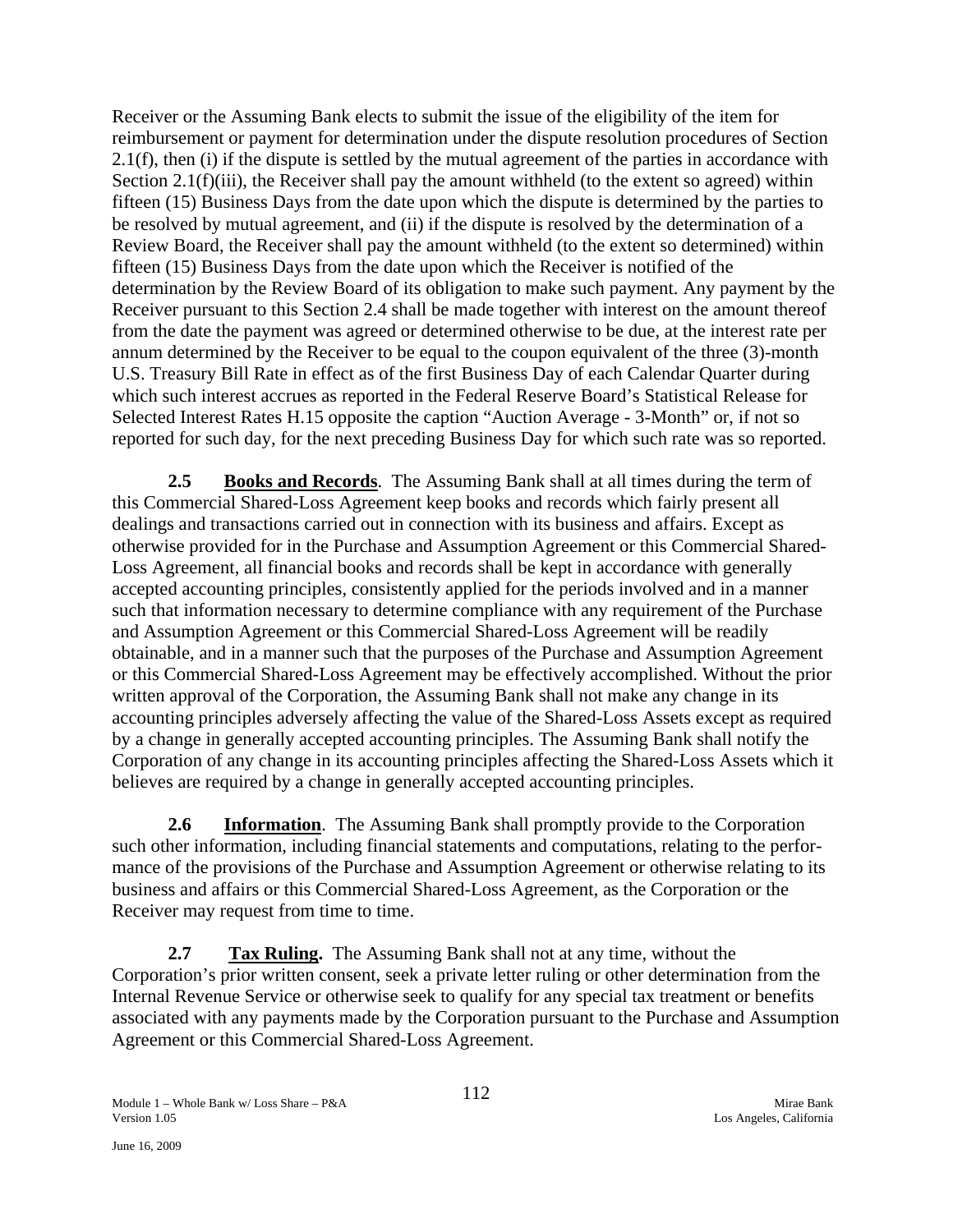Receiver or the Assuming Bank elects to submit the issue of the eligibility of the item for reimbursement or payment for determination under the dispute resolution procedures of Section 2.1(f), then (i) if the dispute is settled by the mutual agreement of the parties in accordance with Section 2.1(f)(iii), the Receiver shall pay the amount withheld (to the extent so agreed) within fifteen (15) Business Days from the date upon which the dispute is determined by the parties to be resolved by mutual agreement, and (ii) if the dispute is resolved by the determination of a Review Board, the Receiver shall pay the amount withheld (to the extent so determined) within fifteen (15) Business Days from the date upon which the Receiver is notified of the determination by the Review Board of its obligation to make such payment. Any payment by the Receiver pursuant to this Section 2.4 shall be made together with interest on the amount thereof from the date the payment was agreed or determined otherwise to be due, at the interest rate per annum determined by the Receiver to be equal to the coupon equivalent of the three (3)-month U.S. Treasury Bill Rate in effect as of the first Business Day of each Calendar Quarter during which such interest accrues as reported in the Federal Reserve Board's Statistical Release for Selected Interest Rates H.15 opposite the caption "Auction Average - 3-Month" or, if not so reported for such day, for the next preceding Business Day for which such rate was so reported.

**2.5 Books and Records**. The Assuming Bank shall at all times during the term of this Commercial Shared-Loss Agreement keep books and records which fairly present all dealings and transactions carried out in connection with its business and affairs. Except as otherwise provided for in the Purchase and Assumption Agreement or this Commercial Shared-Loss Agreement, all financial books and records shall be kept in accordance with generally accepted accounting principles, consistently applied for the periods involved and in a manner such that information necessary to determine compliance with any requirement of the Purchase and Assumption Agreement or this Commercial Shared-Loss Agreement will be readily obtainable, and in a manner such that the purposes of the Purchase and Assumption Agreement or this Commercial Shared-Loss Agreement may be effectively accomplished. Without the prior written approval of the Corporation, the Assuming Bank shall not make any change in its accounting principles adversely affecting the value of the Shared-Loss Assets except as required by a change in generally accepted accounting principles. The Assuming Bank shall notify the Corporation of any change in its accounting principles affecting the Shared-Loss Assets which it believes are required by a change in generally accepted accounting principles.

**2.6 Information**. The Assuming Bank shall promptly provide to the Corporation such other information, including financial statements and computations, relating to the performance of the provisions of the Purchase and Assumption Agreement or otherwise relating to its business and affairs or this Commercial Shared-Loss Agreement, as the Corporation or the Receiver may request from time to time.

**2.7 Tax Ruling.** The Assuming Bank shall not at any time, without the Corporation's prior written consent, seek a private letter ruling or other determination from the Internal Revenue Service or otherwise seek to qualify for any special tax treatment or benefits associated with any payments made by the Corporation pursuant to the Purchase and Assumption Agreement or this Commercial Shared-Loss Agreement.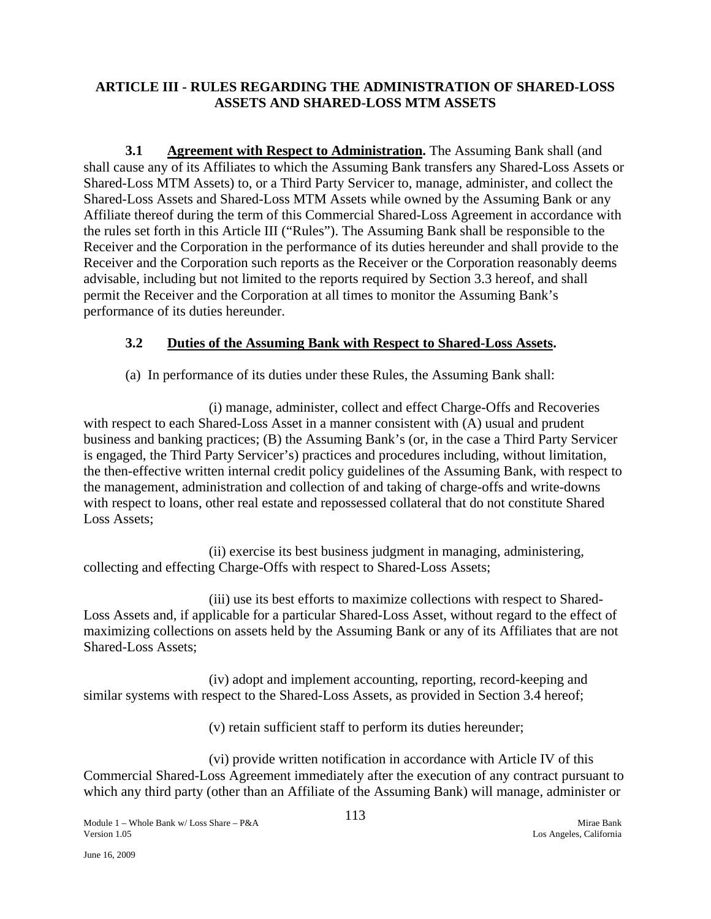## ARTICLE III - RULES REGARDING THE ADMINISTRATION OF SHARED-LOSS ASSETS AND SHARED-LOSS MTM ASSETS

**3.1 Agreement with Respect to Administration.** The Assuming Bank shall (and shall cause any of its Affiliates to which the Assuming Bank transfers any Shared-Loss Assets or Shared-Loss MTM Assets) to, or a Third Party Servicer to, manage, administer, and collect the Shared-Loss Assets and Shared-Loss MTM Assets while owned by the Assuming Bank or any Affiliate thereof during the term of this Commercial Shared-Loss Agreement in accordance with the rules set forth in this Article III ("Rules"). The Assuming Bank shall be responsible to the Receiver and the Corporation in the performance of its duties hereunder and shall provide to the Receiver and the Corporation such reports as the Receiver or the Corporation reasonably deems advisable, including but not limited to the reports required by Section 3.3 hereof, and shall permit the Receiver and the Corporation at all times to monitor the Assuming Bank's performance of its duties hereunder.

### 3.2 Duties of the Assuming Bank with Respect to Shared-Loss Assets.

(a) In performance of its duties under these Rules, the Assuming Bank shall:

(i) manage, administer, collect and effect Charge-Offs and Recoveries with respect to each Shared-Loss Asset in a manner consistent with (A) usual and prudent business and banking practices; (B) the Assuming Bank's (or, in the case a Third Party Servicer is engaged, the Third Party Servicer's) practices and procedures including, without limitation, the then-effective written internal credit policy guidelines of the Assuming Bank, with respect to the management, administration and collection of and taking of charge-offs and write-downs with respect to loans, other real estate and repossessed collateral that do not constitute Shared Loss Assets;

(ii) exercise its best business judgment in managing, administering, collecting and effecting Charge-Offs with respect to Shared-Loss Assets;

(iii) use its best efforts to maximize collections with respect to Shared-Loss Assets and, if applicable for a particular Shared-Loss Asset, without regard to the effect of maximizing collections on assets held by the Assuming Bank or any of its Affiliates that are not Shared-Loss Assets;

(iv) adopt and implement accounting, reporting, record-keeping and similar systems with respect to the Shared-Loss Assets, as provided in Section 3.4 hereof;

(v) retain sufficient staff to perform its duties hereunder;

(vi) provide written notification in accordance with Article IV of this Commercial Shared-Loss Agreement immediately after the execution of any contract pursuant to which any third party (other than an Affiliate of the Assuming Bank) will manage, administer or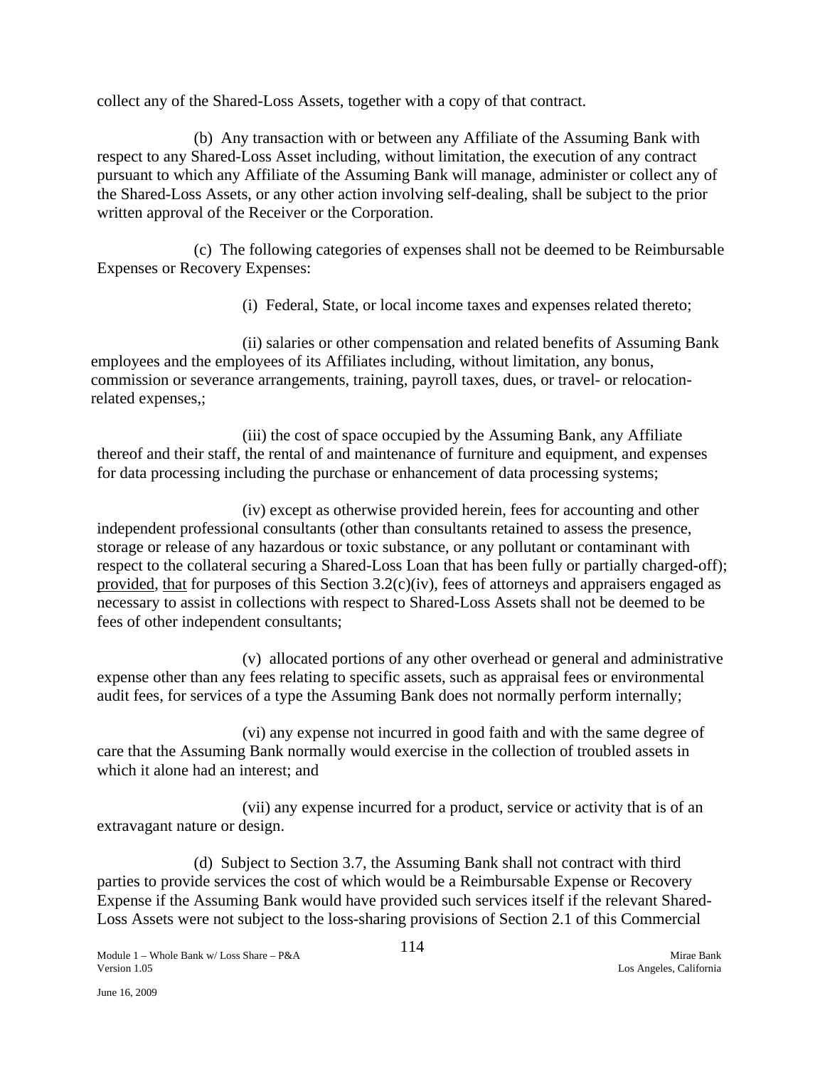collect any of the Shared-Loss Assets, together with a copy of that contract.

(b) Any transaction with or between any Affiliate of the Assuming Bank with respect to any Shared-Loss Asset including, without limitation, the execution of any contract pursuant to which any Affiliate of the Assuming Bank will manage, administer or collect any of the Shared-Loss Assets, or any other action involving self-dealing, shall be subject to the prior written approval of the Receiver or the Corporation.

(c) The following categories of expenses shall not be deemed to be Reimbursable Expenses or Recovery Expenses:

(i) Federal, State, or local income taxes and expenses related thereto;

(ii) salaries or other compensation and related benefits of Assuming Bank employees and the employees of its Affiliates including, without limitation, any bonus, commission or severance arrangements, training, payroll taxes, dues, or travel- or relocation-related expenses,;

(iii) the cost of space occupied by the Assuming Bank, any Affiliate thereof and their staff, the rental of and maintenance of furniture and equipment, and expenses for data processing including the purchase or enhancement of data processing systems;

(iv) except as otherwise provided herein, fees for accounting and other independent professional consultants (other than consultants retained to assess the presence, storage or release of any hazardous or toxic substance, or any pollutant or contaminant with respect to the collateral securing a Shared-Loss Loan that has been fully or partially charged-off); provided, that for purposes of this Section 3.2(c)(iv), fees of attorneys and appraisers engaged as necessary to assist in collections with respect to Shared-Loss Assets shall not be deemed to be fees of other independent consultants;

(v) allocated portions of any other overhead or general and administrative expense other than any fees relating to specific assets, such as appraisal fees or environmental audit fees, for services of a type the Assuming Bank does not normally perform internally;

(vi) any expense not incurred in good faith and with the same degree of care that the Assuming Bank normally would exercise in the collection of troubled assets in which it alone had an interest; and

(vii) any expense incurred for a product, service or activity that is of an extravagant nature or design.

(d) Subject to Section 3.7, the Assuming Bank shall not contract with third parties to provide services the cost of which would be a Reimbursable Expense or Recovery Expense if the Assuming Bank would have provided such services itself if the relevant Shared-Loss Assets were not subject to the loss-sharing provisions of Section 2.1 of this Commercial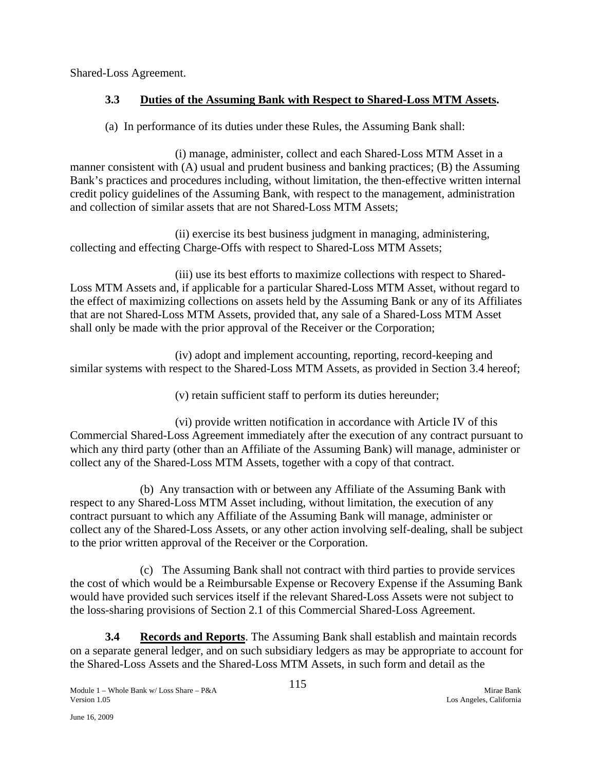Shared-Loss Agreement.

### 3.3 Duties of the Assuming Bank with Respect to Shared-Loss MTM Assets.

(a) In performance of its duties under these Rules, the Assuming Bank shall:

(i) manage, administer, collect and each Shared-Loss MTM Asset in a manner consistent with (A) usual and prudent business and banking practices; (B) the Assuming Bank's practices and procedures including, without limitation, the then-effective written internal credit policy guidelines of the Assuming Bank, with respect to the management, administration and collection of similar assets that are not Shared-Loss MTM Assets;

(ii) exercise its best business judgment in managing, administering, collecting and effecting Charge-Offs with respect to Shared-Loss MTM Assets;

(iii) use its best efforts to maximize collections with respect to Shared-Loss MTM Assets and, if applicable for a particular Shared-Loss MTM Asset, without regard to the effect of maximizing collections on assets held by the Assuming Bank or any of its Affiliates that are not Shared-Loss MTM Assets, provided that, any sale of a Shared-Loss MTM Asset shall only be made with the prior approval of the Receiver or the Corporation;

(iv) adopt and implement accounting, reporting, record-keeping and similar systems with respect to the Shared-Loss MTM Assets, as provided in Section 3.4 hereof;

(v) retain sufficient staff to perform its duties hereunder;

(vi) provide written notification in accordance with Article IV of this Commercial Shared-Loss Agreement immediately after the execution of any contract pursuant to which any third party (other than an Affiliate of the Assuming Bank) will manage, administer or collect any of the Shared-Loss MTM Assets, together with a copy of that contract.

(b) Any transaction with or between any Affiliate of the Assuming Bank with respect to any Shared-Loss MTM Asset including, without limitation, the execution of any contract pursuant to which any Affiliate of the Assuming Bank will manage, administer or collect any of the Shared-Loss Assets, or any other action involving self-dealing, shall be subject to the prior written approval of the Receiver or the Corporation.

(c) The Assuming Bank shall not contract with third parties to provide services the cost of which would be a Reimbursable Expense or Recovery Expense if the Assuming Bank would have provided such services itself if the relevant Shared-Loss Assets were not subject to the loss-sharing provisions of Section 2.1 of this Commercial Shared-Loss Agreement.

**3.4 Records and Reports**. The Assuming Bank shall establish and maintain records on a separate general ledger, and on such subsidiary ledgers as may be appropriate to account for the Shared-Loss Assets and the Shared-Loss MTM Assets, in such form and detail as the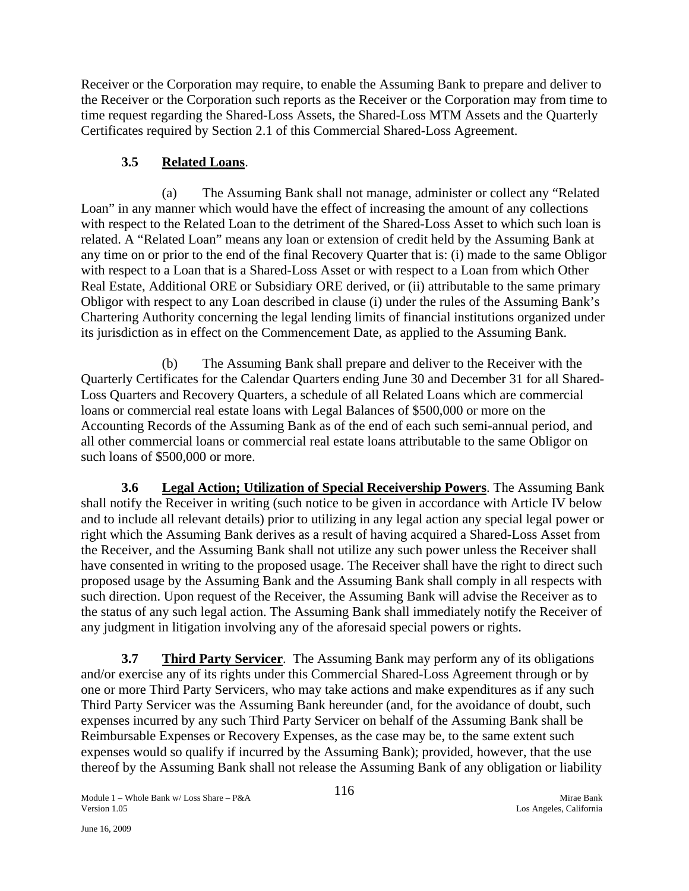Receiver or the Corporation may require, to enable the Assuming Bank to prepare and deliver to the Receiver or the Corporation such reports as the Receiver or the Corporation may from time to time request regarding the Shared-Loss Assets, the Shared-Loss MTM Assets and the Quarterly Certificates required by Section 2.1 of this Commercial Shared-Loss Agreement.

**3.5 Related Loans**.

(a) The Assuming Bank shall not manage, administer or collect any "Related Loan" in any manner which would have the effect of increasing the amount of any collections with respect to the Related Loan to the detriment of the Shared-Loss Asset to which such loan is related. A "Related Loan" means any loan or extension of credit held by the Assuming Bank at any time on or prior to the end of the final Recovery Quarter that is: (i) made to the same Obligor with respect to a Loan that is a Shared-Loss Asset or with respect to a Loan from which Other Real Estate, Additional ORE or Subsidiary ORE derived, or (ii) attributable to the same primary Obligor with respect to any Loan described in clause (i) under the rules of the Assuming Bank's Chartering Authority concerning the legal lending limits of financial institutions organized under its jurisdiction as in effect on the Commencement Date, as applied to the Assuming Bank.

(b) The Assuming Bank shall prepare and deliver to the Receiver with the Quarterly Certificates for the Calendar Quarters ending June 30 and December 31 for all Shared-Loss Quarters and Recovery Quarters, a schedule of all Related Loans which are commercial loans or commercial real estate loans with Legal Balances of $500,000 or more on the Accounting Records of the Assuming Bank as of the end of each such semi-annual period, and all other commercial loans or commercial real estate loans attributable to the same Obligor on such loans of $500,000 or more.

**3.6 Legal Action; Utilization of Special Receivership Powers**. The Assuming Bank shall notify the Receiver in writing (such notice to be given in accordance with Article IV below and to include all relevant details) prior to utilizing in any legal action any special legal power or right which the Assuming Bank derives as a result of having acquired a Shared-Loss Asset from the Receiver, and the Assuming Bank shall not utilize any such power unless the Receiver shall have consented in writing to the proposed usage. The Receiver shall have the right to direct such proposed usage by the Assuming Bank and the Assuming Bank shall comply in all respects with such direction. Upon request of the Receiver, the Assuming Bank will advise the Receiver as to the status of any such legal action. The Assuming Bank shall immediately notify the Receiver of any judgment in litigation involving any of the aforesaid special powers or rights.

**3.7 Third Party Servicer**. The Assuming Bank may perform any of its obligations and/or exercise any of its rights under this Commercial Shared-Loss Agreement through or by one or more Third Party Servicers, who may take actions and make expenditures as if any such Third Party Servicer was the Assuming Bank hereunder (and, for the avoidance of doubt, such expenses incurred by any such Third Party Servicer on behalf of the Assuming Bank shall be Reimbursable Expenses or Recovery Expenses, as the case may be, to the same extent such expenses would so qualify if incurred by the Assuming Bank); provided, however, that the use thereof by the Assuming Bank shall not release the Assuming Bank of any obligation or liability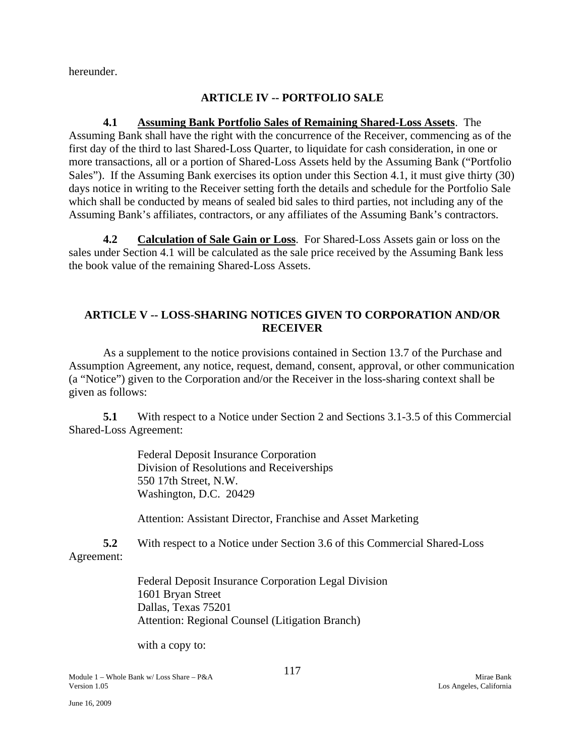hereunder.

## ARTICLE IV -- PORTFOLIO SALE

**4.1 <u>Assuming Bank Portfolio Sales of Remaining Shared-Loss Assets</u>**. The Assuming Bank shall have the right with the concurrence of the Receiver, commencing as of the first day of the third to last Shared-Loss Quarter, to liquidate for cash consideration, in one or more transactions, all or a portion of Shared-Loss Assets held by the Assuming Bank ("Portfolio Sales"). If the Assuming Bank exercises its option under this Section 4.1, it must give thirty (30) days notice in writing to the Receiver setting forth the details and schedule for the Portfolio Sale which shall be conducted by means of sealed bid sales to third parties, not including any of the Assuming Bank's affiliates, contractors, or any affiliates of the Assuming Bank's contractors.

**4.2 <u>Calculation of Sale Gain or Loss</u>**. For Shared-Loss Assets gain or loss on the sales under Section 4.1 will be calculated as the sale price received by the Assuming Bank less the book value of the remaining Shared-Loss Assets.

## ARTICLE V -- LOSS-SHARING NOTICES GIVEN TO CORPORATION AND/OR RECEIVER

As a supplement to the notice provisions contained in Section 13.7 of the Purchase and Assumption Agreement, any notice, request, demand, consent, approval, or other communication (a "Notice") given to the Corporation and/or the Receiver in the loss-sharing context shall be given as follows:

**5.1** With respect to a Notice under Section 2 and Sections 3.1-3.5 of this Commercial Shared-Loss Agreement:

Federal Deposit Insurance Corporation
Division of Resolutions and Receiverships
550 17th Street, N.W.
Washington, D.C. 20429

Attention: Assistant Director, Franchise and Asset Marketing

**5.2** With respect to a Notice under Section 3.6 of this Commercial Shared-Loss Agreement:

Federal Deposit Insurance Corporation Legal Division
1601 Bryan Street
Dallas, Texas 75201
Attention: Regional Counsel (Litigation Branch)

with a copy to: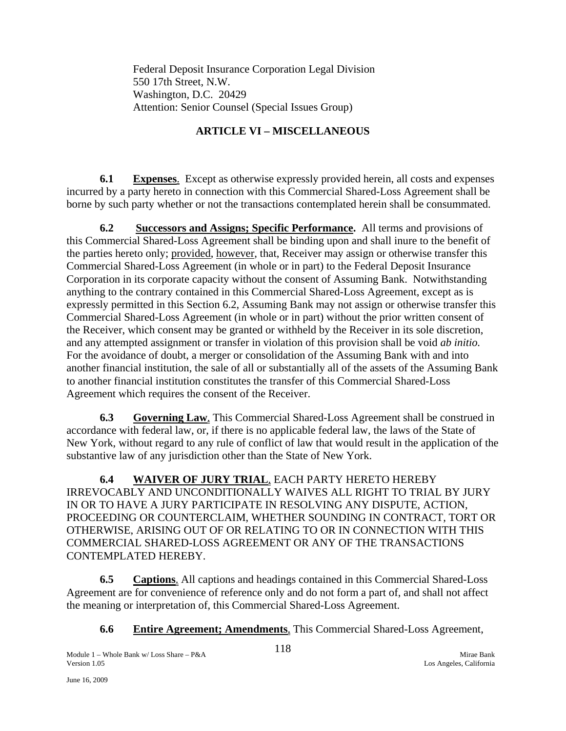Federal Deposit Insurance Corporation Legal Division
550 17th Street, N.W.
Washington, D.C. 20429
Attention: Senior Counsel (Special Issues Group)

## ARTICLE VI – MISCELLANEOUS

**6.1 Expenses**. Except as otherwise expressly provided herein, all costs and expenses incurred by a party hereto in connection with this Commercial Shared-Loss Agreement shall be borne by such party whether or not the transactions contemplated herein shall be consummated.

**6.2 Successors and Assigns; Specific Performance.** All terms and provisions of this Commercial Shared-Loss Agreement shall be binding upon and shall inure to the benefit of the parties hereto only; provided, however, that, Receiver may assign or otherwise transfer this Commercial Shared-Loss Agreement (in whole or in part) to the Federal Deposit Insurance Corporation in its corporate capacity without the consent of Assuming Bank. Notwithstanding anything to the contrary contained in this Commercial Shared-Loss Agreement, except as is expressly permitted in this Section 6.2, Assuming Bank may not assign or otherwise transfer this Commercial Shared-Loss Agreement (in whole or in part) without the prior written consent of the Receiver, which consent may be granted or withheld by the Receiver in its sole discretion, and any attempted assignment or transfer in violation of this provision shall be void *ab initio.* For the avoidance of doubt, a merger or consolidation of the Assuming Bank with and into another financial institution, the sale of all or substantially all of the assets of the Assuming Bank to another financial institution constitutes the transfer of this Commercial Shared-Loss Agreement which requires the consent of the Receiver.

**6.3 Governing Law**. This Commercial Shared-Loss Agreement shall be construed in accordance with federal law, or, if there is no applicable federal law, the laws of the State of New York, without regard to any rule of conflict of law that would result in the application of the substantive law of any jurisdiction other than the State of New York.

**6.4 WAIVER OF JURY TRIAL**. EACH PARTY HERETO HEREBY IRREVOCABLY AND UNCONDITIONALLY WAIVES ALL RIGHT TO TRIAL BY JURY IN OR TO HAVE A JURY PARTICIPATE IN RESOLVING ANY DISPUTE, ACTION, PROCEEDING OR COUNTERCLAIM, WHETHER SOUNDING IN CONTRACT, TORT OR OTHERWISE, ARISING OUT OF OR RELATING TO OR IN CONNECTION WITH THIS COMMERCIAL SHARED-LOSS AGREEMENT OR ANY OF THE TRANSACTIONS CONTEMPLATED HEREBY.

**6.5 Captions**. All captions and headings contained in this Commercial Shared-Loss Agreement are for convenience of reference only and do not form a part of, and shall not affect the meaning or interpretation of, this Commercial Shared-Loss Agreement.

**6.6 Entire Agreement; Amendments**. This Commercial Shared-Loss Agreement,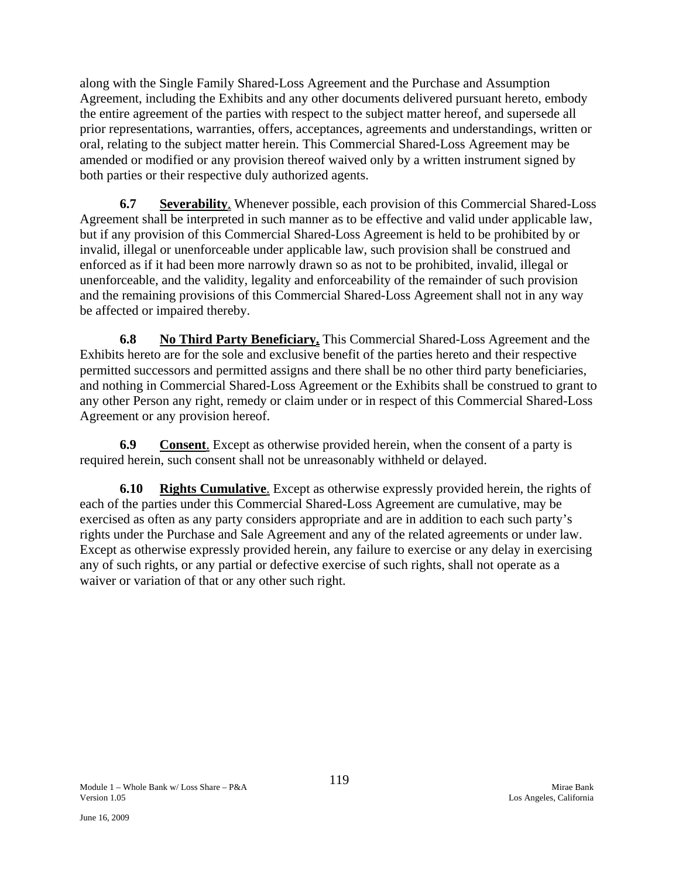along with the Single Family Shared-Loss Agreement and the Purchase and Assumption Agreement, including the Exhibits and any other documents delivered pursuant hereto, embody the entire agreement of the parties with respect to the subject matter hereof, and supersede all prior representations, warranties, offers, acceptances, agreements and understandings, written or oral, relating to the subject matter herein. This Commercial Shared-Loss Agreement may be amended or modified or any provision thereof waived only by a written instrument signed by both parties or their respective duly authorized agents.

**6.7 Severability**. Whenever possible, each provision of this Commercial Shared-Loss Agreement shall be interpreted in such manner as to be effective and valid under applicable law, but if any provision of this Commercial Shared-Loss Agreement is held to be prohibited by or invalid, illegal or unenforceable under applicable law, such provision shall be construed and enforced as if it had been more narrowly drawn so as not to be prohibited, invalid, illegal or unenforceable, and the validity, legality and enforceability of the remainder of such provision and the remaining provisions of this Commercial Shared-Loss Agreement shall not in any way be affected or impaired thereby.

**6.8 No Third Party Beneficiary.** This Commercial Shared-Loss Agreement and the Exhibits hereto are for the sole and exclusive benefit of the parties hereto and their respective permitted successors and permitted assigns and there shall be no other third party beneficiaries, and nothing in Commercial Shared-Loss Agreement or the Exhibits shall be construed to grant to any other Person any right, remedy or claim under or in respect of this Commercial Shared-Loss Agreement or any provision hereof.

**6.9 Consent**. Except as otherwise provided herein, when the consent of a party is required herein, such consent shall not be unreasonably withheld or delayed.

**6.10 Rights Cumulative**. Except as otherwise expressly provided herein, the rights of each of the parties under this Commercial Shared-Loss Agreement are cumulative, may be exercised as often as any party considers appropriate and are in addition to each such party's rights under the Purchase and Sale Agreement and any of the related agreements or under law. Except as otherwise expressly provided herein, any failure to exercise or any delay in exercising any of such rights, or any partial or defective exercise of such rights, shall not operate as a waiver or variation of that or any other such right.